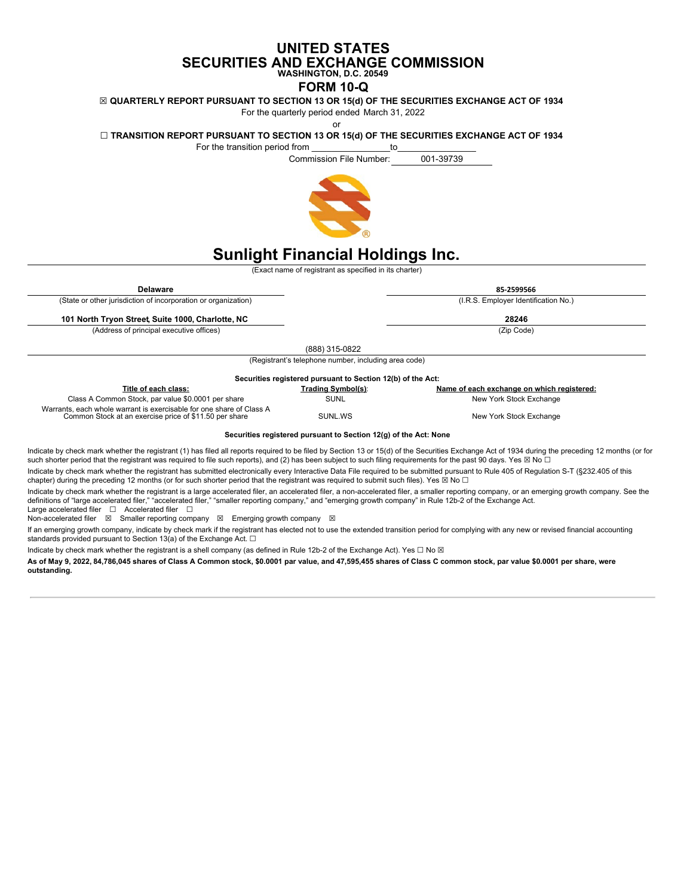# UNITED STATES
# SECURITIES AND EXCHANGE COMMISSION
**WASHINGTON, D.C. 20549**

## FORM 10-Q

☒ **QUARTERLY REPORT PURSUANT TO SECTION 13 OR 15(d) OF THE SECURITIES EXCHANGE ACT OF 1934**

For the quarterly period ended March 31, 2022

or

☐ **TRANSITION REPORT PURSUANT TO SECTION 13 OR 15(d) OF THE SECURITIES EXCHANGE ACT OF 1934**

For the transition period from \_\_\_\_\_\_\_\_\_\_\_\_\_\_\_ to \_\_\_\_\_\_\_\_\_\_\_\_\_\_\_

Commission File Number: 001-39739

# Sunlight Financial Holdings Inc.

(Exact name of registrant as specified in its charter)

| **Delaware** | **85-2599566** |
|---|---|
| (State or other jurisdiction of incorporation or organization) | (I.R.S. Employer Identification No.) |
| **101 North Tryon Street, Suite 1000, Charlotte, NC** | **28246** |
| (Address of principal executive offices) | (Zip Code) |

(888) 315-0822

(Registrant's telephone number, including area code)

**Securities registered pursuant to Section 12(b) of the Act:**

| Title of each class: | Trading Symbol(s): | Name of each exchange on which registered: |
|---|---|---|
| Class A Common Stock, par value $0.0001 per share | SUNL | New York Stock Exchange |
| Warrants, each whole warrant is exercisable for one share of Class A Common Stock at an exercise price of $11.50 per share | SUNL.WS | New York Stock Exchange |

**Securities registered pursuant to Section 12(g) of the Act: None**

Indicate by check mark whether the registrant (1) has filed all reports required to be filed by Section 13 or 15(d) of the Securities Exchange Act of 1934 during the preceding 12 months (or for such shorter period that the registrant was required to file such reports), and (2) has been subject to such filing requirements for the past 90 days. Yes ☒ No ☐

Indicate by check mark whether the registrant has submitted electronically every Interactive Data File required to be submitted pursuant to Rule 405 of Regulation S-T (§232.405 of this chapter) during the preceding 12 months (or for such shorter period that the registrant was required to submit such files). Yes ☒ No ☐

Indicate by check mark whether the registrant is a large accelerated filer, an accelerated filer, a non-accelerated filer, a smaller reporting company, or an emerging growth company. See the definitions of "large accelerated filer," "accelerated filer," "smaller reporting company," and "emerging growth company" in Rule 12b-2 of the Exchange Act.

Large accelerated filer ☐ Accelerated filer ☐

Non-accelerated filer ☒ Smaller reporting company ☒ Emerging growth company ☒

If an emerging growth company, indicate by check mark if the registrant has elected not to use the extended transition period for complying with any new or revised financial accounting standards provided pursuant to Section 13(a) of the Exchange Act. ☐

Indicate by check mark whether the registrant is a shell company (as defined in Rule 12b-2 of the Exchange Act). Yes ☐ No ☒

**As of May 9, 2022, 84,786,045 shares of Class A Common stock, $0.0001 par value, and 47,595,455 shares of Class C common stock, par value $0.0001 per share, were outstanding.**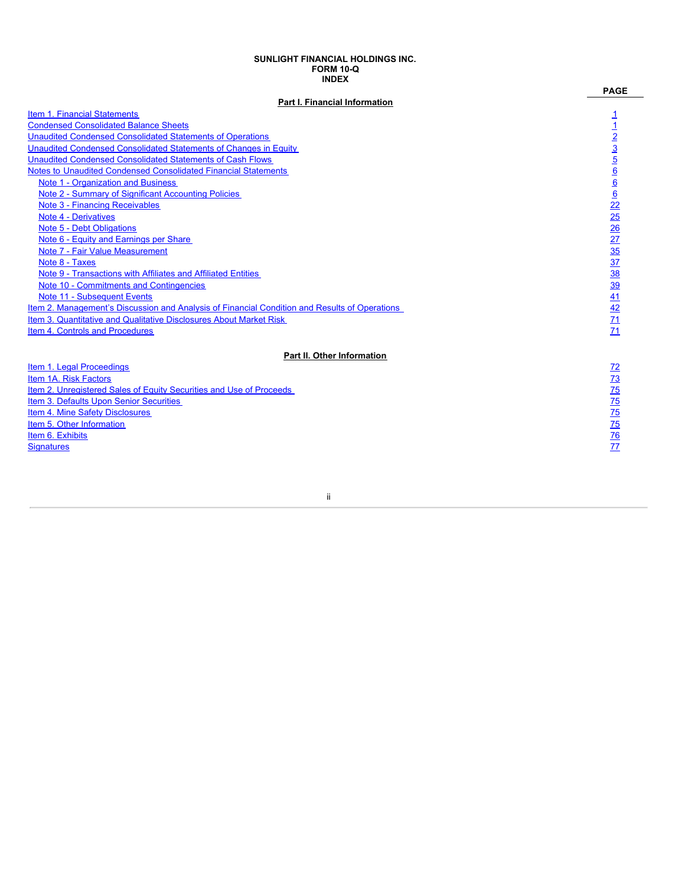**SUNLIGHT FINANCIAL HOLDINGS INC.**
**FORM 10-Q**
**INDEX**

| | PAGE |
|---|---|
| **Part I. Financial Information** | |
| Item 1. Financial Statements | 1 |
| Condensed Consolidated Balance Sheets | 1 |
| Unaudited Condensed Consolidated Statements of Operations | 2 |
| Unaudited Condensed Consolidated Statements of Changes in Equity | 3 |
| Unaudited Condensed Consolidated Statements of Cash Flows | 5 |
| Notes to Unaudited Condensed Consolidated Financial Statements | 6 |
| Note 1 - Organization and Business | 6 |
| Note 2 - Summary of Significant Accounting Policies | 6 |
| Note 3 - Financing Receivables | 22 |
| Note 4 - Derivatives | 25 |
| Note 5 - Debt Obligations | 26 |
| Note 6 - Equity and Earnings per Share | 27 |
| Note 7 - Fair Value Measurement | 35 |
| Note 8 - Taxes | 37 |
| Note 9 - Transactions with Affiliates and Affiliated Entities | 38 |
| Note 10 - Commitments and Contingencies | 39 |
| Note 11 - Subsequent Events | 41 |
| Item 2. Management's Discussion and Analysis of Financial Condition and Results of Operations | 42 |
| Item 3. Quantitative and Qualitative Disclosures About Market Risk | 71 |
| Item 4. Controls and Procedures | 71 |
| **Part II. Other Information** | |
| Item 1. Legal Proceedings | 72 |
| Item 1A. Risk Factors | 73 |
| Item 2. Unregistered Sales of Equity Securities and Use of Proceeds | 75 |
| Item 3. Defaults Upon Senior Securities | 75 |
| Item 4. Mine Safety Disclosures | 75 |
| Item 5. Other Information | 75 |
| Item 6. Exhibits | 76 |
| Signatures | 77 |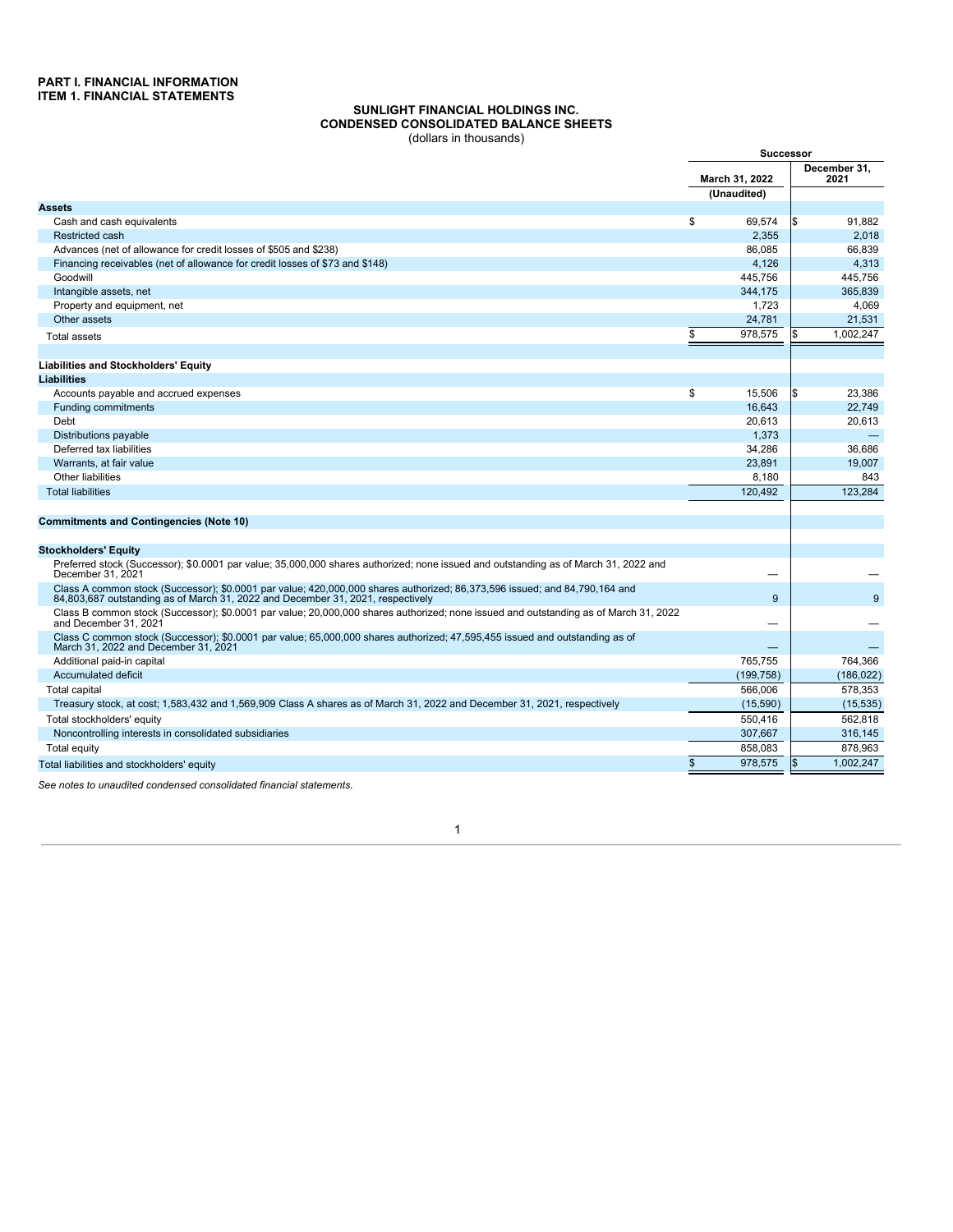# PART I. FINANCIAL INFORMATION
## ITEM 1. FINANCIAL STATEMENTS

**SUNLIGHT FINANCIAL HOLDINGS INC.**
**CONDENSED CONSOLIDATED BALANCE SHEETS**
(dollars in thousands)

| | Successor | |
|---|---|---|
| | March 31, 2022 (Unaudited) | December 31, 2021 |
| **Assets** | | |
| Cash and cash equivalents | $ 69,574 | $ 91,882 |
| Restricted cash | 2,355 | 2,018 |
| Advances (net of allowance for credit losses of $505 and $238) | 86,085 | 66,839 |
| Financing receivables (net of allowance for credit losses of $73 and $148) | 4,126 | 4,313 |
| Goodwill | 445,756 | 445,756 |
| Intangible assets, net | 344,175 | 365,839 |
| Property and equipment, net | 1,723 | 4,069 |
| Other assets | 24,781 | 21,531 |
| Total assets | $ 978,575 | $ 1,002,247 |
| | | |
| **Liabilities and Stockholders' Equity** | | |
| **Liabilities** | | |
| Accounts payable and accrued expenses | $ 15,506 | $ 23,386 |
| Funding commitments | 16,643 | 22,749 |
| Debt | 20,613 | 20,613 |
| Distributions payable | 1,373 | — |
| Deferred tax liabilities | 34,286 | 36,686 |
| Warrants, at fair value | 23,891 | 19,007 |
| Other liabilities | 8,180 | 843 |
| Total liabilities | 120,492 | 123,284 |
| | | |
| **Commitments and Contingencies (Note 10)** | | |
| | | |
| **Stockholders' Equity** | | |
| Preferred stock (Successor); $0.0001 par value; 35,000,000 shares authorized; none issued and outstanding as of March 31, 2022 and December 31, 2021 | — | — |
| Class A common stock (Successor); $0.0001 par value; 420,000,000 shares authorized; 86,373,596 issued; and 84,790,164 and 84,803,687 outstanding as of March 31, 2022 and December 31, 2021, respectively | 9 | 9 |
| Class B common stock (Successor); $0.0001 par value; 20,000,000 shares authorized; none issued and outstanding as of March 31, 2022 and December 31, 2021 | — | — |
| Class C common stock (Successor); $0.0001 par value; 65,000,000 shares authorized; 47,595,455 issued and outstanding as of March 31, 2022 and December 31, 2021 | — | — |
| Additional paid-in capital | 765,755 | 764,366 |
| Accumulated deficit | (199,758) | (186,022) |
| Total capital | 566,006 | 578,353 |
| Treasury stock, at cost; 1,583,432 and 1,569,909 Class A shares as of March 31, 2022 and December 31, 2021, respectively | (15,590) | (15,535) |
| Total stockholders' equity | 550,416 | 562,818 |
| Noncontrolling interests in consolidated subsidiaries | 307,667 | 316,145 |
| Total equity | 858,083 | 878,963 |
| Total liabilities and stockholders' equity | $ 978,575 | $ 1,002,247 |

*See notes to unaudited condensed consolidated financial statements.*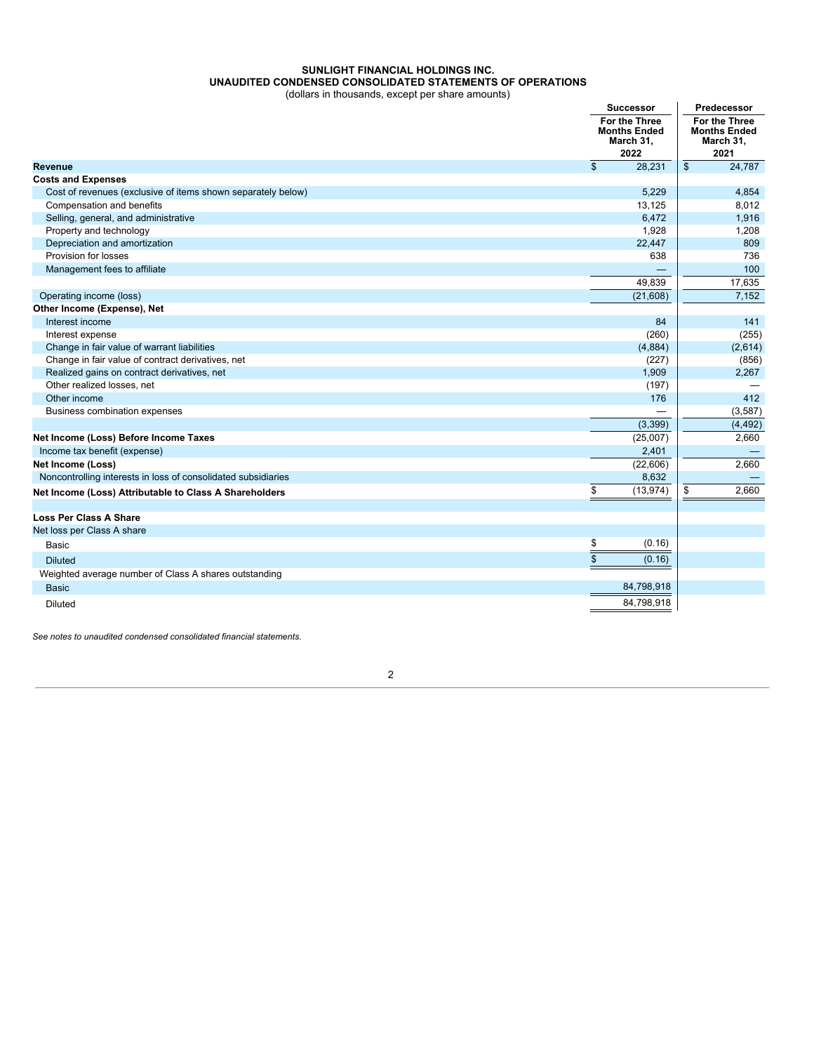# SUNLIGHT FINANCIAL HOLDINGS INC.
## UNAUDITED CONDENSED CONSOLIDATED STATEMENTS OF OPERATIONS
(dollars in thousands, except per share amounts)

| | Successor | Predecessor |
|---|---|---|
| | For the Three Months Ended March 31, 2022 | For the Three Months Ended March 31, 2021 |
| **Revenue** | $ 28,231 | $ 24,787 |
| **Costs and Expenses** | | |
| Cost of revenues (exclusive of items shown separately below) | 5,229 | 4,854 |
| Compensation and benefits | 13,125 | 8,012 |
| Selling, general, and administrative | 6,472 | 1,916 |
| Property and technology | 1,928 | 1,208 |
| Depreciation and amortization | 22,447 | 809 |
| Provision for losses | 638 | 736 |
| Management fees to affiliate | — | 100 |
| | 49,839 | 17,635 |
| Operating income (loss) | (21,608) | 7,152 |
| **Other Income (Expense), Net** | | |
| Interest income | 84 | 141 |
| Interest expense | (260) | (255) |
| Change in fair value of warrant liabilities | (4,884) | (2,614) |
| Change in fair value of contract derivatives, net | (227) | (856) |
| Realized gains on contract derivatives, net | 1,909 | 2,267 |
| Other realized losses, net | (197) | — |
| Other income | 176 | 412 |
| Business combination expenses | — | (3,587) |
| | (3,399) | (4,492) |
| **Net Income (Loss) Before Income Taxes** | (25,007) | 2,660 |
| Income tax benefit (expense) | 2,401 | — |
| **Net Income (Loss)** | (22,606) | 2,660 |
| Noncontrolling interests in loss of consolidated subsidiaries | 8,632 | — |
| **Net Income (Loss) Attributable to Class A Shareholders** | $ (13,974) | $ 2,660 |
| | | |
| **Loss Per Class A Share** | | |
| Net loss per Class A share | | |
| Basic | $ (0.16) | |
| Diluted | $ (0.16) | |
| Weighted average number of Class A shares outstanding | | |
| Basic | 84,798,918 | |
| Diluted | 84,798,918 | |

*See notes to unaudited condensed consolidated financial statements.*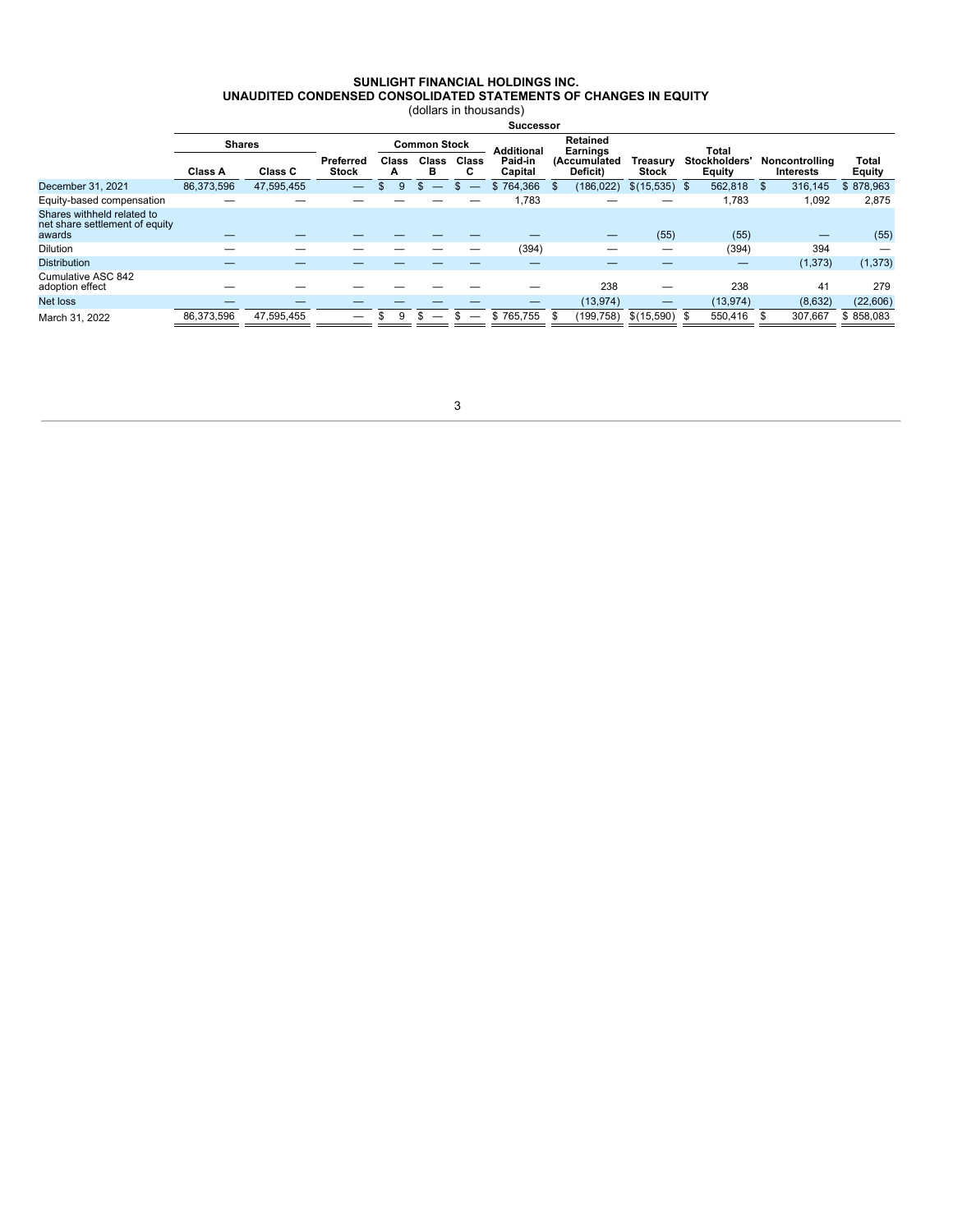# SUNLIGHT FINANCIAL HOLDINGS INC.
## UNAUDITED CONDENSED CONSOLIDATED STATEMENTS OF CHANGES IN EQUITY
(dollars in thousands)

**Successor**

| | Shares | | Preferred Stock | Common Stock | | | Additional Paid-in Capital | Retained Earnings (Accumulated Deficit) | Treasury Stock | Total Stockholders' Equity | Noncontrolling Interests | Total Equity |
|---|---|---|---|---|---|---|---|---|---|---|---|---|
| | Class A | Class C | | Class A | Class B | Class C | | | | | | |
| December 31, 2021 | 86,373,596 | 47,595,455 | — | $ 9 | $ — | $ — | $ 764,366 | $ (186,022) | $(15,535) | $ 562,818 | $ 316,145 | $ 878,963 |
| Equity-based compensation | — | — | — | — | — | — | 1,783 | — | — | 1,783 | 1,092 | 2,875 |
| Shares withheld related to net share settlement of equity awards | — | — | — | — | — | — | — | — | (55) | (55) | — | (55) |
| Dilution | — | — | — | — | — | — | (394) | — | — | (394) | 394 | — |
| Distribution | — | — | — | — | — | — | — | — | — | — | (1,373) | (1,373) |
| Cumulative ASC 842 adoption effect | — | — | — | — | — | — | — | 238 | — | 238 | 41 | 279 |
| Net loss | — | — | — | — | — | — | — | (13,974) | — | (13,974) | (8,632) | (22,606) |
| March 31, 2022 | 86,373,596 | 47,595,455 | — | $ 9 | $ — | $ — | $ 765,755 | $ (199,758) | $(15,590) | $ 550,416 | $ 307,667 | $ 858,083 |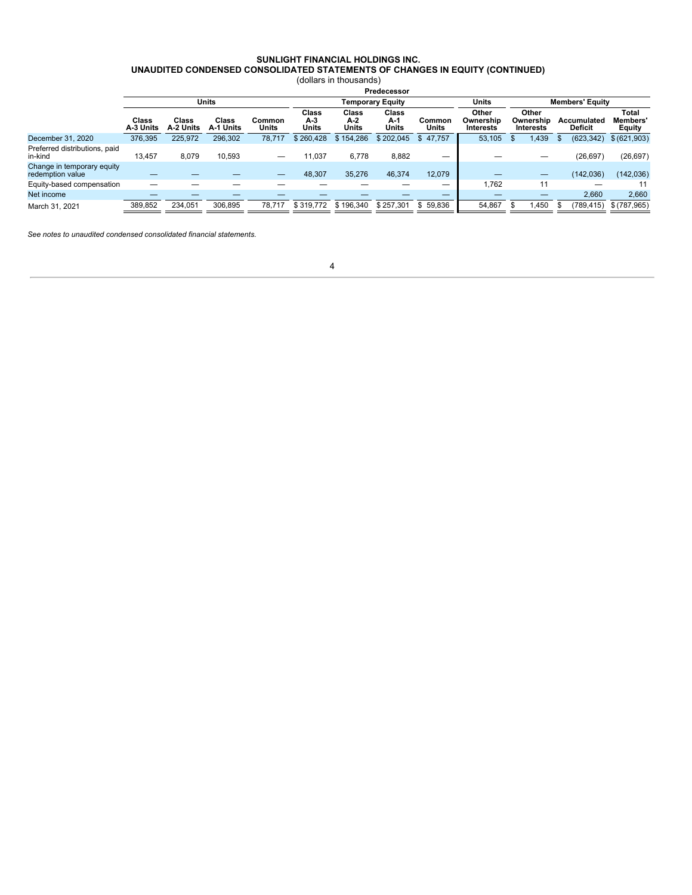**SUNLIGHT FINANCIAL HOLDINGS INC.**
**UNAUDITED CONDENSED CONSOLIDATED STATEMENTS OF CHANGES IN EQUITY (CONTINUED)**
(dollars in thousands)

| | Predecessor | | | | | | | | | | | |
|---|---|---|---|---|---|---|---|---|---|---|---|---|
| | Units | | | | Temporary Equity | | | | Units | Members' Equity | | |
| | Class A-3 Units | Class A-2 Units | Class A-1 Units | Common Units | Class A-3 Units | Class A-2 Units | Class A-1 Units | Common Units | Other Ownership Interests | Other Ownership Interests | Accumulated Deficit | Total Members' Equity |
| December 31, 2020 | 376,395 | 225,972 | 296,302 | 78,717 | $ 260,428 | $ 154,286 | $ 202,045 | $ 47,757 | 53,105 | $ 1,439 | $ (623,342) | $ (621,903) |
| Preferred distributions, paid in-kind | 13,457 | 8,079 | 10,593 | — | 11,037 | 6,778 | 8,882 | — | — | — | (26,697) | (26,697) |
| Change in temporary equity redemption value | — | — | — | — | 48,307 | 35,276 | 46,374 | 12,079 | — | — | (142,036) | (142,036) |
| Equity-based compensation | — | — | — | — | — | — | — | — | 1,762 | 11 | — | 11 |
| Net income | — | — | — | — | — | — | — | — | — | — | 2,660 | 2,660 |
| March 31, 2021 | 389,852 | 234,051 | 306,895 | 78,717 | $ 319,772 | $ 196,340 | $ 257,301 | $ 59,836 | 54,867 | $ 1,450 | $ (789,415) | $ (787,965) |

*See notes to unaudited condensed consolidated financial statements.*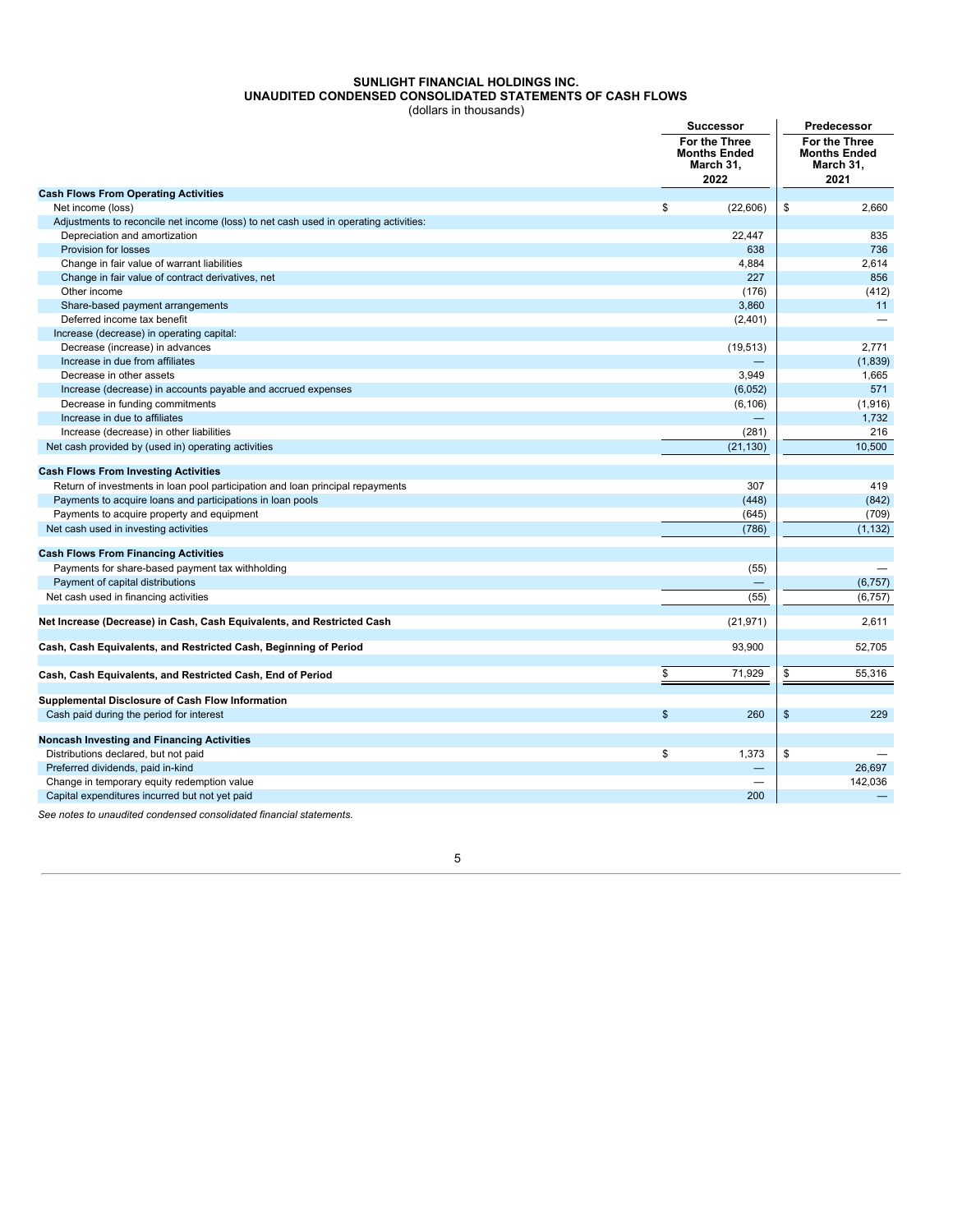# SUNLIGHT FINANCIAL HOLDINGS INC.
## UNAUDITED CONDENSED CONSOLIDATED STATEMENTS OF CASH FLOWS
(dollars in thousands)

| | Successor | Predecessor |
|---|---|---|
| | For the Three Months Ended March 31, 2022 | For the Three Months Ended March 31, 2021 |
| **Cash Flows From Operating Activities** | | |
| Net income (loss) | $ (22,606) | $ 2,660 |
| Adjustments to reconcile net income (loss) to net cash used in operating activities: | | |
| Depreciation and amortization | 22,447 | 835 |
| Provision for losses | 638 | 736 |
| Change in fair value of warrant liabilities | 4,884 | 2,614 |
| Change in fair value of contract derivatives, net | 227 | 856 |
| Other income | (176) | (412) |
| Share-based payment arrangements | 3,860 | 11 |
| Deferred income tax benefit | (2,401) | — |
| Increase (decrease) in operating capital: | | |
| Decrease (increase) in advances | (19,513) | 2,771 |
| Increase in due from affiliates | — | (1,839) |
| Decrease in other assets | 3,949 | 1,665 |
| Increase (decrease) in accounts payable and accrued expenses | (6,052) | 571 |
| Decrease in funding commitments | (6,106) | (1,916) |
| Increase in due to affiliates | — | 1,732 |
| Increase (decrease) in other liabilities | (281) | 216 |
| Net cash provided by (used in) operating activities | (21,130) | 10,500 |
| **Cash Flows From Investing Activities** | | |
| Return of investments in loan pool participation and loan principal repayments | 307 | 419 |
| Payments to acquire loans and participations in loan pools | (448) | (842) |
| Payments to acquire property and equipment | (645) | (709) |
| Net cash used in investing activities | (786) | (1,132) |
| **Cash Flows From Financing Activities** | | |
| Payments for share-based payment tax withholding | (55) | — |
| Payment of capital distributions | — | (6,757) |
| Net cash used in financing activities | (55) | (6,757) |
| **Net Increase (Decrease) in Cash, Cash Equivalents, and Restricted Cash** | (21,971) | 2,611 |
| **Cash, Cash Equivalents, and Restricted Cash, Beginning of Period** | 93,900 | 52,705 |
| **Cash, Cash Equivalents, and Restricted Cash, End of Period** | $ 71,929 | $ 55,316 |
| **Supplemental Disclosure of Cash Flow Information** | | |
| Cash paid during the period for interest | $ 260 | $ 229 |
| **Noncash Investing and Financing Activities** | | |
| Distributions declared, but not paid | $ 1,373 | $ — |
| Preferred dividends, paid in-kind | — | 26,697 |
| Change in temporary equity redemption value | — | 142,036 |
| Capital expenditures incurred but not yet paid | 200 | — |

*See notes to unaudited condensed consolidated financial statements.*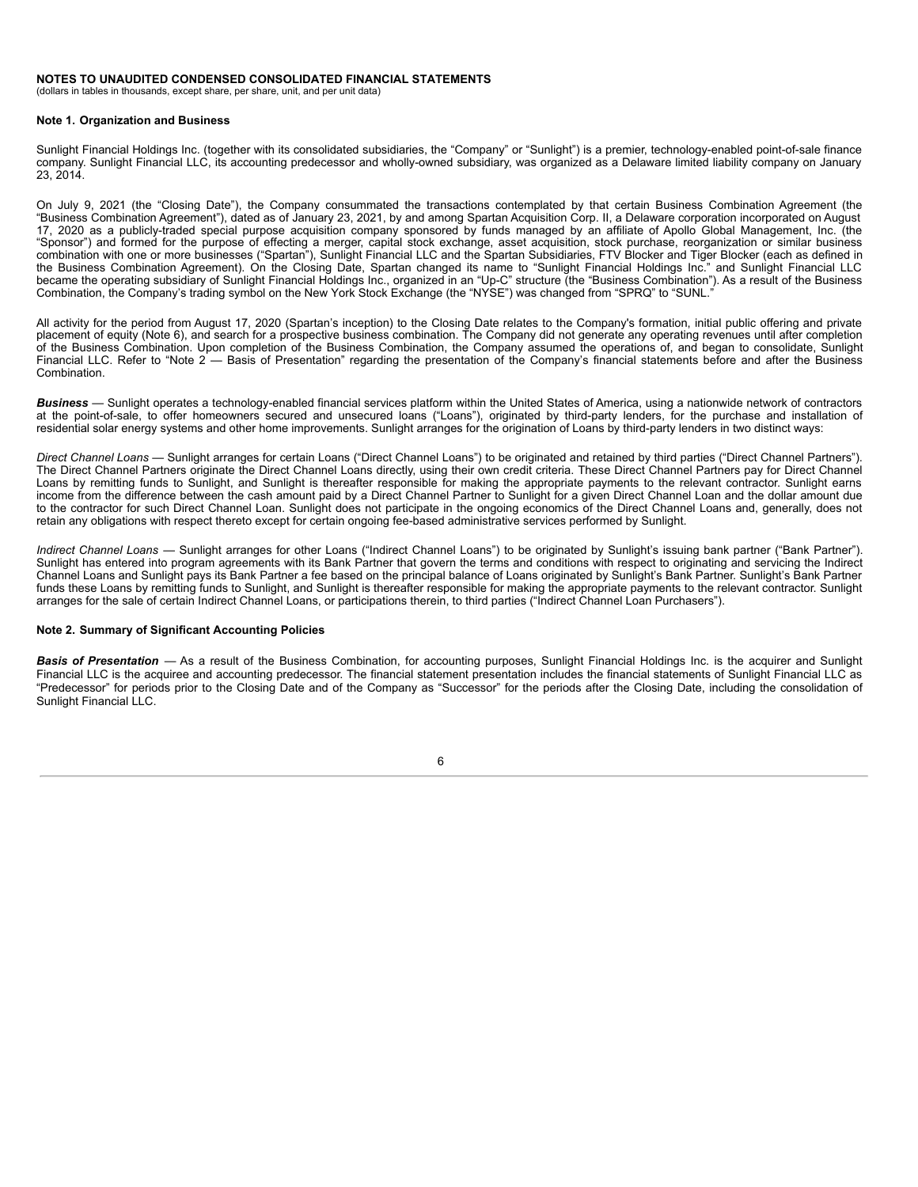# NOTES TO UNAUDITED CONDENSED CONSOLIDATED FINANCIAL STATEMENTS

(dollars in tables in thousands, except share, per share, unit, and per unit data)

## Note 1. Organization and Business

Sunlight Financial Holdings Inc. (together with its consolidated subsidiaries, the "Company" or "Sunlight") is a premier, technology-enabled point-of-sale finance company. Sunlight Financial LLC, its accounting predecessor and wholly-owned subsidiary, was organized as a Delaware limited liability company on January 23, 2014.

On July 9, 2021 (the "Closing Date"), the Company consummated the transactions contemplated by that certain Business Combination Agreement (the "Business Combination Agreement"), dated as of January 23, 2021, by and among Spartan Acquisition Corp. II, a Delaware corporation incorporated on August 17, 2020 as a publicly-traded special purpose acquisition company sponsored by funds managed by an affiliate of Apollo Global Management, Inc. (the "Sponsor") and formed for the purpose of effecting a merger, capital stock exchange, asset acquisition, stock purchase, reorganization or similar business combination with one or more businesses ("Spartan"), Sunlight Financial LLC and the Spartan Subsidiaries, FTV Blocker and Tiger Blocker (each as defined in the Business Combination Agreement). On the Closing Date, Spartan changed its name to "Sunlight Financial Holdings Inc." and Sunlight Financial LLC became the operating subsidiary of Sunlight Financial Holdings Inc., organized in an "Up-C" structure (the "Business Combination"). As a result of the Business Combination, the Company's trading symbol on the New York Stock Exchange (the "NYSE") was changed from "SPRQ" to "SUNL."

All activity for the period from August 17, 2020 (Spartan's inception) to the Closing Date relates to the Company's formation, initial public offering and private placement of equity (Note 6), and search for a prospective business combination. The Company did not generate any operating revenues until after completion of the Business Combination. Upon completion of the Business Combination, the Company assumed the operations of, and began to consolidate, Sunlight Financial LLC. Refer to "Note 2 — Basis of Presentation" regarding the presentation of the Company's financial statements before and after the Business Combination.

***Business*** — Sunlight operates a technology-enabled financial services platform within the United States of America, using a nationwide network of contractors at the point-of-sale, to offer homeowners secured and unsecured loans ("Loans"), originated by third-party lenders, for the purchase and installation of residential solar energy systems and other home improvements. Sunlight arranges for the origination of Loans by third-party lenders in two distinct ways:

*Direct Channel Loans* — Sunlight arranges for certain Loans ("Direct Channel Loans") to be originated and retained by third parties ("Direct Channel Partners"). The Direct Channel Partners originate the Direct Channel Loans directly, using their own credit criteria. These Direct Channel Partners pay for Direct Channel Loans by remitting funds to Sunlight, and Sunlight is thereafter responsible for making the appropriate payments to the relevant contractor. Sunlight earns income from the difference between the cash amount paid by a Direct Channel Partner to Sunlight for a given Direct Channel Loan and the dollar amount due to the contractor for such Direct Channel Loan. Sunlight does not participate in the ongoing economics of the Direct Channel Loans and, generally, does not retain any obligations with respect thereto except for certain ongoing fee-based administrative services performed by Sunlight.

*Indirect Channel Loans* — Sunlight arranges for other Loans ("Indirect Channel Loans") to be originated by Sunlight's issuing bank partner ("Bank Partner"). Sunlight has entered into program agreements with its Bank Partner that govern the terms and conditions with respect to originating and servicing the Indirect Channel Loans and Sunlight pays its Bank Partner a fee based on the principal balance of Loans originated by Sunlight's Bank Partner. Sunlight's Bank Partner funds these Loans by remitting funds to Sunlight, and Sunlight is thereafter responsible for making the appropriate payments to the relevant contractor. Sunlight arranges for the sale of certain Indirect Channel Loans, or participations therein, to third parties ("Indirect Channel Loan Purchasers").

## Note 2. Summary of Significant Accounting Policies

***Basis of Presentation*** — As a result of the Business Combination, for accounting purposes, Sunlight Financial Holdings Inc. is the acquirer and Sunlight Financial LLC is the acquiree and accounting predecessor. The financial statement presentation includes the financial statements of Sunlight Financial LLC as "Predecessor" for periods prior to the Closing Date and of the Company as "Successor" for the periods after the Closing Date, including the consolidation of Sunlight Financial LLC.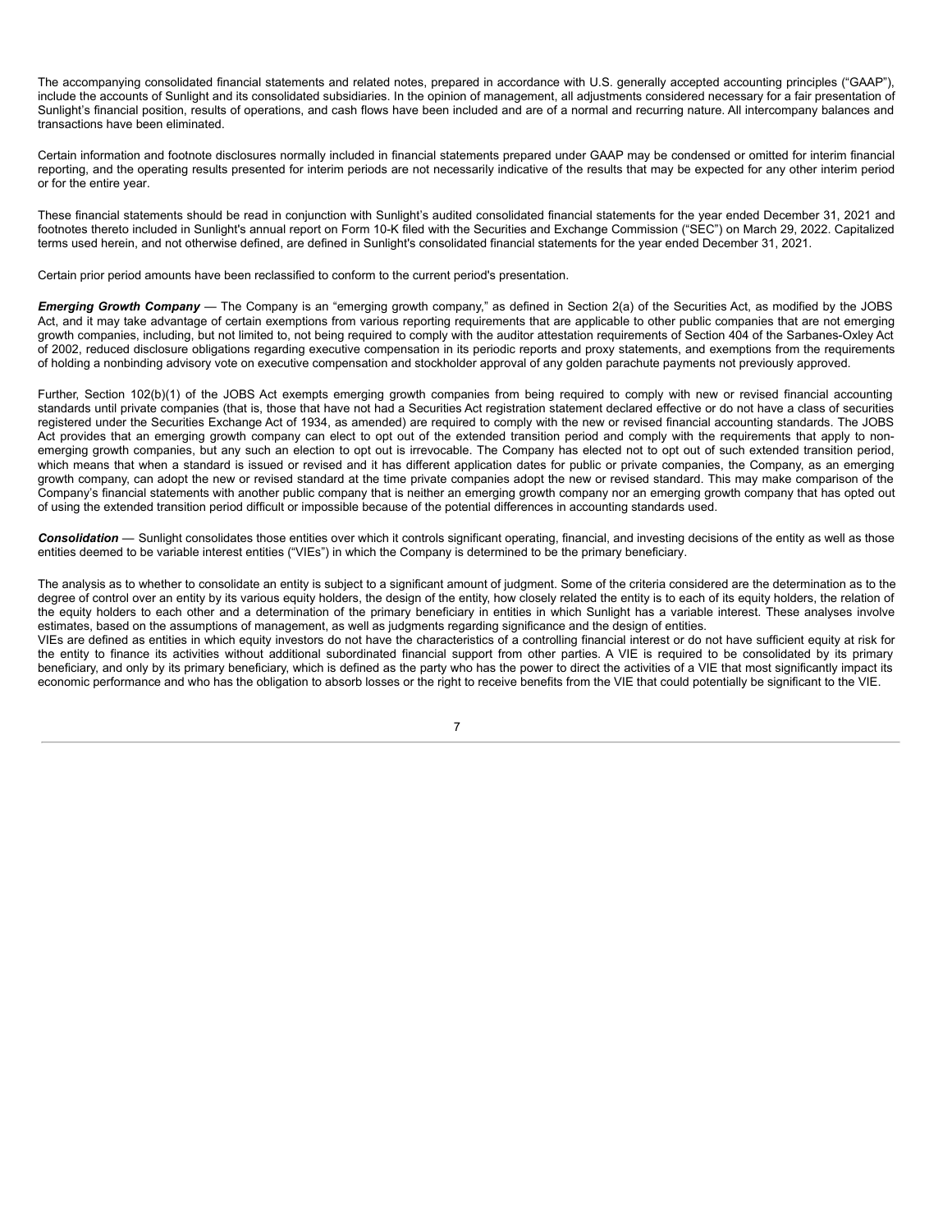The accompanying consolidated financial statements and related notes, prepared in accordance with U.S. generally accepted accounting principles ("GAAP"), include the accounts of Sunlight and its consolidated subsidiaries. In the opinion of management, all adjustments considered necessary for a fair presentation of Sunlight's financial position, results of operations, and cash flows have been included and are of a normal and recurring nature. All intercompany balances and transactions have been eliminated.

Certain information and footnote disclosures normally included in financial statements prepared under GAAP may be condensed or omitted for interim financial reporting, and the operating results presented for interim periods are not necessarily indicative of the results that may be expected for any other interim period or for the entire year.

These financial statements should be read in conjunction with Sunlight's audited consolidated financial statements for the year ended December 31, 2021 and footnotes thereto included in Sunlight's annual report on Form 10-K filed with the Securities and Exchange Commission ("SEC") on March 29, 2022. Capitalized terms used herein, and not otherwise defined, are defined in Sunlight's consolidated financial statements for the year ended December 31, 2021.

Certain prior period amounts have been reclassified to conform to the current period's presentation.

***Emerging Growth Company*** — The Company is an "emerging growth company," as defined in Section 2(a) of the Securities Act, as modified by the JOBS Act, and it may take advantage of certain exemptions from various reporting requirements that are applicable to other public companies that are not emerging growth companies, including, but not limited to, not being required to comply with the auditor attestation requirements of Section 404 of the Sarbanes-Oxley Act of 2002, reduced disclosure obligations regarding executive compensation in its periodic reports and proxy statements, and exemptions from the requirements of holding a nonbinding advisory vote on executive compensation and stockholder approval of any golden parachute payments not previously approved.

Further, Section 102(b)(1) of the JOBS Act exempts emerging growth companies from being required to comply with new or revised financial accounting standards until private companies (that is, those that have not had a Securities Act registration statement declared effective or do not have a class of securities registered under the Securities Exchange Act of 1934, as amended) are required to comply with the new or revised financial accounting standards. The JOBS Act provides that an emerging growth company can elect to opt out of the extended transition period and comply with the requirements that apply to non-emerging growth companies, but any such an election to opt out is irrevocable. The Company has elected not to opt out of such extended transition period, which means that when a standard is issued or revised and it has different application dates for public or private companies, the Company, as an emerging growth company, can adopt the new or revised standard at the time private companies adopt the new or revised standard. This may make comparison of the Company's financial statements with another public company that is neither an emerging growth company nor an emerging growth company that has opted out of using the extended transition period difficult or impossible because of the potential differences in accounting standards used.

***Consolidation*** — Sunlight consolidates those entities over which it controls significant operating, financial, and investing decisions of the entity as well as those entities deemed to be variable interest entities ("VIEs") in which the Company is determined to be the primary beneficiary.

The analysis as to whether to consolidate an entity is subject to a significant amount of judgment. Some of the criteria considered are the determination as to the degree of control over an entity by its various equity holders, the design of the entity, how closely related the entity is to each of its equity holders, the relation of the equity holders to each other and a determination of the primary beneficiary in entities in which Sunlight has a variable interest. These analyses involve estimates, based on the assumptions of management, as well as judgments regarding significance and the design of entities.

VIEs are defined as entities in which equity investors do not have the characteristics of a controlling financial interest or do not have sufficient equity at risk for the entity to finance its activities without additional subordinated financial support from other parties. A VIE is required to be consolidated by its primary beneficiary, and only by its primary beneficiary, which is defined as the party who has the power to direct the activities of a VIE that most significantly impact its economic performance and who has the obligation to absorb losses or the right to receive benefits from the VIE that could potentially be significant to the VIE.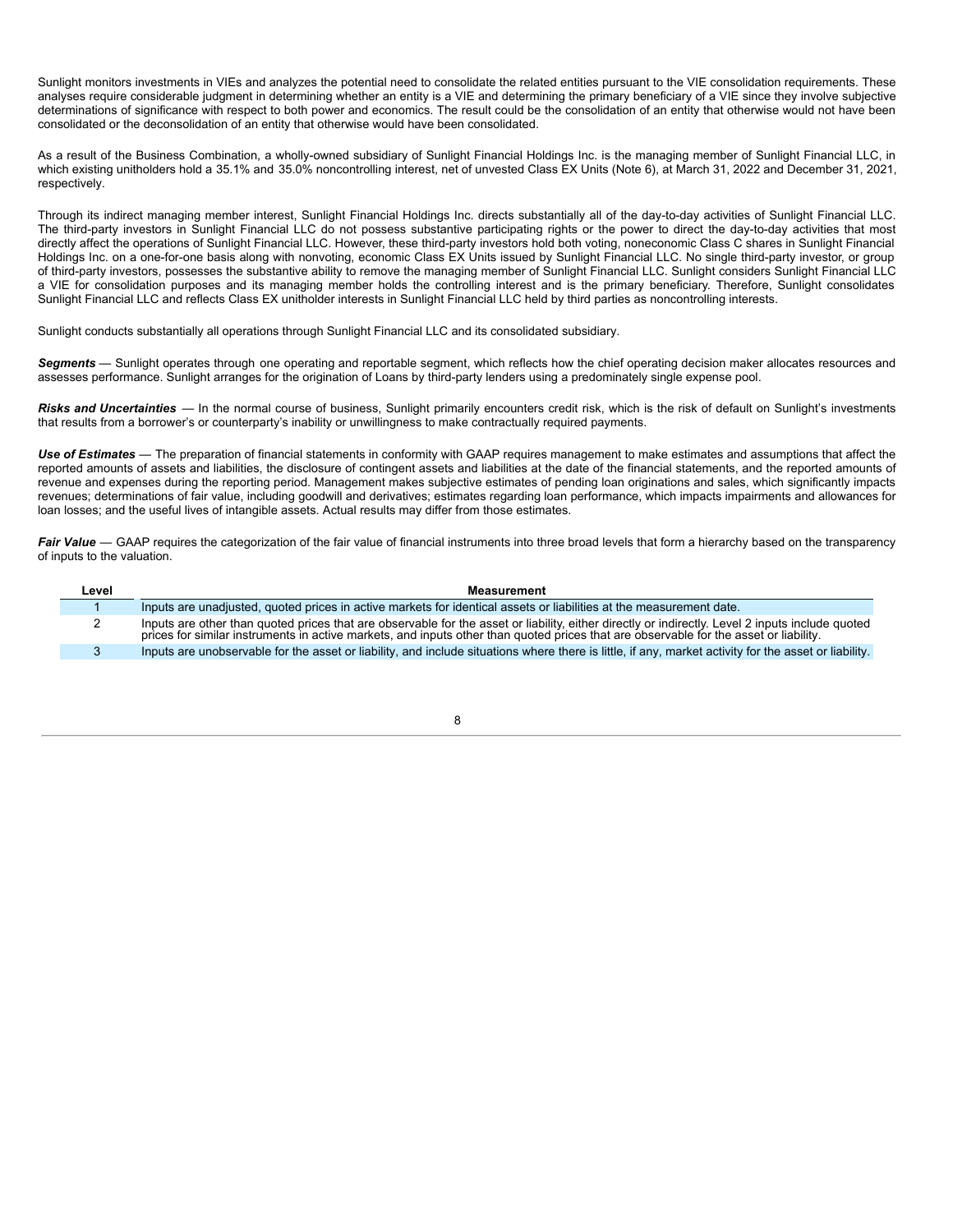Sunlight monitors investments in VIEs and analyzes the potential need to consolidate the related entities pursuant to the VIE consolidation requirements. These analyses require considerable judgment in determining whether an entity is a VIE and determining the primary beneficiary of a VIE since they involve subjective determinations of significance with respect to both power and economics. The result could be the consolidation of an entity that otherwise would not have been consolidated or the deconsolidation of an entity that otherwise would have been consolidated.

As a result of the Business Combination, a wholly-owned subsidiary of Sunlight Financial Holdings Inc. is the managing member of Sunlight Financial LLC, in which existing unitholders hold a 35.1% and 35.0% noncontrolling interest, net of unvested Class EX Units (Note 6), at March 31, 2022 and December 31, 2021, respectively.

Through its indirect managing member interest, Sunlight Financial Holdings Inc. directs substantially all of the day-to-day activities of Sunlight Financial LLC. The third-party investors in Sunlight Financial LLC do not possess substantive participating rights or the power to direct the day-to-day activities that most directly affect the operations of Sunlight Financial LLC. However, these third-party investors hold both voting, noneconomic Class C shares in Sunlight Financial Holdings Inc. on a one-for-one basis along with nonvoting, economic Class EX Units issued by Sunlight Financial LLC. No single third-party investor, or group of third-party investors, possesses the substantive ability to remove the managing member of Sunlight Financial LLC. Sunlight considers Sunlight Financial LLC a VIE for consolidation purposes and its managing member holds the controlling interest and is the primary beneficiary. Therefore, Sunlight consolidates Sunlight Financial LLC and reflects Class EX unitholder interests in Sunlight Financial LLC held by third parties as noncontrolling interests.

Sunlight conducts substantially all operations through Sunlight Financial LLC and its consolidated subsidiary.

***Segments*** — Sunlight operates through one operating and reportable segment, which reflects how the chief operating decision maker allocates resources and assesses performance. Sunlight arranges for the origination of Loans by third-party lenders using a predominately single expense pool.

***Risks and Uncertainties*** — In the normal course of business, Sunlight primarily encounters credit risk, which is the risk of default on Sunlight's investments that results from a borrower's or counterparty's inability or unwillingness to make contractually required payments.

***Use of Estimates*** — The preparation of financial statements in conformity with GAAP requires management to make estimates and assumptions that affect the reported amounts of assets and liabilities, the disclosure of contingent assets and liabilities at the date of the financial statements, and the reported amounts of revenue and expenses during the reporting period. Management makes subjective estimates of pending loan originations and sales, which significantly impacts revenues; determinations of fair value, including goodwill and derivatives; estimates regarding loan performance, which impacts impairments and allowances for loan losses; and the useful lives of intangible assets. Actual results may differ from those estimates.

***Fair Value*** — GAAP requires the categorization of the fair value of financial instruments into three broad levels that form a hierarchy based on the transparency of inputs to the valuation.

| Level | Measurement |
|---|---|
| 1 | Inputs are unadjusted, quoted prices in active markets for identical assets or liabilities at the measurement date. |
| 2 | Inputs are other than quoted prices that are observable for the asset or liability, either directly or indirectly. Level 2 inputs include quoted prices for similar instruments in active markets, and inputs other than quoted prices that are observable for the asset or liability. |
| 3 | Inputs are unobservable for the asset or liability, and include situations where there is little, if any, market activity for the asset or liability. |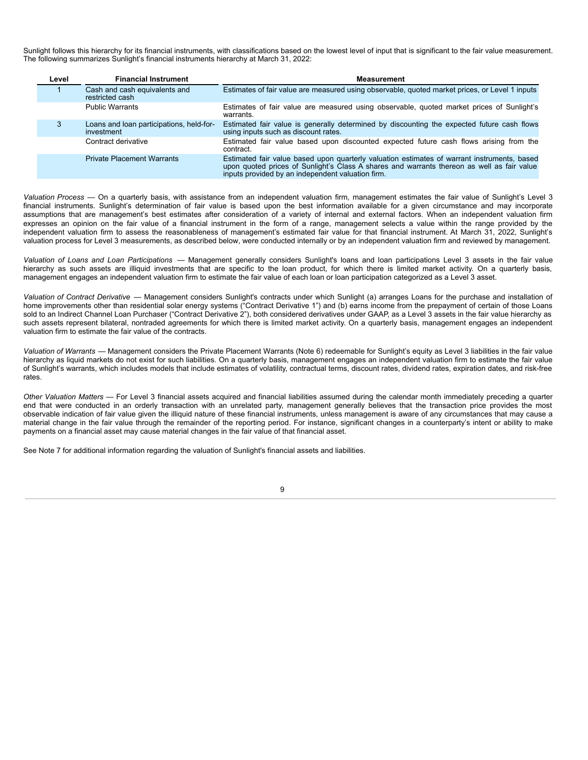Sunlight follows this hierarchy for its financial instruments, with classifications based on the lowest level of input that is significant to the fair value measurement. The following summarizes Sunlight's financial instruments hierarchy at March 31, 2022:

| Level | Financial Instrument | Measurement |
|---|---|---|
| 1 | Cash and cash equivalents and restricted cash | Estimates of fair value are measured using observable, quoted market prices, or Level 1 inputs |
| | Public Warrants | Estimates of fair value are measured using observable, quoted market prices of Sunlight's warrants. |
| 3 | Loans and loan participations, held-for-investment | Estimated fair value is generally determined by discounting the expected future cash flows using inputs such as discount rates. |
| | Contract derivative | Estimated fair value based upon discounted expected future cash flows arising from the contract. |
| | Private Placement Warrants | Estimated fair value based upon quarterly valuation estimates of warrant instruments, based upon quoted prices of Sunlight's Class A shares and warrants thereon as well as fair value inputs provided by an independent valuation firm. |

*Valuation Process* — On a quarterly basis, with assistance from an independent valuation firm, management estimates the fair value of Sunlight's Level 3 financial instruments. Sunlight's determination of fair value is based upon the best information available for a given circumstance and may incorporate assumptions that are management's best estimates after consideration of a variety of internal and external factors. When an independent valuation firm expresses an opinion on the fair value of a financial instrument in the form of a range, management selects a value within the range provided by the independent valuation firm to assess the reasonableness of management's estimated fair value for that financial instrument. At March 31, 2022, Sunlight's valuation process for Level 3 measurements, as described below, were conducted internally or by an independent valuation firm and reviewed by management.

*Valuation of Loans and Loan Participations* — Management generally considers Sunlight's loans and loan participations Level 3 assets in the fair value hierarchy as such assets are illiquid investments that are specific to the loan product, for which there is limited market activity. On a quarterly basis, management engages an independent valuation firm to estimate the fair value of each loan or loan participation categorized as a Level 3 asset.

*Valuation of Contract Derivative* — Management considers Sunlight's contracts under which Sunlight (a) arranges Loans for the purchase and installation of home improvements other than residential solar energy systems ("Contract Derivative 1") and (b) earns income from the prepayment of certain of those Loans sold to an Indirect Channel Loan Purchaser ("Contract Derivative 2"), both considered derivatives under GAAP, as a Level 3 assets in the fair value hierarchy as such assets represent bilateral, nontraded agreements for which there is limited market activity. On a quarterly basis, management engages an independent valuation firm to estimate the fair value of the contracts.

*Valuation of Warrants* — Management considers the Private Placement Warrants (Note 6) redeemable for Sunlight's equity as Level 3 liabilities in the fair value hierarchy as liquid markets do not exist for such liabilities. On a quarterly basis, management engages an independent valuation firm to estimate the fair value of Sunlight's warrants, which includes models that include estimates of volatility, contractual terms, discount rates, dividend rates, expiration dates, and risk-free rates.

*Other Valuation Matters* — For Level 3 financial assets acquired and financial liabilities assumed during the calendar month immediately preceding a quarter end that were conducted in an orderly transaction with an unrelated party, management generally believes that the transaction price provides the most observable indication of fair value given the illiquid nature of these financial instruments, unless management is aware of any circumstances that may cause a material change in the fair value through the remainder of the reporting period. For instance, significant changes in a counterparty's intent or ability to make payments on a financial asset may cause material changes in the fair value of that financial asset.

See Note 7 for additional information regarding the valuation of Sunlight's financial assets and liabilities.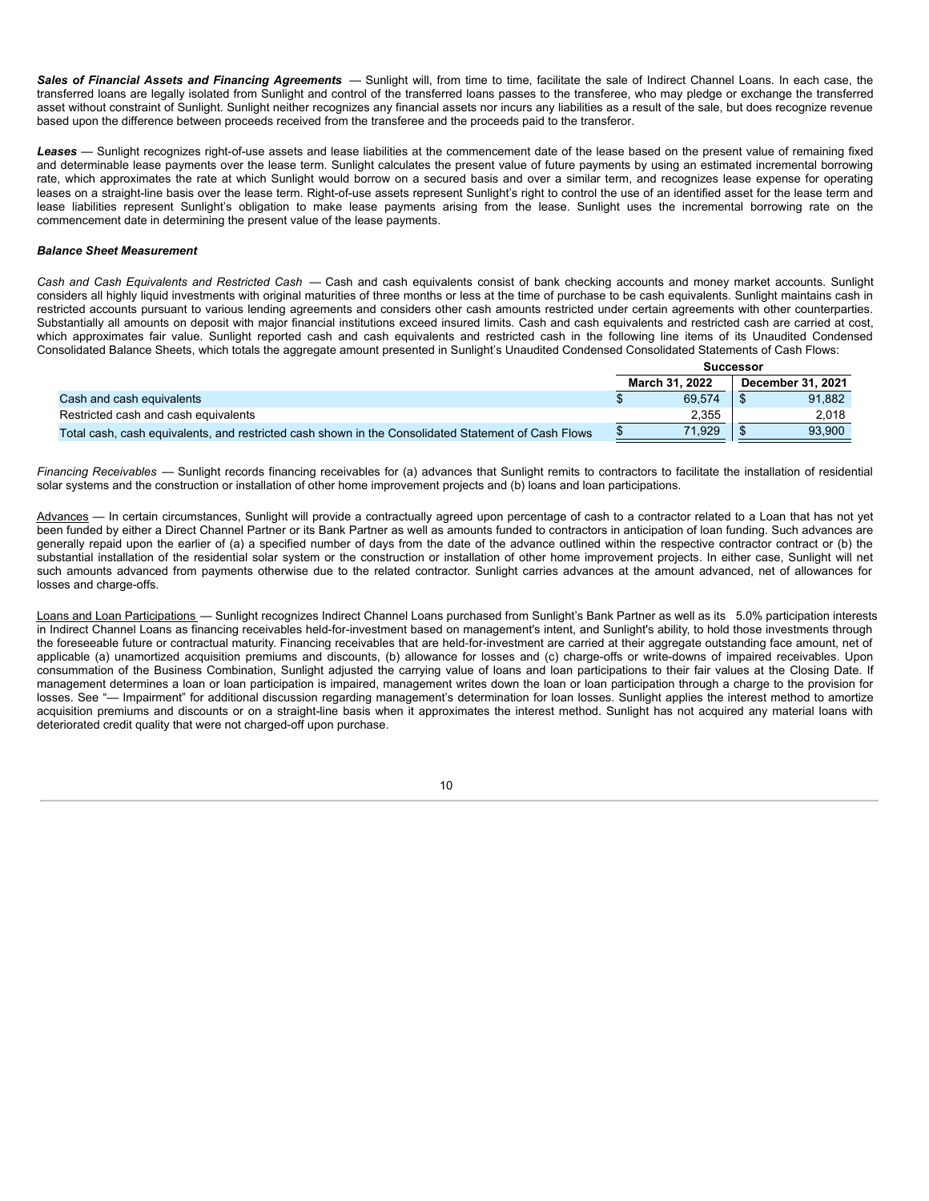***Sales of Financial Assets and Financing Agreements*** — Sunlight will, from time to time, facilitate the sale of Indirect Channel Loans. In each case, the transferred loans are legally isolated from Sunlight and control of the transferred loans passes to the transferee, who may pledge or exchange the transferred asset without constraint of Sunlight. Sunlight neither recognizes any financial assets nor incurs any liabilities as a result of the sale, but does recognize revenue based upon the difference between proceeds received from the transferee and the proceeds paid to the transferor.

***Leases*** — Sunlight recognizes right-of-use assets and lease liabilities at the commencement date of the lease based on the present value of remaining fixed and determinable lease payments over the lease term. Sunlight calculates the present value of future payments by using an estimated incremental borrowing rate, which approximates the rate at which Sunlight would borrow on a secured basis and over a similar term, and recognizes lease expense for operating leases on a straight-line basis over the lease term. Right-of-use assets represent Sunlight's right to control the use of an identified asset for the lease term and lease liabilities represent Sunlight's obligation to make lease payments arising from the lease. Sunlight uses the incremental borrowing rate on the commencement date in determining the present value of the lease payments.

***Balance Sheet Measurement***

*Cash and Cash Equivalents and Restricted Cash* — Cash and cash equivalents consist of bank checking accounts and money market accounts. Sunlight considers all highly liquid investments with original maturities of three months or less at the time of purchase to be cash equivalents. Sunlight maintains cash in restricted accounts pursuant to various lending agreements and considers other cash amounts restricted under certain agreements with other counterparties. Substantially all amounts on deposit with major financial institutions exceed insured limits. Cash and cash equivalents and restricted cash are carried at cost, which approximates fair value. Sunlight reported cash and cash equivalents and restricted cash in the following line items of its Unaudited Condensed Consolidated Balance Sheets, which totals the aggregate amount presented in Sunlight's Unaudited Condensed Consolidated Statements of Cash Flows:

| | Successor | |
|---|---|---|
| | **March 31, 2022** | **December 31, 2021** |
| Cash and cash equivalents | $ 69,574 | $ 91,882 |
| Restricted cash and cash equivalents | 2,355 | 2,018 |
| Total cash, cash equivalents, and restricted cash shown in the Consolidated Statement of Cash Flows | $ 71,929 | $ 93,900 |

*Financing Receivables* — Sunlight records financing receivables for (a) advances that Sunlight remits to contractors to facilitate the installation of residential solar systems and the construction or installation of other home improvement projects and (b) loans and loan participations.

Advances — In certain circumstances, Sunlight will provide a contractually agreed upon percentage of cash to a contractor related to a Loan that has not yet been funded by either a Direct Channel Partner or its Bank Partner as well as amounts funded to contractors in anticipation of loan funding. Such advances are generally repaid upon the earlier of (a) a specified number of days from the date of the advance outlined within the respective contractor contract or (b) the substantial installation of the residential solar system or the construction or installation of other home improvement projects. In either case, Sunlight will net such amounts advanced from payments otherwise due to the related contractor. Sunlight carries advances at the amount advanced, net of allowances for losses and charge-offs.

Loans and Loan Participations — Sunlight recognizes Indirect Channel Loans purchased from Sunlight's Bank Partner as well as its 5.0% participation interests in Indirect Channel Loans as financing receivables held-for-investment based on management's intent, and Sunlight's ability, to hold those investments through the foreseeable future or contractual maturity. Financing receivables that are held-for-investment are carried at their aggregate outstanding face amount, net of applicable (a) unamortized acquisition premiums and discounts, (b) allowance for losses and (c) charge-offs or write-downs of impaired receivables. Upon consummation of the Business Combination, Sunlight adjusted the carrying value of loans and loan participations to their fair values at the Closing Date. If management determines a loan or loan participation is impaired, management writes down the loan or loan participation through a charge to the provision for losses. See "— Impairment" for additional discussion regarding management's determination for loan losses. Sunlight applies the interest method to amortize acquisition premiums and discounts or on a straight-line basis when it approximates the interest method. Sunlight has not acquired any material loans with deteriorated credit quality that were not charged-off upon purchase.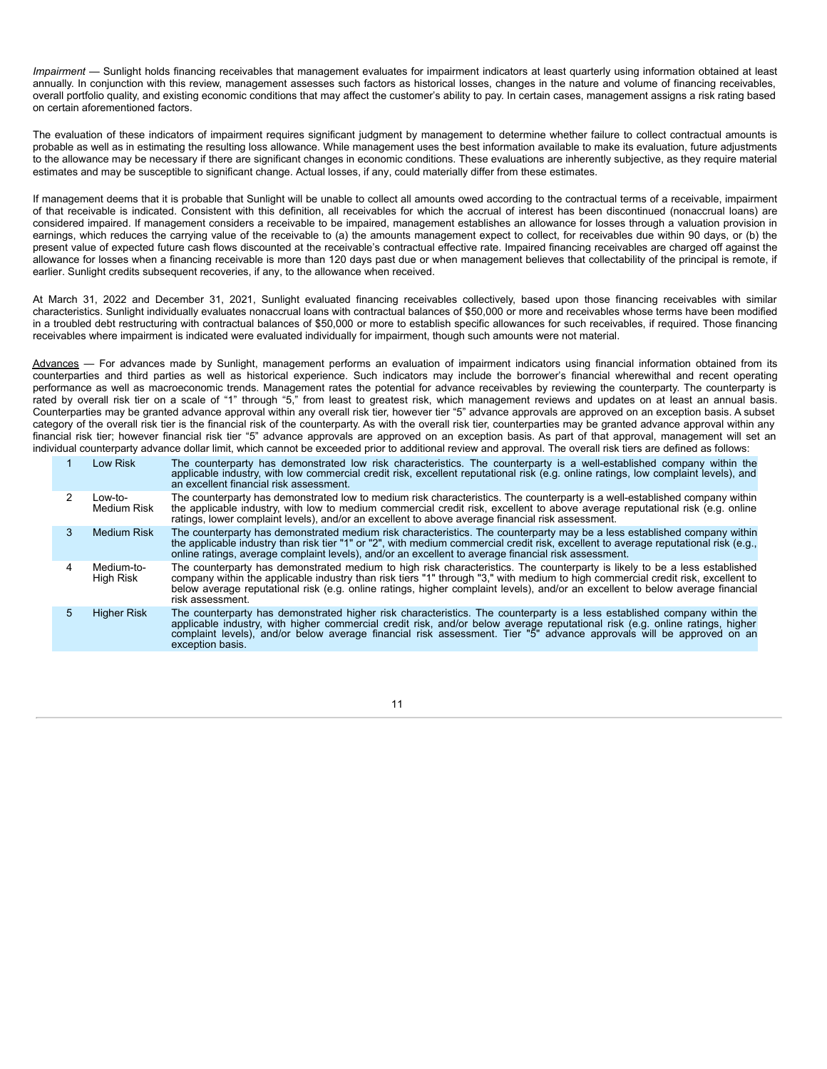*Impairment* — Sunlight holds financing receivables that management evaluates for impairment indicators at least quarterly using information obtained at least annually. In conjunction with this review, management assesses such factors as historical losses, changes in the nature and volume of financing receivables, overall portfolio quality, and existing economic conditions that may affect the customer's ability to pay. In certain cases, management assigns a risk rating based on certain aforementioned factors.

The evaluation of these indicators of impairment requires significant judgment by management to determine whether failure to collect contractual amounts is probable as well as in estimating the resulting loss allowance. While management uses the best information available to make its evaluation, future adjustments to the allowance may be necessary if there are significant changes in economic conditions. These evaluations are inherently subjective, as they require material estimates and may be susceptible to significant change. Actual losses, if any, could materially differ from these estimates.

If management deems that it is probable that Sunlight will be unable to collect all amounts owed according to the contractual terms of a receivable, impairment of that receivable is indicated. Consistent with this definition, all receivables for which the accrual of interest has been discontinued (nonaccrual loans) are considered impaired. If management considers a receivable to be impaired, management establishes an allowance for losses through a valuation provision in earnings, which reduces the carrying value of the receivable to (a) the amounts management expect to collect, for receivables due within 90 days, or (b) the present value of expected future cash flows discounted at the receivable's contractual effective rate. Impaired financing receivables are charged off against the allowance for losses when a financing receivable is more than 120 days past due or when management believes that collectability of the principal is remote, if earlier. Sunlight credits subsequent recoveries, if any, to the allowance when received.

At March 31, 2022 and December 31, 2021, Sunlight evaluated financing receivables collectively, based upon those financing receivables with similar characteristics. Sunlight individually evaluates nonaccrual loans with contractual balances of $50,000 or more and receivables whose terms have been modified in a troubled debt restructuring with contractual balances of $50,000 or more to establish specific allowances for such receivables, if required. Those financing receivables where impairment is indicated were evaluated individually for impairment, though such amounts were not material.

Advances — For advances made by Sunlight, management performs an evaluation of impairment indicators using financial information obtained from its counterparties and third parties as well as historical experience. Such indicators may include the borrower's financial wherewithal and recent operating performance as well as macroeconomic trends. Management rates the potential for advance receivables by reviewing the counterparty. The counterparty is rated by overall risk tier on a scale of "1" through "5," from least to greatest risk, which management reviews and updates on at least an annual basis. Counterparties may be granted advance approval within any overall risk tier, however tier "5" advance approvals are approved on an exception basis. A subset category of the overall risk tier is the financial risk of the counterparty. As with the overall risk tier, counterparties may be granted advance approval within any financial risk tier; however financial risk tier "5" advance approvals are approved on an exception basis. As part of that approval, management will set an individual counterparty advance dollar limit, which cannot be exceeded prior to additional review and approval. The overall risk tiers are defined as follows:

| | | |
|---|---|---|
| 1 | Low Risk | The counterparty has demonstrated low risk characteristics. The counterparty is a well-established company within the applicable industry, with low commercial credit risk, excellent reputational risk (e.g. online ratings, low complaint levels), and an excellent financial risk assessment. |
| 2 | Low-to-Medium Risk | The counterparty has demonstrated low to medium risk characteristics. The counterparty is a well-established company within the applicable industry, with low to medium commercial credit risk, excellent to above average reputational risk (e.g. online ratings, lower complaint levels), and/or an excellent to above average financial risk assessment. |
| 3 | Medium Risk | The counterparty has demonstrated medium risk characteristics. The counterparty may be a less established company within the applicable industry than risk tier "1" or "2", with medium commercial credit risk, excellent to average reputational risk (e.g., online ratings, average complaint levels), and/or an excellent to average financial risk assessment. |
| 4 | Medium-to-High Risk | The counterparty has demonstrated medium to high risk characteristics. The counterparty is likely to be a less established company within the applicable industry than risk tiers "1" through "3," with medium to high commercial credit risk, excellent to below average reputational risk (e.g. online ratings, higher complaint levels), and/or an excellent to below average financial risk assessment. |
| 5 | Higher Risk | The counterparty has demonstrated higher risk characteristics. The counterparty is a less established company within the applicable industry, with higher commercial credit risk, and/or below average reputational risk (e.g. online ratings, higher complaint levels), and/or below average financial risk assessment. Tier "5" advance approvals will be approved on an exception basis. |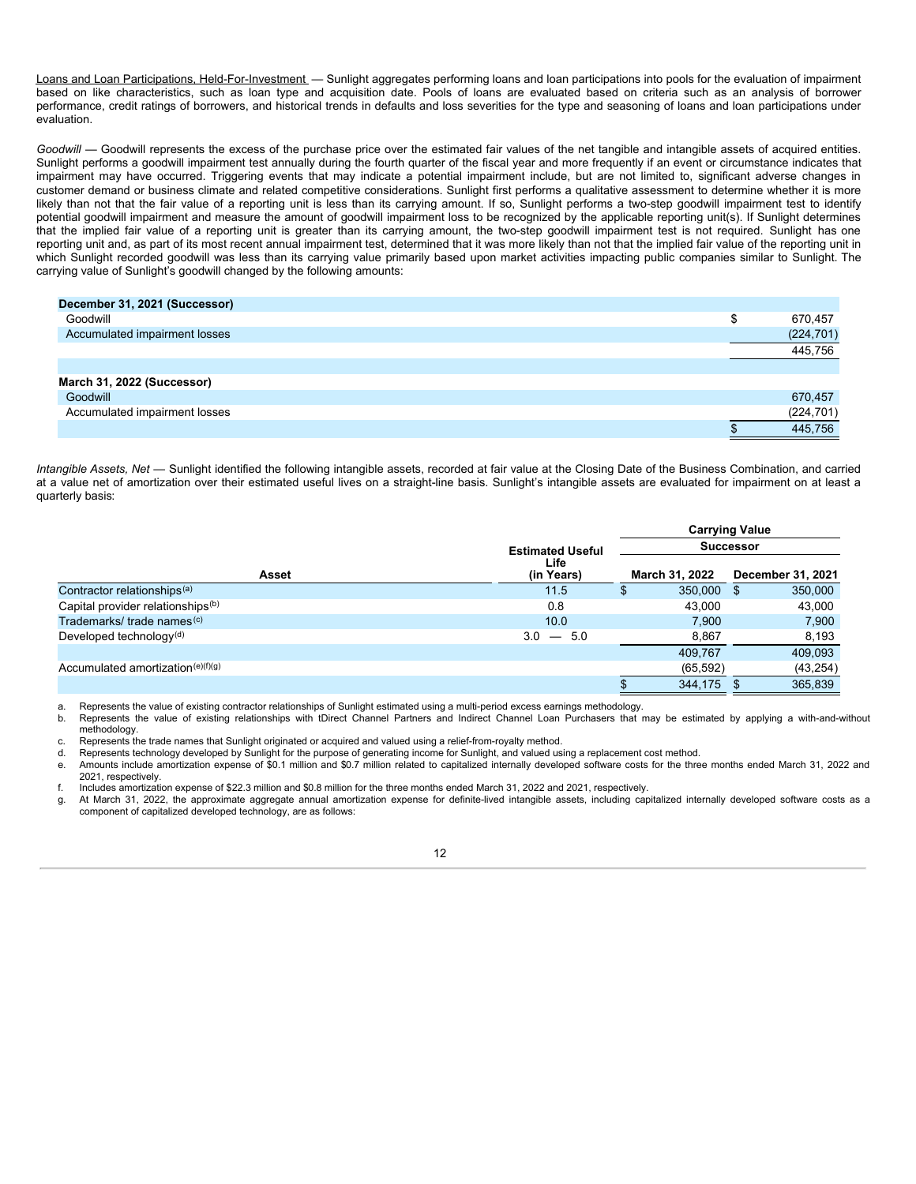Loans and Loan Participations, Held-For-Investment — Sunlight aggregates performing loans and loan participations into pools for the evaluation of impairment based on like characteristics, such as loan type and acquisition date. Pools of loans are evaluated based on criteria such as an analysis of borrower performance, credit ratings of borrowers, and historical trends in defaults and loss severities for the type and seasoning of loans and loan participations under evaluation.

*Goodwill* — Goodwill represents the excess of the purchase price over the estimated fair values of the net tangible and intangible assets of acquired entities. Sunlight performs a goodwill impairment test annually during the fourth quarter of the fiscal year and more frequently if an event or circumstance indicates that impairment may have occurred. Triggering events that may indicate a potential impairment include, but are not limited to, significant adverse changes in customer demand or business climate and related competitive considerations. Sunlight first performs a qualitative assessment to determine whether it is more likely than not that the fair value of a reporting unit is less than its carrying amount. If so, Sunlight performs a two-step goodwill impairment test to identify potential goodwill impairment and measure the amount of goodwill impairment loss to be recognized by the applicable reporting unit(s). If Sunlight determines that the implied fair value of a reporting unit is greater than its carrying amount, the two-step goodwill impairment test is not required. Sunlight has one reporting unit and, as part of its most recent annual impairment test, determined that it was more likely than not that the implied fair value of the reporting unit in which Sunlight recorded goodwill was less than its carrying value primarily based upon market activities impacting public companies similar to Sunlight. The carrying value of Sunlight's goodwill changed by the following amounts:

| | |
|---|---|
| **December 31, 2021 (Successor)** | |
| Goodwill | $ 670,457 |
| Accumulated impairment losses | (224,701) |
| | 445,756 |
| | |
| **March 31, 2022 (Successor)** | |
| Goodwill | 670,457 |
| Accumulated impairment losses | (224,701) |
| | $ 445,756 |

*Intangible Assets, Net* — Sunlight identified the following intangible assets, recorded at fair value at the Closing Date of the Business Combination, and carried at a value net of amortization over their estimated useful lives on a straight-line basis. Sunlight's intangible assets are evaluated for impairment on at least a quarterly basis:

| | | Carrying Value | |
|---|---|---|---|
| | | Successor | |
| Asset | Estimated Useful Life (in Years) | March 31, 2022 | December 31, 2021 |
| Contractor relationships[(a)] | 11.5 | $ 350,000 | $ 350,000 |
| Capital provider relationships[(b)] | 0.8 | 43,000 | 43,000 |
| Trademarks/ trade names[(c)] | 10.0 | 7,900 | 7,900 |
| Developed technology[(d)] | 3.0 — 5.0 | 8,867 | 8,193 |
| | | 409,767 | 409,093 |
| Accumulated amortization[(e)(f)(g)] | | (65,592) | (43,254) |
| | | $ 344,175 | $ 365,839 |

a. Represents the value of existing contractor relationships of Sunlight estimated using a multi-period excess earnings methodology.
b. Represents the value of existing relationships with tDirect Channel Partners and Indirect Channel Loan Purchasers that may be estimated by applying a with-and-without methodology.
c. Represents the trade names that Sunlight originated or acquired and valued using a relief-from-royalty method.
d. Represents technology developed by Sunlight for the purpose of generating income for Sunlight, and valued using a replacement cost method.
e. Amounts include amortization expense of $0.1 million and $0.7 million related to capitalized internally developed software costs for the three months ended March 31, 2022 and 2021, respectively.
f. Includes amortization expense of $22.3 million and $0.8 million for the three months ended March 31, 2022 and 2021, respectively.
g. At March 31, 2022, the approximate aggregate annual amortization expense for definite-lived intangible assets, including capitalized internally developed software costs as a component of capitalized developed technology, are as follows: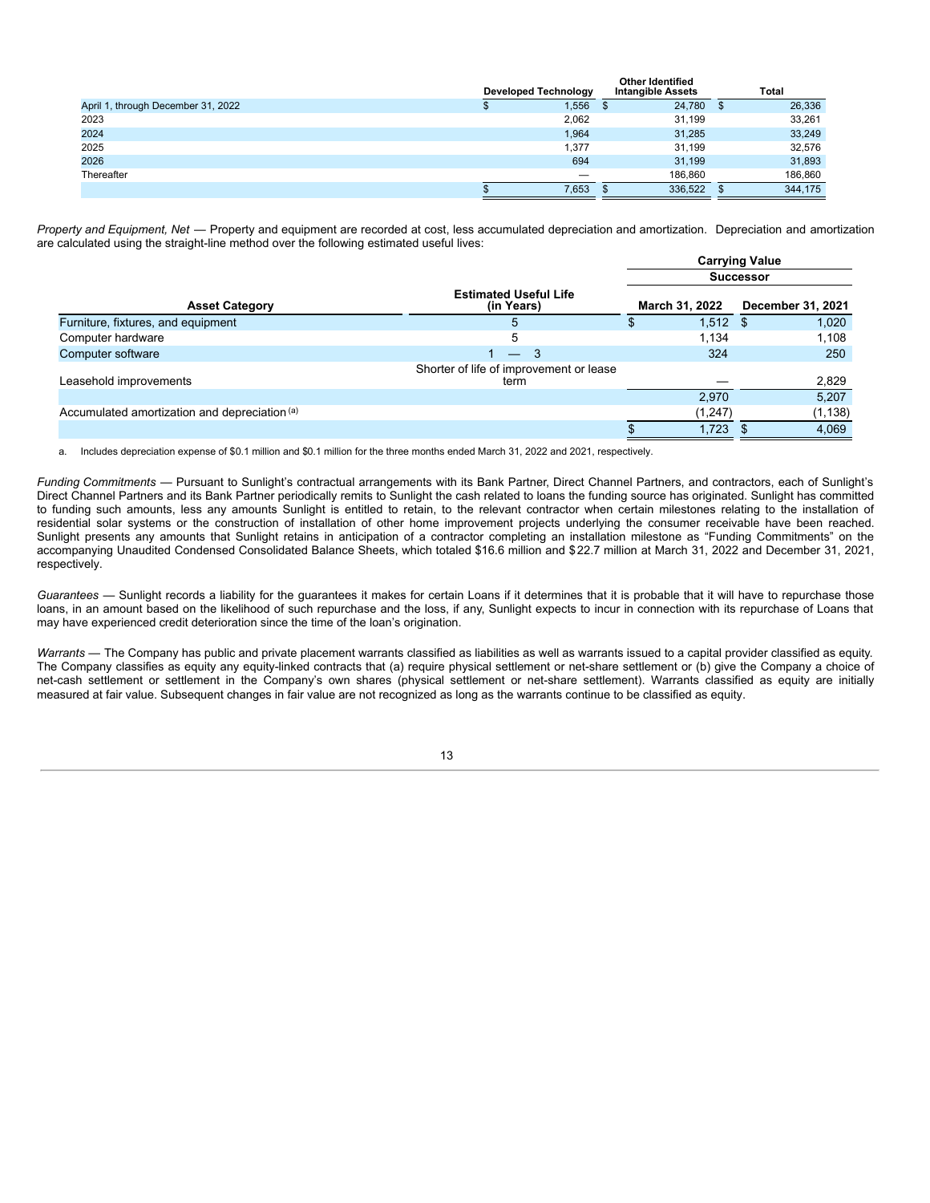|  | Developed Technology | Other Identified Intangible Assets | Total |
| --- | --- | --- | --- |
| April 1, through December 31, 2022 | $ 1,556 | $ 24,780 | $ 26,336 |
| 2023 | 2,062 | 31,199 | 33,261 |
| 2024 | 1,964 | 31,285 | 33,249 |
| 2025 | 1,377 | 31,199 | 32,576 |
| 2026 | 694 | 31,199 | 31,893 |
| Thereafter | — | 186,860 | 186,860 |
|  | $ 7,653 | $ 336,522 | $ 344,175 |

*Property and Equipment, Net* — Property and equipment are recorded at cost, less accumulated depreciation and amortization. Depreciation and amortization are calculated using the straight-line method over the following estimated useful lives:

|  |  | Carrying Value |  |
| --- | --- | --- | --- |
|  |  | Successor |  |
| **Asset Category** | **Estimated Useful Life (in Years)** | **March 31, 2022** | **December 31, 2021** |
| Furniture, fixtures, and equipment | 5 | $ 1,512 | $ 1,020 |
| Computer hardware | 5 | 1,134 | 1,108 |
| Computer software | 1 — 3 | 324 | 250 |
| Leasehold improvements | Shorter of life of improvement or lease term | — | 2,829 |
|  |  | 2,970 | 5,207 |
| Accumulated amortization and depreciation [(a)] |  | (1,247) | (1,138) |
|  |  | $ 1,723 | $ 4,069 |

a. Includes depreciation expense of $0.1 million and $0.1 million for the three months ended March 31, 2022 and 2021, respectively.

*Funding Commitments* — Pursuant to Sunlight's contractual arrangements with its Bank Partner, Direct Channel Partners, and contractors, each of Sunlight's Direct Channel Partners and its Bank Partner periodically remits to Sunlight the cash related to loans the funding source has originated. Sunlight has committed to funding such amounts, less any amounts Sunlight is entitled to retain, to the relevant contractor when certain milestones relating to the installation of residential solar systems or the construction of installation of other home improvement projects underlying the consumer receivable have been reached. Sunlight presents any amounts that Sunlight retains in anticipation of a contractor completing an installation milestone as "Funding Commitments" on the accompanying Unaudited Condensed Consolidated Balance Sheets, which totaled $16.6 million and $22.7 million at March 31, 2022 and December 31, 2021, respectively.

*Guarantees* — Sunlight records a liability for the guarantees it makes for certain Loans if it determines that it is probable that it will have to repurchase those loans, in an amount based on the likelihood of such repurchase and the loss, if any, Sunlight expects to incur in connection with its repurchase of Loans that may have experienced credit deterioration since the time of the loan's origination.

*Warrants* — The Company has public and private placement warrants classified as liabilities as well as warrants issued to a capital provider classified as equity. The Company classifies as equity any equity-linked contracts that (a) require physical settlement or net-share settlement or (b) give the Company a choice of net-cash settlement or settlement in the Company's own shares (physical settlement or net-share settlement). Warrants classified as equity are initially measured at fair value. Subsequent changes in fair value are not recognized as long as the warrants continue to be classified as equity.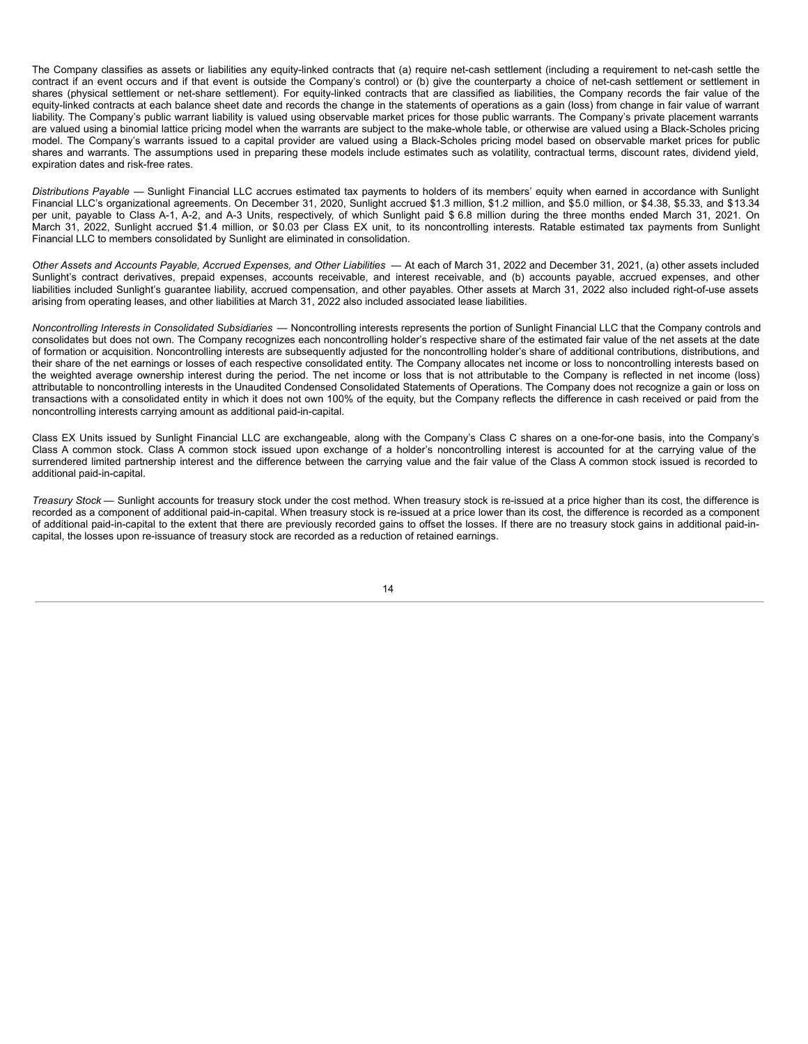The Company classifies as assets or liabilities any equity-linked contracts that (a) require net-cash settlement (including a requirement to net-cash settle the contract if an event occurs and if that event is outside the Company's control) or (b) give the counterparty a choice of net-cash settlement or settlement in shares (physical settlement or net-share settlement). For equity-linked contracts that are classified as liabilities, the Company records the fair value of the equity-linked contracts at each balance sheet date and records the change in the statements of operations as a gain (loss) from change in fair value of warrant liability. The Company's public warrant liability is valued using observable market prices for those public warrants. The Company's private placement warrants are valued using a binomial lattice pricing model when the warrants are subject to the make-whole table, or otherwise are valued using a Black-Scholes pricing model. The Company's warrants issued to a capital provider are valued using a Black-Scholes pricing model based on observable market prices for public shares and warrants. The assumptions used in preparing these models include estimates such as volatility, contractual terms, discount rates, dividend yield, expiration dates and risk-free rates.

*Distributions Payable* — Sunlight Financial LLC accrues estimated tax payments to holders of its members' equity when earned in accordance with Sunlight Financial LLC's organizational agreements. On December 31, 2020, Sunlight accrued $1.3 million, $1.2 million, and $5.0 million, or $4.38, $5.33, and $13.34 per unit, payable to Class A-1, A-2, and A-3 Units, respectively, of which Sunlight paid $ 6.8 million during the three months ended March 31, 2021. On March 31, 2022, Sunlight accrued $1.4 million, or $0.03 per Class EX unit, to its noncontrolling interests. Ratable estimated tax payments from Sunlight Financial LLC to members consolidated by Sunlight are eliminated in consolidation.

*Other Assets and Accounts Payable, Accrued Expenses, and Other Liabilities* — At each of March 31, 2022 and December 31, 2021, (a) other assets included Sunlight's contract derivatives, prepaid expenses, accounts receivable, and interest receivable, and (b) accounts payable, accrued expenses, and other liabilities included Sunlight's guarantee liability, accrued compensation, and other payables. Other assets at March 31, 2022 also included right-of-use assets arising from operating leases, and other liabilities at March 31, 2022 also included associated lease liabilities.

*Noncontrolling Interests in Consolidated Subsidiaries* — Noncontrolling interests represents the portion of Sunlight Financial LLC that the Company controls and consolidates but does not own. The Company recognizes each noncontrolling holder's respective share of the estimated fair value of the net assets at the date of formation or acquisition. Noncontrolling interests are subsequently adjusted for the noncontrolling holder's share of additional contributions, distributions, and their share of the net earnings or losses of each respective consolidated entity. The Company allocates net income or loss to noncontrolling interests based on the weighted average ownership interest during the period. The net income or loss that is not attributable to the Company is reflected in net income (loss) attributable to noncontrolling interests in the Unaudited Condensed Consolidated Statements of Operations. The Company does not recognize a gain or loss on transactions with a consolidated entity in which it does not own 100% of the equity, but the Company reflects the difference in cash received or paid from the noncontrolling interests carrying amount as additional paid-in-capital.

Class EX Units issued by Sunlight Financial LLC are exchangeable, along with the Company's Class C shares on a one-for-one basis, into the Company's Class A common stock. Class A common stock issued upon exchange of a holder's noncontrolling interest is accounted for at the carrying value of the surrendered limited partnership interest and the difference between the carrying value and the fair value of the Class A common stock issued is recorded to additional paid-in-capital.

*Treasury Stock* — Sunlight accounts for treasury stock under the cost method. When treasury stock is re-issued at a price higher than its cost, the difference is recorded as a component of additional paid-in-capital. When treasury stock is re-issued at a price lower than its cost, the difference is recorded as a component of additional paid-in-capital to the extent that there are previously recorded gains to offset the losses. If there are no treasury stock gains in additional paid-in-capital, the losses upon re-issuance of treasury stock are recorded as a reduction of retained earnings.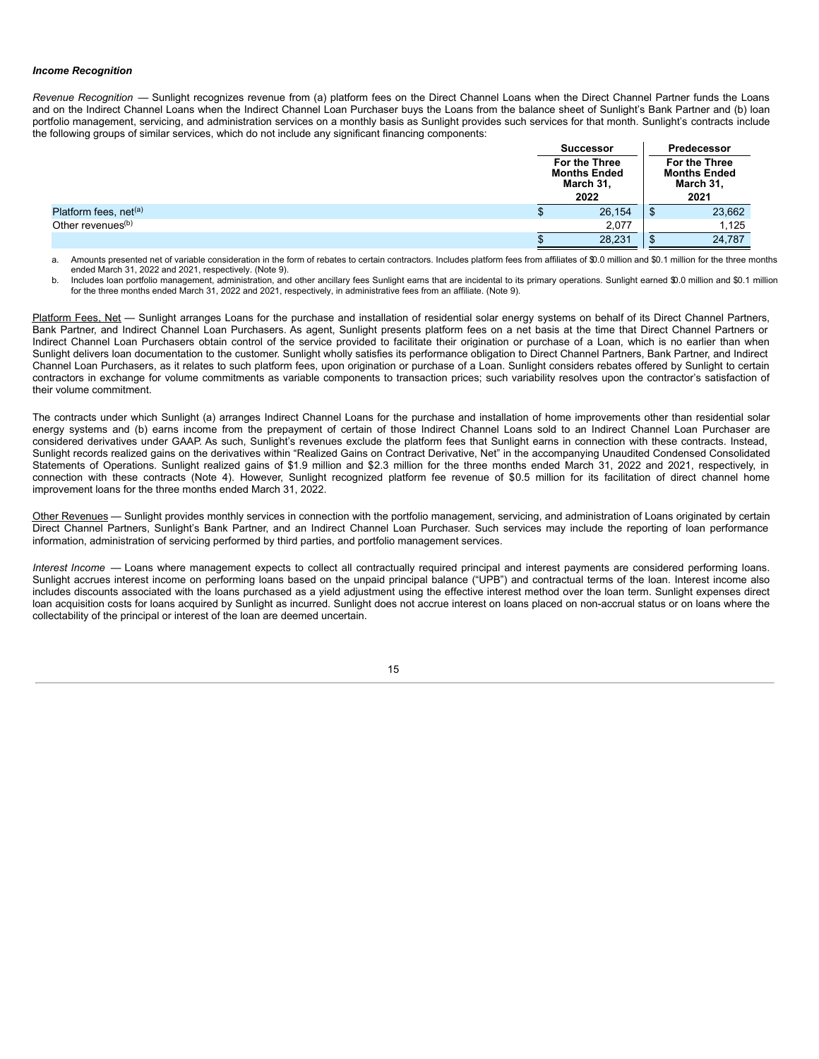***Income Recognition***

*Revenue Recognition* — Sunlight recognizes revenue from (a) platform fees on the Direct Channel Loans when the Direct Channel Partner funds the Loans and on the Indirect Channel Loans when the Indirect Channel Loan Purchaser buys the Loans from the balance sheet of Sunlight's Bank Partner and (b) loan portfolio management, servicing, and administration services on a monthly basis as Sunlight provides such services for that month. Sunlight's contracts include the following groups of similar services, which do not include any significant financing components:

| | Successor | Predecessor |
|---|---|---|
| | For the Three Months Ended March 31, 2022 | For the Three Months Ended March 31, 2021 |
| Platform fees, net[(a)] | $ 26,154 | $ 23,662 |
| Other revenues[(b)] | 2,077 | 1,125 |
| | $ 28,231 | $ 24,787 |

a. Amounts presented net of variable consideration in the form of rebates to certain contractors. Includes platform fees from affiliates of $0.0 million and $0.1 million for the three months ended March 31, 2022 and 2021, respectively. (Note 9).

b. Includes loan portfolio management, administration, and other ancillary fees Sunlight earns that are incidental to its primary operations. Sunlight earned $0.0 million and $0.1 million for the three months ended March 31, 2022 and 2021, respectively, in administrative fees from an affiliate. (Note 9).

<u>Platform Fees, Net</u> — Sunlight arranges Loans for the purchase and installation of residential solar energy systems on behalf of its Direct Channel Partners, Bank Partner, and Indirect Channel Loan Purchasers. As agent, Sunlight presents platform fees on a net basis at the time that Direct Channel Partners or Indirect Channel Loan Purchasers obtain control of the service provided to facilitate their origination or purchase of a Loan, which is no earlier than when Sunlight delivers loan documentation to the customer. Sunlight wholly satisfies its performance obligation to Direct Channel Partners, Bank Partner, and Indirect Channel Loan Purchasers, as it relates to such platform fees, upon origination or purchase of a Loan. Sunlight considers rebates offered by Sunlight to certain contractors in exchange for volume commitments as variable components to transaction prices; such variability resolves upon the contractor's satisfaction of their volume commitment.

The contracts under which Sunlight (a) arranges Indirect Channel Loans for the purchase and installation of home improvements other than residential solar energy systems and (b) earns income from the prepayment of certain of those Indirect Channel Loans sold to an Indirect Channel Loan Purchaser are considered derivatives under GAAP. As such, Sunlight's revenues exclude the platform fees that Sunlight earns in connection with these contracts. Instead, Sunlight records realized gains on the derivatives within "Realized Gains on Contract Derivative, Net" in the accompanying Unaudited Condensed Consolidated Statements of Operations. Sunlight realized gains of $1.9 million and $2.3 million for the three months ended March 31, 2022 and 2021, respectively, in connection with these contracts (Note 4). However, Sunlight recognized platform fee revenue of $0.5 million for its facilitation of direct channel home improvement loans for the three months ended March 31, 2022.

<u>Other Revenues</u> — Sunlight provides monthly services in connection with the portfolio management, servicing, and administration of Loans originated by certain Direct Channel Partners, Sunlight's Bank Partner, and an Indirect Channel Loan Purchaser. Such services may include the reporting of loan performance information, administration of servicing performed by third parties, and portfolio management services.

*Interest Income* — Loans where management expects to collect all contractually required principal and interest payments are considered performing loans. Sunlight accrues interest income on performing loans based on the unpaid principal balance ("UPB") and contractual terms of the loan. Interest income also includes discounts associated with the loans purchased as a yield adjustment using the effective interest method over the loan term. Sunlight expenses direct loan acquisition costs for loans acquired by Sunlight as incurred. Sunlight does not accrue interest on loans placed on non-accrual status or on loans where the collectability of the principal or interest of the loan are deemed uncertain.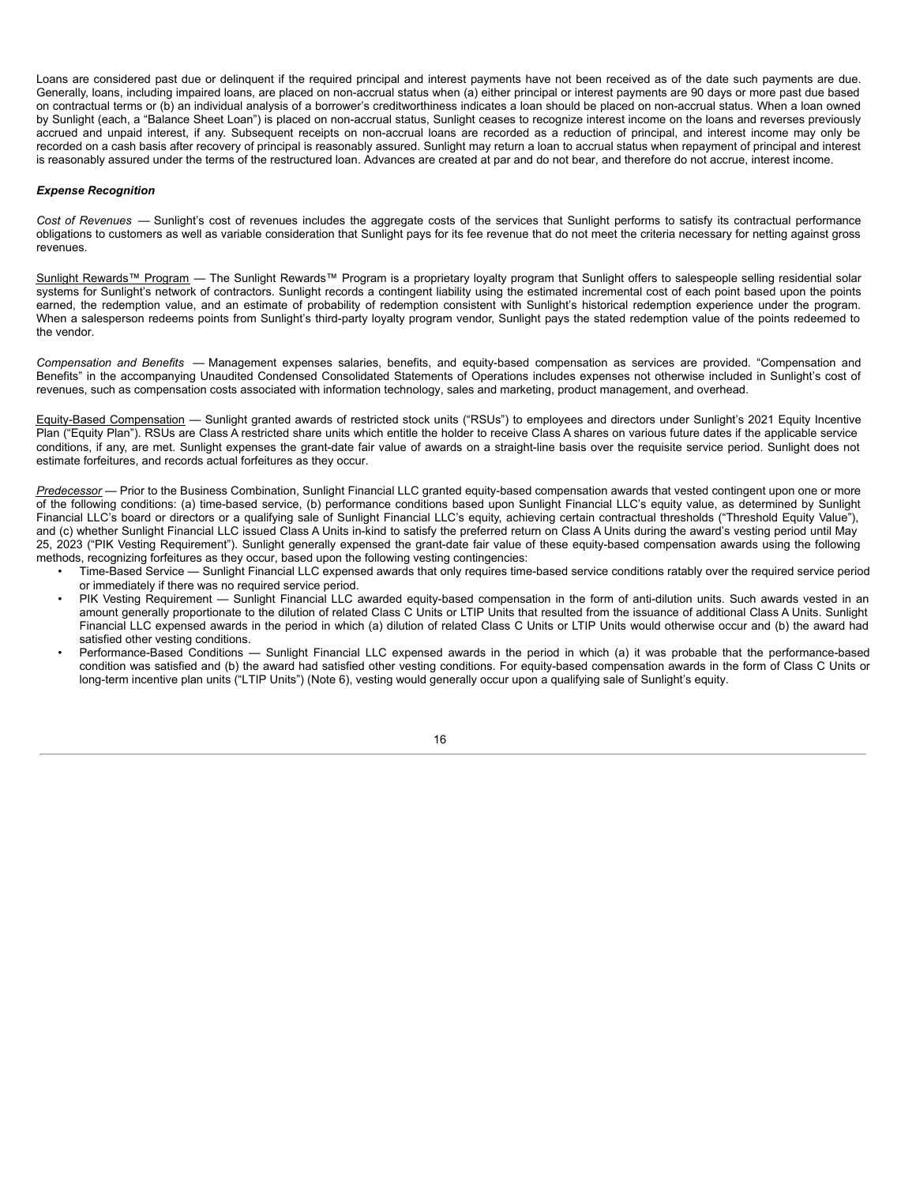Loans are considered past due or delinquent if the required principal and interest payments have not been received as of the date such payments are due. Generally, loans, including impaired loans, are placed on non-accrual status when (a) either principal or interest payments are 90 days or more past due based on contractual terms or (b) an individual analysis of a borrower's creditworthiness indicates a loan should be placed on non-accrual status. When a loan owned by Sunlight (each, a "Balance Sheet Loan") is placed on non-accrual status, Sunlight ceases to recognize interest income on the loans and reverses previously accrued and unpaid interest, if any. Subsequent receipts on non-accrual loans are recorded as a reduction of principal, and interest income may only be recorded on a cash basis after recovery of principal is reasonably assured. Sunlight may return a loan to accrual status when repayment of principal and interest is reasonably assured under the terms of the restructured loan. Advances are created at par and do not bear, and therefore do not accrue, interest income.

***Expense Recognition***

*Cost of Revenues* — Sunlight's cost of revenues includes the aggregate costs of the services that Sunlight performs to satisfy its contractual performance obligations to customers as well as variable consideration that Sunlight pays for its fee revenue that do not meet the criteria necessary for netting against gross revenues.

Sunlight Rewards™ Program — The Sunlight Rewards™ Program is a proprietary loyalty program that Sunlight offers to salespeople selling residential solar systems for Sunlight's network of contractors. Sunlight records a contingent liability using the estimated incremental cost of each point based upon the points earned, the redemption value, and an estimate of probability of redemption consistent with Sunlight's historical redemption experience under the program. When a salesperson redeems points from Sunlight's third-party loyalty program vendor, Sunlight pays the stated redemption value of the points redeemed to the vendor.

*Compensation and Benefits* — Management expenses salaries, benefits, and equity-based compensation as services are provided. "Compensation and Benefits" in the accompanying Unaudited Condensed Consolidated Statements of Operations includes expenses not otherwise included in Sunlight's cost of revenues, such as compensation costs associated with information technology, sales and marketing, product management, and overhead.

Equity-Based Compensation — Sunlight granted awards of restricted stock units ("RSUs") to employees and directors under Sunlight's 2021 Equity Incentive Plan ("Equity Plan"). RSUs are Class A restricted share units which entitle the holder to receive Class A shares on various future dates if the applicable service conditions, if any, are met. Sunlight expenses the grant-date fair value of awards on a straight-line basis over the requisite service period. Sunlight does not estimate forfeitures, and records actual forfeitures as they occur.

*Predecessor* — Prior to the Business Combination, Sunlight Financial LLC granted equity-based compensation awards that vested contingent upon one or more of the following conditions: (a) time-based service, (b) performance conditions based upon Sunlight Financial LLC's equity value, as determined by Sunlight Financial LLC's board or directors or a qualifying sale of Sunlight Financial LLC's equity, achieving certain contractual thresholds ("Threshold Equity Value"), and (c) whether Sunlight Financial LLC issued Class A Units in-kind to satisfy the preferred return on Class A Units during the award's vesting period until May 25, 2023 ("PIK Vesting Requirement"). Sunlight generally expensed the grant-date fair value of these equity-based compensation awards using the following methods, recognizing forfeitures as they occur, based upon the following vesting contingencies:

- Time-Based Service — Sunlight Financial LLC expensed awards that only requires time-based service conditions ratably over the required service period or immediately if there was no required service period.
- PIK Vesting Requirement — Sunlight Financial LLC awarded equity-based compensation in the form of anti-dilution units. Such awards vested in an amount generally proportionate to the dilution of related Class C Units or LTIP Units that resulted from the issuance of additional Class A Units. Sunlight Financial LLC expensed awards in the period in which (a) dilution of related Class C Units or LTIP Units would otherwise occur and (b) the award had satisfied other vesting conditions.
- Performance-Based Conditions — Sunlight Financial LLC expensed awards in the period in which (a) it was probable that the performance-based condition was satisfied and (b) the award had satisfied other vesting conditions. For equity-based compensation awards in the form of Class C Units or long-term incentive plan units ("LTIP Units") (Note 6), vesting would generally occur upon a qualifying sale of Sunlight's equity.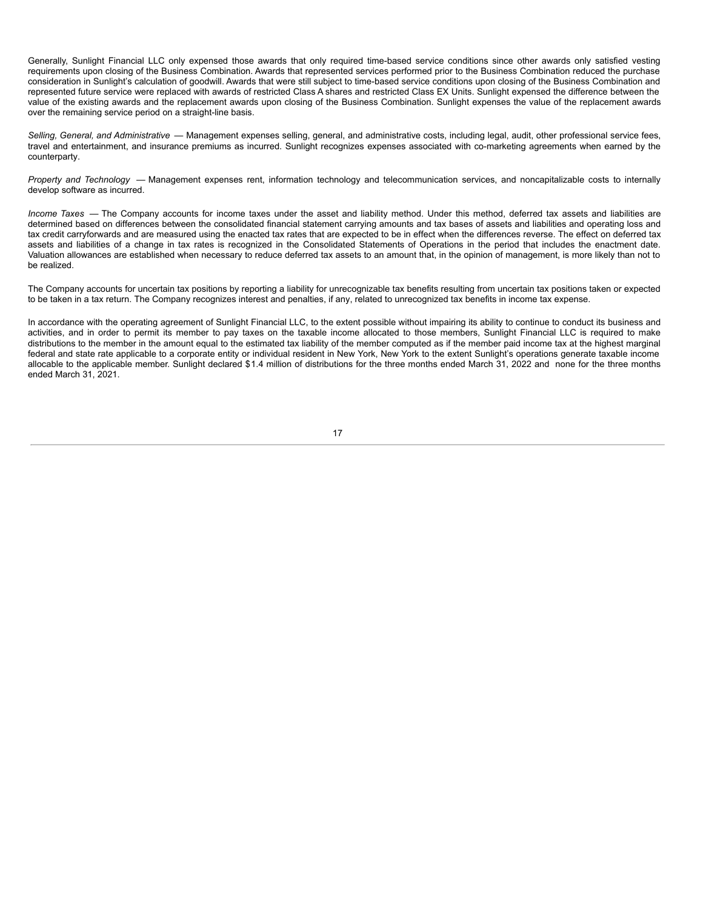Generally, Sunlight Financial LLC only expensed those awards that only required time-based service conditions since other awards only satisfied vesting requirements upon closing of the Business Combination. Awards that represented services performed prior to the Business Combination reduced the purchase consideration in Sunlight's calculation of goodwill. Awards that were still subject to time-based service conditions upon closing of the Business Combination and represented future service were replaced with awards of restricted Class A shares and restricted Class EX Units. Sunlight expensed the difference between the value of the existing awards and the replacement awards upon closing of the Business Combination. Sunlight expenses the value of the replacement awards over the remaining service period on a straight-line basis.

*Selling, General, and Administrative* — Management expenses selling, general, and administrative costs, including legal, audit, other professional service fees, travel and entertainment, and insurance premiums as incurred. Sunlight recognizes expenses associated with co-marketing agreements when earned by the counterparty.

*Property and Technology* — Management expenses rent, information technology and telecommunication services, and noncapitalizable costs to internally develop software as incurred.

*Income Taxes* — The Company accounts for income taxes under the asset and liability method. Under this method, deferred tax assets and liabilities are determined based on differences between the consolidated financial statement carrying amounts and tax bases of assets and liabilities and operating loss and tax credit carryforwards and are measured using the enacted tax rates that are expected to be in effect when the differences reverse. The effect on deferred tax assets and liabilities of a change in tax rates is recognized in the Consolidated Statements of Operations in the period that includes the enactment date. Valuation allowances are established when necessary to reduce deferred tax assets to an amount that, in the opinion of management, is more likely than not to be realized.

The Company accounts for uncertain tax positions by reporting a liability for unrecognizable tax benefits resulting from uncertain tax positions taken or expected to be taken in a tax return. The Company recognizes interest and penalties, if any, related to unrecognized tax benefits in income tax expense.

In accordance with the operating agreement of Sunlight Financial LLC, to the extent possible without impairing its ability to continue to conduct its business and activities, and in order to permit its member to pay taxes on the taxable income allocated to those members, Sunlight Financial LLC is required to make distributions to the member in the amount equal to the estimated tax liability of the member computed as if the member paid income tax at the highest marginal federal and state rate applicable to a corporate entity or individual resident in New York, New York to the extent Sunlight's operations generate taxable income allocable to the applicable member. Sunlight declared $1.4 million of distributions for the three months ended March 31, 2022 and none for the three months ended March 31, 2021.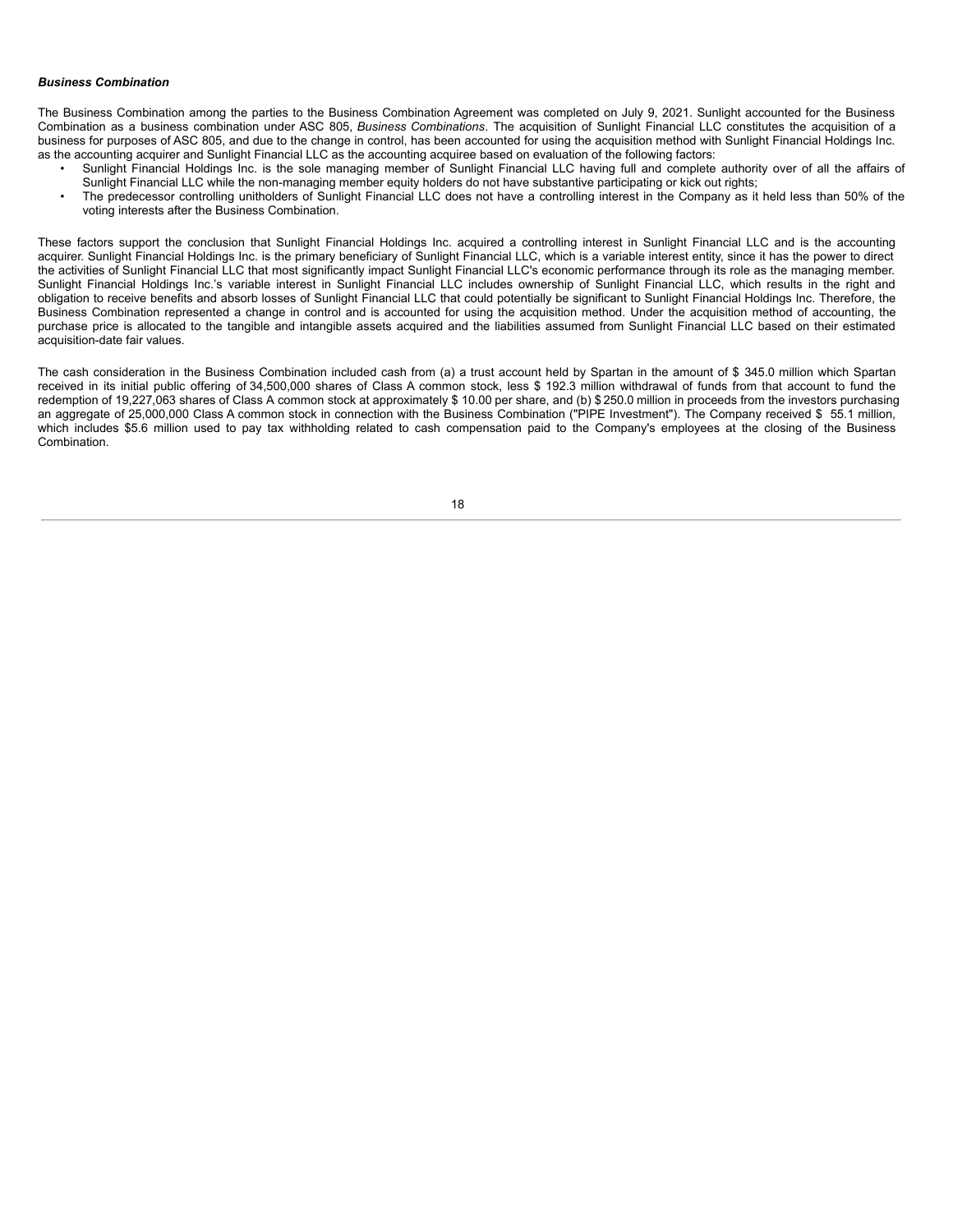***Business Combination***

The Business Combination among the parties to the Business Combination Agreement was completed on July 9, 2021. Sunlight accounted for the Business Combination as a business combination under ASC 805, *Business Combinations*. The acquisition of Sunlight Financial LLC constitutes the acquisition of a business for purposes of ASC 805, and due to the change in control, has been accounted for using the acquisition method with Sunlight Financial Holdings Inc. as the accounting acquirer and Sunlight Financial LLC as the accounting acquiree based on evaluation of the following factors:

- Sunlight Financial Holdings Inc. is the sole managing member of Sunlight Financial LLC having full and complete authority over of all the affairs of Sunlight Financial LLC while the non-managing member equity holders do not have substantive participating or kick out rights;
- The predecessor controlling unitholders of Sunlight Financial LLC does not have a controlling interest in the Company as it held less than 50% of the voting interests after the Business Combination.

These factors support the conclusion that Sunlight Financial Holdings Inc. acquired a controlling interest in Sunlight Financial LLC and is the accounting acquirer. Sunlight Financial Holdings Inc. is the primary beneficiary of Sunlight Financial LLC, which is a variable interest entity, since it has the power to direct the activities of Sunlight Financial LLC that most significantly impact Sunlight Financial LLC's economic performance through its role as the managing member. Sunlight Financial Holdings Inc.'s variable interest in Sunlight Financial LLC includes ownership of Sunlight Financial LLC, which results in the right and obligation to receive benefits and absorb losses of Sunlight Financial LLC that could potentially be significant to Sunlight Financial Holdings Inc. Therefore, the Business Combination represented a change in control and is accounted for using the acquisition method. Under the acquisition method of accounting, the purchase price is allocated to the tangible and intangible assets acquired and the liabilities assumed from Sunlight Financial LLC based on their estimated acquisition-date fair values.

The cash consideration in the Business Combination included cash from (a) a trust account held by Spartan in the amount of $ 345.0 million which Spartan received in its initial public offering of 34,500,000 shares of Class A common stock, less $ 192.3 million withdrawal of funds from that account to fund the redemption of 19,227,063 shares of Class A common stock at approximately $ 10.00 per share, and (b) $ 250.0 million in proceeds from the investors purchasing an aggregate of 25,000,000 Class A common stock in connection with the Business Combination ("PIPE Investment"). The Company received $ 55.1 million, which includes $5.6 million used to pay tax withholding related to cash compensation paid to the Company's employees at the closing of the Business Combination.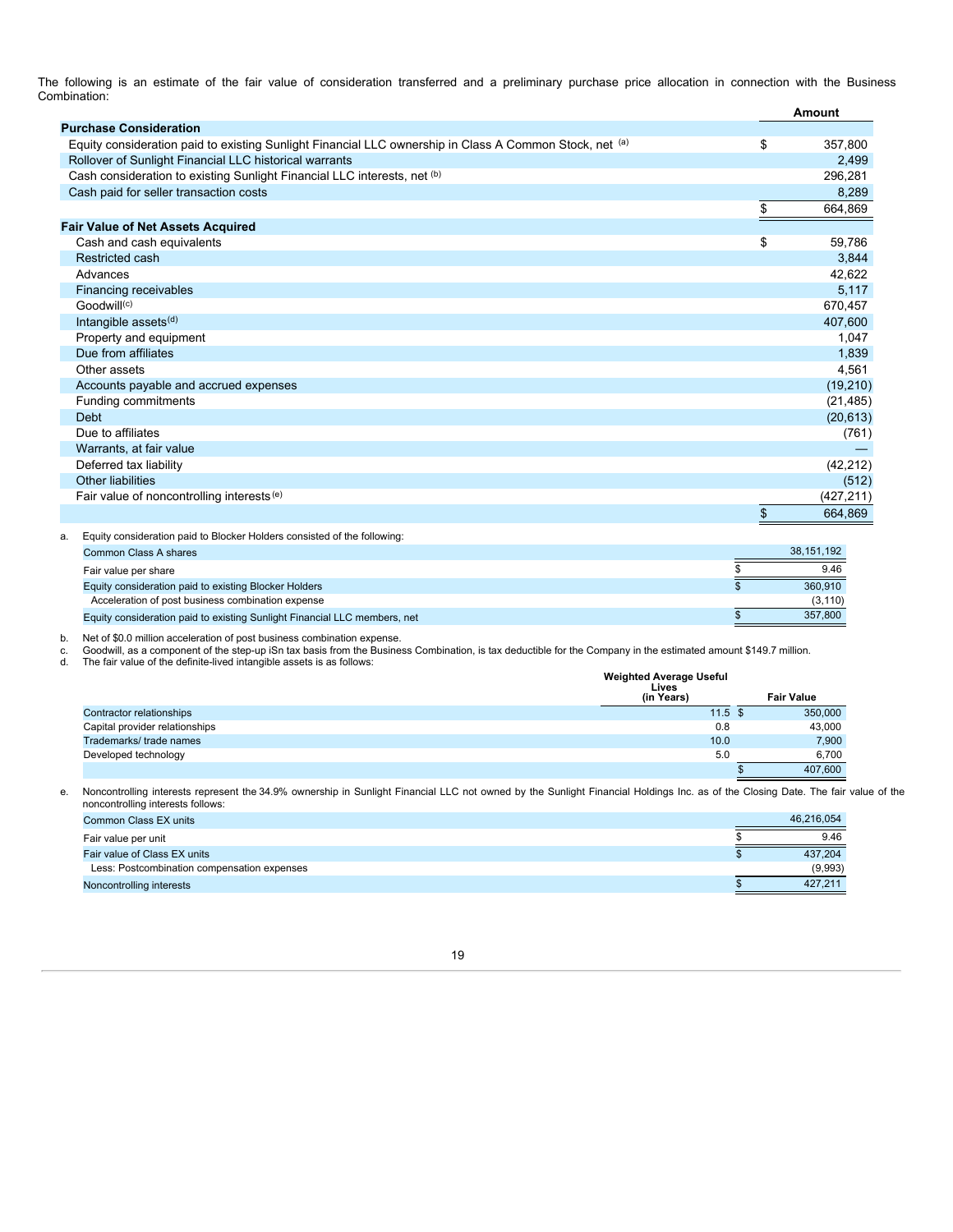The following is an estimate of the fair value of consideration transferred and a preliminary purchase price allocation in connection with the Business Combination:

| | Amount |
|---|---|
| **Purchase Consideration** | |
| Equity consideration paid to existing Sunlight Financial LLC ownership in Class A Common Stock, net [(a)] | $ 357,800 |
| Rollover of Sunlight Financial LLC historical warrants | 2,499 |
| Cash consideration to existing Sunlight Financial LLC interests, net [(b)] | 296,281 |
| Cash paid for seller transaction costs | 8,289 |
| | $ 664,869 |
| **Fair Value of Net Assets Acquired** | |
| Cash and cash equivalents | $ 59,786 |
| Restricted cash | 3,844 |
| Advances | 42,622 |
| Financing receivables | 5,117 |
| Goodwill[(c)] | 670,457 |
| Intangible assets[(d)] | 407,600 |
| Property and equipment | 1,047 |
| Due from affiliates | 1,839 |
| Other assets | 4,561 |
| Accounts payable and accrued expenses | (19,210) |
| Funding commitments | (21,485) |
| Debt | (20,613) |
| Due to affiliates | (761) |
| Warrants, at fair value | — |
| Deferred tax liability | (42,212) |
| Other liabilities | (512) |
| Fair value of noncontrolling interests [(e)] | (427,211) |
| | $ 664,869 |

a. Equity consideration paid to Blocker Holders consisted of the following:

| | |
|---|---|
| Common Class A shares | 38,151,192 |
| Fair value per share | $ 9.46 |
| Equity consideration paid to existing Blocker Holders | $ 360,910 |
| Acceleration of post business combination expense | (3,110) |
| Equity consideration paid to existing Sunlight Financial LLC members, net | $ 357,800 |

b. Net of $0.0 million acceleration of post business combination expense.

c. Goodwill, as a component of the step-up iSn tax basis from the Business Combination, is tax deductible for the Company in the estimated amount $149.7 million.

d. The fair value of the definite-lived intangible assets is as follows:

| | Weighted Average Useful Lives (in Years) | Fair Value |
|---|---|---|
| Contractor relationships | 11.5 | $ 350,000 |
| Capital provider relationships | 0.8 | 43,000 |
| Trademarks/ trade names | 10.0 | 7,900 |
| Developed technology | 5.0 | 6,700 |
| | | $ 407,600 |

e. Noncontrolling interests represent the 34.9% ownership in Sunlight Financial LLC not owned by the Sunlight Financial Holdings Inc. as of the Closing Date. The fair value of the noncontrolling interests follows:

| | |
|---|---|
| Common Class EX units | 46,216,054 |
| Fair value per unit | $ 9.46 |
| Fair value of Class EX units | $ 437,204 |
| Less: Postcombination compensation expenses | (9,993) |
| Noncontrolling interests | $ 427,211 |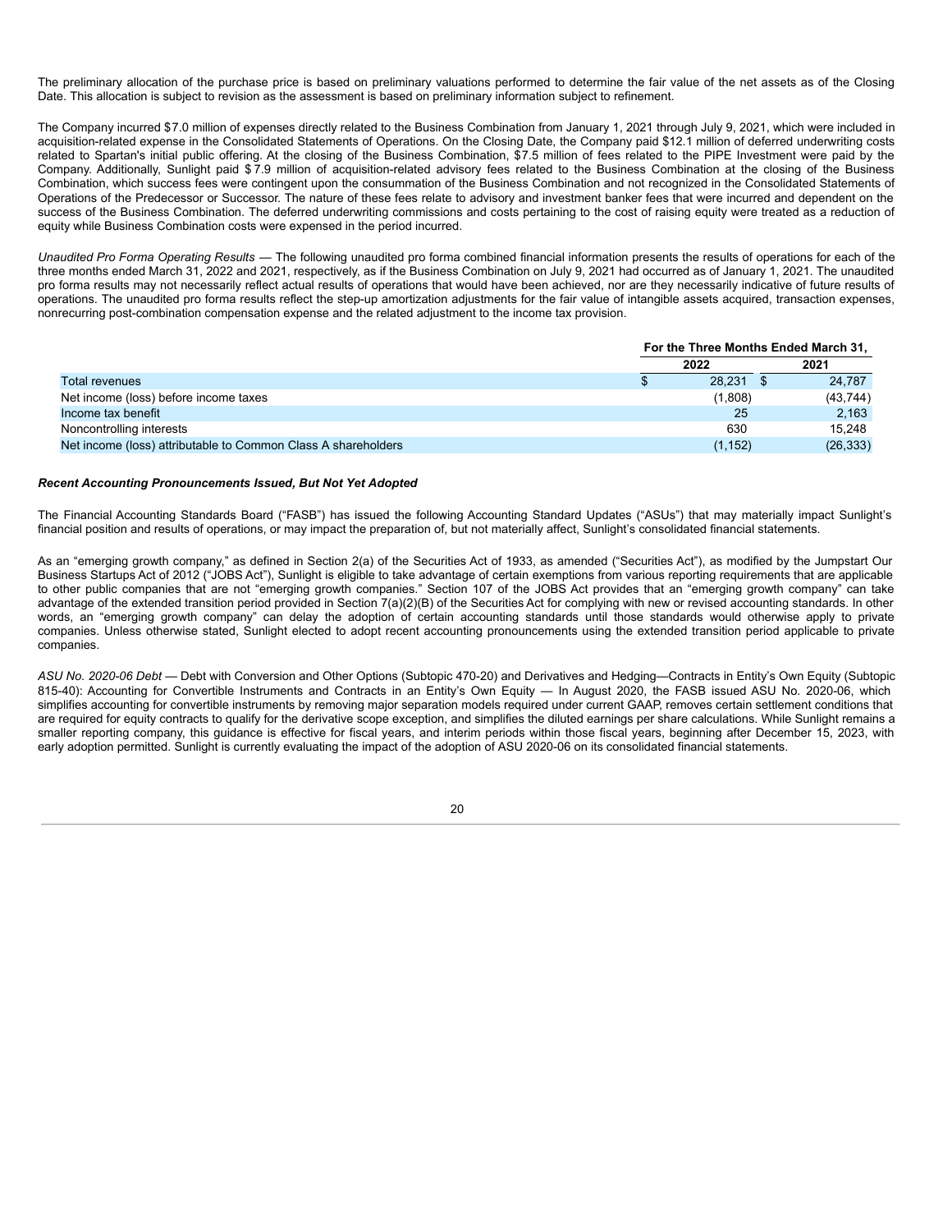The preliminary allocation of the purchase price is based on preliminary valuations performed to determine the fair value of the net assets as of the Closing Date. This allocation is subject to revision as the assessment is based on preliminary information subject to refinement.

The Company incurred $7.0 million of expenses directly related to the Business Combination from January 1, 2021 through July 9, 2021, which were included in acquisition-related expense in the Consolidated Statements of Operations. On the Closing Date, the Company paid $12.1 million of deferred underwriting costs related to Spartan's initial public offering. At the closing of the Business Combination, $7.5 million of fees related to the PIPE Investment were paid by the Company. Additionally, Sunlight paid $7.9 million of acquisition-related advisory fees related to the Business Combination at the closing of the Business Combination, which success fees were contingent upon the consummation of the Business Combination and not recognized in the Consolidated Statements of Operations of the Predecessor or Successor. The nature of these fees relate to advisory and investment banker fees that were incurred and dependent on the success of the Business Combination. The deferred underwriting commissions and costs pertaining to the cost of raising equity were treated as a reduction of equity while Business Combination costs were expensed in the period incurred.

*Unaudited Pro Forma Operating Results* — The following unaudited pro forma combined financial information presents the results of operations for each of the three months ended March 31, 2022 and 2021, respectively, as if the Business Combination on July 9, 2021 had occurred as of January 1, 2021. The unaudited pro forma results may not necessarily reflect actual results of operations that would have been achieved, nor are they necessarily indicative of future results of operations. The unaudited pro forma results reflect the step-up amortization adjustments for the fair value of intangible assets acquired, transaction expenses, nonrecurring post-combination compensation expense and the related adjustment to the income tax provision.

| | For the Three Months Ended March 31, | |
|---|---|---|
| | 2022 | 2021 |
| Total revenues | $ 28,231 | $ 24,787 |
| Net income (loss) before income taxes | (1,808) | (43,744) |
| Income tax benefit | 25 | 2,163 |
| Noncontrolling interests | 630 | 15,248 |
| Net income (loss) attributable to Common Class A shareholders | (1,152) | (26,333) |

***Recent Accounting Pronouncements Issued, But Not Yet Adopted***

The Financial Accounting Standards Board ("FASB") has issued the following Accounting Standard Updates ("ASUs") that may materially impact Sunlight's financial position and results of operations, or may impact the preparation of, but not materially affect, Sunlight's consolidated financial statements.

As an "emerging growth company," as defined in Section 2(a) of the Securities Act of 1933, as amended ("Securities Act"), as modified by the Jumpstart Our Business Startups Act of 2012 ("JOBS Act"), Sunlight is eligible to take advantage of certain exemptions from various reporting requirements that are applicable to other public companies that are not "emerging growth companies." Section 107 of the JOBS Act provides that an "emerging growth company" can take advantage of the extended transition period provided in Section 7(a)(2)(B) of the Securities Act for complying with new or revised accounting standards. In other words, an "emerging growth company" can delay the adoption of certain accounting standards until those standards would otherwise apply to private companies. Unless otherwise stated, Sunlight elected to adopt recent accounting pronouncements using the extended transition period applicable to private companies.

*ASU No. 2020-06 Debt* — Debt with Conversion and Other Options (Subtopic 470-20) and Derivatives and Hedging—Contracts in Entity's Own Equity (Subtopic 815-40): Accounting for Convertible Instruments and Contracts in an Entity's Own Equity — In August 2020, the FASB issued ASU No. 2020-06, which simplifies accounting for convertible instruments by removing major separation models required under current GAAP, removes certain settlement conditions that are required for equity contracts to qualify for the derivative scope exception, and simplifies the diluted earnings per share calculations. While Sunlight remains a smaller reporting company, this guidance is effective for fiscal years, and interim periods within those fiscal years, beginning after December 15, 2023, with early adoption permitted. Sunlight is currently evaluating the impact of the adoption of ASU 2020-06 on its consolidated financial statements.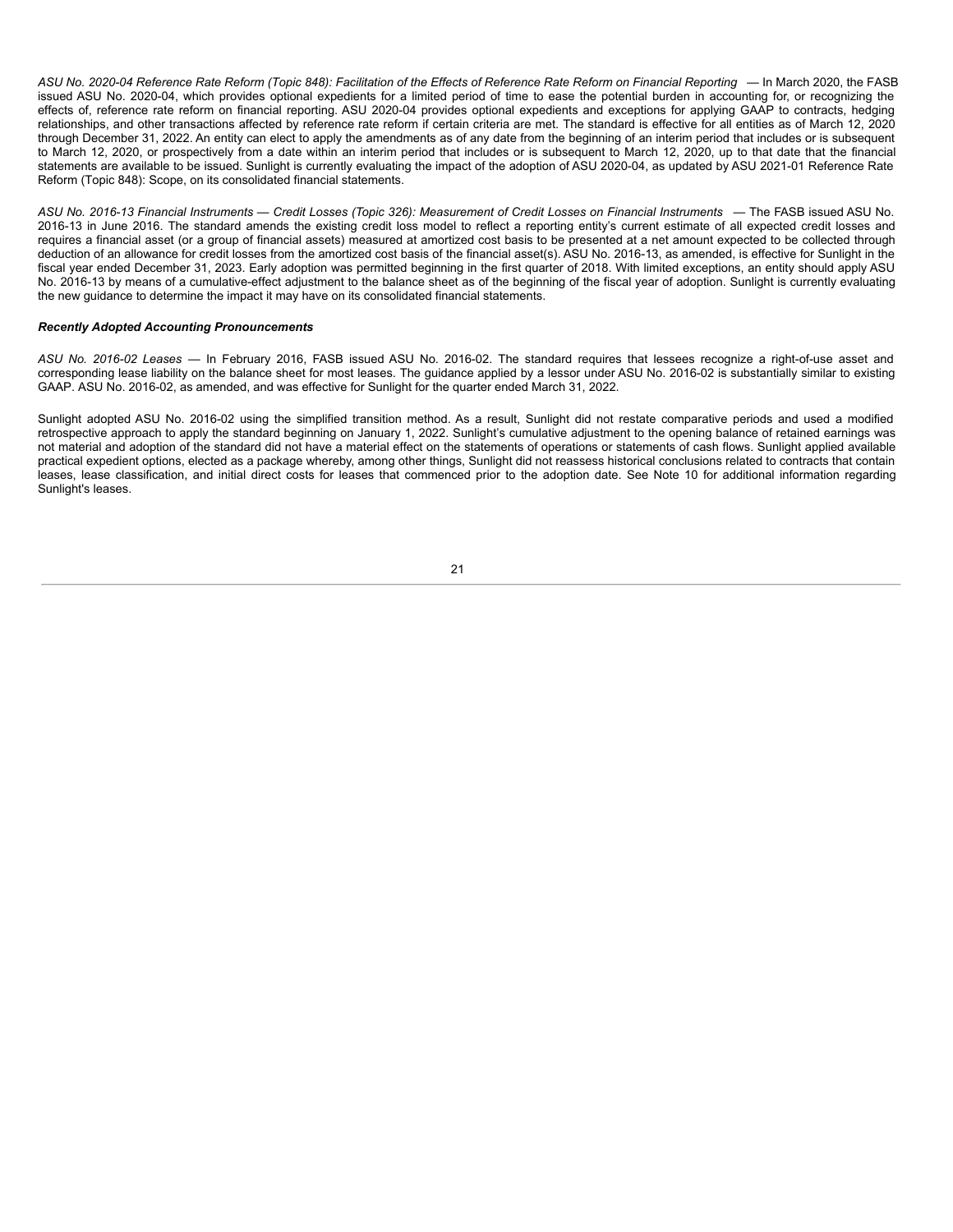*ASU No. 2020-04 Reference Rate Reform (Topic 848): Facilitation of the Effects of Reference Rate Reform on Financial Reporting* — In March 2020, the FASB issued ASU No. 2020-04, which provides optional expedients for a limited period of time to ease the potential burden in accounting for, or recognizing the effects of, reference rate reform on financial reporting. ASU 2020-04 provides optional expedients and exceptions for applying GAAP to contracts, hedging relationships, and other transactions affected by reference rate reform if certain criteria are met. The standard is effective for all entities as of March 12, 2020 through December 31, 2022. An entity can elect to apply the amendments as of any date from the beginning of an interim period that includes or is subsequent to March 12, 2020, or prospectively from a date within an interim period that includes or is subsequent to March 12, 2020, up to that date that the financial statements are available to be issued. Sunlight is currently evaluating the impact of the adoption of ASU 2020-04, as updated by ASU 2021-01 Reference Rate Reform (Topic 848): Scope, on its consolidated financial statements.

*ASU No. 2016-13 Financial Instruments — Credit Losses (Topic 326): Measurement of Credit Losses on Financial Instruments* — The FASB issued ASU No. 2016-13 in June 2016. The standard amends the existing credit loss model to reflect a reporting entity's current estimate of all expected credit losses and requires a financial asset (or a group of financial assets) measured at amortized cost basis to be presented at a net amount expected to be collected through deduction of an allowance for credit losses from the amortized cost basis of the financial asset(s). ASU No. 2016-13, as amended, is effective for Sunlight in the fiscal year ended December 31, 2023. Early adoption was permitted beginning in the first quarter of 2018. With limited exceptions, an entity should apply ASU No. 2016-13 by means of a cumulative-effect adjustment to the balance sheet as of the beginning of the fiscal year of adoption. Sunlight is currently evaluating the new guidance to determine the impact it may have on its consolidated financial statements.

***Recently Adopted Accounting Pronouncements***

*ASU No. 2016-02 Leases* — In February 2016, FASB issued ASU No. 2016-02. The standard requires that lessees recognize a right-of-use asset and corresponding lease liability on the balance sheet for most leases. The guidance applied by a lessor under ASU No. 2016-02 is substantially similar to existing GAAP. ASU No. 2016-02, as amended, and was effective for Sunlight for the quarter ended March 31, 2022.

Sunlight adopted ASU No. 2016-02 using the simplified transition method. As a result, Sunlight did not restate comparative periods and used a modified retrospective approach to apply the standard beginning on January 1, 2022. Sunlight's cumulative adjustment to the opening balance of retained earnings was not material and adoption of the standard did not have a material effect on the statements of operations or statements of cash flows. Sunlight applied available practical expedient options, elected as a package whereby, among other things, Sunlight did not reassess historical conclusions related to contracts that contain leases, lease classification, and initial direct costs for leases that commenced prior to the adoption date. See Note 10 for additional information regarding Sunlight's leases.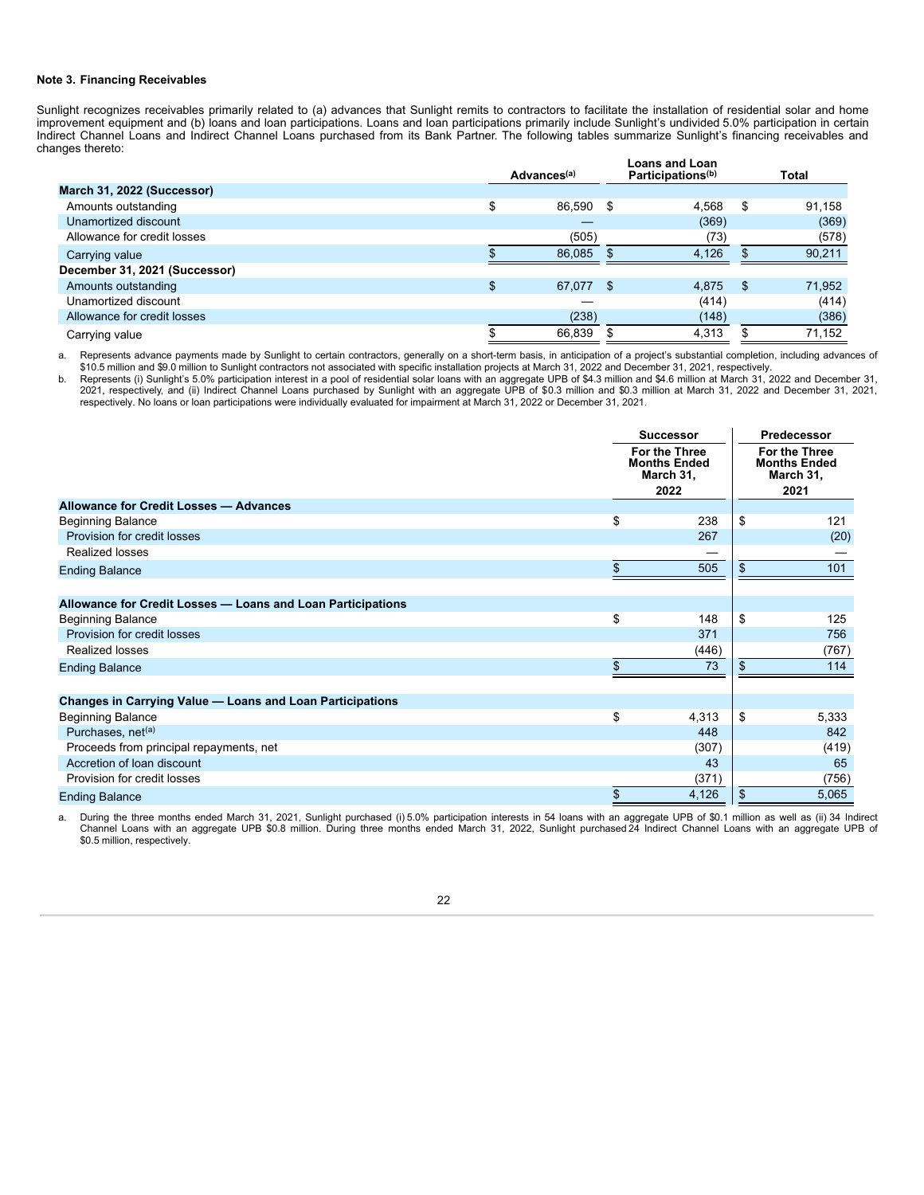**Note 3. Financing Receivables**

Sunlight recognizes receivables primarily related to (a) advances that Sunlight remits to contractors to facilitate the installation of residential solar and home improvement equipment and (b) loans and loan participations. Loans and loan participations primarily include Sunlight's undivided 5.0% participation in certain Indirect Channel Loans and Indirect Channel Loans purchased from its Bank Partner. The following tables summarize Sunlight's financing receivables and changes thereto:

| | Advances[(a)] | Loans and Loan Participations[(b)] | Total |
|---|---|---|---|
| **March 31, 2022 (Successor)** | | | |
| Amounts outstanding | $ 86,590 | $ 4,568 | $ 91,158 |
| Unamortized discount | — | (369) | (369) |
| Allowance for credit losses | (505) | (73) | (578) |
| Carrying value | $ 86,085 | $ 4,126 | $ 90,211 |
| **December 31, 2021 (Successor)** | | | |
| Amounts outstanding | $ 67,077 | $ 4,875 | $ 71,952 |
| Unamortized discount | — | (414) | (414) |
| Allowance for credit losses | (238) | (148) | (386) |
| Carrying value | $ 66,839 | $ 4,313 | $ 71,152 |

a. Represents advance payments made by Sunlight to certain contractors, generally on a short-term basis, in anticipation of a project's substantial completion, including advances of $10.5 million and $9.0 million to Sunlight contractors not associated with specific installation projects at March 31, 2022 and December 31, 2021, respectively.

b. Represents (i) Sunlight's 5.0% participation interest in a pool of residential solar loans with an aggregate UPB of $4.3 million and $4.6 million at March 31, 2022 and December 31, 2021, respectively, and (ii) Indirect Channel Loans purchased by Sunlight with an aggregate UPB of $0.3 million and $0.3 million at March 31, 2022 and December 31, 2021, respectively. No loans or loan participations were individually evaluated for impairment at March 31, 2022 or December 31, 2021.

| | Successor | Predecessor |
|---|---|---|
| | For the Three Months Ended March 31, 2022 | For the Three Months Ended March 31, 2021 |
| **Allowance for Credit Losses — Advances** | | |
| Beginning Balance | $ 238 | $ 121 |
| Provision for credit losses | 267 | (20) |
| Realized losses | — | — |
| Ending Balance | $ 505 | $ 101 |
| | | |
| **Allowance for Credit Losses — Loans and Loan Participations** | | |
| Beginning Balance | $ 148 | $ 125 |
| Provision for credit losses | 371 | 756 |
| Realized losses | (446) | (767) |
| Ending Balance | $ 73 | $ 114 |
| | | |
| **Changes in Carrying Value — Loans and Loan Participations** | | |
| Beginning Balance | $ 4,313 | $ 5,333 |
| Purchases, net[(a)] | 448 | 842 |
| Proceeds from principal repayments, net | (307) | (419) |
| Accretion of loan discount | 43 | 65 |
| Provision for credit losses | (371) | (756) |
| Ending Balance | $ 4,126 | $ 5,065 |

a. During the three months ended March 31, 2021, Sunlight purchased (i) 5.0% participation interests in 54 loans with an aggregate UPB of $0.1 million as well as (ii) 34 Indirect Channel Loans with an aggregate UPB $0.8 million. During three months ended March 31, 2022, Sunlight purchased 24 Indirect Channel Loans with an aggregate UPB of $0.5 million, respectively.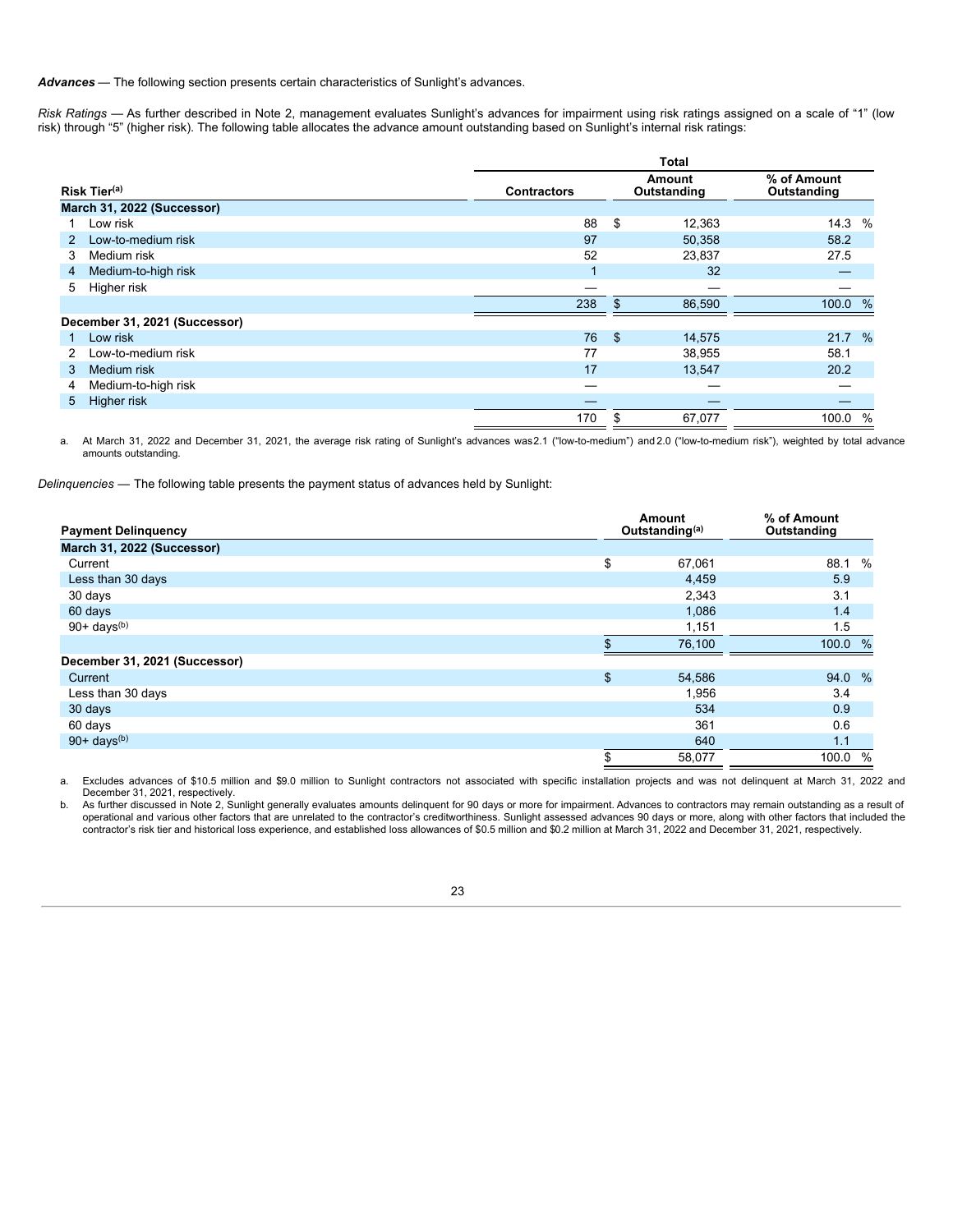***Advances*** — The following section presents certain characteristics of Sunlight's advances.

*Risk Ratings* — As further described in Note 2, management evaluates Sunlight's advances for impairment using risk ratings assigned on a scale of "1" (low risk) through "5" (higher risk). The following table allocates the advance amount outstanding based on Sunlight's internal risk ratings:

| | | Total | | |
|---|---|---|---|---|
| **Risk Tier[(a)]** | | **Contractors** | **Amount Outstanding** | **% of Amount Outstanding** |
| **March 31, 2022 (Successor)** | | | | |
| 1 | Low risk | 88 | $ 12,363 | 14.3 % |
| 2 | Low-to-medium risk | 97 | 50,358 | 58.2 |
| 3 | Medium risk | 52 | 23,837 | 27.5 |
| 4 | Medium-to-high risk | 1 | 32 | — |
| 5 | Higher risk | — | — | — |
| | | 238 | $ 86,590 | 100.0 % |
| **December 31, 2021 (Successor)** | | | | |
| 1 | Low risk | 76 | $ 14,575 | 21.7 % |
| 2 | Low-to-medium risk | 77 | 38,955 | 58.1 |
| 3 | Medium risk | 17 | 13,547 | 20.2 |
| 4 | Medium-to-high risk | — | — | — |
| 5 | Higher risk | — | — | — |
| | | 170 | $ 67,077 | 100.0 % |

a. At March 31, 2022 and December 31, 2021, the average risk rating of Sunlight's advances was 2.1 ("low-to-medium") and 2.0 ("low-to-medium risk"), weighted by total advance amounts outstanding.

*Delinquencies* — The following table presents the payment status of advances held by Sunlight:

| **Payment Delinquency** | **Amount Outstanding[(a)]** | **% of Amount Outstanding** |
|---|---|---|
| **March 31, 2022 (Successor)** | | |
| Current | $ 67,061 | 88.1 % |
| Less than 30 days | 4,459 | 5.9 |
| 30 days | 2,343 | 3.1 |
| 60 days | 1,086 | 1.4 |
| 90+ days[(b)] | 1,151 | 1.5 |
| | $ 76,100 | 100.0 % |
| **December 31, 2021 (Successor)** | | |
| Current | $ 54,586 | 94.0 % |
| Less than 30 days | 1,956 | 3.4 |
| 30 days | 534 | 0.9 |
| 60 days | 361 | 0.6 |
| 90+ days[(b)] | 640 | 1.1 |
| | $ 58,077 | 100.0 % |

a. Excludes advances of $10.5 million and $9.0 million to Sunlight contractors not associated with specific installation projects and was not delinquent at March 31, 2022 and December 31, 2021, respectively.

b. As further discussed in Note 2, Sunlight generally evaluates amounts delinquent for 90 days or more for impairment. Advances to contractors may remain outstanding as a result of operational and various other factors that are unrelated to the contractor's creditworthiness. Sunlight assessed advances 90 days or more, along with other factors that included the contractor's risk tier and historical loss experience, and established loss allowances of $0.5 million and $0.2 million at March 31, 2022 and December 31, 2021, respectively.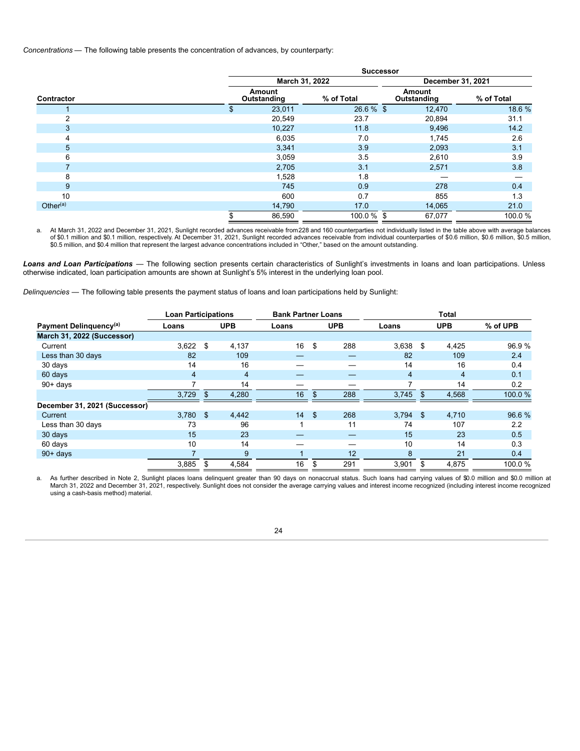*Concentrations* — The following table presents the concentration of advances, by counterparty:

| | Successor | | | |
|---|---|---|---|---|
| | March 31, 2022 | | December 31, 2021 | |
| Contractor | Amount Outstanding | % of Total | Amount Outstanding | % of Total |
| 1 | $ 23,011 | 26.6 % | $ 12,470 | 18.6 % |
| 2 | 20,549 | 23.7 | 20,894 | 31.1 |
| 3 | 10,227 | 11.8 | 9,496 | 14.2 |
| 4 | 6,035 | 7.0 | 1,745 | 2.6 |
| 5 | 3,341 | 3.9 | 2,093 | 3.1 |
| 6 | 3,059 | 3.5 | 2,610 | 3.9 |
| 7 | 2,705 | 3.1 | 2,571 | 3.8 |
| 8 | 1,528 | 1.8 | — | — |
| 9 | 745 | 0.9 | 278 | 0.4 |
| 10 | 600 | 0.7 | 855 | 1.3 |
| Other[(a)] | 14,790 | 17.0 | 14,065 | 21.0 |
| | $ 86,590 | 100.0 % | $ 67,077 | 100.0 % |

a. At March 31, 2022 and December 31, 2021, Sunlight recorded advances receivable from 228 and 160 counterparties not individually listed in the table above with average balances of $0.1 million and $0.1 million, respectively. At December 31, 2021, Sunlight recorded advances receivable from individual counterparties of $0.6 million, $0.6 million, $0.5 million, $0.5 million, and $0.4 million that represent the largest advance concentrations included in "Other," based on the amount outstanding.

***Loans and Loan Participations*** — The following section presents certain characteristics of Sunlight's investments in loans and loan participations. Unless otherwise indicated, loan participation amounts are shown at Sunlight's 5% interest in the underlying loan pool.

*Delinquencies* — The following table presents the payment status of loans and loan participations held by Sunlight:

| | Loan Participations | | Bank Partner Loans | | Total | | |
|---|---|---|---|---|---|---|---|
| Payment Delinquency[(a)] | Loans | UPB | Loans | UPB | Loans | UPB | % of UPB |
| **March 31, 2022 (Successor)** | | | | | | | |
| Current | 3,622 | $ 4,137 | 16 | $ 288 | 3,638 | $ 4,425 | 96.9 % |
| Less than 30 days | 82 | 109 | — | — | 82 | 109 | 2.4 |
| 30 days | 14 | 16 | — | — | 14 | 16 | 0.4 |
| 60 days | 4 | 4 | — | — | 4 | 4 | 0.1 |
| 90+ days | 7 | 14 | — | — | 7 | 14 | 0.2 |
| | 3,729 | $ 4,280 | 16 | $ 288 | 3,745 | $ 4,568 | 100.0 % |
| **December 31, 2021 (Successor)** | | | | | | | |
| Current | 3,780 | $ 4,442 | 14 | $ 268 | 3,794 | $ 4,710 | 96.6 % |
| Less than 30 days | 73 | 96 | 1 | 11 | 74 | 107 | 2.2 |
| 30 days | 15 | 23 | — | — | 15 | 23 | 0.5 |
| 60 days | 10 | 14 | — | — | 10 | 14 | 0.3 |
| 90+ days | 7 | 9 | 1 | 12 | 8 | 21 | 0.4 |
| | 3,885 | $ 4,584 | 16 | $ 291 | 3,901 | $ 4,875 | 100.0 % |

a. As further described in Note 2, Sunlight places loans delinquent greater than 90 days on nonaccrual status. Such loans had carrying values of $0.0 million and $0.0 million at March 31, 2022 and December 31, 2021, respectively. Sunlight does not consider the average carrying values and interest income recognized (including interest income recognized using a cash-basis method) material.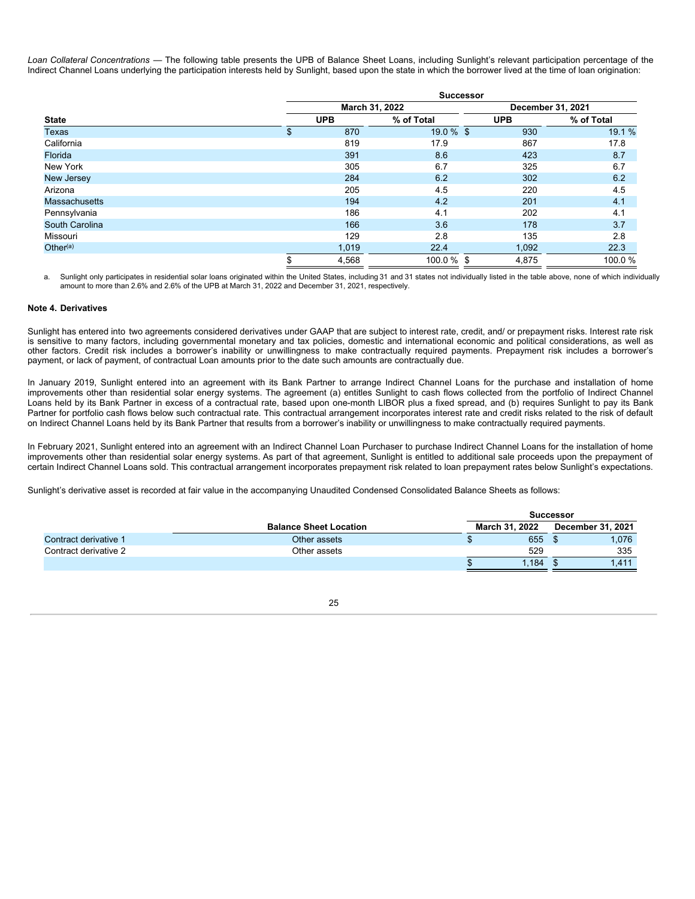*Loan Collateral Concentrations* — The following table presents the UPB of Balance Sheet Loans, including Sunlight's relevant participation percentage of the Indirect Channel Loans underlying the participation interests held by Sunlight, based upon the state in which the borrower lived at the time of loan origination:

| | Successor | | | |
|---|---|---|---|---|
| | March 31, 2022 | | December 31, 2021 | |
| **State** | **UPB** | **% of Total** | **UPB** | **% of Total** |
| Texas | $ 870 | 19.0 % | $ 930 | 19.1 % |
| California | 819 | 17.9 | 867 | 17.8 |
| Florida | 391 | 8.6 | 423 | 8.7 |
| New York | 305 | 6.7 | 325 | 6.7 |
| New Jersey | 284 | 6.2 | 302 | 6.2 |
| Arizona | 205 | 4.5 | 220 | 4.5 |
| Massachusetts | 194 | 4.2 | 201 | 4.1 |
| Pennsylvania | 186 | 4.1 | 202 | 4.1 |
| South Carolina | 166 | 3.6 | 178 | 3.7 |
| Missouri | 129 | 2.8 | 135 | 2.8 |
| Other[(a)] | 1,019 | 22.4 | 1,092 | 22.3 |
| | $ 4,568 | 100.0 % | $ 4,875 | 100.0 % |

a. Sunlight only participates in residential solar loans originated within the United States, including 31 and 31 states not individually listed in the table above, none of which individually amount to more than 2.6% and 2.6% of the UPB at March 31, 2022 and December 31, 2021, respectively.

**Note 4. Derivatives**

Sunlight has entered into two agreements considered derivatives under GAAP that are subject to interest rate, credit, and/ or prepayment risks. Interest rate risk is sensitive to many factors, including governmental monetary and tax policies, domestic and international economic and political considerations, as well as other factors. Credit risk includes a borrower's inability or unwillingness to make contractually required payments. Prepayment risk includes a borrower's payment, or lack of payment, of contractual Loan amounts prior to the date such amounts are contractually due.

In January 2019, Sunlight entered into an agreement with its Bank Partner to arrange Indirect Channel Loans for the purchase and installation of home improvements other than residential solar energy systems. The agreement (a) entitles Sunlight to cash flows collected from the portfolio of Indirect Channel Loans held by its Bank Partner in excess of a contractual rate, based upon one-month LIBOR plus a fixed spread, and (b) requires Sunlight to pay its Bank Partner for portfolio cash flows below such contractual rate. This contractual arrangement incorporates interest rate and credit risks related to the risk of default on Indirect Channel Loans held by its Bank Partner that results from a borrower's inability or unwillingness to make contractually required payments.

In February 2021, Sunlight entered into an agreement with an Indirect Channel Loan Purchaser to purchase Indirect Channel Loans for the installation of home improvements other than residential solar energy systems. As part of that agreement, Sunlight is entitled to additional sale proceeds upon the prepayment of certain Indirect Channel Loans sold. This contractual arrangement incorporates prepayment risk related to loan prepayment rates below Sunlight's expectations.

Sunlight's derivative asset is recorded at fair value in the accompanying Unaudited Condensed Consolidated Balance Sheets as follows:

| | | Successor | |
|---|---|---|---|
| | **Balance Sheet Location** | **March 31, 2022** | **December 31, 2021** |
| Contract derivative 1 | Other assets | $ 655 | $ 1,076 |
| Contract derivative 2 | Other assets | 529 | 335 |
| | | $ 1,184 | $ 1,411 |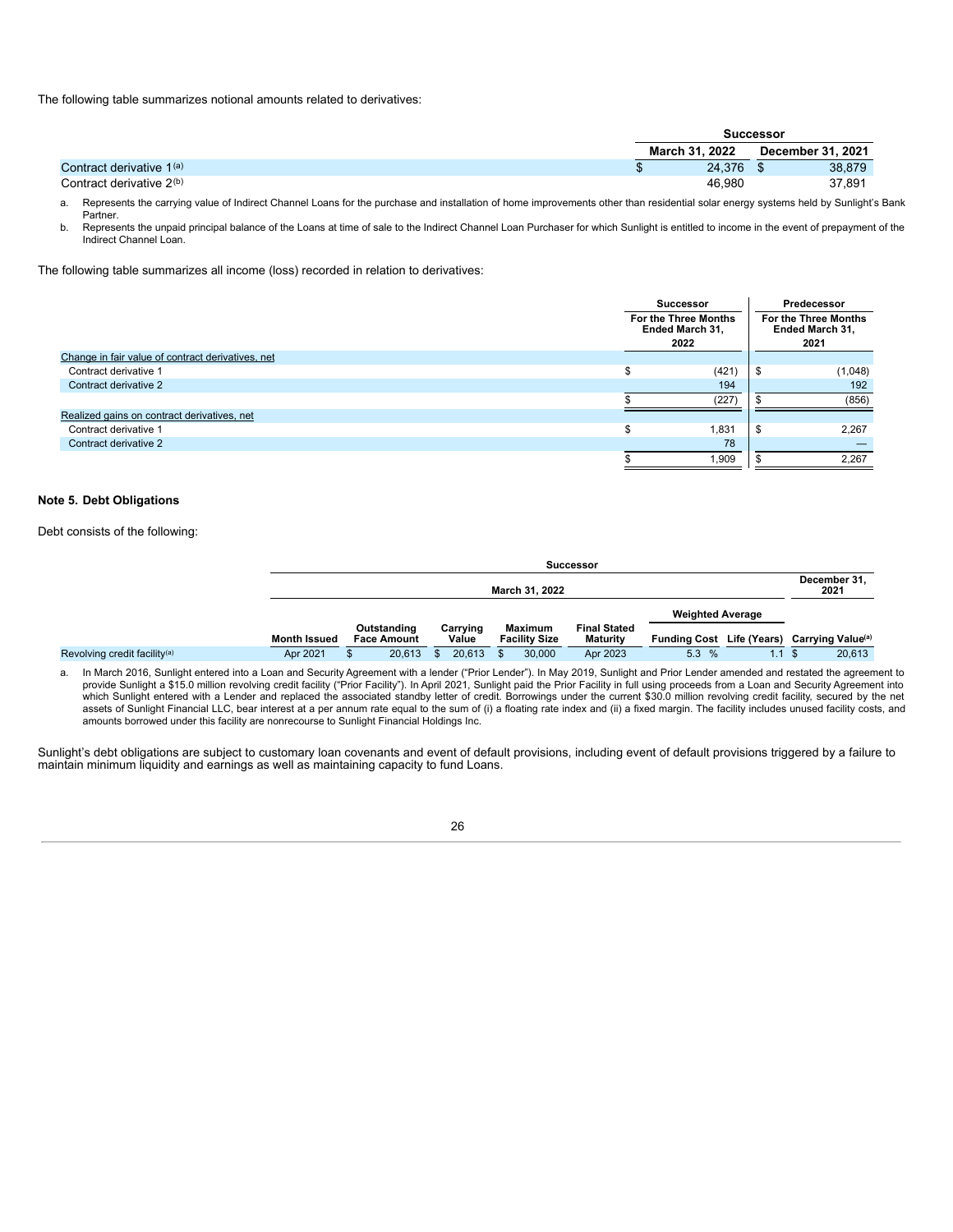The following table summarizes notional amounts related to derivatives:

| | Successor | |
|---|---|---|
| | March 31, 2022 | December 31, 2021 |
| Contract derivative 1[(a)] | $ 24,376 | $ 38,879 |
| Contract derivative 2[(b)] | 46,980 | 37,891 |

a. Represents the carrying value of Indirect Channel Loans for the purchase and installation of home improvements other than residential solar energy systems held by Sunlight's Bank Partner.

b. Represents the unpaid principal balance of the Loans at time of sale to the Indirect Channel Loan Purchaser for which Sunlight is entitled to income in the event of prepayment of the Indirect Channel Loan.

The following table summarizes all income (loss) recorded in relation to derivatives:

| | Successor | Predecessor |
|---|---|---|
| | For the Three Months Ended March 31, 2022 | For the Three Months Ended March 31, 2021 |
| Change in fair value of contract derivatives, net | | |
| Contract derivative 1 | $ (421) | $ (1,048) |
| Contract derivative 2 | 194 | 192 |
| | $ (227) | $ (856) |
| Realized gains on contract derivatives, net | | |
| Contract derivative 1 | $ 1,831 | $ 2,267 |
| Contract derivative 2 | 78 | — |
| | $ 1,909 | $ 2,267 |

### Note 5. Debt Obligations

Debt consists of the following:

| | Successor | | | | | | | |
|---|---|---|---|---|---|---|---|---|
| | March 31, 2022 | | | | | | | December 31, 2021 |
| | | | | | | Weighted Average | | |
| | Month Issued | Outstanding Face Amount | Carrying Value | Maximum Facility Size | Final Stated Maturity | Funding Cost | Life (Years) | Carrying Value[(a)] |
| Revolving credit facility[(a)] | Apr 2021 | $ 20,613 | $ 20,613 | $ 30,000 | Apr 2023 | 5.3 % | 1.1 | $ 20,613 |

a. In March 2016, Sunlight entered into a Loan and Security Agreement with a lender ("Prior Lender"). In May 2019, Sunlight and Prior Lender amended and restated the agreement to provide Sunlight a $15.0 million revolving credit facility ("Prior Facility"). In April 2021, Sunlight paid the Prior Facility in full using proceeds from a Loan and Security Agreement into which Sunlight entered with a Lender and replaced the associated standby letter of credit. Borrowings under the current $30.0 million revolving credit facility, secured by the net assets of Sunlight Financial LLC, bear interest at a per annum rate equal to the sum of (i) a floating rate index and (ii) a fixed margin. The facility includes unused facility costs, and amounts borrowed under this facility are nonrecourse to Sunlight Financial Holdings Inc.

Sunlight's debt obligations are subject to customary loan covenants and event of default provisions, including event of default provisions triggered by a failure to maintain minimum liquidity and earnings as well as maintaining capacity to fund Loans.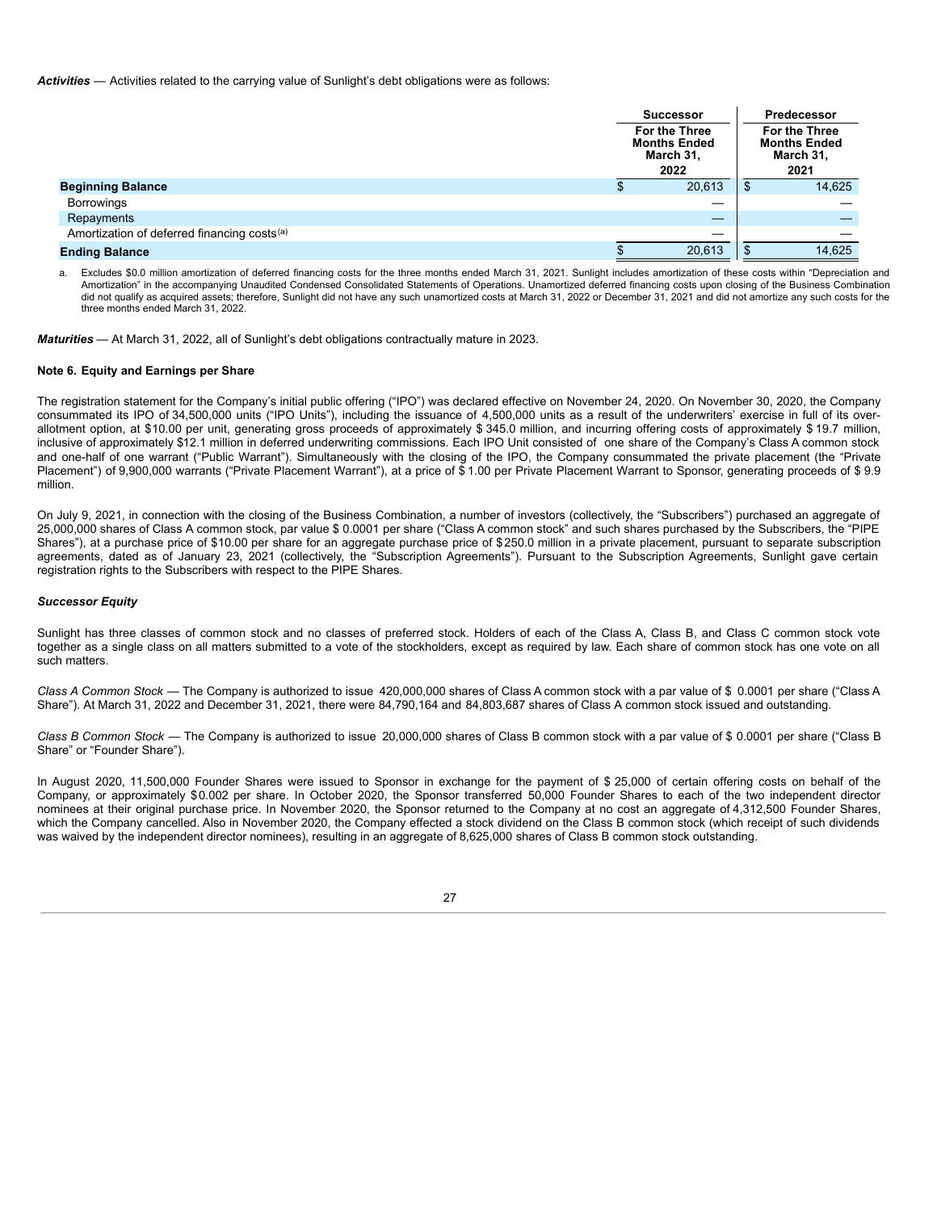***Activities*** — Activities related to the carrying value of Sunlight's debt obligations were as follows:

| | Successor | Predecessor |
|---|---|---|
| | For the Three Months Ended March 31, 2022 | For the Three Months Ended March 31, 2021 |
| **Beginning Balance** | $ 20,613 | $ 14,625 |
| Borrowings | — | — |
| Repayments | — | — |
| Amortization of deferred financing costs[(a)] | — | — |
| **Ending Balance** | $ 20,613 | $ 14,625 |

a. Excludes $0.0 million amortization of deferred financing costs for the three months ended March 31, 2021. Sunlight includes amortization of these costs within "Depreciation and Amortization" in the accompanying Unaudited Condensed Consolidated Statements of Operations. Unamortized deferred financing costs upon closing of the Business Combination did not qualify as acquired assets; therefore, Sunlight did not have any such unamortized costs at March 31, 2022 or December 31, 2021 and did not amortize any such costs for the three months ended March 31, 2022.

***Maturities*** — At March 31, 2022, all of Sunlight's debt obligations contractually mature in 2023.

**Note 6. Equity and Earnings per Share**

The registration statement for the Company's initial public offering ("IPO") was declared effective on November 24, 2020. On November 30, 2020, the Company consummated its IPO of 34,500,000 units ("IPO Units"), including the issuance of 4,500,000 units as a result of the underwriters' exercise in full of its over-allotment option, at $10.00 per unit, generating gross proceeds of approximately $ 345.0 million, and incurring offering costs of approximately $ 19.7 million, inclusive of approximately $12.1 million in deferred underwriting commissions. Each IPO Unit consisted of one share of the Company's Class A common stock and one-half of one warrant ("Public Warrant"). Simultaneously with the closing of the IPO, the Company consummated the private placement (the "Private Placement") of 9,900,000 warrants ("Private Placement Warrant"), at a price of $ 1.00 per Private Placement Warrant to Sponsor, generating proceeds of $ 9.9 million.

On July 9, 2021, in connection with the closing of the Business Combination, a number of investors (collectively, the "Subscribers") purchased an aggregate of 25,000,000 shares of Class A common stock, par value $ 0.0001 per share ("Class A common stock" and such shares purchased by the Subscribers, the "PIPE Shares"), at a purchase price of $10.00 per share for an aggregate purchase price of $250.0 million in a private placement, pursuant to separate subscription agreements, dated as of January 23, 2021 (collectively, the "Subscription Agreements"). Pursuant to the Subscription Agreements, Sunlight gave certain registration rights to the Subscribers with respect to the PIPE Shares.

***Successor Equity***

Sunlight has three classes of common stock and no classes of preferred stock. Holders of each of the Class A, Class B, and Class C common stock vote together as a single class on all matters submitted to a vote of the stockholders, except as required by law. Each share of common stock has one vote on all such matters.

*Class A Common Stock* — The Company is authorized to issue 420,000,000 shares of Class A common stock with a par value of $ 0.0001 per share ("Class A Share"). At March 31, 2022 and December 31, 2021, there were 84,790,164 and 84,803,687 shares of Class A common stock issued and outstanding.

*Class B Common Stock* — The Company is authorized to issue 20,000,000 shares of Class B common stock with a par value of $ 0.0001 per share ("Class B Share" or "Founder Share").

In August 2020, 11,500,000 Founder Shares were issued to Sponsor in exchange for the payment of $ 25,000 of certain offering costs on behalf of the Company, or approximately $0.002 per share. In October 2020, the Sponsor transferred 50,000 Founder Shares to each of the two independent director nominees at their original purchase price. In November 2020, the Sponsor returned to the Company at no cost an aggregate of 4,312,500 Founder Shares, which the Company cancelled. Also in November 2020, the Company effected a stock dividend on the Class B common stock (which receipt of such dividends was waived by the independent director nominees), resulting in an aggregate of 8,625,000 shares of Class B common stock outstanding.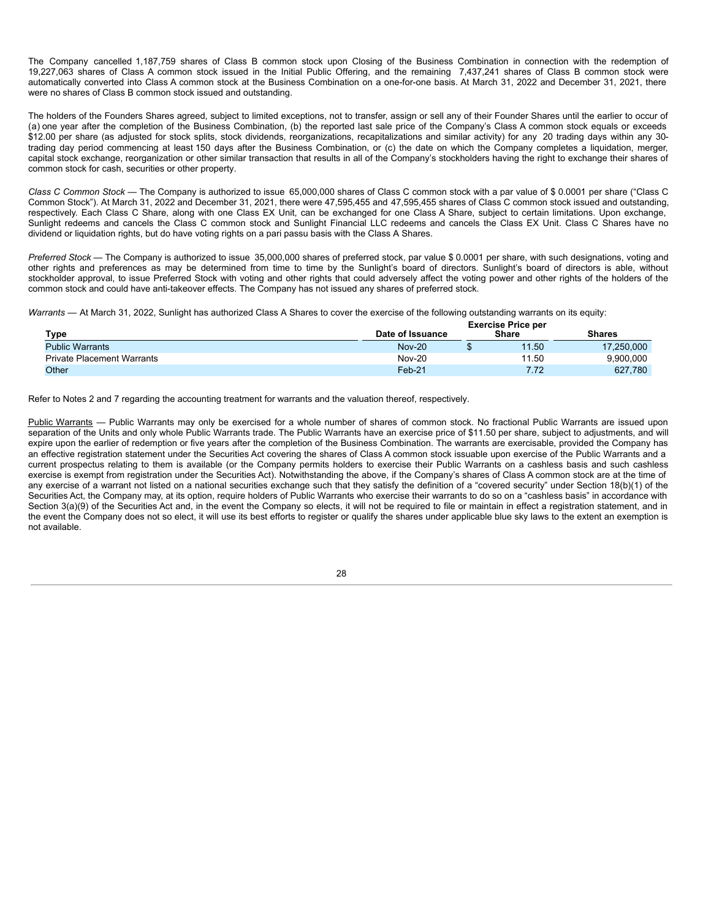The Company cancelled 1,187,759 shares of Class B common stock upon Closing of the Business Combination in connection with the redemption of 19,227,063 shares of Class A common stock issued in the Initial Public Offering, and the remaining 7,437,241 shares of Class B common stock were automatically converted into Class A common stock at the Business Combination on a one-for-one basis. At March 31, 2022 and December 31, 2021, there were no shares of Class B common stock issued and outstanding.

The holders of the Founders Shares agreed, subject to limited exceptions, not to transfer, assign or sell any of their Founder Shares until the earlier to occur of (a) one year after the completion of the Business Combination, (b) the reported last sale price of the Company's Class A common stock equals or exceeds $12.00 per share (as adjusted for stock splits, stock dividends, reorganizations, recapitalizations and similar activity) for any 20 trading days within any 30-trading day period commencing at least 150 days after the Business Combination, or (c) the date on which the Company completes a liquidation, merger, capital stock exchange, reorganization or other similar transaction that results in all of the Company's stockholders having the right to exchange their shares of common stock for cash, securities or other property.

*Class C Common Stock* — The Company is authorized to issue 65,000,000 shares of Class C common stock with a par value of $ 0.0001 per share ("Class C Common Stock"). At March 31, 2022 and December 31, 2021, there were 47,595,455 and 47,595,455 shares of Class C common stock issued and outstanding, respectively. Each Class C Share, along with one Class EX Unit, can be exchanged for one Class A Share, subject to certain limitations. Upon exchange, Sunlight redeems and cancels the Class C common stock and Sunlight Financial LLC redeems and cancels the Class EX Unit. Class C Shares have no dividend or liquidation rights, but do have voting rights on a pari passu basis with the Class A Shares.

*Preferred Stock* — The Company is authorized to issue 35,000,000 shares of preferred stock, par value $ 0.0001 per share, with such designations, voting and other rights and preferences as may be determined from time to time by the Sunlight's board of directors. Sunlight's board of directors is able, without stockholder approval, to issue Preferred Stock with voting and other rights that could adversely affect the voting power and other rights of the holders of the common stock and could have anti-takeover effects. The Company has not issued any shares of preferred stock.

*Warrants* — At March 31, 2022, Sunlight has authorized Class A Shares to cover the exercise of the following outstanding warrants on its equity:

| Type | Date of Issuance | Exercise Price per Share | Shares |
|---|---|---|---|
| Public Warrants | Nov-20 | $ 11.50 | 17,250,000 |
| Private Placement Warrants | Nov-20 | 11.50 | 9,900,000 |
| Other | Feb-21 | 7.72 | 627,780 |

Refer to Notes 2 and 7 regarding the accounting treatment for warrants and the valuation thereof, respectively.

Public Warrants — Public Warrants may only be exercised for a whole number of shares of common stock. No fractional Public Warrants are issued upon separation of the Units and only whole Public Warrants trade. The Public Warrants have an exercise price of $11.50 per share, subject to adjustments, and will expire upon the earlier of redemption or five years after the completion of the Business Combination. The warrants are exercisable, provided the Company has an effective registration statement under the Securities Act covering the shares of Class A common stock issuable upon exercise of the Public Warrants and a current prospectus relating to them is available (or the Company permits holders to exercise their Public Warrants on a cashless basis and such cashless exercise is exempt from registration under the Securities Act). Notwithstanding the above, if the Company's shares of Class A common stock are at the time of any exercise of a warrant not listed on a national securities exchange such that they satisfy the definition of a "covered security" under Section 18(b)(1) of the Securities Act, the Company may, at its option, require holders of Public Warrants who exercise their warrants to do so on a "cashless basis" in accordance with Section 3(a)(9) of the Securities Act and, in the event the Company so elects, it will not be required to file or maintain in effect a registration statement, and in the event the Company does not so elect, it will use its best efforts to register or qualify the shares under applicable blue sky laws to the extent an exemption is not available.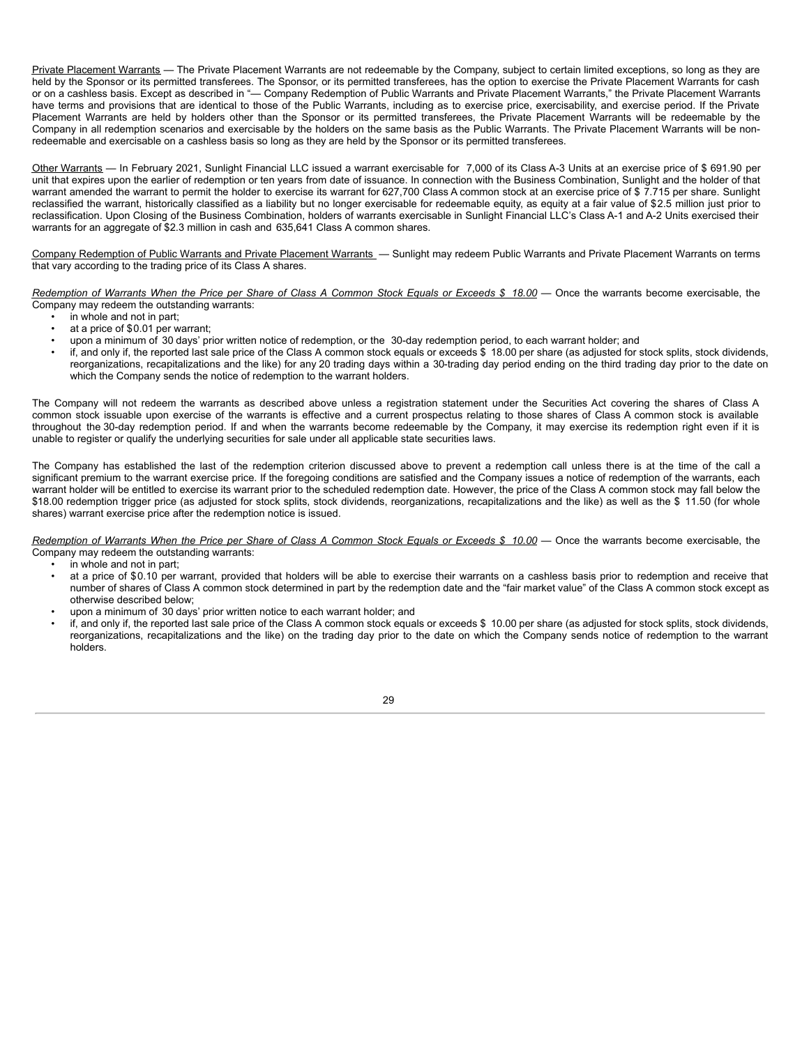Private Placement Warrants — The Private Placement Warrants are not redeemable by the Company, subject to certain limited exceptions, so long as they are held by the Sponsor or its permitted transferees. The Sponsor, or its permitted transferees, has the option to exercise the Private Placement Warrants for cash or on a cashless basis. Except as described in "— Company Redemption of Public Warrants and Private Placement Warrants," the Private Placement Warrants have terms and provisions that are identical to those of the Public Warrants, including as to exercise price, exercisability, and exercise period. If the Private Placement Warrants are held by holders other than the Sponsor or its permitted transferees, the Private Placement Warrants will be redeemable by the Company in all redemption scenarios and exercisable by the holders on the same basis as the Public Warrants. The Private Placement Warrants will be non-redeemable and exercisable on a cashless basis so long as they are held by the Sponsor or its permitted transferees.

Other Warrants — In February 2021, Sunlight Financial LLC issued a warrant exercisable for 7,000 of its Class A-3 Units at an exercise price of $ 691.90 per unit that expires upon the earlier of redemption or ten years from date of issuance. In connection with the Business Combination, Sunlight and the holder of that warrant amended the warrant to permit the holder to exercise its warrant for 627,700 Class A common stock at an exercise price of $ 7.715 per share. Sunlight reclassified the warrant, historically classified as a liability but no longer exercisable for redeemable equity, as equity at a fair value of $2.5 million just prior to reclassification. Upon Closing of the Business Combination, holders of warrants exercisable in Sunlight Financial LLC's Class A-1 and A-2 Units exercised their warrants for an aggregate of $2.3 million in cash and 635,641 Class A common shares.

Company Redemption of Public Warrants and Private Placement Warrants — Sunlight may redeem Public Warrants and Private Placement Warrants on terms that vary according to the trading price of its Class A shares.

*Redemption of Warrants When the Price per Share of Class A Common Stock Equals or Exceeds $ 18.00* — Once the warrants become exercisable, the Company may redeem the outstanding warrants:

- in whole and not in part;
- at a price of $0.01 per warrant;
- upon a minimum of 30 days' prior written notice of redemption, or the 30-day redemption period, to each warrant holder; and
- if, and only if, the reported last sale price of the Class A common stock equals or exceeds $ 18.00 per share (as adjusted for stock splits, stock dividends, reorganizations, recapitalizations and the like) for any 20 trading days within a 30-trading day period ending on the third trading day prior to the date on which the Company sends the notice of redemption to the warrant holders.

The Company will not redeem the warrants as described above unless a registration statement under the Securities Act covering the shares of Class A common stock issuable upon exercise of the warrants is effective and a current prospectus relating to those shares of Class A common stock is available throughout the 30-day redemption period. If and when the warrants become redeemable by the Company, it may exercise its redemption right even if it is unable to register or qualify the underlying securities for sale under all applicable state securities laws.

The Company has established the last of the redemption criterion discussed above to prevent a redemption call unless there is at the time of the call a significant premium to the warrant exercise price. If the foregoing conditions are satisfied and the Company issues a notice of redemption of the warrants, each warrant holder will be entitled to exercise its warrant prior to the scheduled redemption date. However, the price of the Class A common stock may fall below the $18.00 redemption trigger price (as adjusted for stock splits, stock dividends, reorganizations, recapitalizations and the like) as well as the $ 11.50 (for whole shares) warrant exercise price after the redemption notice is issued.

*Redemption of Warrants When the Price per Share of Class A Common Stock Equals or Exceeds $ 10.00* — Once the warrants become exercisable, the Company may redeem the outstanding warrants:

- in whole and not in part;
- at a price of $0.10 per warrant, provided that holders will be able to exercise their warrants on a cashless basis prior to redemption and receive that number of shares of Class A common stock determined in part by the redemption date and the "fair market value" of the Class A common stock except as otherwise described below;
- upon a minimum of 30 days' prior written notice to each warrant holder; and
- if, and only if, the reported last sale price of the Class A common stock equals or exceeds $ 10.00 per share (as adjusted for stock splits, stock dividends, reorganizations, recapitalizations and the like) on the trading day prior to the date on which the Company sends notice of redemption to the warrant holders.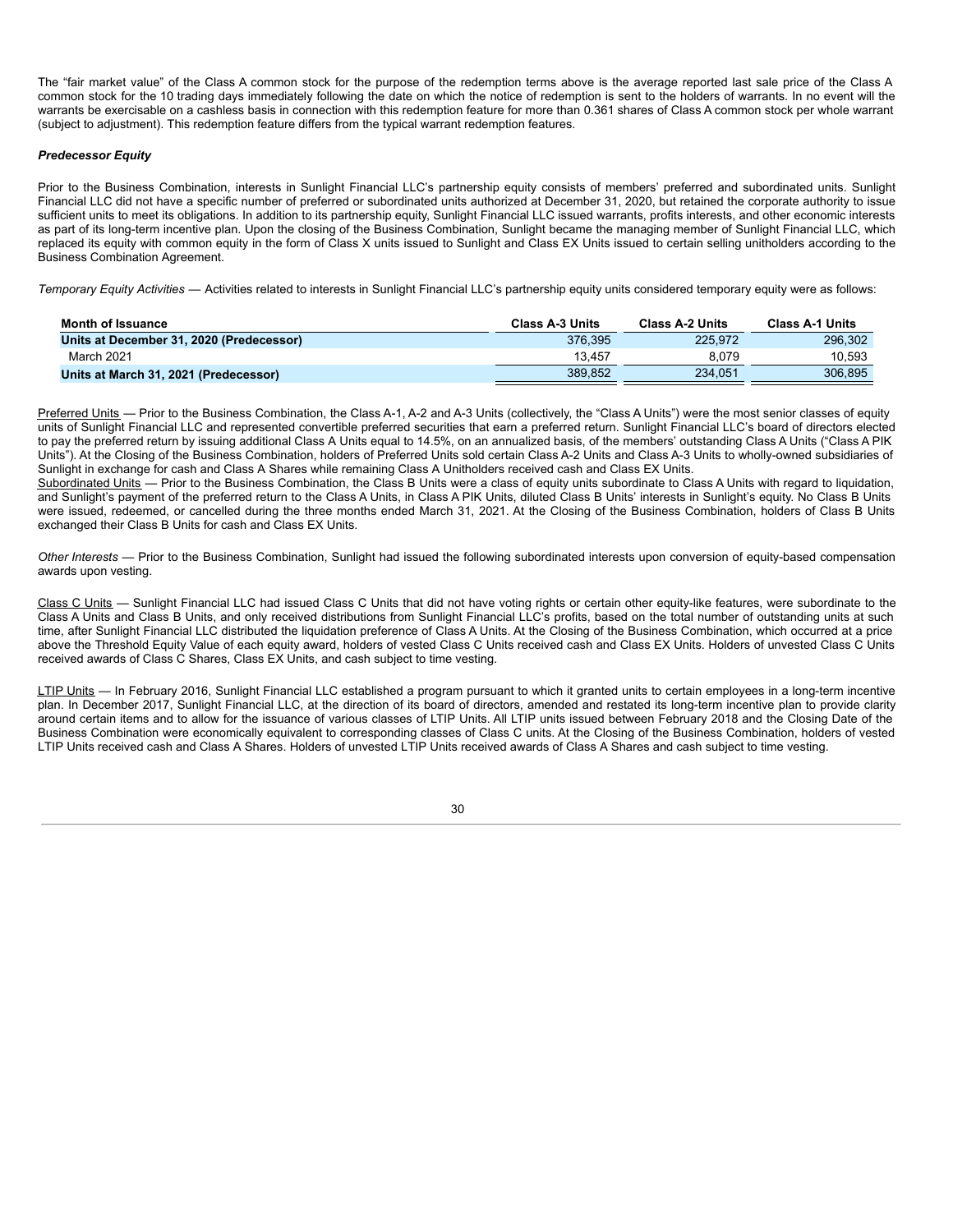The "fair market value" of the Class A common stock for the purpose of the redemption terms above is the average reported last sale price of the Class A common stock for the 10 trading days immediately following the date on which the notice of redemption is sent to the holders of warrants. In no event will the warrants be exercisable on a cashless basis in connection with this redemption feature for more than 0.361 shares of Class A common stock per whole warrant (subject to adjustment). This redemption feature differs from the typical warrant redemption features.

***Predecessor Equity***

Prior to the Business Combination, interests in Sunlight Financial LLC's partnership equity consists of members' preferred and subordinated units. Sunlight Financial LLC did not have a specific number of preferred or subordinated units authorized at December 31, 2020, but retained the corporate authority to issue sufficient units to meet its obligations. In addition to its partnership equity, Sunlight Financial LLC issued warrants, profits interests, and other economic interests as part of its long-term incentive plan. Upon the closing of the Business Combination, Sunlight became the managing member of Sunlight Financial LLC, which replaced its equity with common equity in the form of Class X units issued to Sunlight and Class EX Units issued to certain selling unitholders according to the Business Combination Agreement.

*Temporary Equity Activities* — Activities related to interests in Sunlight Financial LLC's partnership equity units considered temporary equity were as follows:

| Month of Issuance | Class A-3 Units | Class A-2 Units | Class A-1 Units |
|---|---|---|---|
| **Units at December 31, 2020 (Predecessor)** | 376,395 | 225,972 | 296,302 |
| March 2021 | 13,457 | 8,079 | 10,593 |
| **Units at March 31, 2021 (Predecessor)** | 389,852 | 234,051 | 306,895 |

Preferred Units — Prior to the Business Combination, the Class A-1, A-2 and A-3 Units (collectively, the "Class A Units") were the most senior classes of equity units of Sunlight Financial LLC and represented convertible preferred securities that earn a preferred return. Sunlight Financial LLC's board of directors elected to pay the preferred return by issuing additional Class A Units equal to 14.5%, on an annualized basis, of the members' outstanding Class A Units ("Class A PIK Units"). At the Closing of the Business Combination, holders of Preferred Units sold certain Class A-2 Units and Class A-3 Units to wholly-owned subsidiaries of Sunlight in exchange for cash and Class A Shares while remaining Class A Unitholders received cash and Class EX Units.

Subordinated Units — Prior to the Business Combination, the Class B Units were a class of equity units subordinate to Class A Units with regard to liquidation, and Sunlight's payment of the preferred return to the Class A Units, in Class A PIK Units, diluted Class B Units' interests in Sunlight's equity. No Class B Units were issued, redeemed, or cancelled during the three months ended March 31, 2021. At the Closing of the Business Combination, holders of Class B Units exchanged their Class B Units for cash and Class EX Units.

*Other Interests* — Prior to the Business Combination, Sunlight had issued the following subordinated interests upon conversion of equity-based compensation awards upon vesting.

Class C Units — Sunlight Financial LLC had issued Class C Units that did not have voting rights or certain other equity-like features, were subordinate to the Class A Units and Class B Units, and only received distributions from Sunlight Financial LLC's profits, based on the total number of outstanding units at such time, after Sunlight Financial LLC distributed the liquidation preference of Class A Units. At the Closing of the Business Combination, which occurred at a price above the Threshold Equity Value of each equity award, holders of vested Class C Units received cash and Class EX Units. Holders of unvested Class C Units received awards of Class C Shares, Class EX Units, and cash subject to time vesting.

LTIP Units — In February 2016, Sunlight Financial LLC established a program pursuant to which it granted units to certain employees in a long-term incentive plan. In December 2017, Sunlight Financial LLC, at the direction of its board of directors, amended and restated its long-term incentive plan to provide clarity around certain items and to allow for the issuance of various classes of LTIP Units. All LTIP units issued between February 2018 and the Closing Date of the Business Combination were economically equivalent to corresponding classes of Class C units. At the Closing of the Business Combination, holders of vested LTIP Units received cash and Class A Shares. Holders of unvested LTIP Units received awards of Class A Shares and cash subject to time vesting.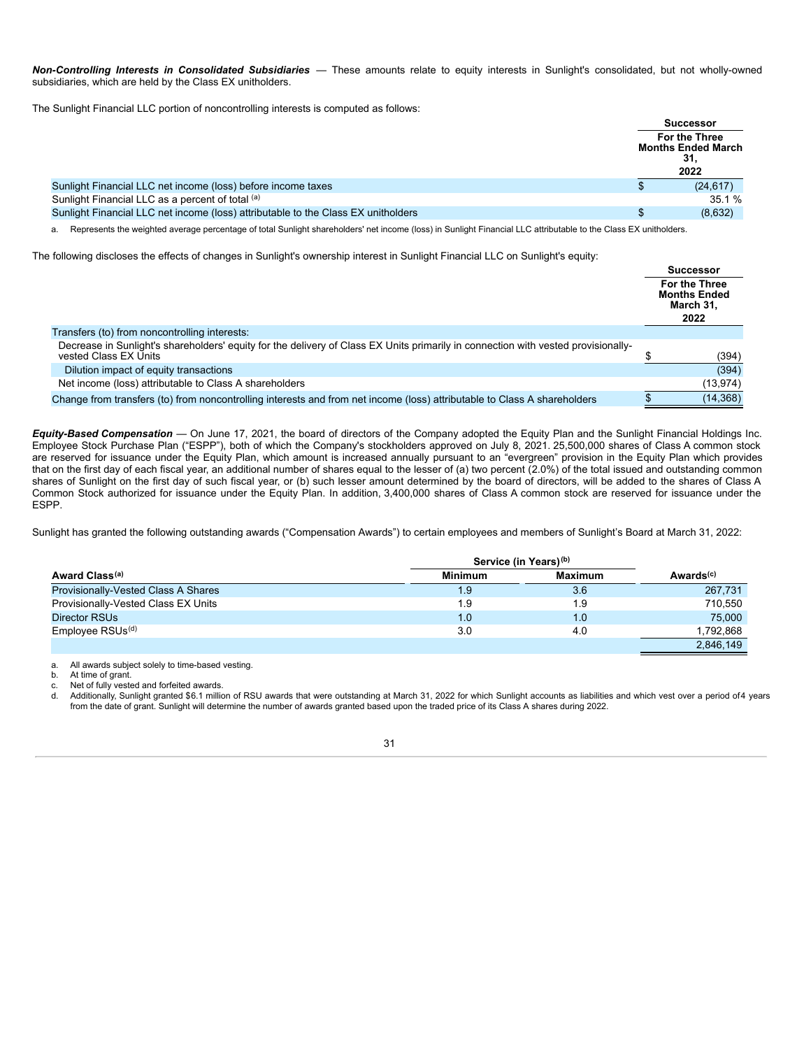***Non-Controlling Interests in Consolidated Subsidiaries*** — These amounts relate to equity interests in Sunlight's consolidated, but not wholly-owned subsidiaries, which are held by the Class EX unitholders.

The Sunlight Financial LLC portion of noncontrolling interests is computed as follows:

| | Successor |
|---|---|
| | For the Three Months Ended March 31, 2022 |
| Sunlight Financial LLC net income (loss) before income taxes | $ (24,617) |
| Sunlight Financial LLC as a percent of total [(a)] | 35.1 % |
| Sunlight Financial LLC net income (loss) attributable to the Class EX unitholders | $ (8,632) |

a. Represents the weighted average percentage of total Sunlight shareholders' net income (loss) in Sunlight Financial LLC attributable to the Class EX unitholders.

The following discloses the effects of changes in Sunlight's ownership interest in Sunlight Financial LLC on Sunlight's equity:

| | Successor |
|---|---|
| | For the Three Months Ended March 31, 2022 |
| Transfers (to) from noncontrolling interests: | |
| Decrease in Sunlight's shareholders' equity for the delivery of Class EX Units primarily in connection with vested provisionally-vested Class EX Units | $ (394) |
| Dilution impact of equity transactions | (394) |
| Net income (loss) attributable to Class A shareholders | (13,974) |
| Change from transfers (to) from noncontrolling interests and from net income (loss) attributable to Class A shareholders | $ (14,368) |

***Equity-Based Compensation*** — On June 17, 2021, the board of directors of the Company adopted the Equity Plan and the Sunlight Financial Holdings Inc. Employee Stock Purchase Plan ("ESPP"), both of which the Company's stockholders approved on July 8, 2021. 25,500,000 shares of Class A common stock are reserved for issuance under the Equity Plan, which amount is increased annually pursuant to an "evergreen" provision in the Equity Plan which provides that on the first day of each fiscal year, an additional number of shares equal to the lesser of (a) two percent (2.0%) of the total issued and outstanding common shares of Sunlight on the first day of such fiscal year, or (b) such lesser amount determined by the board of directors, will be added to the shares of Class A Common Stock authorized for issuance under the Equity Plan. In addition, 3,400,000 shares of Class A common stock are reserved for issuance under the ESPP.

Sunlight has granted the following outstanding awards ("Compensation Awards") to certain employees and members of Sunlight's Board at March 31, 2022:

| | Service (in Years)[(b)] | | |
|---|---|---|---|
| **Award Class[(a)]** | **Minimum** | **Maximum** | **Awards[(c)]** |
| Provisionally-Vested Class A Shares | 1.9 | 3.6 | 267,731 |
| Provisionally-Vested Class EX Units | 1.9 | 1.9 | 710,550 |
| Director RSUs | 1.0 | 1.0 | 75,000 |
| Employee RSUs[(d)] | 3.0 | 4.0 | 1,792,868 |
| | | | 2,846,149 |

a. All awards subject solely to time-based vesting.
b. At time of grant.
c. Net of fully vested and forfeited awards.
d. Additionally, Sunlight granted $6.1 million of RSU awards that were outstanding at March 31, 2022 for which Sunlight accounts as liabilities and which vest over a period of4 years from the date of grant. Sunlight will determine the number of awards granted based upon the traded price of its Class A shares during 2022.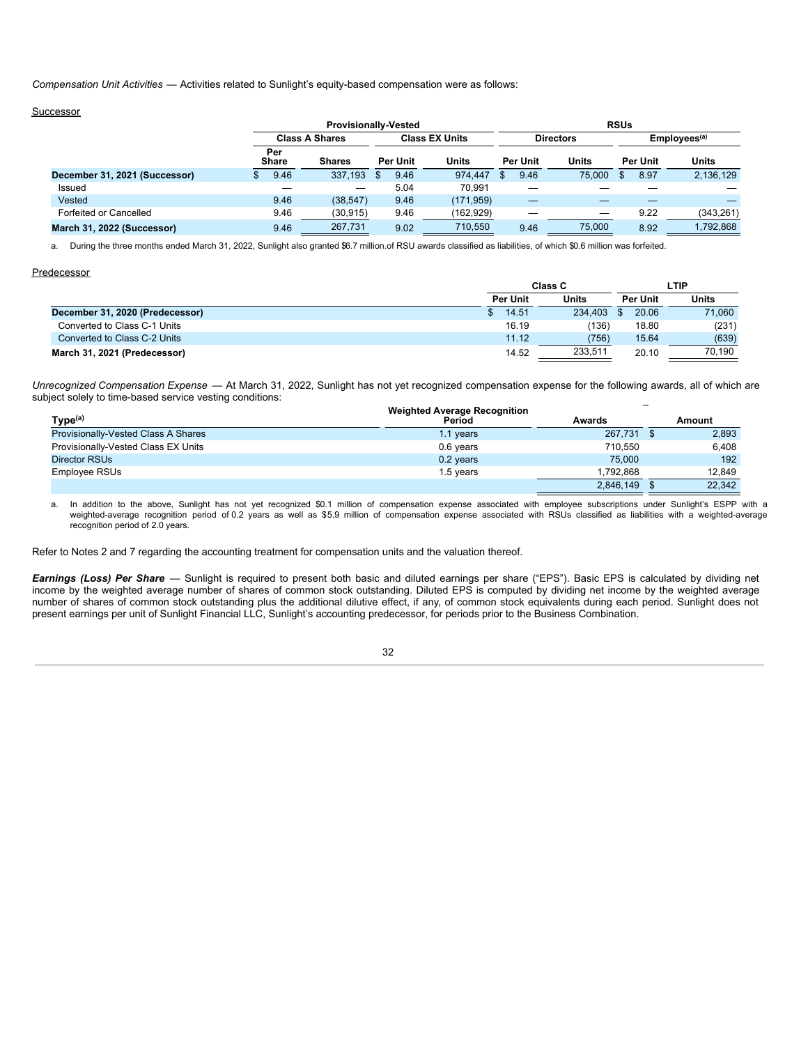*Compensation Unit Activities* — Activities related to Sunlight's equity-based compensation were as follows:

Successor

| | Provisionally-Vested | | | | RSUs | | | |
|---|---|---|---|---|---|---|---|---|
| | Class A Shares | | Class EX Units | | Directors | | Employees[a] | |
| | Per Share | Shares | Per Unit | Units | Per Unit | Units | Per Unit | Units |
| **December 31, 2021 (Successor)** | $ 9.46 | 337,193 | $ 9.46 | 974,447 | $ 9.46 | 75,000 | $ 8.97 | 2,136,129 |
| Issued | — | — | 5.04 | 70,991 | — | — | — | — |
| Vested | 9.46 | (38,547) | 9.46 | (171,959) | — | — | — | — |
| Forfeited or Cancelled | 9.46 | (30,915) | 9.46 | (162,929) | — | — | 9.22 | (343,261) |
| **March 31, 2022 (Successor)** | 9.46 | 267,731 | 9.02 | 710,550 | 9.46 | 75,000 | 8.92 | 1,792,868 |

a. During the three months ended March 31, 2022, Sunlight also granted $6.7 million.of RSU awards classified as liabilities, of which $0.6 million was forfeited.

Predecessor

| | Class C | | LTIP | |
|---|---|---|---|---|
| | Per Unit | Units | Per Unit | Units |
| **December 31, 2020 (Predecessor)** | $ 14.51 | 234,403 | $ 20.06 | 71,060 |
| Converted to Class C-1 Units | 16.19 | (136) | 18.80 | (231) |
| Converted to Class C-2 Units | 11.12 | (756) | 15.64 | (639) |
| **March 31, 2021 (Predecessor)** | 14.52 | 233,511 | 20.10 | 70,190 |

*Unrecognized Compensation Expense* — At March 31, 2022, Sunlight has not yet recognized compensation expense for the following awards, all of which are subject solely to time-based service vesting conditions:

| Type[a] | Weighted Average Recognition Period | Awards | Amount |
|---|---|---|---|
| Provisionally-Vested Class A Shares | 1.1 years | 267,731 | $ 2,893 |
| Provisionally-Vested Class EX Units | 0.6 years | 710,550 | 6,408 |
| Director RSUs | 0.2 years | 75,000 | 192 |
| Employee RSUs | 1.5 years | 1,792,868 | 12,849 |
| | | 2,846,149 | $ 22,342 |

a. In addition to the above, Sunlight has not yet recognized $0.1 million of compensation expense associated with employee subscriptions under Sunlight's ESPP with a weighted-average recognition period of 0.2 years as well as $5.9 million of compensation expense associated with RSUs classified as liabilities with a weighted-average recognition period of 2.0 years.

Refer to Notes 2 and 7 regarding the accounting treatment for compensation units and the valuation thereof.

***Earnings (Loss) Per Share*** — Sunlight is required to present both basic and diluted earnings per share ("EPS"). Basic EPS is calculated by dividing net income by the weighted average number of shares of common stock outstanding. Diluted EPS is computed by dividing net income by the weighted average number of shares of common stock outstanding plus the additional dilutive effect, if any, of common stock equivalents during each period. Sunlight does not present earnings per unit of Sunlight Financial LLC, Sunlight's accounting predecessor, for periods prior to the Business Combination.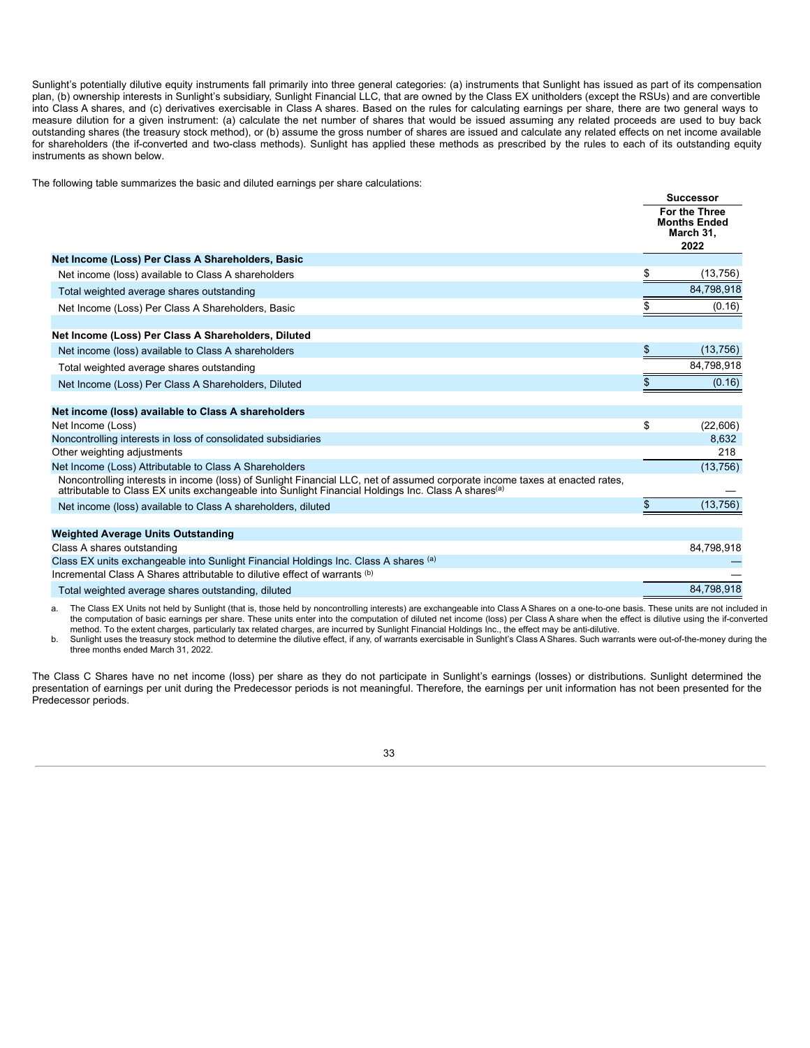Sunlight's potentially dilutive equity instruments fall primarily into three general categories: (a) instruments that Sunlight has issued as part of its compensation plan, (b) ownership interests in Sunlight's subsidiary, Sunlight Financial LLC, that are owned by the Class EX unitholders (except the RSUs) and are convertible into Class A shares, and (c) derivatives exercisable in Class A shares. Based on the rules for calculating earnings per share, there are two general ways to measure dilution for a given instrument: (a) calculate the net number of shares that would be issued assuming any related proceeds are used to buy back outstanding shares (the treasury stock method), or (b) assume the gross number of shares are issued and calculate any related effects on net income available for shareholders (the if-converted and two-class methods). Sunlight has applied these methods as prescribed by the rules to each of its outstanding equity instruments as shown below.

The following table summarizes the basic and diluted earnings per share calculations:

| | Successor |
|---|---|
| | For the Three Months Ended March 31, 2022 |
| **Net Income (Loss) Per Class A Shareholders, Basic** | |
| Net income (loss) available to Class A shareholders | $ (13,756) |
| Total weighted average shares outstanding | 84,798,918 |
| Net Income (Loss) Per Class A Shareholders, Basic | $ (0.16) |
| | |
| **Net Income (Loss) Per Class A Shareholders, Diluted** | |
| Net income (loss) available to Class A shareholders | $ (13,756) |
| Total weighted average shares outstanding | 84,798,918 |
| Net Income (Loss) Per Class A Shareholders, Diluted | $ (0.16) |
| | |
| **Net income (loss) available to Class A shareholders** | |
| Net Income (Loss) | $ (22,606) |
| Noncontrolling interests in loss of consolidated subsidiaries | 8,632 |
| Other weighting adjustments | 218 |
| Net Income (Loss) Attributable to Class A Shareholders | (13,756) |
| Noncontrolling interests in income (loss) of Sunlight Financial LLC, net of assumed corporate income taxes at enacted rates, attributable to Class EX units exchangeable into Sunlight Financial Holdings Inc. Class A shares[a] | — |
| Net income (loss) available to Class A shareholders, diluted | $ (13,756) |
| | |
| **Weighted Average Units Outstanding** | |
| Class A shares outstanding | 84,798,918 |
| Class EX units exchangeable into Sunlight Financial Holdings Inc. Class A shares [a] | — |
| Incremental Class A Shares attributable to dilutive effect of warrants [b] | — |
| Total weighted average shares outstanding, diluted | 84,798,918 |

a. The Class EX Units not held by Sunlight (that is, those held by noncontrolling interests) are exchangeable into Class A Shares on a one-to-one basis. These units are not included in the computation of basic earnings per share. These units enter into the computation of diluted net income (loss) per Class A share when the effect is dilutive using the if-converted method. To the extent charges, particularly tax related charges, are incurred by Sunlight Financial Holdings Inc., the effect may be anti-dilutive.

b. Sunlight uses the treasury stock method to determine the dilutive effect, if any, of warrants exercisable in Sunlight's Class A Shares. Such warrants were out-of-the-money during the three months ended March 31, 2022.

The Class C Shares have no net income (loss) per share as they do not participate in Sunlight's earnings (losses) or distributions. Sunlight determined the presentation of earnings per unit during the Predecessor periods is not meaningful. Therefore, the earnings per unit information has not been presented for the Predecessor periods.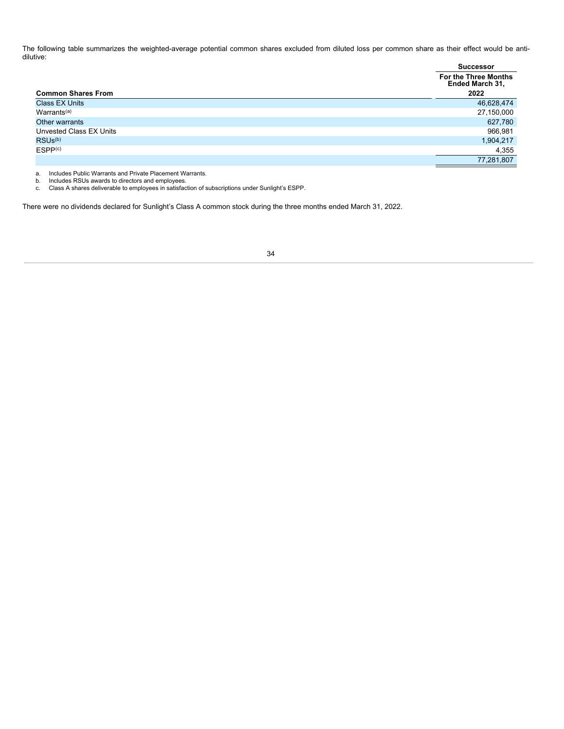The following table summarizes the weighted-average potential common shares excluded from diluted loss per common share as their effect would be anti-dilutive:

| | Successor |
|---|---|
| | For the Three Months Ended March 31, |
| **Common Shares From** | **2022** |
| Class EX Units | 46,628,474 |
| Warrants[(a)] | 27,150,000 |
| Other warrants | 627,780 |
| Unvested Class EX Units | 966,981 |
| RSUs[(b)] | 1,904,217 |
| ESPP[(c)] | 4,355 |
| | 77,281,807 |

a. Includes Public Warrants and Private Placement Warrants.
b. Includes RSUs awards to directors and employees.
c. Class A shares deliverable to employees in satisfaction of subscriptions under Sunlight's ESPP.

There were no dividends declared for Sunlight's Class A common stock during the three months ended March 31, 2022.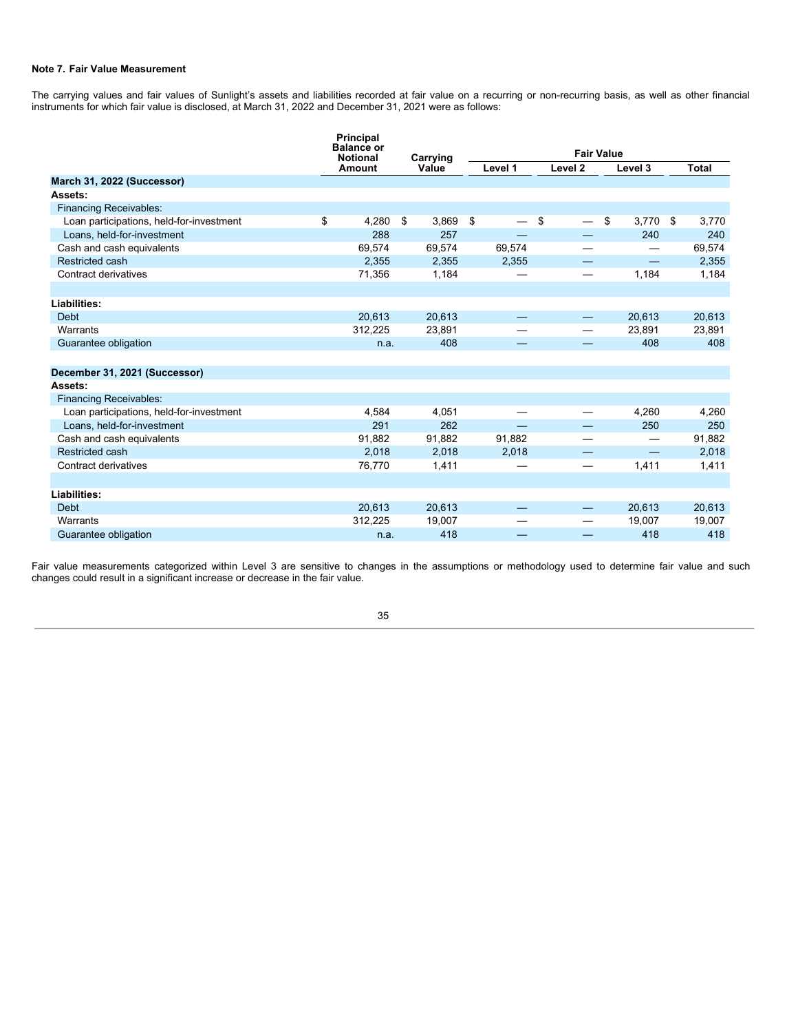**Note 7. Fair Value Measurement**

The carrying values and fair values of Sunlight's assets and liabilities recorded at fair value on a recurring or non-recurring basis, as well as other financial instruments for which fair value is disclosed, at March 31, 2022 and December 31, 2021 were as follows:

| | Principal Balance or Notional Amount | Carrying Value | Fair Value | | | |
|---|---|---|---|---|---|---|
| | | | Level 1 | Level 2 | Level 3 | Total |
| **March 31, 2022 (Successor)** | | | | | | |
| **Assets:** | | | | | | |
| Financing Receivables: | | | | | | |
| Loan participations, held-for-investment | $ 4,280 | $ 3,869 | $ — | $ — | $ 3,770 | $ 3,770 |
| Loans, held-for-investment | 288 | 257 | — | — | 240 | 240 |
| Cash and cash equivalents | 69,574 | 69,574 | 69,574 | — | — | 69,574 |
| Restricted cash | 2,355 | 2,355 | 2,355 | — | — | 2,355 |
| Contract derivatives | 71,356 | 1,184 | — | — | 1,184 | 1,184 |
| | | | | | | |
| **Liabilities:** | | | | | | |
| Debt | 20,613 | 20,613 | — | — | 20,613 | 20,613 |
| Warrants | 312,225 | 23,891 | — | — | 23,891 | 23,891 |
| Guarantee obligation | n.a. | 408 | — | — | 408 | 408 |
| | | | | | | |
| **December 31, 2021 (Successor)** | | | | | | |
| **Assets:** | | | | | | |
| Financing Receivables: | | | | | | |
| Loan participations, held-for-investment | 4,584 | 4,051 | — | — | 4,260 | 4,260 |
| Loans, held-for-investment | 291 | 262 | — | — | 250 | 250 |
| Cash and cash equivalents | 91,882 | 91,882 | 91,882 | — | — | 91,882 |
| Restricted cash | 2,018 | 2,018 | 2,018 | — | — | 2,018 |
| Contract derivatives | 76,770 | 1,411 | — | — | 1,411 | 1,411 |
| | | | | | | |
| **Liabilities:** | | | | | | |
| Debt | 20,613 | 20,613 | — | — | 20,613 | 20,613 |
| Warrants | 312,225 | 19,007 | — | — | 19,007 | 19,007 |
| Guarantee obligation | n.a. | 418 | — | — | 418 | 418 |

Fair value measurements categorized within Level 3 are sensitive to changes in the assumptions or methodology used to determine fair value and such changes could result in a significant increase or decrease in the fair value.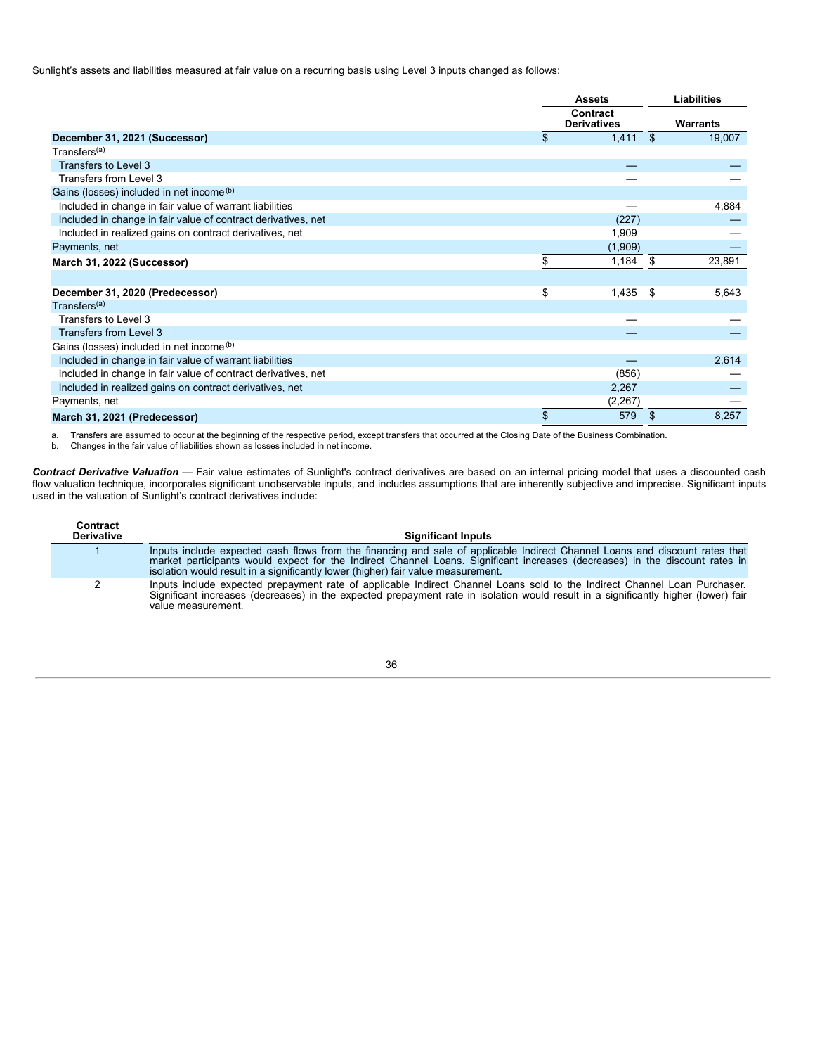Sunlight's assets and liabilities measured at fair value on a recurring basis using Level 3 inputs changed as follows:

| | Assets | Liabilities |
|---|---|---|
| | Contract Derivatives | Warrants |
| **December 31, 2021 (Successor)** | $ 1,411 | $ 19,007 |
| Transfers[(a)] | | |
| Transfers to Level 3 | — | — |
| Transfers from Level 3 | — | — |
| Gains (losses) included in net income[(b)] | | |
| Included in change in fair value of warrant liabilities | — | 4,884 |
| Included in change in fair value of contract derivatives, net | (227) | — |
| Included in realized gains on contract derivatives, net | 1,909 | — |
| Payments, net | (1,909) | — |
| **March 31, 2022 (Successor)** | $ 1,184 | $ 23,891 |
| | | |
| **December 31, 2020 (Predecessor)** | $ 1,435 | $ 5,643 |
| Transfers[(a)] | | |
| Transfers to Level 3 | — | — |
| Transfers from Level 3 | — | — |
| Gains (losses) included in net income[(b)] | | |
| Included in change in fair value of warrant liabilities | — | 2,614 |
| Included in change in fair value of contract derivatives, net | (856) | — |
| Included in realized gains on contract derivatives, net | 2,267 | — |
| Payments, net | (2,267) | — |
| **March 31, 2021 (Predecessor)** | $ 579 | $ 8,257 |

a. Transfers are assumed to occur at the beginning of the respective period, except transfers that occurred at the Closing Date of the Business Combination.
b. Changes in the fair value of liabilities shown as losses included in net income.

***Contract Derivative Valuation*** — Fair value estimates of Sunlight's contract derivatives are based on an internal pricing model that uses a discounted cash flow valuation technique, incorporates significant unobservable inputs, and includes assumptions that are inherently subjective and imprecise. Significant inputs used in the valuation of Sunlight's contract derivatives include:

| Contract Derivative | Significant Inputs |
|---|---|
| 1 | Inputs include expected cash flows from the financing and sale of applicable Indirect Channel Loans and discount rates that market participants would expect for the Indirect Channel Loans. Significant increases (decreases) in the discount rates in isolation would result in a significantly lower (higher) fair value measurement. |
| 2 | Inputs include expected prepayment rate of applicable Indirect Channel Loans sold to the Indirect Channel Loan Purchaser. Significant increases (decreases) in the expected prepayment rate in isolation would result in a significantly higher (lower) fair value measurement. |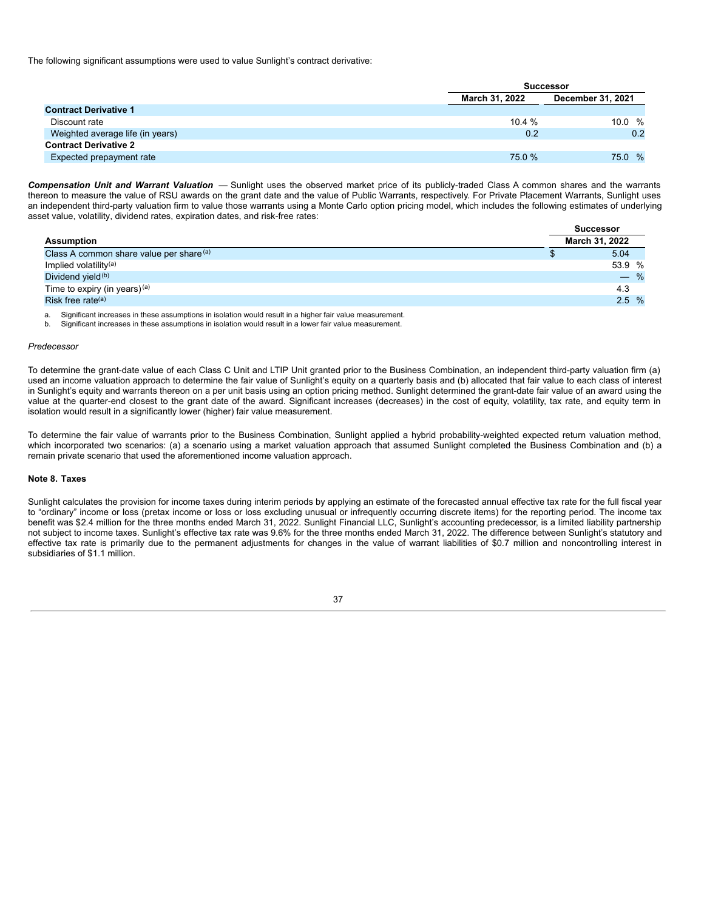The following significant assumptions were used to value Sunlight's contract derivative:

| | Successor | |
|---|---|---|
| | March 31, 2022 | December 31, 2021 |
| **Contract Derivative 1** | | |
| Discount rate | 10.4 % | 10.0 % |
| Weighted average life (in years) | 0.2 | 0.2 |
| **Contract Derivative 2** | | |
| Expected prepayment rate | 75.0 % | 75.0 % |

***Compensation Unit and Warrant Valuation*** — Sunlight uses the observed market price of its publicly-traded Class A common shares and the warrants thereon to measure the value of RSU awards on the grant date and the value of Public Warrants, respectively. For Private Placement Warrants, Sunlight uses an independent third-party valuation firm to value those warrants using a Monte Carlo option pricing model, which includes the following estimates of underlying asset value, volatility, dividend rates, expiration dates, and risk-free rates:

| | Successor |
|---|---|
| **Assumption** | **March 31, 2022** |
| Class A common share value per share[(a)] | $ 5.04 |
| Implied volatility[(a)] | 53.9 % |
| Dividend yield[(b)] | — % |
| Time to expiry (in years)[(a)] | 4.3 |
| Risk free rate[(a)] | 2.5 % |

a. Significant increases in these assumptions in isolation would result in a higher fair value measurement.
b. Significant increases in these assumptions in isolation would result in a lower fair value measurement.

*Predecessor*

To determine the grant-date value of each Class C Unit and LTIP Unit granted prior to the Business Combination, an independent third-party valuation firm (a) used an income valuation approach to determine the fair value of Sunlight's equity on a quarterly basis and (b) allocated that fair value to each class of interest in Sunlight's equity and warrants thereon on a per unit basis using an option pricing method. Sunlight determined the grant-date fair value of an award using the value at the quarter-end closest to the grant date of the award. Significant increases (decreases) in the cost of equity, volatility, tax rate, and equity term in isolation would result in a significantly lower (higher) fair value measurement.

To determine the fair value of warrants prior to the Business Combination, Sunlight applied a hybrid probability-weighted expected return valuation method, which incorporated two scenarios: (a) a scenario using a market valuation approach that assumed Sunlight completed the Business Combination and (b) a remain private scenario that used the aforementioned income valuation approach.

**Note 8. Taxes**

Sunlight calculates the provision for income taxes during interim periods by applying an estimate of the forecasted annual effective tax rate for the full fiscal year to "ordinary" income or loss (pretax income or loss or loss excluding unusual or infrequently occurring discrete items) for the reporting period. The income tax benefit was $2.4 million for the three months ended March 31, 2022. Sunlight Financial LLC, Sunlight's accounting predecessor, is a limited liability partnership not subject to income taxes. Sunlight's effective tax rate was 9.6% for the three months ended March 31, 2022. The difference between Sunlight's statutory and effective tax rate is primarily due to the permanent adjustments for changes in the value of warrant liabilities of $0.7 million and noncontrolling interest in subsidiaries of $1.1 million.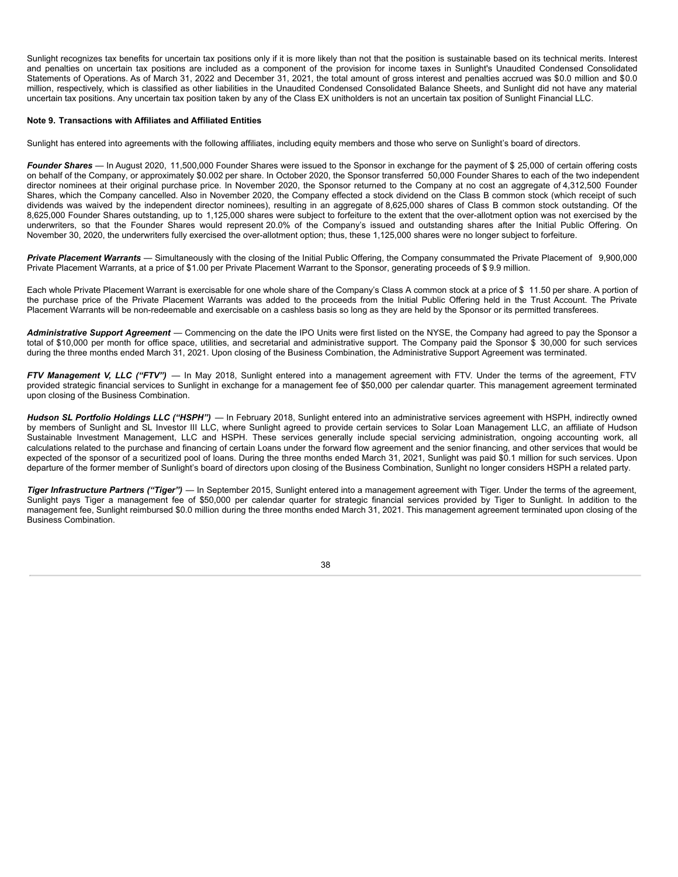Sunlight recognizes tax benefits for uncertain tax positions only if it is more likely than not that the position is sustainable based on its technical merits. Interest and penalties on uncertain tax positions are included as a component of the provision for income taxes in Sunlight's Unaudited Condensed Consolidated Statements of Operations. As of March 31, 2022 and December 31, 2021, the total amount of gross interest and penalties accrued was $0.0 million and $0.0 million, respectively, which is classified as other liabilities in the Unaudited Condensed Consolidated Balance Sheets, and Sunlight did not have any material uncertain tax positions. Any uncertain tax position taken by any of the Class EX unitholders is not an uncertain tax position of Sunlight Financial LLC.

**Note 9. Transactions with Affiliates and Affiliated Entities**

Sunlight has entered into agreements with the following affiliates, including equity members and those who serve on Sunlight's board of directors.

***Founder Shares*** — In August 2020, 11,500,000 Founder Shares were issued to the Sponsor in exchange for the payment of $ 25,000 of certain offering costs on behalf of the Company, or approximately $0.002 per share. In October 2020, the Sponsor transferred 50,000 Founder Shares to each of the two independent director nominees at their original purchase price. In November 2020, the Sponsor returned to the Company at no cost an aggregate of 4,312,500 Founder Shares, which the Company cancelled. Also in November 2020, the Company effected a stock dividend on the Class B common stock (which receipt of such dividends was waived by the independent director nominees), resulting in an aggregate of 8,625,000 shares of Class B common stock outstanding. Of the 8,625,000 Founder Shares outstanding, up to 1,125,000 shares were subject to forfeiture to the extent that the over-allotment option was not exercised by the underwriters, so that the Founder Shares would represent 20.0% of the Company's issued and outstanding shares after the Initial Public Offering. On November 30, 2020, the underwriters fully exercised the over-allotment option; thus, these 1,125,000 shares were no longer subject to forfeiture.

***Private Placement Warrants*** — Simultaneously with the closing of the Initial Public Offering, the Company consummated the Private Placement of 9,900,000 Private Placement Warrants, at a price of $1.00 per Private Placement Warrant to the Sponsor, generating proceeds of $ 9.9 million.

Each whole Private Placement Warrant is exercisable for one whole share of the Company's Class A common stock at a price of $ 11.50 per share. A portion of the purchase price of the Private Placement Warrants was added to the proceeds from the Initial Public Offering held in the Trust Account. The Private Placement Warrants will be non-redeemable and exercisable on a cashless basis so long as they are held by the Sponsor or its permitted transferees.

***Administrative Support Agreement*** — Commencing on the date the IPO Units were first listed on the NYSE, the Company had agreed to pay the Sponsor a total of $10,000 per month for office space, utilities, and secretarial and administrative support. The Company paid the Sponsor $ 30,000 for such services during the three months ended March 31, 2021. Upon closing of the Business Combination, the Administrative Support Agreement was terminated.

***FTV Management V, LLC ("FTV")*** — In May 2018, Sunlight entered into a management agreement with FTV. Under the terms of the agreement, FTV provided strategic financial services to Sunlight in exchange for a management fee of $50,000 per calendar quarter. This management agreement terminated upon closing of the Business Combination.

***Hudson SL Portfolio Holdings LLC ("HSPH")*** — In February 2018, Sunlight entered into an administrative services agreement with HSPH, indirectly owned by members of Sunlight and SL Investor III LLC, where Sunlight agreed to provide certain services to Solar Loan Management LLC, an affiliate of Hudson Sustainable Investment Management, LLC and HSPH. These services generally include special servicing administration, ongoing accounting work, all calculations related to the purchase and financing of certain Loans under the forward flow agreement and the senior financing, and other services that would be expected of the sponsor of a securitized pool of loans. During the three months ended March 31, 2021, Sunlight was paid $0.1 million for such services. Upon departure of the former member of Sunlight's board of directors upon closing of the Business Combination, Sunlight no longer considers HSPH a related party.

***Tiger Infrastructure Partners ("Tiger")*** — In September 2015, Sunlight entered into a management agreement with Tiger. Under the terms of the agreement, Sunlight pays Tiger a management fee of $50,000 per calendar quarter for strategic financial services provided by Tiger to Sunlight. In addition to the management fee, Sunlight reimbursed $0.0 million during the three months ended March 31, 2021. This management agreement terminated upon closing of the Business Combination.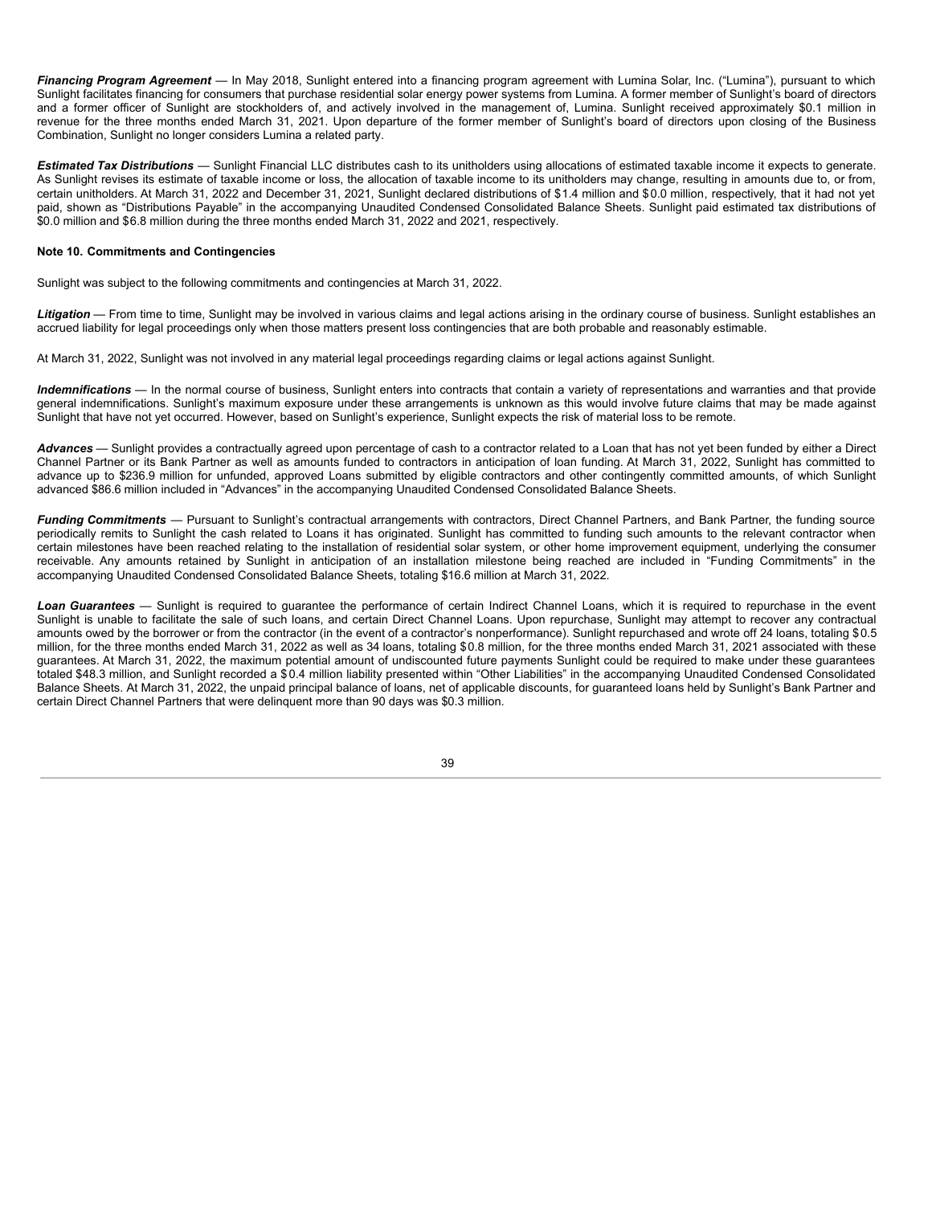***Financing Program Agreement*** — In May 2018, Sunlight entered into a financing program agreement with Lumina Solar, Inc. ("Lumina"), pursuant to which Sunlight facilitates financing for consumers that purchase residential solar energy power systems from Lumina. A former member of Sunlight's board of directors and a former officer of Sunlight are stockholders of, and actively involved in the management of, Lumina. Sunlight received approximately $0.1 million in revenue for the three months ended March 31, 2021. Upon departure of the former member of Sunlight's board of directors upon closing of the Business Combination, Sunlight no longer considers Lumina a related party.

***Estimated Tax Distributions*** — Sunlight Financial LLC distributes cash to its unitholders using allocations of estimated taxable income it expects to generate. As Sunlight revises its estimate of taxable income or loss, the allocation of taxable income to its unitholders may change, resulting in amounts due to, or from, certain unitholders. At March 31, 2022 and December 31, 2021, Sunlight declared distributions of $1.4 million and $0.0 million, respectively, that it had not yet paid, shown as "Distributions Payable" in the accompanying Unaudited Condensed Consolidated Balance Sheets. Sunlight paid estimated tax distributions of $0.0 million and $6.8 million during the three months ended March 31, 2022 and 2021, respectively.

**Note 10. Commitments and Contingencies**

Sunlight was subject to the following commitments and contingencies at March 31, 2022.

***Litigation*** — From time to time, Sunlight may be involved in various claims and legal actions arising in the ordinary course of business. Sunlight establishes an accrued liability for legal proceedings only when those matters present loss contingencies that are both probable and reasonably estimable.

At March 31, 2022, Sunlight was not involved in any material legal proceedings regarding claims or legal actions against Sunlight.

***Indemnifications*** — In the normal course of business, Sunlight enters into contracts that contain a variety of representations and warranties and that provide general indemnifications. Sunlight's maximum exposure under these arrangements is unknown as this would involve future claims that may be made against Sunlight that have not yet occurred. However, based on Sunlight's experience, Sunlight expects the risk of material loss to be remote.

***Advances*** — Sunlight provides a contractually agreed upon percentage of cash to a contractor related to a Loan that has not yet been funded by either a Direct Channel Partner or its Bank Partner as well as amounts funded to contractors in anticipation of loan funding. At March 31, 2022, Sunlight has committed to advance up to $236.9 million for unfunded, approved Loans submitted by eligible contractors and other contingently committed amounts, of which Sunlight advanced $86.6 million included in "Advances" in the accompanying Unaudited Condensed Consolidated Balance Sheets.

***Funding Commitments*** — Pursuant to Sunlight's contractual arrangements with contractors, Direct Channel Partners, and Bank Partner, the funding source periodically remits to Sunlight the cash related to Loans it has originated. Sunlight has committed to funding such amounts to the relevant contractor when certain milestones have been reached relating to the installation of residential solar system, or other home improvement equipment, underlying the consumer receivable. Any amounts retained by Sunlight in anticipation of an installation milestone being reached are included in "Funding Commitments" in the accompanying Unaudited Condensed Consolidated Balance Sheets, totaling $16.6 million at March 31, 2022.

***Loan Guarantees*** — Sunlight is required to guarantee the performance of certain Indirect Channel Loans, which it is required to repurchase in the event Sunlight is unable to facilitate the sale of such loans, and certain Direct Channel Loans. Upon repurchase, Sunlight may attempt to recover any contractual amounts owed by the borrower or from the contractor (in the event of a contractor's nonperformance). Sunlight repurchased and wrote off 24 loans, totaling $0.5 million, for the three months ended March 31, 2022 as well as 34 loans, totaling $0.8 million, for the three months ended March 31, 2021 associated with these guarantees. At March 31, 2022, the maximum potential amount of undiscounted future payments Sunlight could be required to make under these guarantees totaled $48.3 million, and Sunlight recorded a $0.4 million liability presented within "Other Liabilities" in the accompanying Unaudited Condensed Consolidated Balance Sheets. At March 31, 2022, the unpaid principal balance of loans, net of applicable discounts, for guaranteed loans held by Sunlight's Bank Partner and certain Direct Channel Partners that were delinquent more than 90 days was $0.3 million.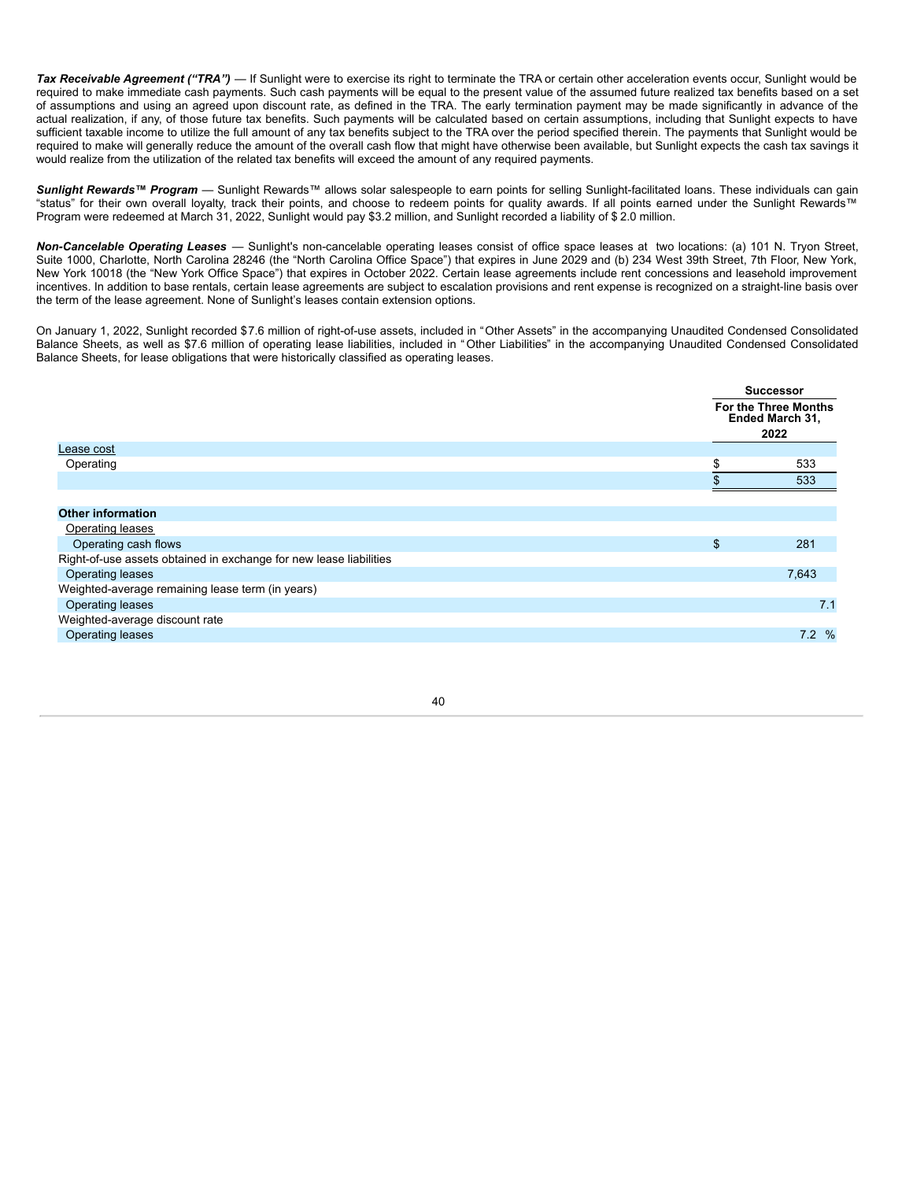***Tax Receivable Agreement ("TRA")*** — If Sunlight were to exercise its right to terminate the TRA or certain other acceleration events occur, Sunlight would be required to make immediate cash payments. Such cash payments will be equal to the present value of the assumed future realized tax benefits based on a set of assumptions and using an agreed upon discount rate, as defined in the TRA. The early termination payment may be made significantly in advance of the actual realization, if any, of those future tax benefits. Such payments will be calculated based on certain assumptions, including that Sunlight expects to have sufficient taxable income to utilize the full amount of any tax benefits subject to the TRA over the period specified therein. The payments that Sunlight would be required to make will generally reduce the amount of the overall cash flow that might have otherwise been available, but Sunlight expects the cash tax savings it would realize from the utilization of the related tax benefits will exceed the amount of any required payments.

***Sunlight Rewards™ Program*** — Sunlight Rewards™ allows solar salespeople to earn points for selling Sunlight-facilitated loans. These individuals can gain "status" for their own overall loyalty, track their points, and choose to redeem points for quality awards. If all points earned under the Sunlight Rewards™ Program were redeemed at March 31, 2022, Sunlight would pay $3.2 million, and Sunlight recorded a liability of $ 2.0 million.

***Non-Cancelable Operating Leases*** — Sunlight's non-cancelable operating leases consist of office space leases at two locations: (a) 101 N. Tryon Street, Suite 1000, Charlotte, North Carolina 28246 (the "North Carolina Office Space") that expires in June 2029 and (b) 234 West 39th Street, 7th Floor, New York, New York 10018 (the "New York Office Space") that expires in October 2022. Certain lease agreements include rent concessions and leasehold improvement incentives. In addition to base rentals, certain lease agreements are subject to escalation provisions and rent expense is recognized on a straight-line basis over the term of the lease agreement. None of Sunlight's leases contain extension options.

On January 1, 2022, Sunlight recorded $7.6 million of right-of-use assets, included in "Other Assets" in the accompanying Unaudited Condensed Consolidated Balance Sheets, as well as $7.6 million of operating lease liabilities, included in "Other Liabilities" in the accompanying Unaudited Condensed Consolidated Balance Sheets, for lease obligations that were historically classified as operating leases.

| | Successor |
|---|---|
| | For the Three Months Ended March 31, 2022 |
| Lease cost | |
| Operating | $ 533 |
| | $ 533 |
| | |
| **Other information** | |
| Operating leases | |
| Operating cash flows | $ 281 |
| Right-of-use assets obtained in exchange for new lease liabilities | |
| Operating leases | 7,643 |
| Weighted-average remaining lease term (in years) | |
| Operating leases | 7.1 |
| Weighted-average discount rate | |
| Operating leases | 7.2 % |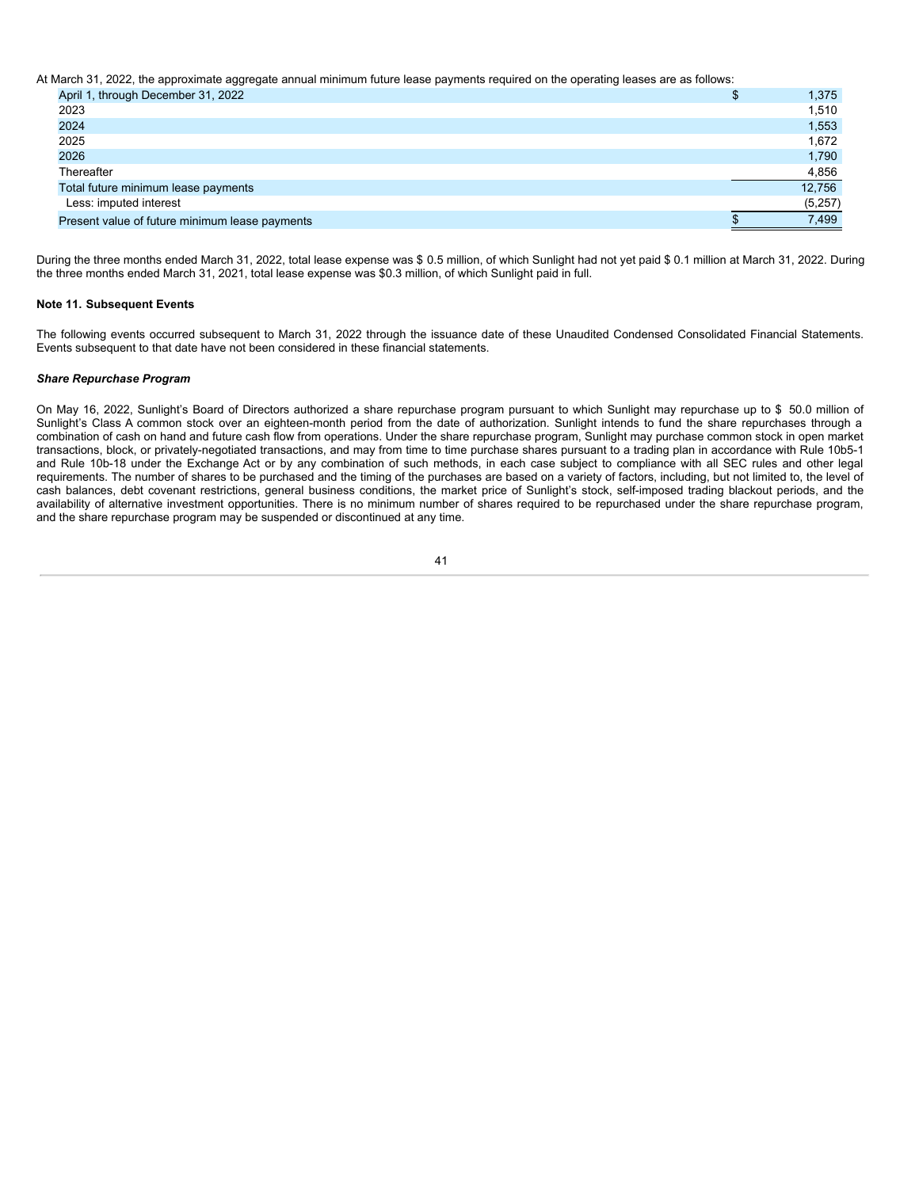At March 31, 2022, the approximate aggregate annual minimum future lease payments required on the operating leases are as follows:

| | |
|---|---|
| April 1, through December 31, 2022 | $ 1,375 |
| 2023 | 1,510 |
| 2024 | 1,553 |
| 2025 | 1,672 |
| 2026 | 1,790 |
| Thereafter | 4,856 |
| Total future minimum lease payments | 12,756 |
| Less: imputed interest | (5,257) |
| Present value of future minimum lease payments | $ 7,499 |

During the three months ended March 31, 2022, total lease expense was $ 0.5 million, of which Sunlight had not yet paid $ 0.1 million at March 31, 2022. During the three months ended March 31, 2021, total lease expense was $0.3 million, of which Sunlight paid in full.

**Note 11. Subsequent Events**

The following events occurred subsequent to March 31, 2022 through the issuance date of these Unaudited Condensed Consolidated Financial Statements. Events subsequent to that date have not been considered in these financial statements.

***Share Repurchase Program***

On May 16, 2022, Sunlight's Board of Directors authorized a share repurchase program pursuant to which Sunlight may repurchase up to $ 50.0 million of Sunlight's Class A common stock over an eighteen-month period from the date of authorization. Sunlight intends to fund the share repurchases through a combination of cash on hand and future cash flow from operations. Under the share repurchase program, Sunlight may purchase common stock in open market transactions, block, or privately-negotiated transactions, and may from time to time purchase shares pursuant to a trading plan in accordance with Rule 10b5-1 and Rule 10b-18 under the Exchange Act or by any combination of such methods, in each case subject to compliance with all SEC rules and other legal requirements. The number of shares to be purchased and the timing of the purchases are based on a variety of factors, including, but not limited to, the level of cash balances, debt covenant restrictions, general business conditions, the market price of Sunlight's stock, self-imposed trading blackout periods, and the availability of alternative investment opportunities. There is no minimum number of shares required to be repurchased under the share repurchase program, and the share repurchase program may be suspended or discontinued at any time.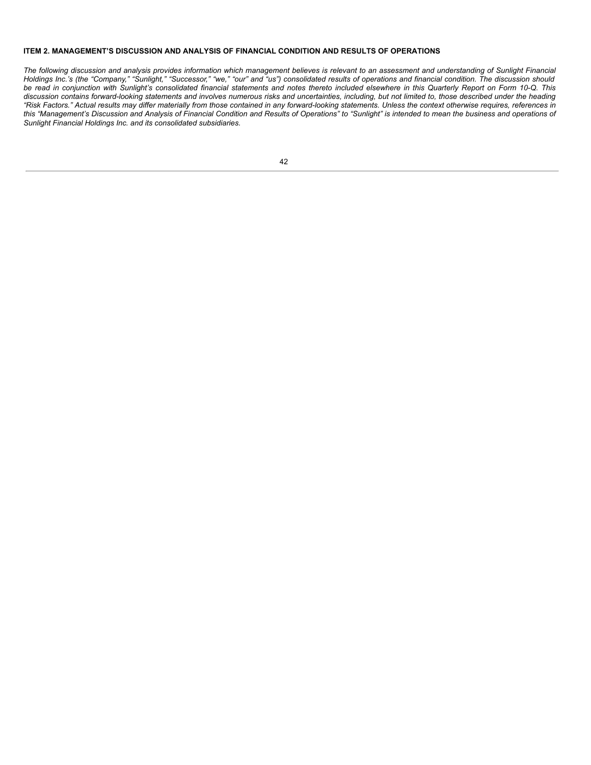## ITEM 2. MANAGEMENT'S DISCUSSION AND ANALYSIS OF FINANCIAL CONDITION AND RESULTS OF OPERATIONS

*The following discussion and analysis provides information which management believes is relevant to an assessment and understanding of Sunlight Financial Holdings Inc.'s (the "Company," "Sunlight," "Successor," "we," "our" and "us") consolidated results of operations and financial condition. The discussion should be read in conjunction with Sunlight's consolidated financial statements and notes thereto included elsewhere in this Quarterly Report on Form 10-Q. This discussion contains forward-looking statements and involves numerous risks and uncertainties, including, but not limited to, those described under the heading "Risk Factors." Actual results may differ materially from those contained in any forward-looking statements. Unless the context otherwise requires, references in this "Management's Discussion and Analysis of Financial Condition and Results of Operations" to "Sunlight" is intended to mean the business and operations of Sunlight Financial Holdings Inc. and its consolidated subsidiaries.*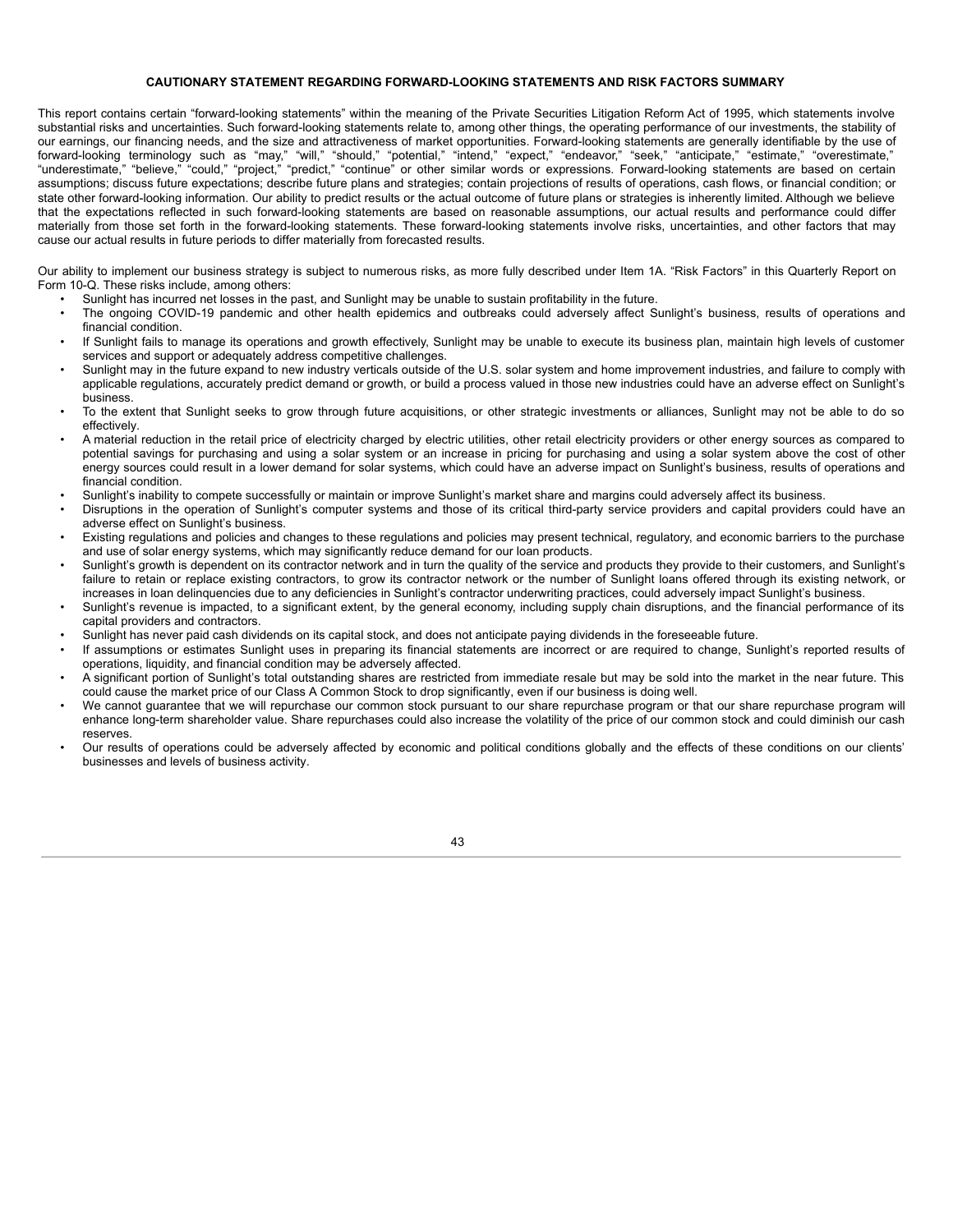## CAUTIONARY STATEMENT REGARDING FORWARD-LOOKING STATEMENTS AND RISK FACTORS SUMMARY

This report contains certain "forward-looking statements" within the meaning of the Private Securities Litigation Reform Act of 1995, which statements involve substantial risks and uncertainties. Such forward-looking statements relate to, among other things, the operating performance of our investments, the stability of our earnings, our financing needs, and the size and attractiveness of market opportunities. Forward-looking statements are generally identifiable by the use of forward-looking terminology such as "may," "will," "should," "potential," "intend," "expect," "endeavor," "seek," "anticipate," "estimate," "overestimate," "underestimate," "believe," "could," "project," "predict," "continue" or other similar words or expressions. Forward-looking statements are based on certain assumptions; discuss future expectations; describe future plans and strategies; contain projections of results of operations, cash flows, or financial condition; or state other forward-looking information. Our ability to predict results or the actual outcome of future plans or strategies is inherently limited. Although we believe that the expectations reflected in such forward-looking statements are based on reasonable assumptions, our actual results and performance could differ materially from those set forth in the forward-looking statements. These forward-looking statements involve risks, uncertainties, and other factors that may cause our actual results in future periods to differ materially from forecasted results.

Our ability to implement our business strategy is subject to numerous risks, as more fully described under Item 1A. "Risk Factors" in this Quarterly Report on Form 10-Q. These risks include, among others:

- Sunlight has incurred net losses in the past, and Sunlight may be unable to sustain profitability in the future.
- The ongoing COVID-19 pandemic and other health epidemics and outbreaks could adversely affect Sunlight's business, results of operations and financial condition.
- If Sunlight fails to manage its operations and growth effectively, Sunlight may be unable to execute its business plan, maintain high levels of customer services and support or adequately address competitive challenges.
- Sunlight may in the future expand to new industry verticals outside of the U.S. solar system and home improvement industries, and failure to comply with applicable regulations, accurately predict demand or growth, or build a process valued in those new industries could have an adverse effect on Sunlight's business.
- To the extent that Sunlight seeks to grow through future acquisitions, or other strategic investments or alliances, Sunlight may not be able to do so effectively.
- A material reduction in the retail price of electricity charged by electric utilities, other retail electricity providers or other energy sources as compared to potential savings for purchasing and using a solar system or an increase in pricing for purchasing and using a solar system above the cost of other energy sources could result in a lower demand for solar systems, which could have an adverse impact on Sunlight's business, results of operations and financial condition.
- Sunlight's inability to compete successfully or maintain or improve Sunlight's market share and margins could adversely affect its business.
- Disruptions in the operation of Sunlight's computer systems and those of its critical third-party service providers and capital providers could have an adverse effect on Sunlight's business.
- Existing regulations and policies and changes to these regulations and policies may present technical, regulatory, and economic barriers to the purchase and use of solar energy systems, which may significantly reduce demand for our loan products.
- Sunlight's growth is dependent on its contractor network and in turn the quality of the service and products they provide to their customers, and Sunlight's failure to retain or replace existing contractors, to grow its contractor network or the number of Sunlight loans offered through its existing network, or increases in loan delinquencies due to any deficiencies in Sunlight's contractor underwriting practices, could adversely impact Sunlight's business.
- Sunlight's revenue is impacted, to a significant extent, by the general economy, including supply chain disruptions, and the financial performance of its capital providers and contractors.
- Sunlight has never paid cash dividends on its capital stock, and does not anticipate paying dividends in the foreseeable future.
- If assumptions or estimates Sunlight uses in preparing its financial statements are incorrect or are required to change, Sunlight's reported results of operations, liquidity, and financial condition may be adversely affected.
- A significant portion of Sunlight's total outstanding shares are restricted from immediate resale but may be sold into the market in the near future. This could cause the market price of our Class A Common Stock to drop significantly, even if our business is doing well.
- We cannot guarantee that we will repurchase our common stock pursuant to our share repurchase program or that our share repurchase program will enhance long-term shareholder value. Share repurchases could also increase the volatility of the price of our common stock and could diminish our cash reserves.
- Our results of operations could be adversely affected by economic and political conditions globally and the effects of these conditions on our clients' businesses and levels of business activity.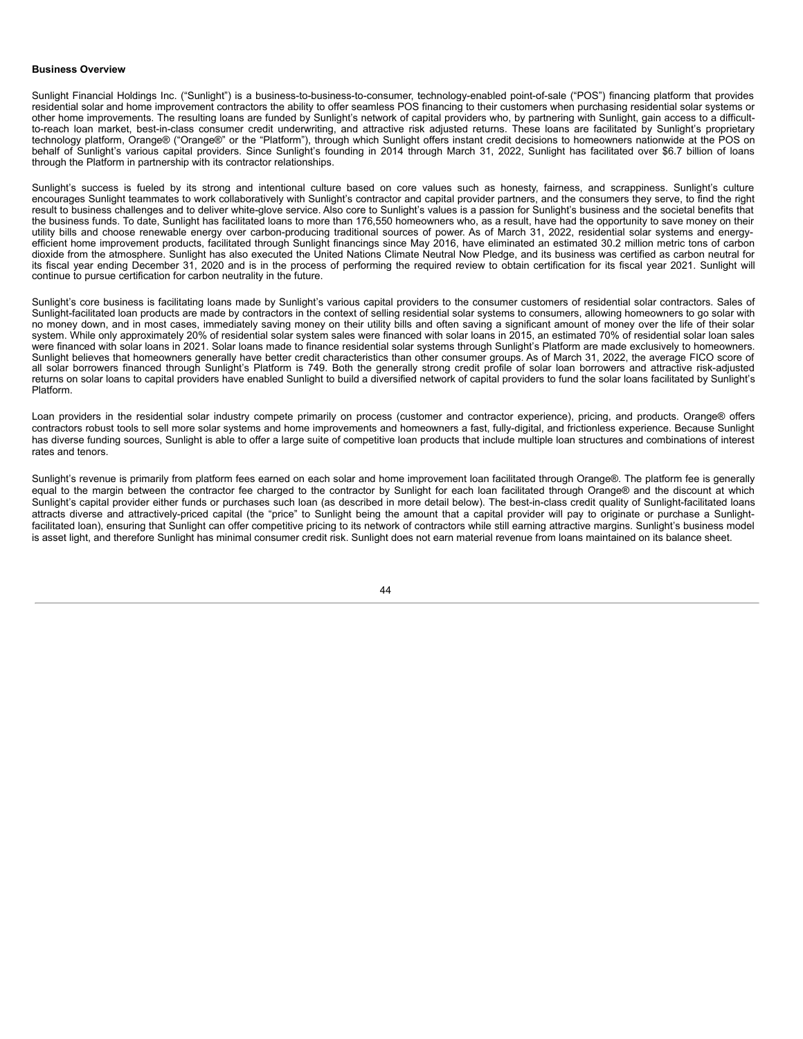**Business Overview**

Sunlight Financial Holdings Inc. ("Sunlight") is a business-to-business-to-consumer, technology-enabled point-of-sale ("POS") financing platform that provides residential solar and home improvement contractors the ability to offer seamless POS financing to their customers when purchasing residential solar systems or other home improvements. The resulting loans are funded by Sunlight's network of capital providers who, by partnering with Sunlight, gain access to a difficult-to-reach loan market, best-in-class consumer credit underwriting, and attractive risk adjusted returns. These loans are facilitated by Sunlight's proprietary technology platform, Orange® ("Orange®" or the "Platform"), through which Sunlight offers instant credit decisions to homeowners nationwide at the POS on behalf of Sunlight's various capital providers. Since Sunlight's founding in 2014 through March 31, 2022, Sunlight has facilitated over $6.7 billion of loans through the Platform in partnership with its contractor relationships.

Sunlight's success is fueled by its strong and intentional culture based on core values such as honesty, fairness, and scrappiness. Sunlight's culture encourages Sunlight teammates to work collaboratively with Sunlight's contractor and capital provider partners, and the consumers they serve, to find the right result to business challenges and to deliver white-glove service. Also core to Sunlight's values is a passion for Sunlight's business and the societal benefits that the business funds. To date, Sunlight has facilitated loans to more than 176,550 homeowners who, as a result, have had the opportunity to save money on their utility bills and choose renewable energy over carbon-producing traditional sources of power. As of March 31, 2022, residential solar systems and energy-efficient home improvement products, facilitated through Sunlight financings since May 2016, have eliminated an estimated 30.2 million metric tons of carbon dioxide from the atmosphere. Sunlight has also executed the United Nations Climate Neutral Now Pledge, and its business was certified as carbon neutral for its fiscal year ending December 31, 2020 and is in the process of performing the required review to obtain certification for its fiscal year 2021. Sunlight will continue to pursue certification for carbon neutrality in the future.

Sunlight's core business is facilitating loans made by Sunlight's various capital providers to the consumer customers of residential solar contractors. Sales of Sunlight-facilitated loan products are made by contractors in the context of selling residential solar systems to consumers, allowing homeowners to go solar with no money down, and in most cases, immediately saving money on their utility bills and often saving a significant amount of money over the life of their solar system. While only approximately 20% of residential solar system sales were financed with solar loans in 2015, an estimated 70% of residential solar loan sales were financed with solar loans in 2021. Solar loans made to finance residential solar systems through Sunlight's Platform are made exclusively to homeowners. Sunlight believes that homeowners generally have better credit characteristics than other consumer groups. As of March 31, 2022, the average FICO score of all solar borrowers financed through Sunlight's Platform is 749. Both the generally strong credit profile of solar loan borrowers and attractive risk-adjusted returns on solar loans to capital providers have enabled Sunlight to build a diversified network of capital providers to fund the solar loans facilitated by Sunlight's Platform.

Loan providers in the residential solar industry compete primarily on process (customer and contractor experience), pricing, and products. Orange® offers contractors robust tools to sell more solar systems and home improvements and homeowners a fast, fully-digital, and frictionless experience. Because Sunlight has diverse funding sources, Sunlight is able to offer a large suite of competitive loan products that include multiple loan structures and combinations of interest rates and tenors.

Sunlight's revenue is primarily from platform fees earned on each solar and home improvement loan facilitated through Orange®. The platform fee is generally equal to the margin between the contractor fee charged to the contractor by Sunlight for each loan facilitated through Orange® and the discount at which Sunlight's capital provider either funds or purchases such loan (as described in more detail below). The best-in-class credit quality of Sunlight-facilitated loans attracts diverse and attractively-priced capital (the "price" to Sunlight being the amount that a capital provider will pay to originate or purchase a Sunlight-facilitated loan), ensuring that Sunlight can offer competitive pricing to its network of contractors while still earning attractive margins. Sunlight's business model is asset light, and therefore Sunlight has minimal consumer credit risk. Sunlight does not earn material revenue from loans maintained on its balance sheet.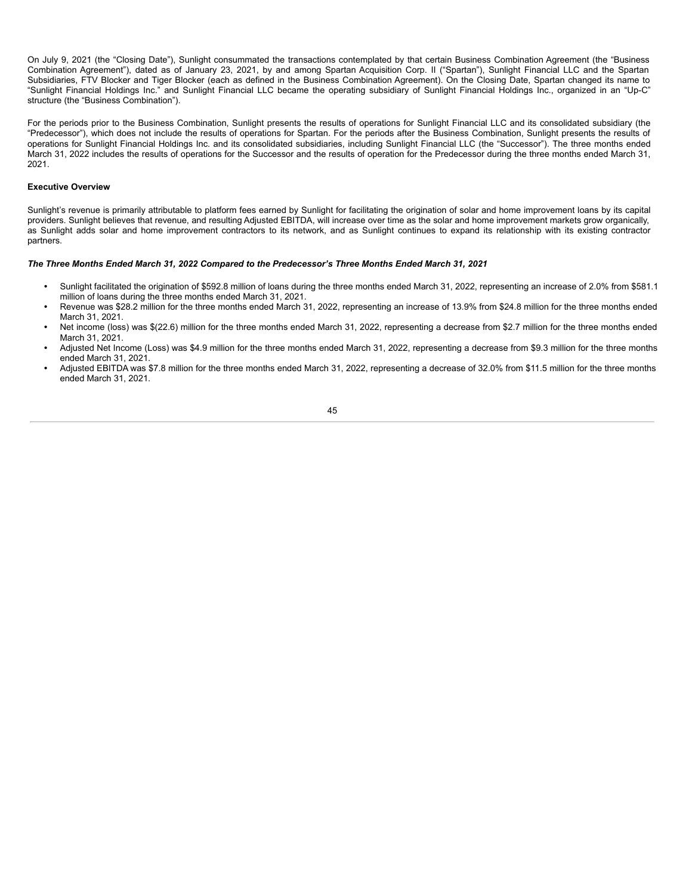On July 9, 2021 (the "Closing Date"), Sunlight consummated the transactions contemplated by that certain Business Combination Agreement (the "Business Combination Agreement"), dated as of January 23, 2021, by and among Spartan Acquisition Corp. II ("Spartan"), Sunlight Financial LLC and the Spartan Subsidiaries, FTV Blocker and Tiger Blocker (each as defined in the Business Combination Agreement). On the Closing Date, Spartan changed its name to "Sunlight Financial Holdings Inc." and Sunlight Financial LLC became the operating subsidiary of Sunlight Financial Holdings Inc., organized in an "Up-C" structure (the "Business Combination").

For the periods prior to the Business Combination, Sunlight presents the results of operations for Sunlight Financial LLC and its consolidated subsidiary (the "Predecessor"), which does not include the results of operations for Spartan. For the periods after the Business Combination, Sunlight presents the results of operations for Sunlight Financial Holdings Inc. and its consolidated subsidiaries, including Sunlight Financial LLC (the "Successor"). The three months ended March 31, 2022 includes the results of operations for the Successor and the results of operation for the Predecessor during the three months ended March 31, 2021.

**Executive Overview**

Sunlight's revenue is primarily attributable to platform fees earned by Sunlight for facilitating the origination of solar and home improvement loans by its capital providers. Sunlight believes that revenue, and resulting Adjusted EBITDA, will increase over time as the solar and home improvement markets grow organically, as Sunlight adds solar and home improvement contractors to its network, and as Sunlight continues to expand its relationship with its existing contractor partners.

***The Three Months Ended March 31, 2022 Compared to the Predecessor's Three Months Ended March 31, 2021***

- Sunlight facilitated the origination of $592.8 million of loans during the three months ended March 31, 2022, representing an increase of 2.0% from $581.1 million of loans during the three months ended March 31, 2021.
- Revenue was $28.2 million for the three months ended March 31, 2022, representing an increase of 13.9% from $24.8 million for the three months ended March 31, 2021.
- Net income (loss) was $(22.6) million for the three months ended March 31, 2022, representing a decrease from $2.7 million for the three months ended March 31, 2021.
- Adjusted Net Income (Loss) was $4.9 million for the three months ended March 31, 2022, representing a decrease from $9.3 million for the three months ended March 31, 2021.
- Adjusted EBITDA was $7.8 million for the three months ended March 31, 2022, representing a decrease of 32.0% from $11.5 million for the three months ended March 31, 2021.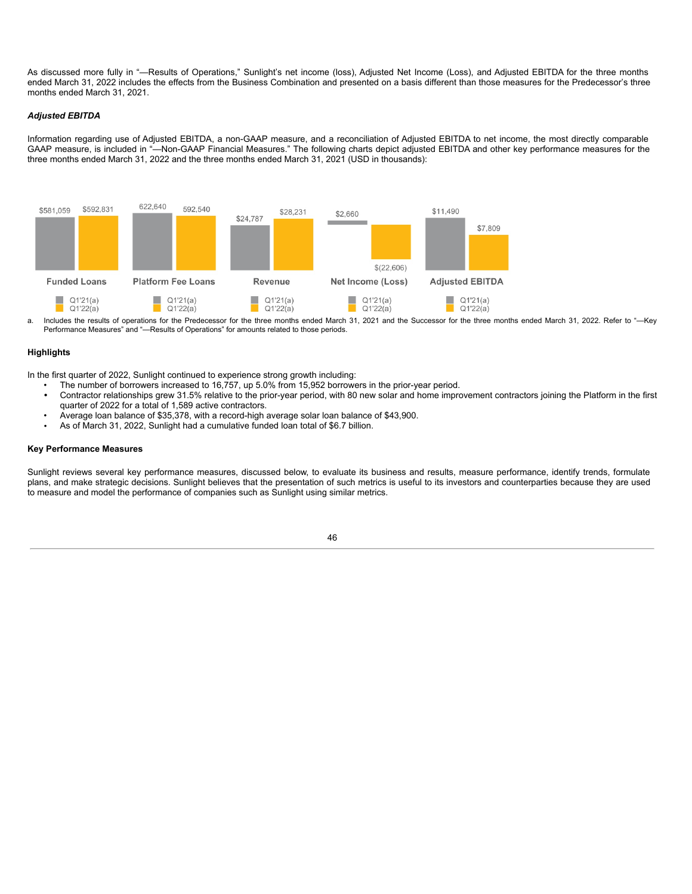As discussed more fully in "—Results of Operations," Sunlight's net income (loss), Adjusted Net Income (Loss), and Adjusted EBITDA for the three months ended March 31, 2022 includes the effects from the Business Combination and presented on a basis different than those measures for the Predecessor's three months ended March 31, 2021.

### *Adjusted EBITDA*

Information regarding use of Adjusted EBITDA, a non-GAAP measure, and a reconciliation of Adjusted EBITDA to net income, the most directly comparable GAAP measure, is included in "—Non-GAAP Financial Measures." The following charts depict adjusted EBITDA and other key performance measures for the three months ended March 31, 2022 and the three months ended March 31, 2021 (USD in thousands):

| | Q1'21(a) | Q1'22(a) |
|---|---|---|
| Funded Loans | $581,059 | $592,831 |
| Platform Fee Loans | 622,640 | 592,540 |
| Revenue | $24,787 | $28,231 |
| Net Income (Loss) | $2,660 | $(22,606) |
| Adjusted EBITDA | $11,490 | $7,809 |

a. Includes the results of operations for the Predecessor for the three months ended March 31, 2021 and the Successor for the three months ended March 31, 2022. Refer to "—Key Performance Measures" and "—Results of Operations" for amounts related to those periods.

### Highlights

In the first quarter of 2022, Sunlight continued to experience strong growth including:

- The number of borrowers increased to 16,757, up 5.0% from 15,952 borrowers in the prior-year period.
- Contractor relationships grew 31.5% relative to the prior-year period, with 80 new solar and home improvement contractors joining the Platform in the first quarter of 2022 for a total of 1,589 active contractors.
- Average loan balance of $35,378, with a record-high average solar loan balance of $43,900.
- As of March 31, 2022, Sunlight had a cumulative funded loan total of $6.7 billion.

### Key Performance Measures

Sunlight reviews several key performance measures, discussed below, to evaluate its business and results, measure performance, identify trends, formulate plans, and make strategic decisions. Sunlight believes that the presentation of such metrics is useful to its investors and counterparties because they are used to measure and model the performance of companies such as Sunlight using similar metrics.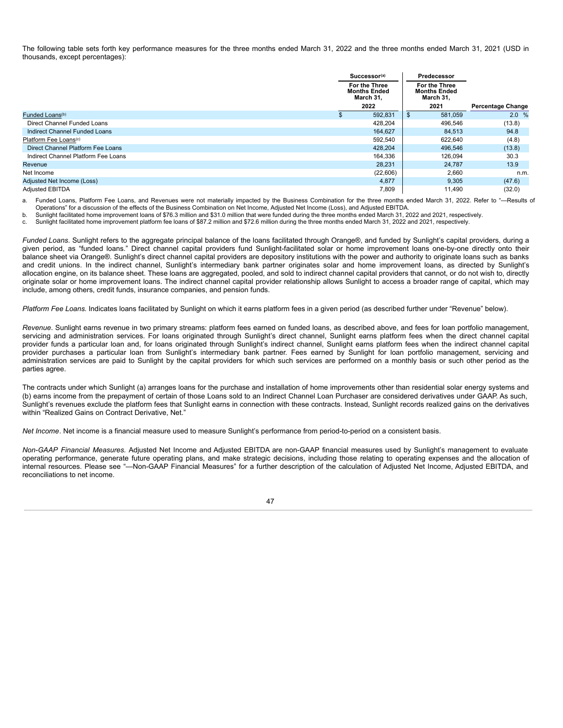The following table sets forth key performance measures for the three months ended March 31, 2022 and the three months ended March 31, 2021 (USD in thousands, except percentages):

| | Successor[(a)] | Predecessor | |
|---|---|---|---|
| | For the Three Months Ended March 31, | For the Three Months Ended March 31, | |
| | 2022 | 2021 | Percentage Change |
| Funded Loans[(b)] | $ 592,831 | $ 581,059 | 2.0 % |
| Direct Channel Funded Loans | 428,204 | 496,546 | (13.8) |
| Indirect Channel Funded Loans | 164,627 | 84,513 | 94.8 |
| Platform Fee Loans[(c)] | 592,540 | 622,640 | (4.8) |
| Direct Channel Platform Fee Loans | 428,204 | 496,546 | (13.8) |
| Indirect Channel Platform Fee Loans | 164,336 | 126,094 | 30.3 |
| Revenue | 28,231 | 24,787 | 13.9 |
| Net Income | (22,606) | 2,660 | n.m. |
| Adjusted Net Income (Loss) | 4,877 | 9,305 | (47.6) |
| Adjusted EBITDA | 7,809 | 11,490 | (32.0) |

a. Funded Loans, Platform Fee Loans, and Revenues were not materially impacted by the Business Combination for the three months ended March 31, 2022. Refer to "—Results of Operations" for a discussion of the effects of the Business Combination on Net Income, Adjusted Net Income (Loss), and Adjusted EBITDA.

b. Sunlight facilitated home improvement loans of $76.3 million and $31.0 million that were funded during the three months ended March 31, 2022 and 2021, respectively.

c. Sunlight facilitated home improvement platform fee loans of $87.2 million and $72.6 million during the three months ended March 31, 2022 and 2021, respectively.

*Funded Loans*. Sunlight refers to the aggregate principal balance of the loans facilitated through Orange®, and funded by Sunlight's capital providers, during a given period, as "funded loans." Direct channel capital providers fund Sunlight-facilitated solar or home improvement loans one-by-one directly onto their balance sheet via Orange®. Sunlight's direct channel capital providers are depository institutions with the power and authority to originate loans such as banks and credit unions. In the indirect channel, Sunlight's intermediary bank partner originates solar and home improvement loans, as directed by Sunlight's allocation engine, on its balance sheet. These loans are aggregated, pooled, and sold to indirect channel capital providers that cannot, or do not wish to, directly originate solar or home improvement loans. The indirect channel capital provider relationship allows Sunlight to access a broader range of capital, which may include, among others, credit funds, insurance companies, and pension funds.

*Platform Fee Loans.* Indicates loans facilitated by Sunlight on which it earns platform fees in a given period (as described further under "Revenue" below).

*Revenue*. Sunlight earns revenue in two primary streams: platform fees earned on funded loans, as described above, and fees for loan portfolio management, servicing and administration services. For loans originated through Sunlight's direct channel, Sunlight earns platform fees when the direct channel capital provider funds a particular loan and, for loans originated through Sunlight's indirect channel, Sunlight earns platform fees when the indirect channel capital provider purchases a particular loan from Sunlight's intermediary bank partner. Fees earned by Sunlight for loan portfolio management, servicing and administration services are paid to Sunlight by the capital providers for which such services are performed on a monthly basis or such other period as the parties agree.

The contracts under which Sunlight (a) arranges loans for the purchase and installation of home improvements other than residential solar energy systems and (b) earns income from the prepayment of certain of those Loans sold to an Indirect Channel Loan Purchaser are considered derivatives under GAAP. As such, Sunlight's revenues exclude the platform fees that Sunlight earns in connection with these contracts. Instead, Sunlight records realized gains on the derivatives within "Realized Gains on Contract Derivative, Net."

*Net Income*. Net income is a financial measure used to measure Sunlight's performance from period-to-period on a consistent basis.

*Non-GAAP Financial Measures.* Adjusted Net Income and Adjusted EBITDA are non-GAAP financial measures used by Sunlight's management to evaluate operating performance, generate future operating plans, and make strategic decisions, including those relating to operating expenses and the allocation of internal resources. Please see "—Non-GAAP Financial Measures" for a further description of the calculation of Adjusted Net Income, Adjusted EBITDA, and reconciliations to net income.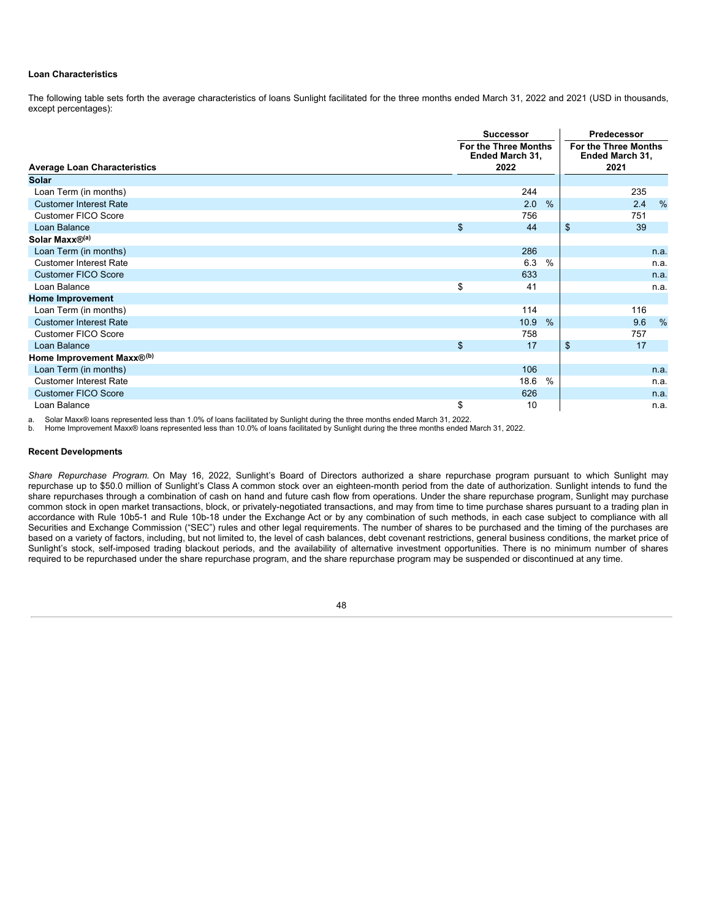### Loan Characteristics

The following table sets forth the average characteristics of loans Sunlight facilitated for the three months ended March 31, 2022 and 2021 (USD in thousands, except percentages):

| | Successor | Predecessor |
|---|---|---|
| **Average Loan Characteristics** | **For the Three Months Ended March 31, 2022** | **For the Three Months Ended March 31, 2021** |
| **Solar** | | |
| Loan Term (in months) | 244 | 235 |
| Customer Interest Rate | 2.0 % | 2.4 % |
| Customer FICO Score | 756 | 751 |
| Loan Balance | $ 44 | $ 39 |
| **Solar Maxx®[(a)]** | | |
| Loan Term (in months) | 286 | n.a. |
| Customer Interest Rate | 6.3 % | n.a. |
| Customer FICO Score | 633 | n.a. |
| Loan Balance | $ 41 | n.a. |
| **Home Improvement** | | |
| Loan Term (in months) | 114 | 116 |
| Customer Interest Rate | 10.9 % | 9.6 % |
| Customer FICO Score | 758 | 757 |
| Loan Balance | $ 17 | $ 17 |
| **Home Improvement Maxx®[(b)]** | | |
| Loan Term (in months) | 106 | n.a. |
| Customer Interest Rate | 18.6 % | n.a. |
| Customer FICO Score | 626 | n.a. |
| Loan Balance | $ 10 | n.a. |

a. Solar Maxx® loans represented less than 1.0% of loans facilitated by Sunlight during the three months ended March 31, 2022.
b. Home Improvement Maxx® loans represented less than 10.0% of loans facilitated by Sunlight during the three months ended March 31, 2022.

### Recent Developments

*Share Repurchase Program.* On May 16, 2022, Sunlight's Board of Directors authorized a share repurchase program pursuant to which Sunlight may repurchase up to $50.0 million of Sunlight's Class A common stock over an eighteen-month period from the date of authorization. Sunlight intends to fund the share repurchases through a combination of cash on hand and future cash flow from operations. Under the share repurchase program, Sunlight may purchase common stock in open market transactions, block, or privately-negotiated transactions, and may from time to time purchase shares pursuant to a trading plan in accordance with Rule 10b5-1 and Rule 10b-18 under the Exchange Act or by any combination of such methods, in each case subject to compliance with all Securities and Exchange Commission ("SEC") rules and other legal requirements. The number of shares to be purchased and the timing of the purchases are based on a variety of factors, including, but not limited to, the level of cash balances, debt covenant restrictions, general business conditions, the market price of Sunlight's stock, self-imposed trading blackout periods, and the availability of alternative investment opportunities. There is no minimum number of shares required to be repurchased under the share repurchase program, and the share repurchase program may be suspended or discontinued at any time.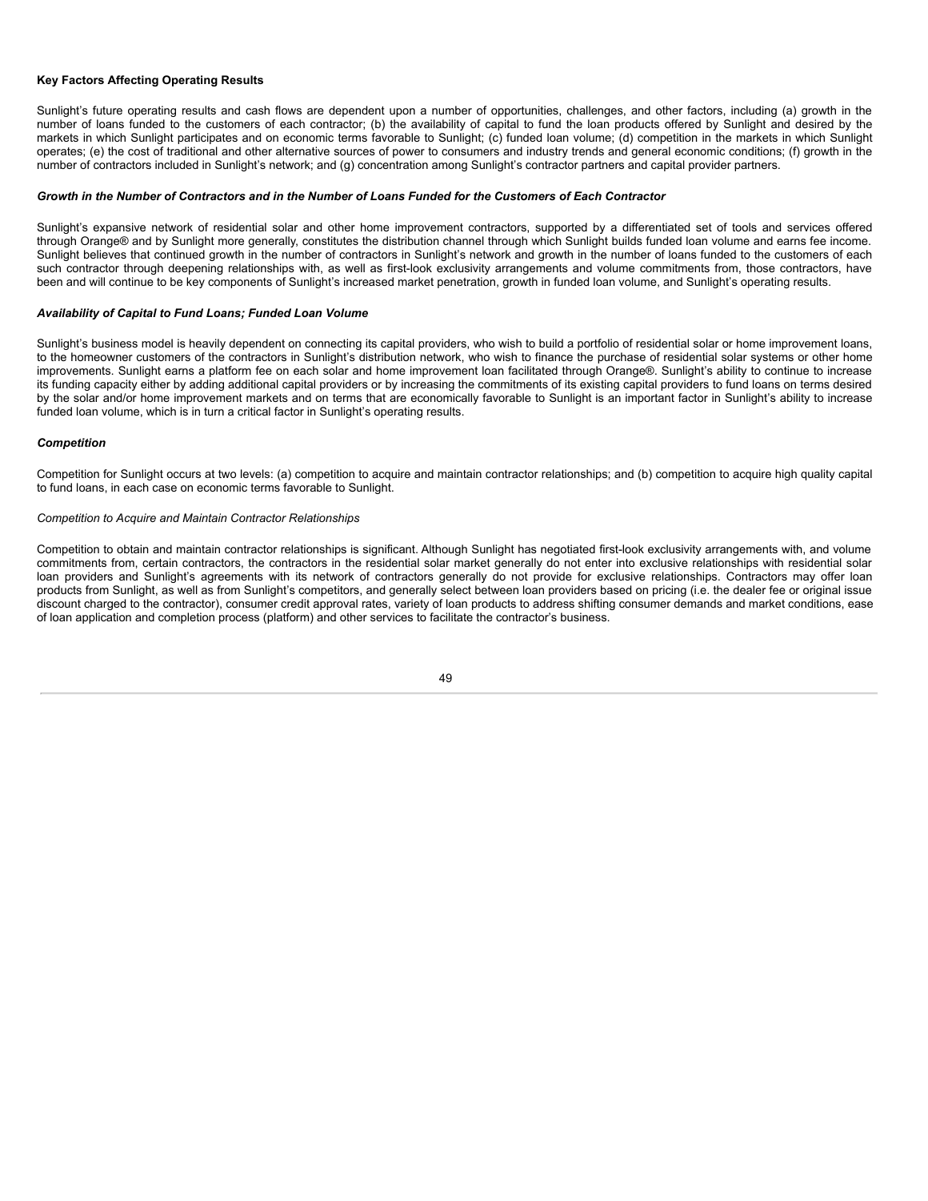**Key Factors Affecting Operating Results**

Sunlight's future operating results and cash flows are dependent upon a number of opportunities, challenges, and other factors, including (a) growth in the number of loans funded to the customers of each contractor; (b) the availability of capital to fund the loan products offered by Sunlight and desired by the markets in which Sunlight participates and on economic terms favorable to Sunlight; (c) funded loan volume; (d) competition in the markets in which Sunlight operates; (e) the cost of traditional and other alternative sources of power to consumers and industry trends and general economic conditions; (f) growth in the number of contractors included in Sunlight's network; and (g) concentration among Sunlight's contractor partners and capital provider partners.

***Growth in the Number of Contractors and in the Number of Loans Funded for the Customers of Each Contractor***

Sunlight's expansive network of residential solar and other home improvement contractors, supported by a differentiated set of tools and services offered through Orange® and by Sunlight more generally, constitutes the distribution channel through which Sunlight builds funded loan volume and earns fee income. Sunlight believes that continued growth in the number of contractors in Sunlight's network and growth in the number of loans funded to the customers of each such contractor through deepening relationships with, as well as first-look exclusivity arrangements and volume commitments from, those contractors, have been and will continue to be key components of Sunlight's increased market penetration, growth in funded loan volume, and Sunlight's operating results.

***Availability of Capital to Fund Loans; Funded Loan Volume***

Sunlight's business model is heavily dependent on connecting its capital providers, who wish to build a portfolio of residential solar or home improvement loans, to the homeowner customers of the contractors in Sunlight's distribution network, who wish to finance the purchase of residential solar systems or other home improvements. Sunlight earns a platform fee on each solar and home improvement loan facilitated through Orange®. Sunlight's ability to continue to increase its funding capacity either by adding additional capital providers or by increasing the commitments of its existing capital providers to fund loans on terms desired by the solar and/or home improvement markets and on terms that are economically favorable to Sunlight is an important factor in Sunlight's ability to increase funded loan volume, which is in turn a critical factor in Sunlight's operating results.

***Competition***

Competition for Sunlight occurs at two levels: (a) competition to acquire and maintain contractor relationships; and (b) competition to acquire high quality capital to fund loans, in each case on economic terms favorable to Sunlight.

*Competition to Acquire and Maintain Contractor Relationships*

Competition to obtain and maintain contractor relationships is significant. Although Sunlight has negotiated first-look exclusivity arrangements with, and volume commitments from, certain contractors, the contractors in the residential solar market generally do not enter into exclusive relationships with residential solar loan providers and Sunlight's agreements with its network of contractors generally do not provide for exclusive relationships. Contractors may offer loan products from Sunlight, as well as from Sunlight's competitors, and generally select between loan providers based on pricing (i.e. the dealer fee or original issue discount charged to the contractor), consumer credit approval rates, variety of loan products to address shifting consumer demands and market conditions, ease of loan application and completion process (platform) and other services to facilitate the contractor's business.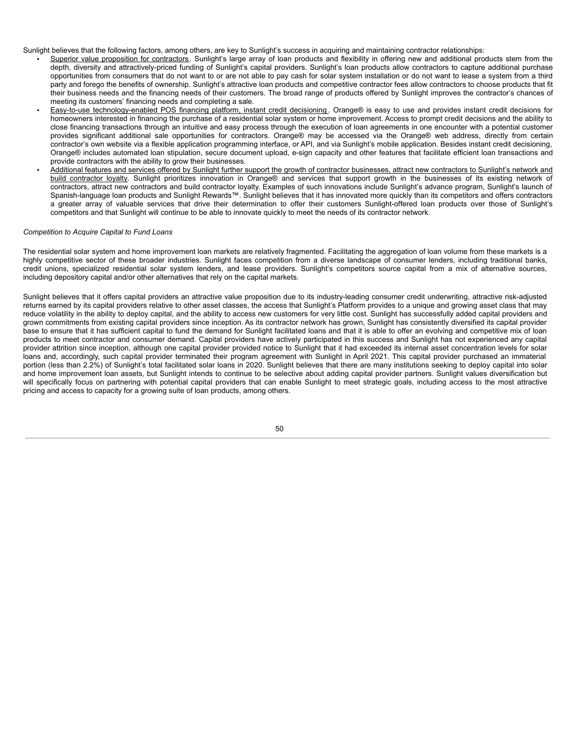Sunlight believes that the following factors, among others, are key to Sunlight's success in acquiring and maintaining contractor relationships:

- Superior value proposition for contractors. Sunlight's large array of loan products and flexibility in offering new and additional products stem from the depth, diversity and attractively-priced funding of Sunlight's capital providers. Sunlight's loan products allow contractors to capture additional purchase opportunities from consumers that do not want to or are not able to pay cash for solar system installation or do not want to lease a system from a third party and forego the benefits of ownership. Sunlight's attractive loan products and competitive contractor fees allow contractors to choose products that fit their business needs and the financing needs of their customers. The broad range of products offered by Sunlight improves the contractor's chances of meeting its customers' financing needs and completing a sale.
- Easy-to-use technology-enabled POS financing platform, instant credit decisioning. Orange® is easy to use and provides instant credit decisions for homeowners interested in financing the purchase of a residential solar system or home improvement. Access to prompt credit decisions and the ability to close financing transactions through an intuitive and easy process through the execution of loan agreements in one encounter with a potential customer provides significant additional sale opportunities for contractors. Orange® may be accessed via the Orange® web address, directly from certain contractor's own website via a flexible application programming interface, or API, and via Sunlight's mobile application. Besides instant credit decisioning, Orange® includes automated loan stipulation, secure document upload, e-sign capacity and other features that facilitate efficient loan transactions and provide contractors with the ability to grow their businesses.
- Additional features and services offered by Sunlight further support the growth of contractor businesses, attract new contractors to Sunlight's network and build contractor loyalty. Sunlight prioritizes innovation in Orange® and services that support growth in the businesses of its existing network of contractors, attract new contractors and build contractor loyalty. Examples of such innovations include Sunlight's advance program, Sunlight's launch of Spanish-language loan products and Sunlight Rewards™. Sunlight believes that it has innovated more quickly than its competitors and offers contractors a greater array of valuable services that drive their determination to offer their customers Sunlight-offered loan products over those of Sunlight's competitors and that Sunlight will continue to be able to innovate quickly to meet the needs of its contractor network.

*Competition to Acquire Capital to Fund Loans*

The residential solar system and home improvement loan markets are relatively fragmented. Facilitating the aggregation of loan volume from these markets is a highly competitive sector of these broader industries. Sunlight faces competition from a diverse landscape of consumer lenders, including traditional banks, credit unions, specialized residential solar system lenders, and lease providers. Sunlight's competitors source capital from a mix of alternative sources, including depository capital and/or other alternatives that rely on the capital markets.

Sunlight believes that it offers capital providers an attractive value proposition due to its industry-leading consumer credit underwriting, attractive risk-adjusted returns earned by its capital providers relative to other asset classes, the access that Sunlight's Platform provides to a unique and growing asset class that may reduce volatility in the ability to deploy capital, and the ability to access new customers for very little cost. Sunlight has successfully added capital providers and grown commitments from existing capital providers since inception. As its contractor network has grown, Sunlight has consistently diversified its capital provider base to ensure that it has sufficient capital to fund the demand for Sunlight facilitated loans and that it is able to offer an evolving and competitive mix of loan products to meet contractor and consumer demand. Capital providers have actively participated in this success and Sunlight has not experienced any capital provider attrition since inception, although one capital provider provided notice to Sunlight that it had exceeded its internal asset concentration levels for solar loans and, accordingly, such capital provider terminated their program agreement with Sunlight in April 2021. This capital provider purchased an immaterial portion (less than 2.2%) of Sunlight's total facilitated solar loans in 2020. Sunlight believes that there are many institutions seeking to deploy capital into solar and home improvement loan assets, but Sunlight intends to continue to be selective about adding capital provider partners. Sunlight values diversification but will specifically focus on partnering with potential capital providers that can enable Sunlight to meet strategic goals, including access to the most attractive pricing and access to capacity for a growing suite of loan products, among others.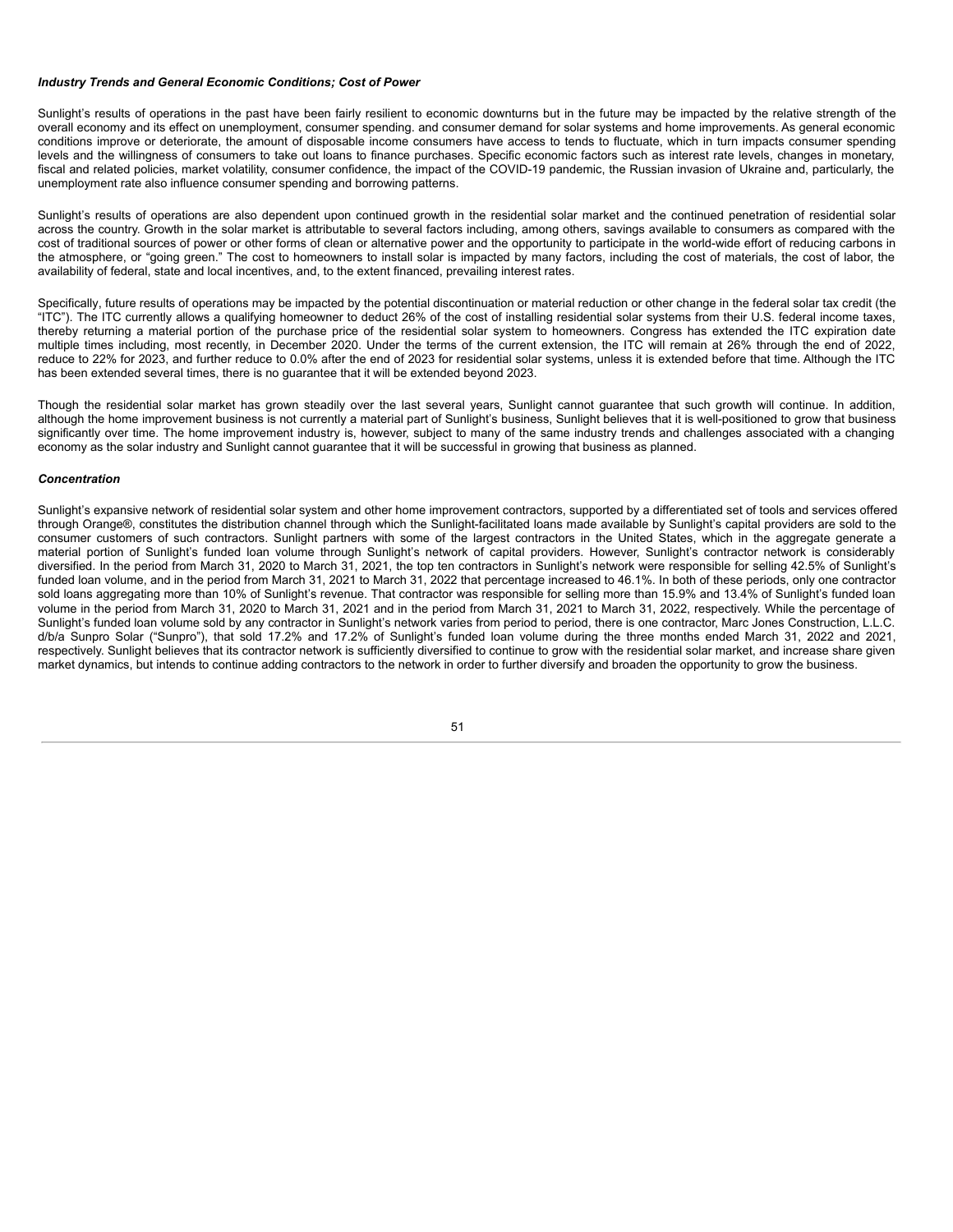### *Industry Trends and General Economic Conditions; Cost of Power*

Sunlight's results of operations in the past have been fairly resilient to economic downturns but in the future may be impacted by the relative strength of the overall economy and its effect on unemployment, consumer spending. and consumer demand for solar systems and home improvements. As general economic conditions improve or deteriorate, the amount of disposable income consumers have access to tends to fluctuate, which in turn impacts consumer spending levels and the willingness of consumers to take out loans to finance purchases. Specific economic factors such as interest rate levels, changes in monetary, fiscal and related policies, market volatility, consumer confidence, the impact of the COVID-19 pandemic, the Russian invasion of Ukraine and, particularly, the unemployment rate also influence consumer spending and borrowing patterns.

Sunlight's results of operations are also dependent upon continued growth in the residential solar market and the continued penetration of residential solar across the country. Growth in the solar market is attributable to several factors including, among others, savings available to consumers as compared with the cost of traditional sources of power or other forms of clean or alternative power and the opportunity to participate in the world-wide effort of reducing carbons in the atmosphere, or "going green." The cost to homeowners to install solar is impacted by many factors, including the cost of materials, the cost of labor, the availability of federal, state and local incentives, and, to the extent financed, prevailing interest rates.

Specifically, future results of operations may be impacted by the potential discontinuation or material reduction or other change in the federal solar tax credit (the "ITC"). The ITC currently allows a qualifying homeowner to deduct 26% of the cost of installing residential solar systems from their U.S. federal income taxes, thereby returning a material portion of the purchase price of the residential solar system to homeowners. Congress has extended the ITC expiration date multiple times including, most recently, in December 2020. Under the terms of the current extension, the ITC will remain at 26% through the end of 2022, reduce to 22% for 2023, and further reduce to 0.0% after the end of 2023 for residential solar systems, unless it is extended before that time. Although the ITC has been extended several times, there is no guarantee that it will be extended beyond 2023.

Though the residential solar market has grown steadily over the last several years, Sunlight cannot guarantee that such growth will continue. In addition, although the home improvement business is not currently a material part of Sunlight's business, Sunlight believes that it is well-positioned to grow that business significantly over time. The home improvement industry is, however, subject to many of the same industry trends and challenges associated with a changing economy as the solar industry and Sunlight cannot guarantee that it will be successful in growing that business as planned.

### *Concentration*

Sunlight's expansive network of residential solar system and other home improvement contractors, supported by a differentiated set of tools and services offered through Orange®, constitutes the distribution channel through which the Sunlight-facilitated loans made available by Sunlight's capital providers are sold to the consumer customers of such contractors. Sunlight partners with some of the largest contractors in the United States, which in the aggregate generate a material portion of Sunlight's funded loan volume through Sunlight's network of capital providers. However, Sunlight's contractor network is considerably diversified. In the period from March 31, 2020 to March 31, 2021, the top ten contractors in Sunlight's network were responsible for selling 42.5% of Sunlight's funded loan volume, and in the period from March 31, 2021 to March 31, 2022 that percentage increased to 46.1%. In both of these periods, only one contractor sold loans aggregating more than 10% of Sunlight's revenue. That contractor was responsible for selling more than 15.9% and 13.4% of Sunlight's funded loan volume in the period from March 31, 2020 to March 31, 2021 and in the period from March 31, 2021 to March 31, 2022, respectively. While the percentage of Sunlight's funded loan volume sold by any contractor in Sunlight's network varies from period to period, there is one contractor, Marc Jones Construction, L.L.C. d/b/a Sunpro Solar ("Sunpro"), that sold 17.2% and 17.2% of Sunlight's funded loan volume during the three months ended March 31, 2022 and 2021, respectively. Sunlight believes that its contractor network is sufficiently diversified to continue to grow with the residential solar market, and increase share given market dynamics, but intends to continue adding contractors to the network in order to further diversify and broaden the opportunity to grow the business.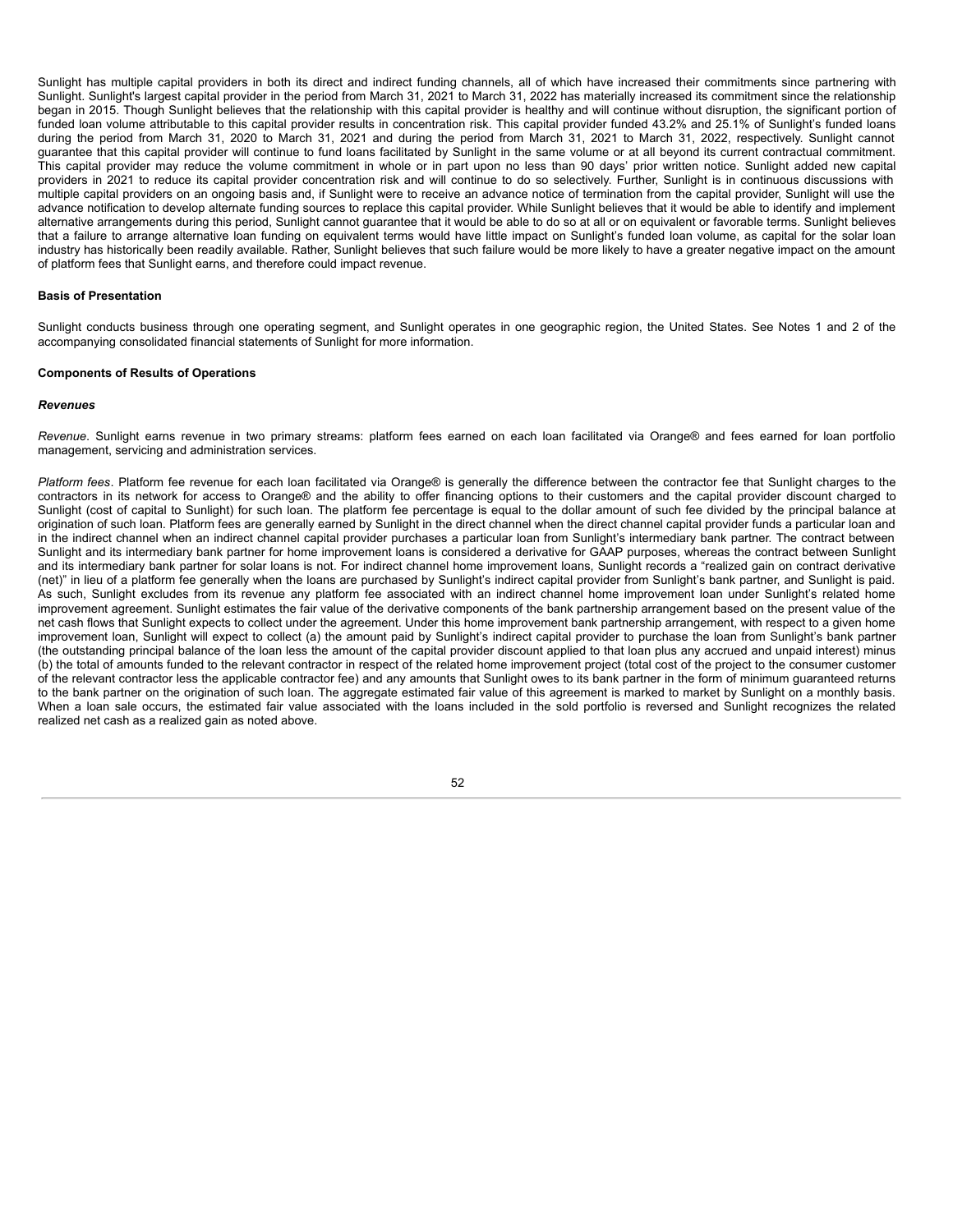Sunlight has multiple capital providers in both its direct and indirect funding channels, all of which have increased their commitments since partnering with Sunlight. Sunlight's largest capital provider in the period from March 31, 2021 to March 31, 2022 has materially increased its commitment since the relationship began in 2015. Though Sunlight believes that the relationship with this capital provider is healthy and will continue without disruption, the significant portion of funded loan volume attributable to this capital provider results in concentration risk. This capital provider funded 43.2% and 25.1% of Sunlight's funded loans during the period from March 31, 2020 to March 31, 2021 and during the period from March 31, 2021 to March 31, 2022, respectively. Sunlight cannot guarantee that this capital provider will continue to fund loans facilitated by Sunlight in the same volume or at all beyond its current contractual commitment. This capital provider may reduce the volume commitment in whole or in part upon no less than 90 days' prior written notice. Sunlight added new capital providers in 2021 to reduce its capital provider concentration risk and will continue to do so selectively. Further, Sunlight is in continuous discussions with multiple capital providers on an ongoing basis and, if Sunlight were to receive an advance notice of termination from the capital provider, Sunlight will use the advance notification to develop alternate funding sources to replace this capital provider. While Sunlight believes that it would be able to identify and implement alternative arrangements during this period, Sunlight cannot guarantee that it would be able to do so at all or on equivalent or favorable terms. Sunlight believes that a failure to arrange alternative loan funding on equivalent terms would have little impact on Sunlight's funded loan volume, as capital for the solar loan industry has historically been readily available. Rather, Sunlight believes that such failure would be more likely to have a greater negative impact on the amount of platform fees that Sunlight earns, and therefore could impact revenue.

**Basis of Presentation**

Sunlight conducts business through one operating segment, and Sunlight operates in one geographic region, the United States. See Notes 1 and 2 of the accompanying consolidated financial statements of Sunlight for more information.

**Components of Results of Operations**

***Revenues***

*Revenue*. Sunlight earns revenue in two primary streams: platform fees earned on each loan facilitated via Orange® and fees earned for loan portfolio management, servicing and administration services.

*Platform fees*. Platform fee revenue for each loan facilitated via Orange® is generally the difference between the contractor fee that Sunlight charges to the contractors in its network for access to Orange® and the ability to offer financing options to their customers and the capital provider discount charged to Sunlight (cost of capital to Sunlight) for such loan. The platform fee percentage is equal to the dollar amount of such fee divided by the principal balance at origination of such loan. Platform fees are generally earned by Sunlight in the direct channel when the direct channel capital provider funds a particular loan and in the indirect channel when an indirect channel capital provider purchases a particular loan from Sunlight's intermediary bank partner. The contract between Sunlight and its intermediary bank partner for home improvement loans is considered a derivative for GAAP purposes, whereas the contract between Sunlight and its intermediary bank partner for solar loans is not. For indirect channel home improvement loans, Sunlight records a "realized gain on contract derivative (net)" in lieu of a platform fee generally when the loans are purchased by Sunlight's indirect capital provider from Sunlight's bank partner, and Sunlight is paid. As such, Sunlight excludes from its revenue any platform fee associated with an indirect channel home improvement loan under Sunlight's related home improvement agreement. Sunlight estimates the fair value of the derivative components of the bank partnership arrangement based on the present value of the net cash flows that Sunlight expects to collect under the agreement. Under this home improvement bank partnership arrangement, with respect to a given home improvement loan, Sunlight will expect to collect (a) the amount paid by Sunlight's indirect capital provider to purchase the loan from Sunlight's bank partner (the outstanding principal balance of the loan less the amount of the capital provider discount applied to that loan plus any accrued and unpaid interest) minus (b) the total of amounts funded to the relevant contractor in respect of the related home improvement project (total cost of the project to the consumer customer of the relevant contractor less the applicable contractor fee) and any amounts that Sunlight owes to its bank partner in the form of minimum guaranteed returns to the bank partner on the origination of such loan. The aggregate estimated fair value of this agreement is marked to market by Sunlight on a monthly basis. When a loan sale occurs, the estimated fair value associated with the loans included in the sold portfolio is reversed and Sunlight recognizes the related realized net cash as a realized gain as noted above.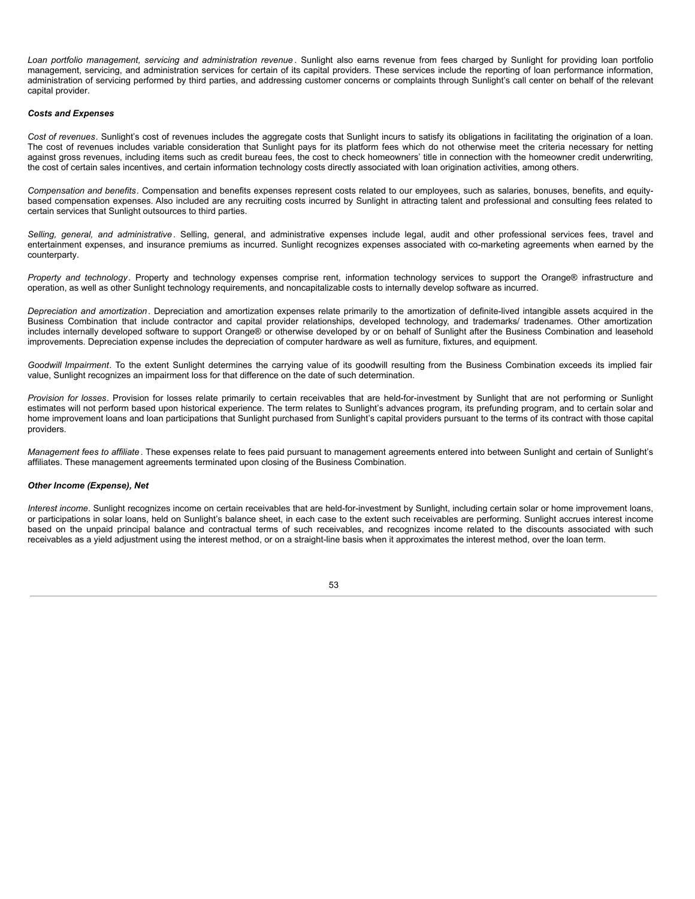*Loan portfolio management, servicing and administration revenue*. Sunlight also earns revenue from fees charged by Sunlight for providing loan portfolio management, servicing, and administration services for certain of its capital providers. These services include the reporting of loan performance information, administration of servicing performed by third parties, and addressing customer concerns or complaints through Sunlight's call center on behalf of the relevant capital provider.

***Costs and Expenses***

*Cost of revenues*. Sunlight's cost of revenues includes the aggregate costs that Sunlight incurs to satisfy its obligations in facilitating the origination of a loan. The cost of revenues includes variable consideration that Sunlight pays for its platform fees which do not otherwise meet the criteria necessary for netting against gross revenues, including items such as credit bureau fees, the cost to check homeowners' title in connection with the homeowner credit underwriting, the cost of certain sales incentives, and certain information technology costs directly associated with loan origination activities, among others.

*Compensation and benefits*. Compensation and benefits expenses represent costs related to our employees, such as salaries, bonuses, benefits, and equity-based compensation expenses. Also included are any recruiting costs incurred by Sunlight in attracting talent and professional and consulting fees related to certain services that Sunlight outsources to third parties.

*Selling, general, and administrative*. Selling, general, and administrative expenses include legal, audit and other professional services fees, travel and entertainment expenses, and insurance premiums as incurred. Sunlight recognizes expenses associated with co-marketing agreements when earned by the counterparty.

*Property and technology*. Property and technology expenses comprise rent, information technology services to support the Orange® infrastructure and operation, as well as other Sunlight technology requirements, and noncapitalizable costs to internally develop software as incurred.

*Depreciation and amortization*. Depreciation and amortization expenses relate primarily to the amortization of definite-lived intangible assets acquired in the Business Combination that include contractor and capital provider relationships, developed technology, and trademarks/ tradenames. Other amortization includes internally developed software to support Orange® or otherwise developed by or on behalf of Sunlight after the Business Combination and leasehold improvements. Depreciation expense includes the depreciation of computer hardware as well as furniture, fixtures, and equipment.

*Goodwill Impairment*. To the extent Sunlight determines the carrying value of its goodwill resulting from the Business Combination exceeds its implied fair value, Sunlight recognizes an impairment loss for that difference on the date of such determination.

*Provision for losses*. Provision for losses relate primarily to certain receivables that are held-for-investment by Sunlight that are not performing or Sunlight estimates will not perform based upon historical experience. The term relates to Sunlight's advances program, its prefunding program, and to certain solar and home improvement loans and loan participations that Sunlight purchased from Sunlight's capital providers pursuant to the terms of its contract with those capital providers.

*Management fees to affiliate*. These expenses relate to fees paid pursuant to management agreements entered into between Sunlight and certain of Sunlight's affiliates. These management agreements terminated upon closing of the Business Combination.

***Other Income (Expense), Net***

*Interest income*. Sunlight recognizes income on certain receivables that are held-for-investment by Sunlight, including certain solar or home improvement loans, or participations in solar loans, held on Sunlight's balance sheet, in each case to the extent such receivables are performing. Sunlight accrues interest income based on the unpaid principal balance and contractual terms of such receivables, and recognizes income related to the discounts associated with such receivables as a yield adjustment using the interest method, or on a straight-line basis when it approximates the interest method, over the loan term.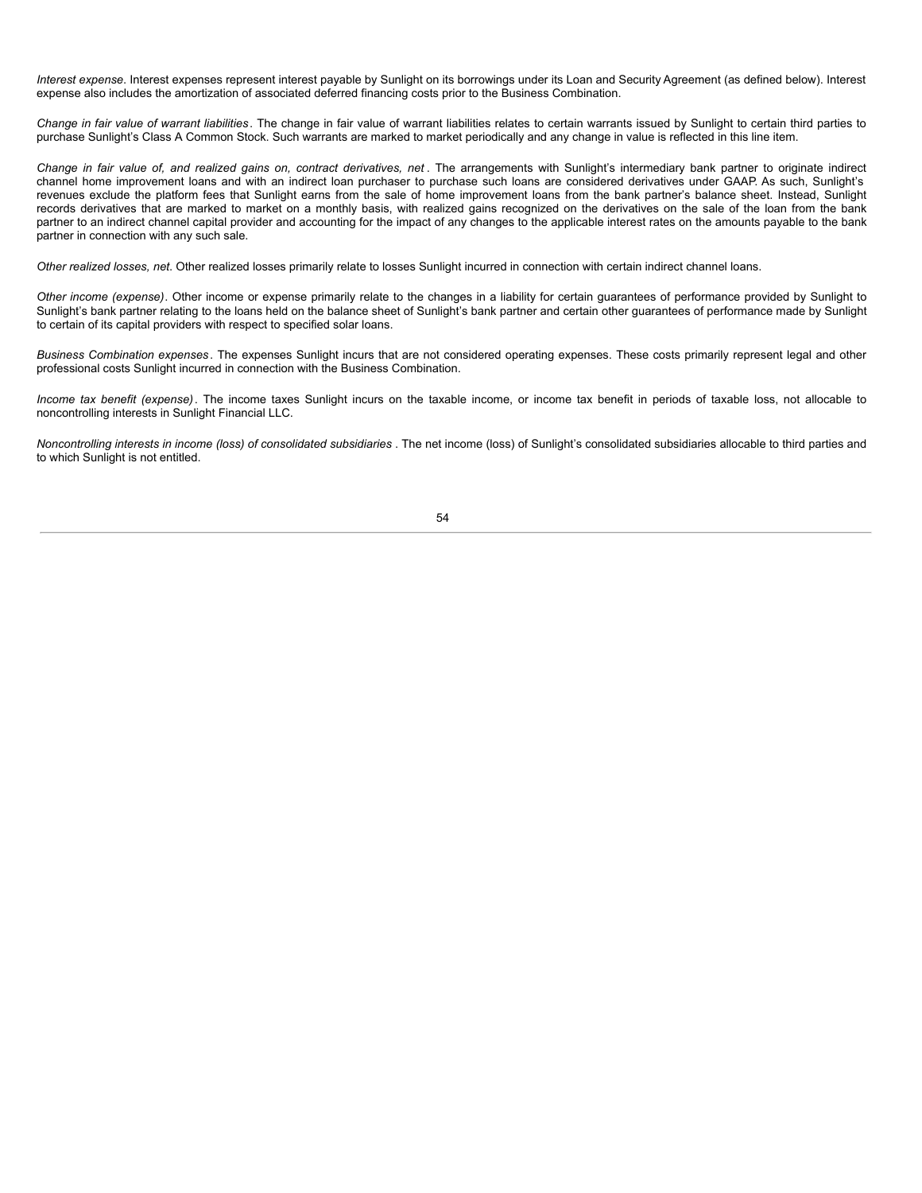*Interest expense.* Interest expenses represent interest payable by Sunlight on its borrowings under its Loan and Security Agreement (as defined below). Interest expense also includes the amortization of associated deferred financing costs prior to the Business Combination.

*Change in fair value of warrant liabilities*. The change in fair value of warrant liabilities relates to certain warrants issued by Sunlight to certain third parties to purchase Sunlight's Class A Common Stock. Such warrants are marked to market periodically and any change in value is reflected in this line item.

*Change in fair value of, and realized gains on, contract derivatives, net*. The arrangements with Sunlight's intermediary bank partner to originate indirect channel home improvement loans and with an indirect loan purchaser to purchase such loans are considered derivatives under GAAP. As such, Sunlight's revenues exclude the platform fees that Sunlight earns from the sale of home improvement loans from the bank partner's balance sheet. Instead, Sunlight records derivatives that are marked to market on a monthly basis, with realized gains recognized on the derivatives on the sale of the loan from the bank partner to an indirect channel capital provider and accounting for the impact of any changes to the applicable interest rates on the amounts payable to the bank partner in connection with any such sale.

*Other realized losses, net.* Other realized losses primarily relate to losses Sunlight incurred in connection with certain indirect channel loans.

*Other income (expense)*. Other income or expense primarily relate to the changes in a liability for certain guarantees of performance provided by Sunlight to Sunlight's bank partner relating to the loans held on the balance sheet of Sunlight's bank partner and certain other guarantees of performance made by Sunlight to certain of its capital providers with respect to specified solar loans.

*Business Combination expenses*. The expenses Sunlight incurs that are not considered operating expenses. These costs primarily represent legal and other professional costs Sunlight incurred in connection with the Business Combination.

*Income tax benefit (expense)*. The income taxes Sunlight incurs on the taxable income, or income tax benefit in periods of taxable loss, not allocable to noncontrolling interests in Sunlight Financial LLC.

*Noncontrolling interests in income (loss) of consolidated subsidiaries*. The net income (loss) of Sunlight's consolidated subsidiaries allocable to third parties and to which Sunlight is not entitled.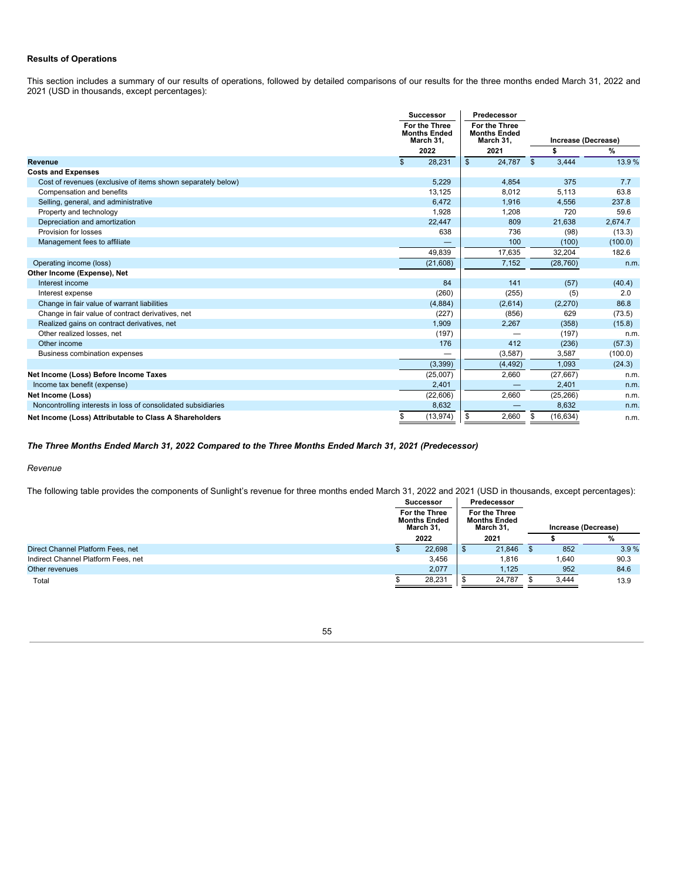## Results of Operations

This section includes a summary of our results of operations, followed by detailed comparisons of our results for the three months ended March 31, 2022 and 2021 (USD in thousands, except percentages):

| | Successor | Predecessor | | |
|---|---|---|---|---|
| | For the Three Months Ended March 31, | For the Three Months Ended March 31, | Increase (Decrease) | |
| | 2022 | 2021 | $ | % |
| **Revenue** | $ 28,231 | $ 24,787 | $ 3,444 | 13.9 % |
| **Costs and Expenses** | | | | |
| Cost of revenues (exclusive of items shown separately below) | 5,229 | 4,854 | 375 | 7.7 |
| Compensation and benefits | 13,125 | 8,012 | 5,113 | 63.8 |
| Selling, general, and administrative | 6,472 | 1,916 | 4,556 | 237.8 |
| Property and technology | 1,928 | 1,208 | 720 | 59.6 |
| Depreciation and amortization | 22,447 | 809 | 21,638 | 2,674.7 |
| Provision for losses | 638 | 736 | (98) | (13.3) |
| Management fees to affiliate | — | 100 | (100) | (100.0) |
| | 49,839 | 17,635 | 32,204 | 182.6 |
| Operating income (loss) | (21,608) | 7,152 | (28,760) | n.m. |
| **Other Income (Expense), Net** | | | | |
| Interest income | 84 | 141 | (57) | (40.4) |
| Interest expense | (260) | (255) | (5) | 2.0 |
| Change in fair value of warrant liabilities | (4,884) | (2,614) | (2,270) | 86.8 |
| Change in fair value of contract derivatives, net | (227) | (856) | 629 | (73.5) |
| Realized gains on contract derivatives, net | 1,909 | 2,267 | (358) | (15.8) |
| Other realized losses, net | (197) | — | (197) | n.m. |
| Other income | 176 | 412 | (236) | (57.3) |
| Business combination expenses | — | (3,587) | 3,587 | (100.0) |
| | (3,399) | (4,492) | 1,093 | (24.3) |
| **Net Income (Loss) Before Income Taxes** | (25,007) | 2,660 | (27,667) | n.m. |
| Income tax benefit (expense) | 2,401 | — | 2,401 | n.m. |
| **Net Income (Loss)** | (22,606) | 2,660 | (25,266) | n.m. |
| Noncontrolling interests in loss of consolidated subsidiaries | 8,632 | — | 8,632 | n.m. |
| **Net Income (Loss) Attributable to Class A Shareholders** | $ (13,974) | $ 2,660 | $ (16,634) | n.m. |

***The Three Months Ended March 31, 2022 Compared to the Three Months Ended March 31, 2021 (Predecessor)***

*Revenue*

The following table provides the components of Sunlight's revenue for three months ended March 31, 2022 and 2021 (USD in thousands, except percentages):

| | Successor | Predecessor | | |
|---|---|---|---|---|
| | For the Three Months Ended March 31, | For the Three Months Ended March 31, | Increase (Decrease) | |
| | 2022 | 2021 | $ | % |
| Direct Channel Platform Fees, net | $ 22,698 | $ 21,846 | $ 852 | 3.9 % |
| Indirect Channel Platform Fees, net | 3,456 | 1,816 | 1,640 | 90.3 |
| Other revenues | 2,077 | 1,125 | 952 | 84.6 |
| Total | $ 28,231 | $ 24,787 | $ 3,444 | 13.9 |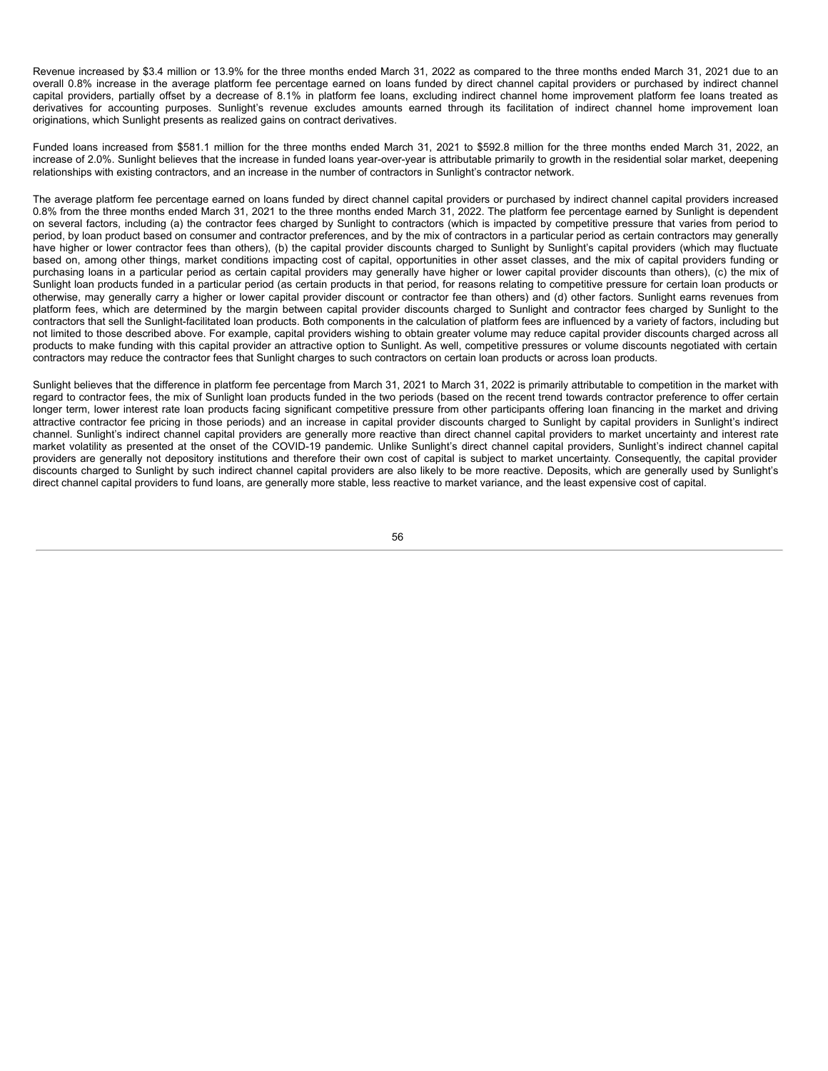Revenue increased by $3.4 million or 13.9% for the three months ended March 31, 2022 as compared to the three months ended March 31, 2021 due to an overall 0.8% increase in the average platform fee percentage earned on loans funded by direct channel capital providers or purchased by indirect channel capital providers, partially offset by a decrease of 8.1% in platform fee loans, excluding indirect channel home improvement platform fee loans treated as derivatives for accounting purposes. Sunlight's revenue excludes amounts earned through its facilitation of indirect channel home improvement loan originations, which Sunlight presents as realized gains on contract derivatives.

Funded loans increased from $581.1 million for the three months ended March 31, 2021 to $592.8 million for the three months ended March 31, 2022, an increase of 2.0%. Sunlight believes that the increase in funded loans year-over-year is attributable primarily to growth in the residential solar market, deepening relationships with existing contractors, and an increase in the number of contractors in Sunlight's contractor network.

The average platform fee percentage earned on loans funded by direct channel capital providers or purchased by indirect channel capital providers increased 0.8% from the three months ended March 31, 2021 to the three months ended March 31, 2022. The platform fee percentage earned by Sunlight is dependent on several factors, including (a) the contractor fees charged by Sunlight to contractors (which is impacted by competitive pressure that varies from period to period, by loan product based on consumer and contractor preferences, and by the mix of contractors in a particular period as certain contractors may generally have higher or lower contractor fees than others), (b) the capital provider discounts charged to Sunlight by Sunlight's capital providers (which may fluctuate based on, among other things, market conditions impacting cost of capital, opportunities in other asset classes, and the mix of capital providers funding or purchasing loans in a particular period as certain capital providers may generally have higher or lower capital provider discounts than others), (c) the mix of Sunlight loan products funded in a particular period (as certain products in that period, for reasons relating to competitive pressure for certain loan products or otherwise, may generally carry a higher or lower capital provider discount or contractor fee than others) and (d) other factors. Sunlight earns revenues from platform fees, which are determined by the margin between capital provider discounts charged to Sunlight and contractor fees charged by Sunlight to the contractors that sell the Sunlight-facilitated loan products. Both components in the calculation of platform fees are influenced by a variety of factors, including but not limited to those described above. For example, capital providers wishing to obtain greater volume may reduce capital provider discounts charged across all products to make funding with this capital provider an attractive option to Sunlight. As well, competitive pressures or volume discounts negotiated with certain contractors may reduce the contractor fees that Sunlight charges to such contractors on certain loan products or across loan products.

Sunlight believes that the difference in platform fee percentage from March 31, 2021 to March 31, 2022 is primarily attributable to competition in the market with regard to contractor fees, the mix of Sunlight loan products funded in the two periods (based on the recent trend towards contractor preference to offer certain longer term, lower interest rate loan products facing significant competitive pressure from other participants offering loan financing in the market and driving attractive contractor fee pricing in those periods) and an increase in capital provider discounts charged to Sunlight by capital providers in Sunlight's indirect channel. Sunlight's indirect channel capital providers are generally more reactive than direct channel capital providers to market uncertainty and interest rate market volatility as presented at the onset of the COVID-19 pandemic. Unlike Sunlight's direct channel capital providers, Sunlight's indirect channel capital providers are generally not depository institutions and therefore their own cost of capital is subject to market uncertainty. Consequently, the capital provider discounts charged to Sunlight by such indirect channel capital providers are also likely to be more reactive. Deposits, which are generally used by Sunlight's direct channel capital providers to fund loans, are generally more stable, less reactive to market variance, and the least expensive cost of capital.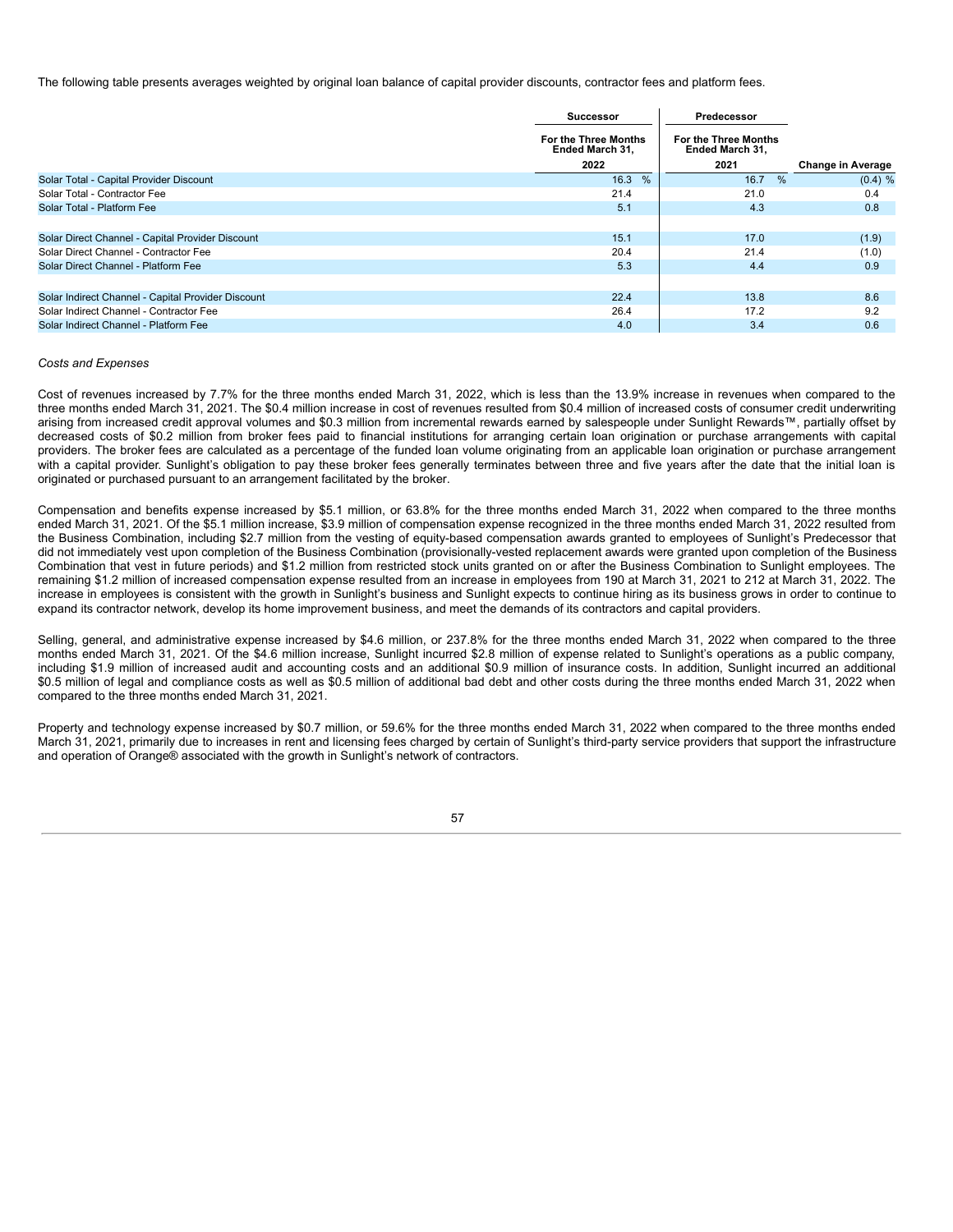The following table presents averages weighted by original loan balance of capital provider discounts, contractor fees and platform fees.

| | Successor | Predecessor | |
|---|---|---|---|
| | For the Three Months Ended March 31, | For the Three Months Ended March 31, | |
| | 2022 | 2021 | Change in Average |
| Solar Total - Capital Provider Discount | 16.3 % | 16.7 % | (0.4) % |
| Solar Total - Contractor Fee | 21.4 | 21.0 | 0.4 |
| Solar Total - Platform Fee | 5.1 | 4.3 | 0.8 |
| | | | |
| Solar Direct Channel - Capital Provider Discount | 15.1 | 17.0 | (1.9) |
| Solar Direct Channel - Contractor Fee | 20.4 | 21.4 | (1.0) |
| Solar Direct Channel - Platform Fee | 5.3 | 4.4 | 0.9 |
| | | | |
| Solar Indirect Channel - Capital Provider Discount | 22.4 | 13.8 | 8.6 |
| Solar Indirect Channel - Contractor Fee | 26.4 | 17.2 | 9.2 |
| Solar Indirect Channel - Platform Fee | 4.0 | 3.4 | 0.6 |

*Costs and Expenses*

Cost of revenues increased by 7.7% for the three months ended March 31, 2022, which is less than the 13.9% increase in revenues when compared to the three months ended March 31, 2021. The $0.4 million increase in cost of revenues resulted from $0.4 million of increased costs of consumer credit underwriting arising from increased credit approval volumes and $0.3 million from incremental rewards earned by salespeople under Sunlight Rewards™, partially offset by decreased costs of $0.2 million from broker fees paid to financial institutions for arranging certain loan origination or purchase arrangements with capital providers. The broker fees are calculated as a percentage of the funded loan volume originating from an applicable loan origination or purchase arrangement with a capital provider. Sunlight's obligation to pay these broker fees generally terminates between three and five years after the date that the initial loan is originated or purchased pursuant to an arrangement facilitated by the broker.

Compensation and benefits expense increased by $5.1 million, or 63.8% for the three months ended March 31, 2022 when compared to the three months ended March 31, 2021. Of the $5.1 million increase, $3.9 million of compensation expense recognized in the three months ended March 31, 2022 resulted from the Business Combination, including $2.7 million from the vesting of equity-based compensation awards granted to employees of Sunlight's Predecessor that did not immediately vest upon completion of the Business Combination (provisionally-vested replacement awards were granted upon completion of the Business Combination that vest in future periods) and $1.2 million from restricted stock units granted on or after the Business Combination to Sunlight employees. The remaining $1.2 million of increased compensation expense resulted from an increase in employees from 190 at March 31, 2021 to 212 at March 31, 2022. The increase in employees is consistent with the growth in Sunlight's business and Sunlight expects to continue hiring as its business grows in order to continue to expand its contractor network, develop its home improvement business, and meet the demands of its contractors and capital providers.

Selling, general, and administrative expense increased by $4.6 million, or 237.8% for the three months ended March 31, 2022 when compared to the three months ended March 31, 2021. Of the $4.6 million increase, Sunlight incurred $2.8 million of expense related to Sunlight's operations as a public company, including $1.9 million of increased audit and accounting costs and an additional $0.9 million of insurance costs. In addition, Sunlight incurred an additional $0.5 million of legal and compliance costs as well as $0.5 million of additional bad debt and other costs during the three months ended March 31, 2022 when compared to the three months ended March 31, 2021.

Property and technology expense increased by $0.7 million, or 59.6% for the three months ended March 31, 2022 when compared to the three months ended March 31, 2021, primarily due to increases in rent and licensing fees charged by certain of Sunlight's third-party service providers that support the infrastructure and operation of Orange® associated with the growth in Sunlight's network of contractors.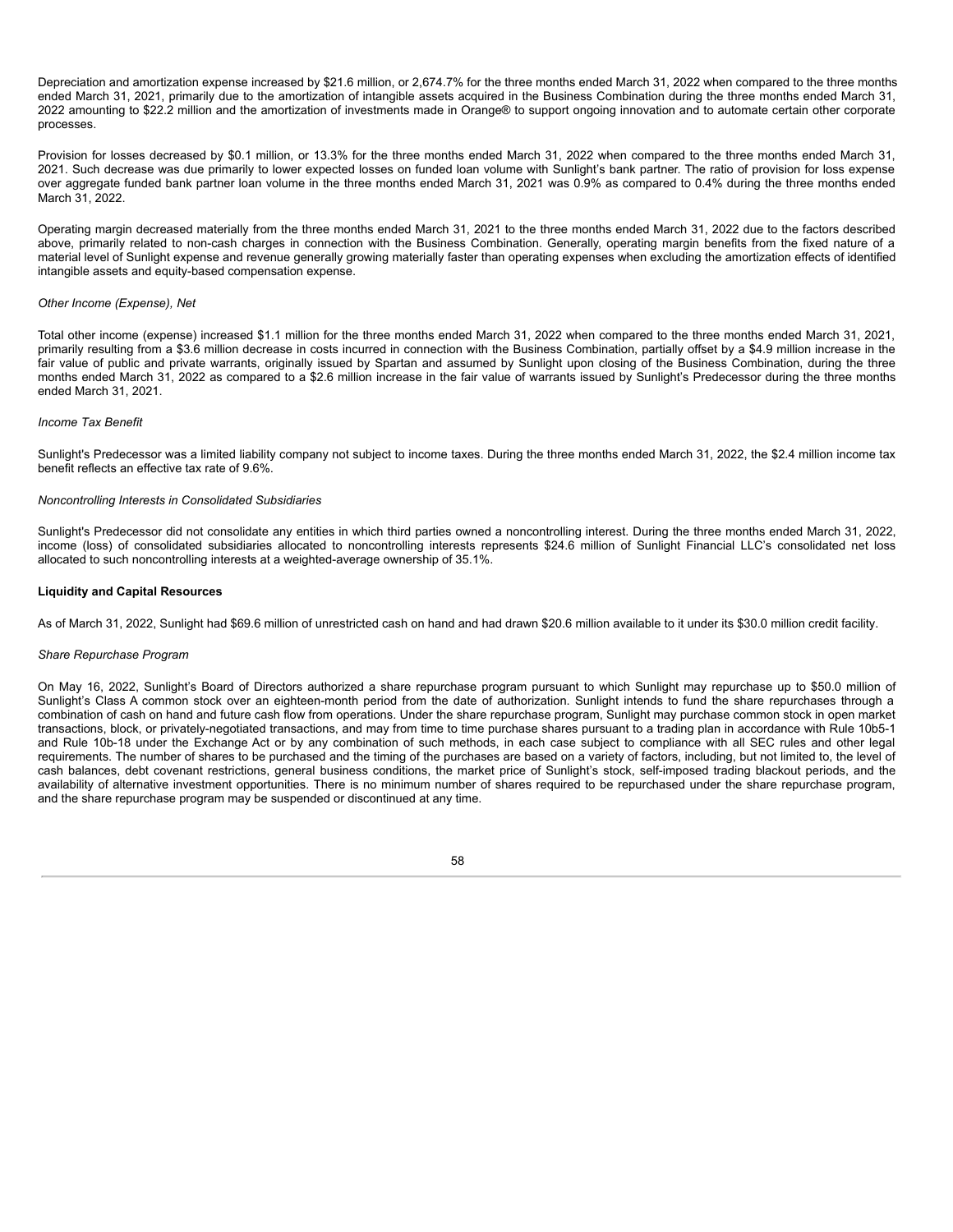Depreciation and amortization expense increased by $21.6 million, or 2,674.7% for the three months ended March 31, 2022 when compared to the three months ended March 31, 2021, primarily due to the amortization of intangible assets acquired in the Business Combination during the three months ended March 31, 2022 amounting to $22.2 million and the amortization of investments made in Orange® to support ongoing innovation and to automate certain other corporate processes.

Provision for losses decreased by $0.1 million, or 13.3% for the three months ended March 31, 2022 when compared to the three months ended March 31, 2021. Such decrease was due primarily to lower expected losses on funded loan volume with Sunlight's bank partner. The ratio of provision for loss expense over aggregate funded bank partner loan volume in the three months ended March 31, 2021 was 0.9% as compared to 0.4% during the three months ended March 31, 2022.

Operating margin decreased materially from the three months ended March 31, 2021 to the three months ended March 31, 2022 due to the factors described above, primarily related to non-cash charges in connection with the Business Combination. Generally, operating margin benefits from the fixed nature of a material level of Sunlight expense and revenue generally growing materially faster than operating expenses when excluding the amortization effects of identified intangible assets and equity-based compensation expense.

*Other Income (Expense), Net*

Total other income (expense) increased $1.1 million for the three months ended March 31, 2022 when compared to the three months ended March 31, 2021, primarily resulting from a $3.6 million decrease in costs incurred in connection with the Business Combination, partially offset by a $4.9 million increase in the fair value of public and private warrants, originally issued by Spartan and assumed by Sunlight upon closing of the Business Combination, during the three months ended March 31, 2022 as compared to a $2.6 million increase in the fair value of warrants issued by Sunlight's Predecessor during the three months ended March 31, 2021.

*Income Tax Benefit*

Sunlight's Predecessor was a limited liability company not subject to income taxes. During the three months ended March 31, 2022, the $2.4 million income tax benefit reflects an effective tax rate of 9.6%.

*Noncontrolling Interests in Consolidated Subsidiaries*

Sunlight's Predecessor did not consolidate any entities in which third parties owned a noncontrolling interest. During the three months ended March 31, 2022, income (loss) of consolidated subsidiaries allocated to noncontrolling interests represents $24.6 million of Sunlight Financial LLC's consolidated net loss allocated to such noncontrolling interests at a weighted-average ownership of 35.1%.

**Liquidity and Capital Resources**

As of March 31, 2022, Sunlight had $69.6 million of unrestricted cash on hand and had drawn $20.6 million available to it under its $30.0 million credit facility.

*Share Repurchase Program*

On May 16, 2022, Sunlight's Board of Directors authorized a share repurchase program pursuant to which Sunlight may repurchase up to $50.0 million of Sunlight's Class A common stock over an eighteen-month period from the date of authorization. Sunlight intends to fund the share repurchases through a combination of cash on hand and future cash flow from operations. Under the share repurchase program, Sunlight may purchase common stock in open market transactions, block, or privately-negotiated transactions, and may from time to time purchase shares pursuant to a trading plan in accordance with Rule 10b5-1 and Rule 10b-18 under the Exchange Act or by any combination of such methods, in each case subject to compliance with all SEC rules and other legal requirements. The number of shares to be purchased and the timing of the purchases are based on a variety of factors, including, but not limited to, the level of cash balances, debt covenant restrictions, general business conditions, the market price of Sunlight's stock, self-imposed trading blackout periods, and the availability of alternative investment opportunities. There is no minimum number of shares required to be repurchased under the share repurchase program, and the share repurchase program may be suspended or discontinued at any time.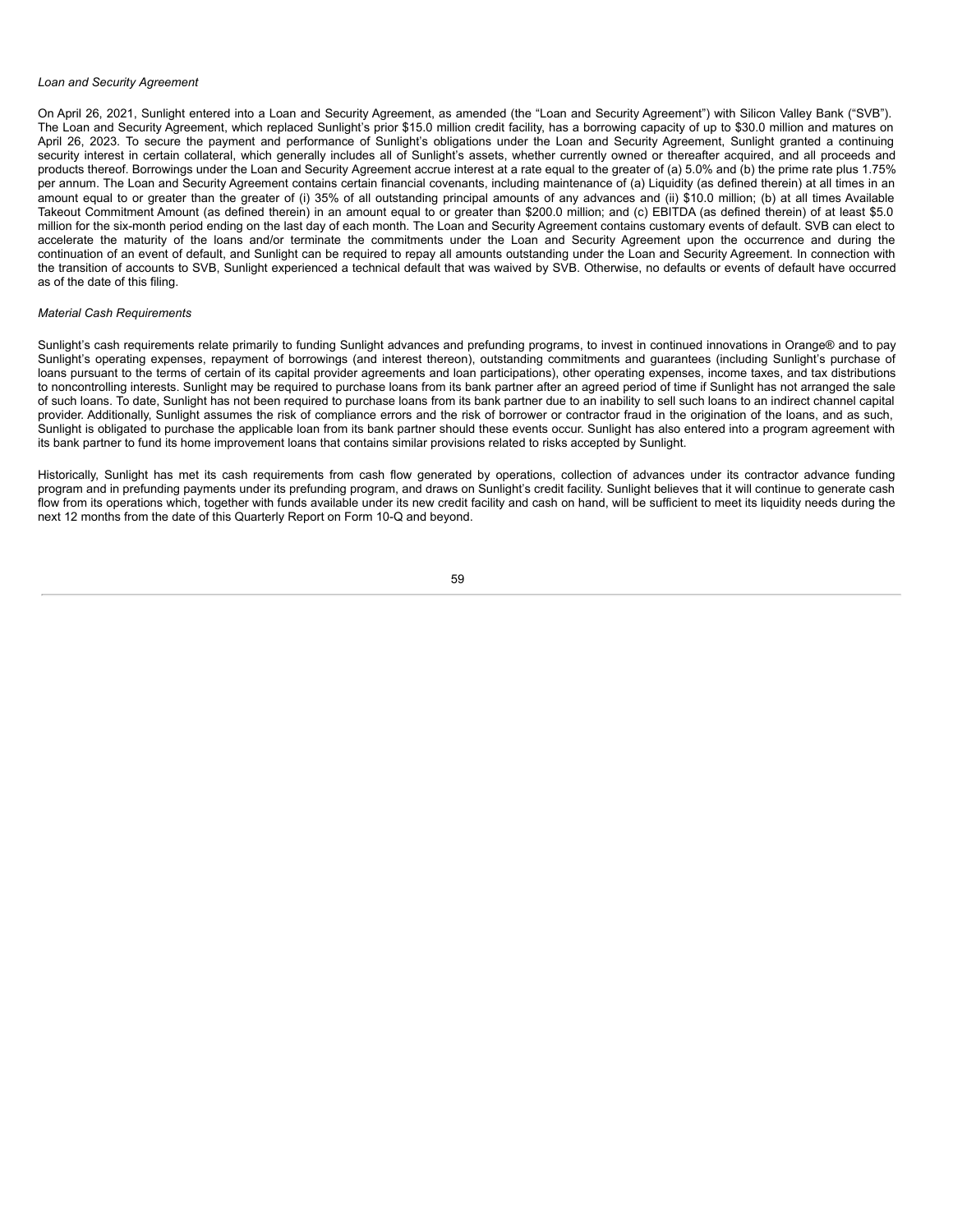*Loan and Security Agreement*

On April 26, 2021, Sunlight entered into a Loan and Security Agreement, as amended (the “Loan and Security Agreement”) with Silicon Valley Bank (“SVB”). The Loan and Security Agreement, which replaced Sunlight’s prior $15.0 million credit facility, has a borrowing capacity of up to $30.0 million and matures on April 26, 2023. To secure the payment and performance of Sunlight’s obligations under the Loan and Security Agreement, Sunlight granted a continuing security interest in certain collateral, which generally includes all of Sunlight’s assets, whether currently owned or thereafter acquired, and all proceeds and products thereof. Borrowings under the Loan and Security Agreement accrue interest at a rate equal to the greater of (a) 5.0% and (b) the prime rate plus 1.75% per annum. The Loan and Security Agreement contains certain financial covenants, including maintenance of (a) Liquidity (as defined therein) at all times in an amount equal to or greater than the greater of (i) 35% of all outstanding principal amounts of any advances and (ii) $10.0 million; (b) at all times Available Takeout Commitment Amount (as defined therein) in an amount equal to or greater than $200.0 million; and (c) EBITDA (as defined therein) of at least $5.0 million for the six-month period ending on the last day of each month. The Loan and Security Agreement contains customary events of default. SVB can elect to accelerate the maturity of the loans and/or terminate the commitments under the Loan and Security Agreement upon the occurrence and during the continuation of an event of default, and Sunlight can be required to repay all amounts outstanding under the Loan and Security Agreement. In connection with the transition of accounts to SVB, Sunlight experienced a technical default that was waived by SVB. Otherwise, no defaults or events of default have occurred as of the date of this filing.

*Material Cash Requirements*

Sunlight’s cash requirements relate primarily to funding Sunlight advances and prefunding programs, to invest in continued innovations in Orange® and to pay Sunlight’s operating expenses, repayment of borrowings (and interest thereon), outstanding commitments and guarantees (including Sunlight’s purchase of loans pursuant to the terms of certain of its capital provider agreements and loan participations), other operating expenses, income taxes, and tax distributions to noncontrolling interests. Sunlight may be required to purchase loans from its bank partner after an agreed period of time if Sunlight has not arranged the sale of such loans. To date, Sunlight has not been required to purchase loans from its bank partner due to an inability to sell such loans to an indirect channel capital provider. Additionally, Sunlight assumes the risk of compliance errors and the risk of borrower or contractor fraud in the origination of the loans, and as such, Sunlight is obligated to purchase the applicable loan from its bank partner should these events occur. Sunlight has also entered into a program agreement with its bank partner to fund its home improvement loans that contains similar provisions related to risks accepted by Sunlight.

Historically, Sunlight has met its cash requirements from cash flow generated by operations, collection of advances under its contractor advance funding program and in prefunding payments under its prefunding program, and draws on Sunlight’s credit facility. Sunlight believes that it will continue to generate cash flow from its operations which, together with funds available under its new credit facility and cash on hand, will be sufficient to meet its liquidity needs during the next 12 months from the date of this Quarterly Report on Form 10-Q and beyond.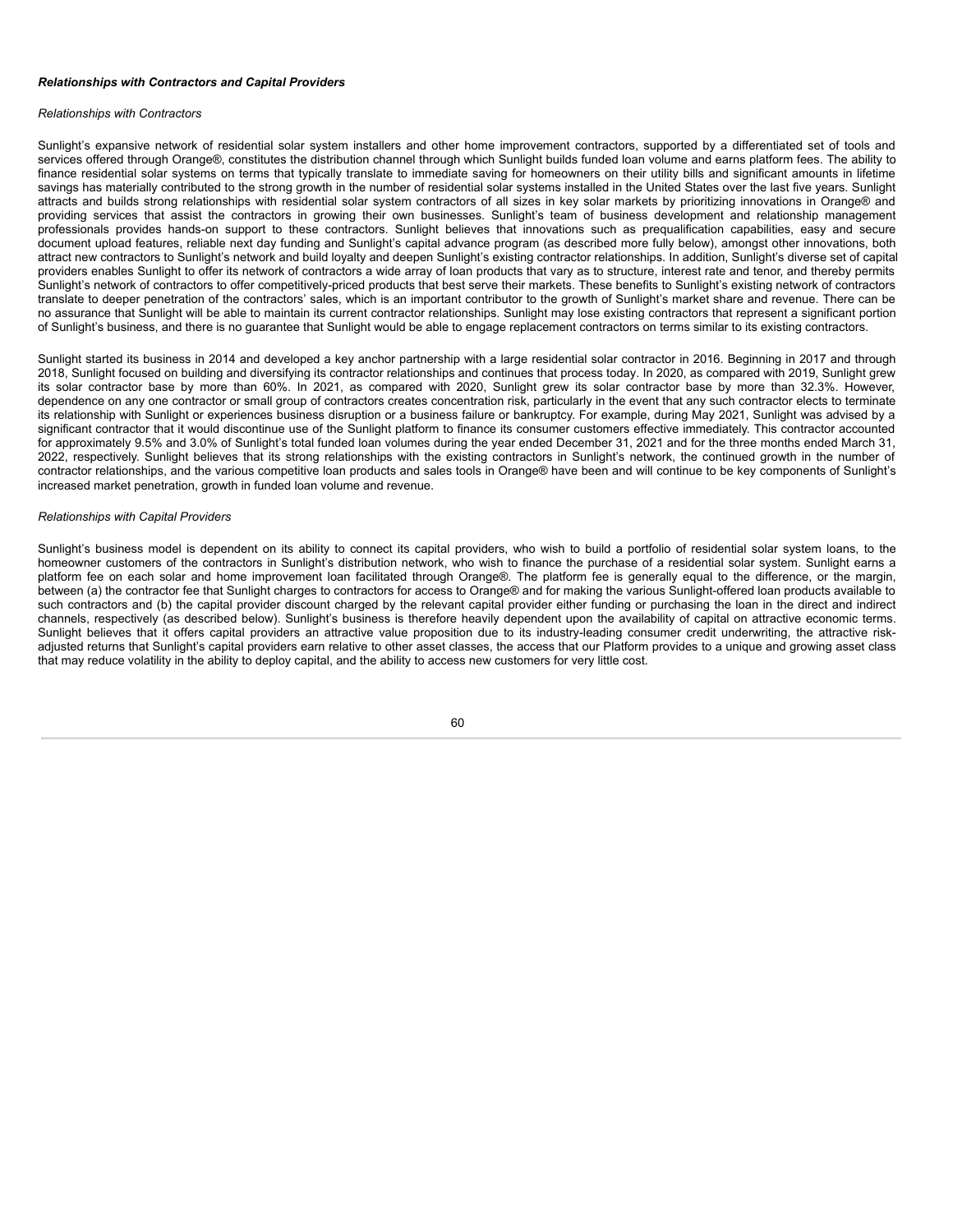***Relationships with Contractors and Capital Providers***

*Relationships with Contractors*

Sunlight's expansive network of residential solar system installers and other home improvement contractors, supported by a differentiated set of tools and services offered through Orange®, constitutes the distribution channel through which Sunlight builds funded loan volume and earns platform fees. The ability to finance residential solar systems on terms that typically translate to immediate saving for homeowners on their utility bills and significant amounts in lifetime savings has materially contributed to the strong growth in the number of residential solar systems installed in the United States over the last five years. Sunlight attracts and builds strong relationships with residential solar system contractors of all sizes in key solar markets by prioritizing innovations in Orange® and providing services that assist the contractors in growing their own businesses. Sunlight's team of business development and relationship management professionals provides hands-on support to these contractors. Sunlight believes that innovations such as prequalification capabilities, easy and secure document upload features, reliable next day funding and Sunlight's capital advance program (as described more fully below), amongst other innovations, both attract new contractors to Sunlight's network and build loyalty and deepen Sunlight's existing contractor relationships. In addition, Sunlight's diverse set of capital providers enables Sunlight to offer its network of contractors a wide array of loan products that vary as to structure, interest rate and tenor, and thereby permits Sunlight's network of contractors to offer competitively-priced products that best serve their markets. These benefits to Sunlight's existing network of contractors translate to deeper penetration of the contractors' sales, which is an important contributor to the growth of Sunlight's market share and revenue. There can be no assurance that Sunlight will be able to maintain its current contractor relationships. Sunlight may lose existing contractors that represent a significant portion of Sunlight's business, and there is no guarantee that Sunlight would be able to engage replacement contractors on terms similar to its existing contractors.

Sunlight started its business in 2014 and developed a key anchor partnership with a large residential solar contractor in 2016. Beginning in 2017 and through 2018, Sunlight focused on building and diversifying its contractor relationships and continues that process today. In 2020, as compared with 2019, Sunlight grew its solar contractor base by more than 60%. In 2021, as compared with 2020, Sunlight grew its solar contractor base by more than 32.3%. However, dependence on any one contractor or small group of contractors creates concentration risk, particularly in the event that any such contractor elects to terminate its relationship with Sunlight or experiences business disruption or a business failure or bankruptcy. For example, during May 2021, Sunlight was advised by a significant contractor that it would discontinue use of the Sunlight platform to finance its consumer customers effective immediately. This contractor accounted for approximately 9.5% and 3.0% of Sunlight's total funded loan volumes during the year ended December 31, 2021 and for the three months ended March 31, 2022, respectively. Sunlight believes that its strong relationships with the existing contractors in Sunlight's network, the continued growth in the number of contractor relationships, and the various competitive loan products and sales tools in Orange® have been and will continue to be key components of Sunlight's increased market penetration, growth in funded loan volume and revenue.

*Relationships with Capital Providers*

Sunlight's business model is dependent on its ability to connect its capital providers, who wish to build a portfolio of residential solar system loans, to the homeowner customers of the contractors in Sunlight's distribution network, who wish to finance the purchase of a residential solar system. Sunlight earns a platform fee on each solar and home improvement loan facilitated through Orange®. The platform fee is generally equal to the difference, or the margin, between (a) the contractor fee that Sunlight charges to contractors for access to Orange® and for making the various Sunlight-offered loan products available to such contractors and (b) the capital provider discount charged by the relevant capital provider either funding or purchasing the loan in the direct and indirect channels, respectively (as described below). Sunlight's business is therefore heavily dependent upon the availability of capital on attractive economic terms. Sunlight believes that it offers capital providers an attractive value proposition due to its industry-leading consumer credit underwriting, the attractive risk-adjusted returns that Sunlight's capital providers earn relative to other asset classes, the access that our Platform provides to a unique and growing asset class that may reduce volatility in the ability to deploy capital, and the ability to access new customers for very little cost.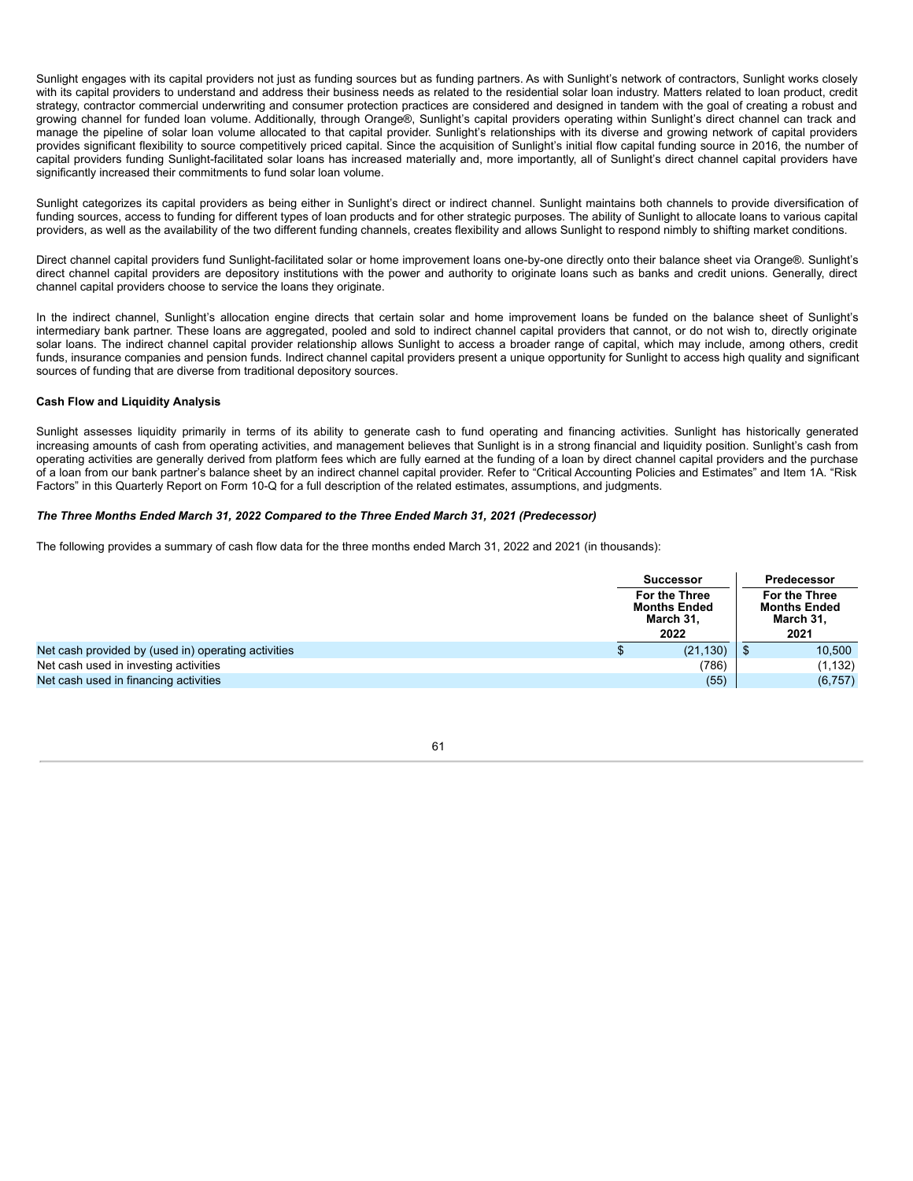Sunlight engages with its capital providers not just as funding sources but as funding partners. As with Sunlight's network of contractors, Sunlight works closely with its capital providers to understand and address their business needs as related to the residential solar loan industry. Matters related to loan product, credit strategy, contractor commercial underwriting and consumer protection practices are considered and designed in tandem with the goal of creating a robust and growing channel for funded loan volume. Additionally, through Orange®, Sunlight's capital providers operating within Sunlight's direct channel can track and manage the pipeline of solar loan volume allocated to that capital provider. Sunlight's relationships with its diverse and growing network of capital providers provides significant flexibility to source competitively priced capital. Since the acquisition of Sunlight's initial flow capital funding source in 2016, the number of capital providers funding Sunlight-facilitated solar loans has increased materially and, more importantly, all of Sunlight's direct channel capital providers have significantly increased their commitments to fund solar loan volume.

Sunlight categorizes its capital providers as being either in Sunlight's direct or indirect channel. Sunlight maintains both channels to provide diversification of funding sources, access to funding for different types of loan products and for other strategic purposes. The ability of Sunlight to allocate loans to various capital providers, as well as the availability of the two different funding channels, creates flexibility and allows Sunlight to respond nimbly to shifting market conditions.

Direct channel capital providers fund Sunlight-facilitated solar or home improvement loans one-by-one directly onto their balance sheet via Orange®. Sunlight's direct channel capital providers are depository institutions with the power and authority to originate loans such as banks and credit unions. Generally, direct channel capital providers choose to service the loans they originate.

In the indirect channel, Sunlight's allocation engine directs that certain solar and home improvement loans be funded on the balance sheet of Sunlight's intermediary bank partner. These loans are aggregated, pooled and sold to indirect channel capital providers that cannot, or do not wish to, directly originate solar loans. The indirect channel capital provider relationship allows Sunlight to access a broader range of capital, which may include, among others, credit funds, insurance companies and pension funds. Indirect channel capital providers present a unique opportunity for Sunlight to access high quality and significant sources of funding that are diverse from traditional depository sources.

**Cash Flow and Liquidity Analysis**

Sunlight assesses liquidity primarily in terms of its ability to generate cash to fund operating and financing activities. Sunlight has historically generated increasing amounts of cash from operating activities, and management believes that Sunlight is in a strong financial and liquidity position. Sunlight's cash from operating activities are generally derived from platform fees which are fully earned at the funding of a loan by direct channel capital providers and the purchase of a loan from our bank partner's balance sheet by an indirect channel capital provider. Refer to "Critical Accounting Policies and Estimates" and Item 1A. "Risk Factors" in this Quarterly Report on Form 10-Q for a full description of the related estimates, assumptions, and judgments.

***The Three Months Ended March 31, 2022 Compared to the Three Ended March 31, 2021 (Predecessor)***

The following provides a summary of cash flow data for the three months ended March 31, 2022 and 2021 (in thousands):

| | Successor | Predecessor |
|---|---|---|
| | For the Three Months Ended March 31, 2022 | For the Three Months Ended March 31, 2021 |
| Net cash provided by (used in) operating activities | $ (21,130) | $ 10,500 |
| Net cash used in investing activities | (786) | (1,132) |
| Net cash used in financing activities | (55) | (6,757) |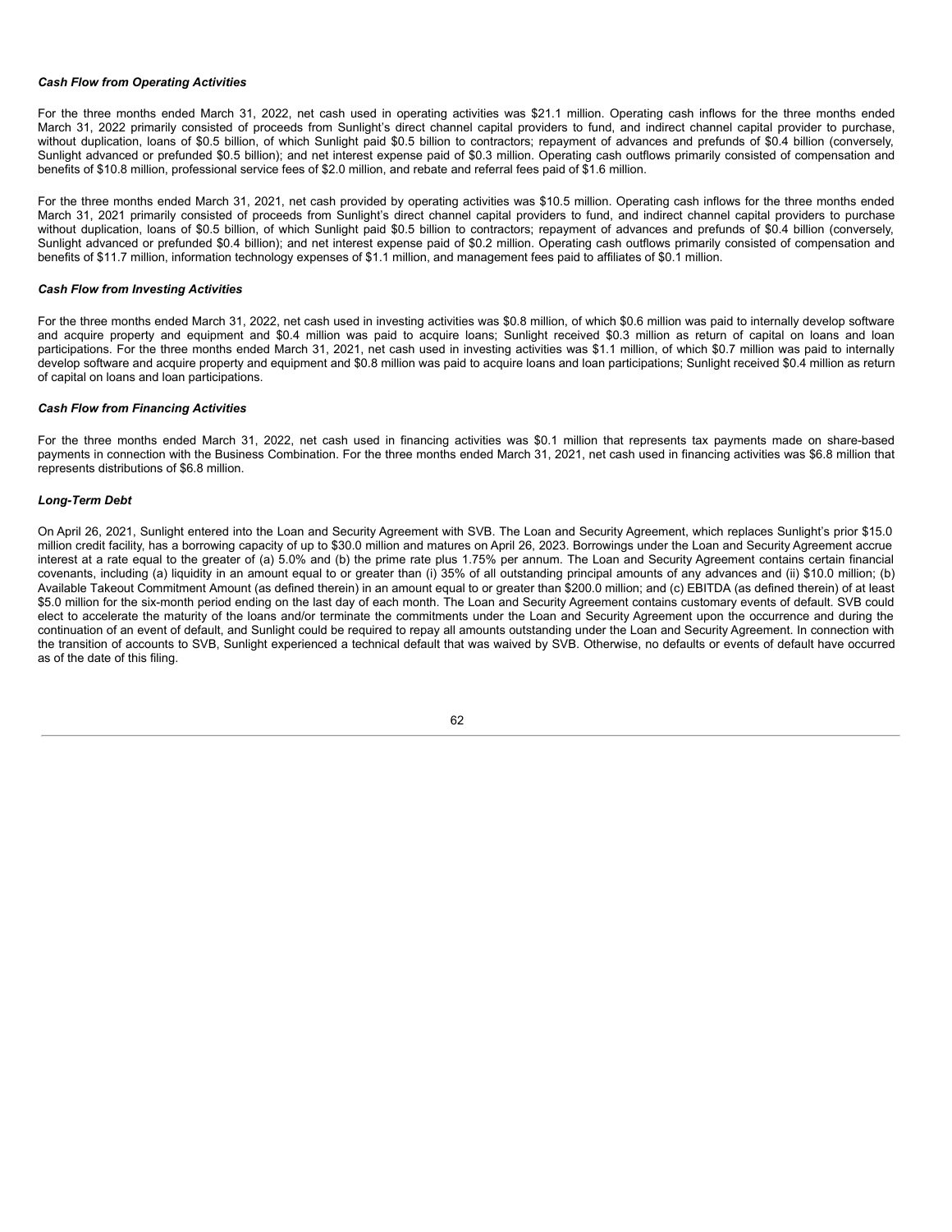***Cash Flow from Operating Activities***

For the three months ended March 31, 2022, net cash used in operating activities was $21.1 million. Operating cash inflows for the three months ended March 31, 2022 primarily consisted of proceeds from Sunlight's direct channel capital providers to fund, and indirect channel capital provider to purchase, without duplication, loans of $0.5 billion, of which Sunlight paid $0.5 billion to contractors; repayment of advances and prefunds of $0.4 billion (conversely, Sunlight advanced or prefunded $0.5 billion); and net interest expense paid of $0.3 million. Operating cash outflows primarily consisted of compensation and benefits of $10.8 million, professional service fees of $2.0 million, and rebate and referral fees paid of $1.6 million.

For the three months ended March 31, 2021, net cash provided by operating activities was $10.5 million. Operating cash inflows for the three months ended March 31, 2021 primarily consisted of proceeds from Sunlight's direct channel capital providers to fund, and indirect channel capital providers to purchase without duplication, loans of $0.5 billion, of which Sunlight paid $0.5 billion to contractors; repayment of advances and prefunds of $0.4 billion (conversely, Sunlight advanced or prefunded $0.4 billion); and net interest expense paid of $0.2 million. Operating cash outflows primarily consisted of compensation and benefits of $11.7 million, information technology expenses of $1.1 million, and management fees paid to affiliates of $0.1 million.

***Cash Flow from Investing Activities***

For the three months ended March 31, 2022, net cash used in investing activities was $0.8 million, of which $0.6 million was paid to internally develop software and acquire property and equipment and $0.4 million was paid to acquire loans; Sunlight received $0.3 million as return of capital on loans and loan participations. For the three months ended March 31, 2021, net cash used in investing activities was $1.1 million, of which $0.7 million was paid to internally develop software and acquire property and equipment and $0.8 million was paid to acquire loans and loan participations; Sunlight received $0.4 million as return of capital on loans and loan participations.

***Cash Flow from Financing Activities***

For the three months ended March 31, 2022, net cash used in financing activities was $0.1 million that represents tax payments made on share-based payments in connection with the Business Combination. For the three months ended March 31, 2021, net cash used in financing activities was $6.8 million that represents distributions of $6.8 million.

***Long-Term Debt***

On April 26, 2021, Sunlight entered into the Loan and Security Agreement with SVB. The Loan and Security Agreement, which replaces Sunlight's prior $15.0 million credit facility, has a borrowing capacity of up to $30.0 million and matures on April 26, 2023. Borrowings under the Loan and Security Agreement accrue interest at a rate equal to the greater of (a) 5.0% and (b) the prime rate plus 1.75% per annum. The Loan and Security Agreement contains certain financial covenants, including (a) liquidity in an amount equal to or greater than (i) 35% of all outstanding principal amounts of any advances and (ii) $10.0 million; (b) Available Takeout Commitment Amount (as defined therein) in an amount equal to or greater than $200.0 million; and (c) EBITDA (as defined therein) of at least $5.0 million for the six-month period ending on the last day of each month. The Loan and Security Agreement contains customary events of default. SVB could elect to accelerate the maturity of the loans and/or terminate the commitments under the Loan and Security Agreement upon the occurrence and during the continuation of an event of default, and Sunlight could be required to repay all amounts outstanding under the Loan and Security Agreement. In connection with the transition of accounts to SVB, Sunlight experienced a technical default that was waived by SVB. Otherwise, no defaults or events of default have occurred as of the date of this filing.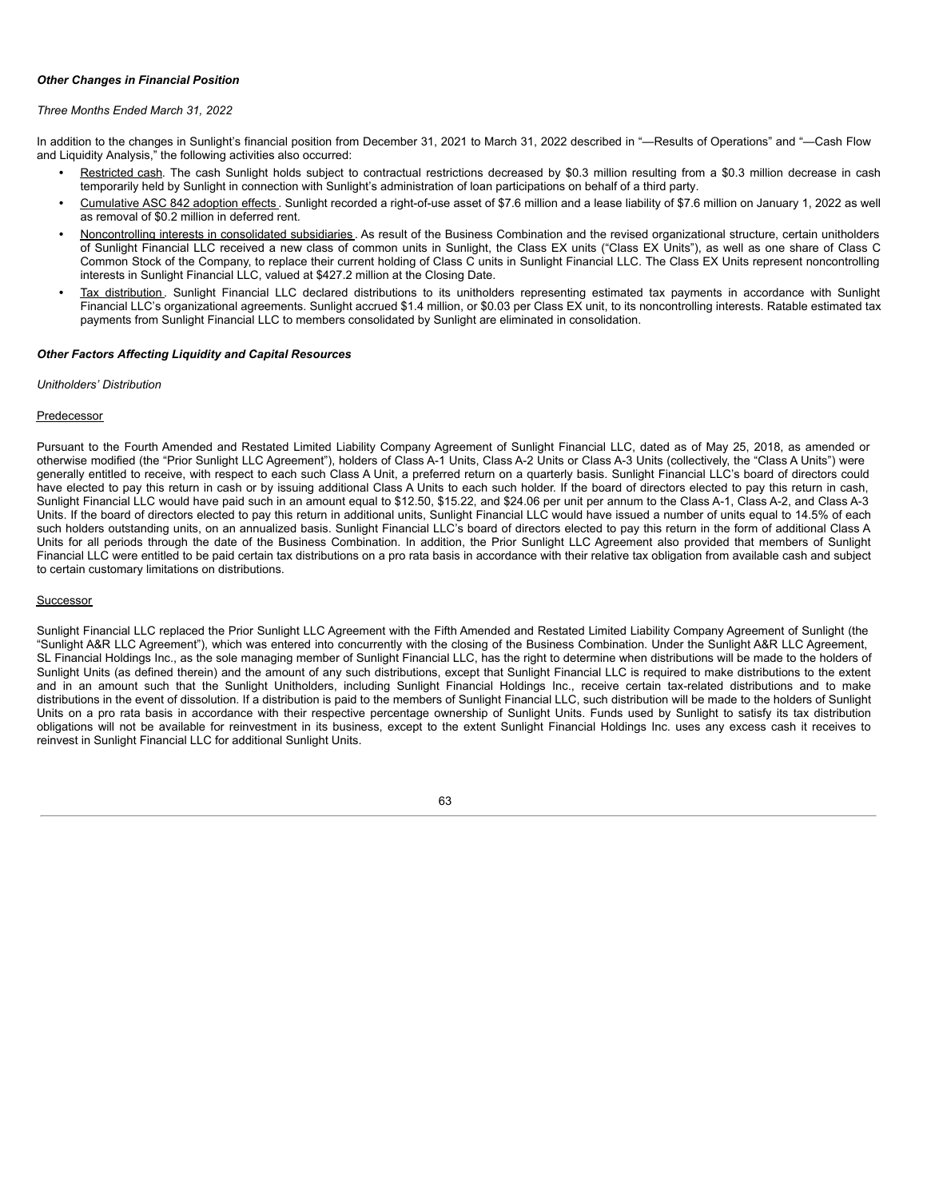***Other Changes in Financial Position***

*Three Months Ended March 31, 2022*

In addition to the changes in Sunlight's financial position from December 31, 2021 to March 31, 2022 described in "—Results of Operations" and "—Cash Flow and Liquidity Analysis," the following activities also occurred:

- Restricted cash. The cash Sunlight holds subject to contractual restrictions decreased by $0.3 million resulting from a $0.3 million decrease in cash temporarily held by Sunlight in connection with Sunlight's administration of loan participations on behalf of a third party.
- Cumulative ASC 842 adoption effects. Sunlight recorded a right-of-use asset of $7.6 million and a lease liability of $7.6 million on January 1, 2022 as well as removal of $0.2 million in deferred rent.
- Noncontrolling interests in consolidated subsidiaries. As result of the Business Combination and the revised organizational structure, certain unitholders of Sunlight Financial LLC received a new class of common units in Sunlight, the Class EX units ("Class EX Units"), as well as one share of Class C Common Stock of the Company, to replace their current holding of Class C units in Sunlight Financial LLC. The Class EX Units represent noncontrolling interests in Sunlight Financial LLC, valued at $427.2 million at the Closing Date.
- Tax distribution. Sunlight Financial LLC declared distributions to its unitholders representing estimated tax payments in accordance with Sunlight Financial LLC's organizational agreements. Sunlight accrued $1.4 million, or $0.03 per Class EX unit, to its noncontrolling interests. Ratable estimated tax payments from Sunlight Financial LLC to members consolidated by Sunlight are eliminated in consolidation.

***Other Factors Affecting Liquidity and Capital Resources***

*Unitholders' Distribution*

Predecessor

Pursuant to the Fourth Amended and Restated Limited Liability Company Agreement of Sunlight Financial LLC, dated as of May 25, 2018, as amended or otherwise modified (the "Prior Sunlight LLC Agreement"), holders of Class A-1 Units, Class A-2 Units or Class A-3 Units (collectively, the "Class A Units") were generally entitled to receive, with respect to each such Class A Unit, a preferred return on a quarterly basis. Sunlight Financial LLC's board of directors could have elected to pay this return in cash or by issuing additional Class A Units to each such holder. If the board of directors elected to pay this return in cash, Sunlight Financial LLC would have paid such in an amount equal to $12.50, $15.22, and $24.06 per unit per annum to the Class A-1, Class A-2, and Class A-3 Units. If the board of directors elected to pay this return in additional units, Sunlight Financial LLC would have issued a number of units equal to 14.5% of each such holders outstanding units, on an annualized basis. Sunlight Financial LLC's board of directors elected to pay this return in the form of additional Class A Units for all periods through the date of the Business Combination. In addition, the Prior Sunlight LLC Agreement also provided that members of Sunlight Financial LLC were entitled to be paid certain tax distributions on a pro rata basis in accordance with their relative tax obligation from available cash and subject to certain customary limitations on distributions.

Successor

Sunlight Financial LLC replaced the Prior Sunlight LLC Agreement with the Fifth Amended and Restated Limited Liability Company Agreement of Sunlight (the "Sunlight A&R LLC Agreement"), which was entered into concurrently with the closing of the Business Combination. Under the Sunlight A&R LLC Agreement, SL Financial Holdings Inc., as the sole managing member of Sunlight Financial LLC, has the right to determine when distributions will be made to the holders of Sunlight Units (as defined therein) and the amount of any such distributions, except that Sunlight Financial LLC is required to make distributions to the extent and in an amount such that the Sunlight Unitholders, including Sunlight Financial Holdings Inc., receive certain tax-related distributions and to make distributions in the event of dissolution. If a distribution is paid to the members of Sunlight Financial LLC, such distribution will be made to the holders of Sunlight Units on a pro rata basis in accordance with their respective percentage ownership of Sunlight Units. Funds used by Sunlight to satisfy its tax distribution obligations will not be available for reinvestment in its business, except to the extent Sunlight Financial Holdings Inc. uses any excess cash it receives to reinvest in Sunlight Financial LLC for additional Sunlight Units.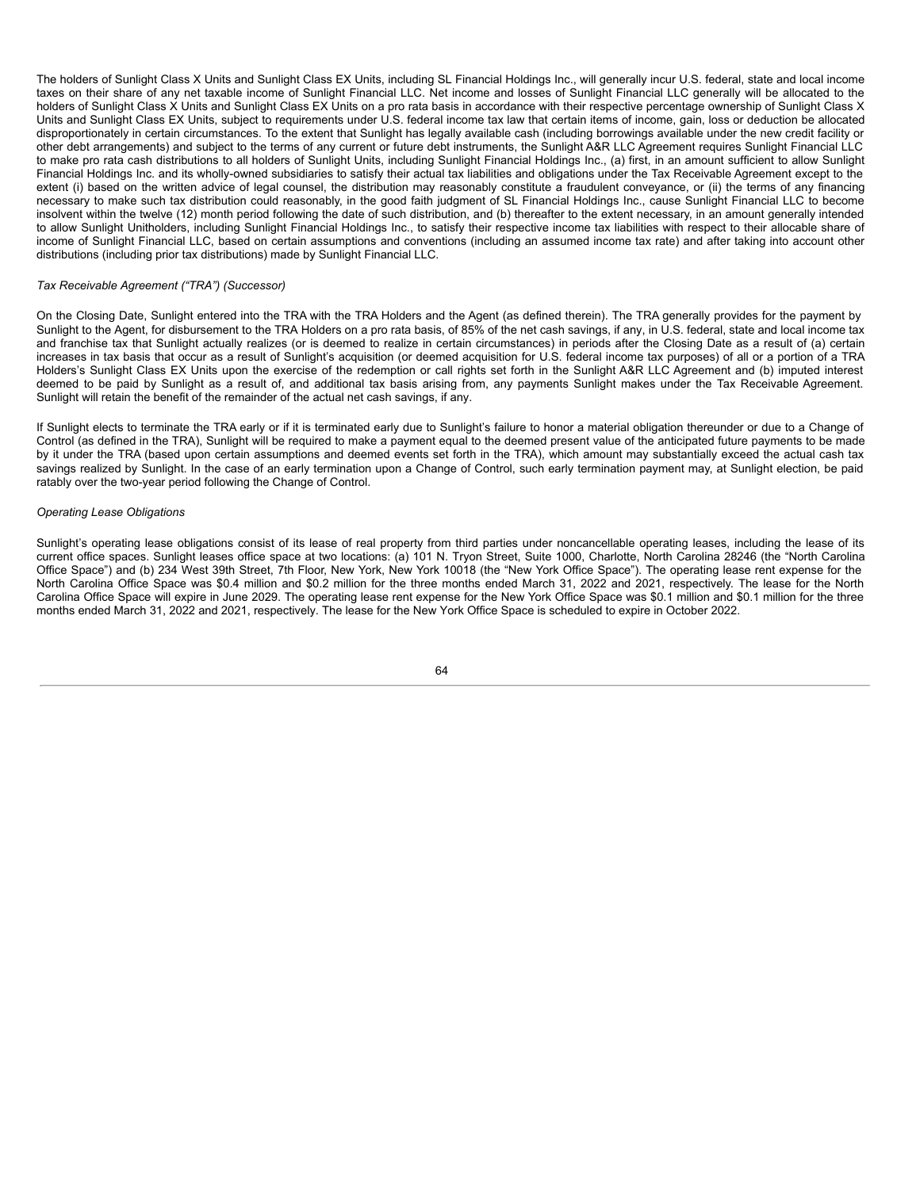The holders of Sunlight Class X Units and Sunlight Class EX Units, including SL Financial Holdings Inc., will generally incur U.S. federal, state and local income taxes on their share of any net taxable income of Sunlight Financial LLC. Net income and losses of Sunlight Financial LLC generally will be allocated to the holders of Sunlight Class X Units and Sunlight Class EX Units on a pro rata basis in accordance with their respective percentage ownership of Sunlight Class X Units and Sunlight Class EX Units, subject to requirements under U.S. federal income tax law that certain items of income, gain, loss or deduction be allocated disproportionately in certain circumstances. To the extent that Sunlight has legally available cash (including borrowings available under the new credit facility or other debt arrangements) and subject to the terms of any current or future debt instruments, the Sunlight A&R LLC Agreement requires Sunlight Financial LLC to make pro rata cash distributions to all holders of Sunlight Units, including Sunlight Financial Holdings Inc., (a) first, in an amount sufficient to allow Sunlight Financial Holdings Inc. and its wholly-owned subsidiaries to satisfy their actual tax liabilities and obligations under the Tax Receivable Agreement except to the extent (i) based on the written advice of legal counsel, the distribution may reasonably constitute a fraudulent conveyance, or (ii) the terms of any financing necessary to make such tax distribution could reasonably, in the good faith judgment of SL Financial Holdings Inc., cause Sunlight Financial LLC to become insolvent within the twelve (12) month period following the date of such distribution, and (b) thereafter to the extent necessary, in an amount generally intended to allow Sunlight Unitholders, including Sunlight Financial Holdings Inc., to satisfy their respective income tax liabilities with respect to their allocable share of income of Sunlight Financial LLC, based on certain assumptions and conventions (including an assumed income tax rate) and after taking into account other distributions (including prior tax distributions) made by Sunlight Financial LLC.

*Tax Receivable Agreement ("TRA") (Successor)*

On the Closing Date, Sunlight entered into the TRA with the TRA Holders and the Agent (as defined therein). The TRA generally provides for the payment by Sunlight to the Agent, for disbursement to the TRA Holders on a pro rata basis, of 85% of the net cash savings, if any, in U.S. federal, state and local income tax and franchise tax that Sunlight actually realizes (or is deemed to realize in certain circumstances) in periods after the Closing Date as a result of (a) certain increases in tax basis that occur as a result of Sunlight's acquisition (or deemed acquisition for U.S. federal income tax purposes) of all or a portion of a TRA Holders's Sunlight Class EX Units upon the exercise of the redemption or call rights set forth in the Sunlight A&R LLC Agreement and (b) imputed interest deemed to be paid by Sunlight as a result of, and additional tax basis arising from, any payments Sunlight makes under the Tax Receivable Agreement. Sunlight will retain the benefit of the remainder of the actual net cash savings, if any.

If Sunlight elects to terminate the TRA early or if it is terminated early due to Sunlight's failure to honor a material obligation thereunder or due to a Change of Control (as defined in the TRA), Sunlight will be required to make a payment equal to the deemed present value of the anticipated future payments to be made by it under the TRA (based upon certain assumptions and deemed events set forth in the TRA), which amount may substantially exceed the actual cash tax savings realized by Sunlight. In the case of an early termination upon a Change of Control, such early termination payment may, at Sunlight election, be paid ratably over the two-year period following the Change of Control.

*Operating Lease Obligations*

Sunlight's operating lease obligations consist of its lease of real property from third parties under noncancellable operating leases, including the lease of its current office spaces. Sunlight leases office space at two locations: (a) 101 N. Tryon Street, Suite 1000, Charlotte, North Carolina 28246 (the "North Carolina Office Space") and (b) 234 West 39th Street, 7th Floor, New York, New York 10018 (the "New York Office Space"). The operating lease rent expense for the North Carolina Office Space was $0.4 million and $0.2 million for the three months ended March 31, 2022 and 2021, respectively. The lease for the North Carolina Office Space will expire in June 2029. The operating lease rent expense for the New York Office Space was $0.1 million and $0.1 million for the three months ended March 31, 2022 and 2021, respectively. The lease for the New York Office Space is scheduled to expire in October 2022.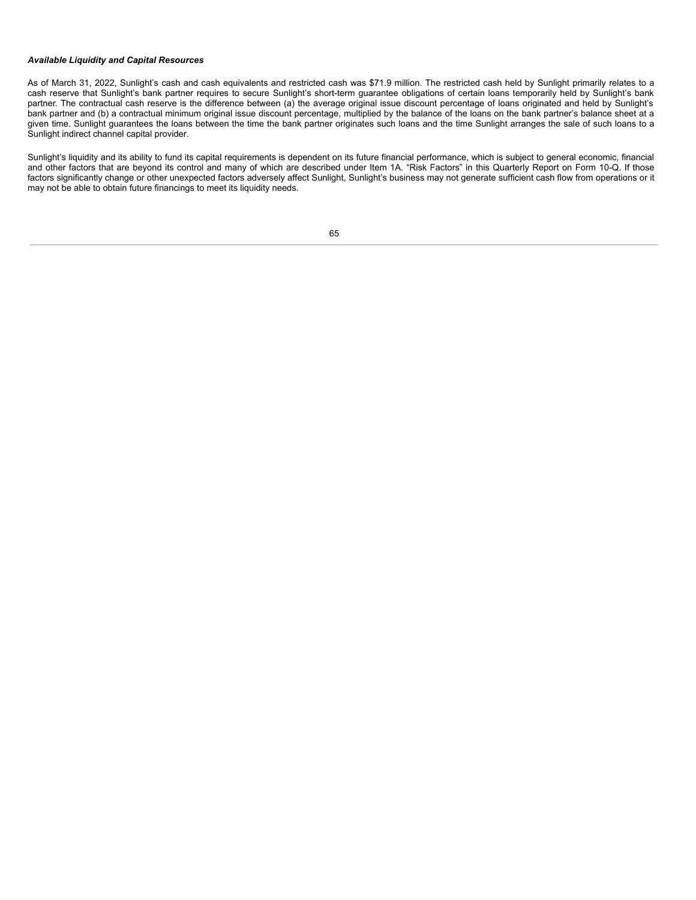***Available Liquidity and Capital Resources***

As of March 31, 2022, Sunlight's cash and cash equivalents and restricted cash was $71.9 million. The restricted cash held by Sunlight primarily relates to a cash reserve that Sunlight's bank partner requires to secure Sunlight's short-term guarantee obligations of certain loans temporarily held by Sunlight's bank partner. The contractual cash reserve is the difference between (a) the average original issue discount percentage of loans originated and held by Sunlight's bank partner and (b) a contractual minimum original issue discount percentage, multiplied by the balance of the loans on the bank partner's balance sheet at a given time. Sunlight guarantees the loans between the time the bank partner originates such loans and the time Sunlight arranges the sale of such loans to a Sunlight indirect channel capital provider.

Sunlight's liquidity and its ability to fund its capital requirements is dependent on its future financial performance, which is subject to general economic, financial and other factors that are beyond its control and many of which are described under Item 1A. "Risk Factors" in this Quarterly Report on Form 10-Q. If those factors significantly change or other unexpected factors adversely affect Sunlight, Sunlight's business may not generate sufficient cash flow from operations or it may not be able to obtain future financings to meet its liquidity needs.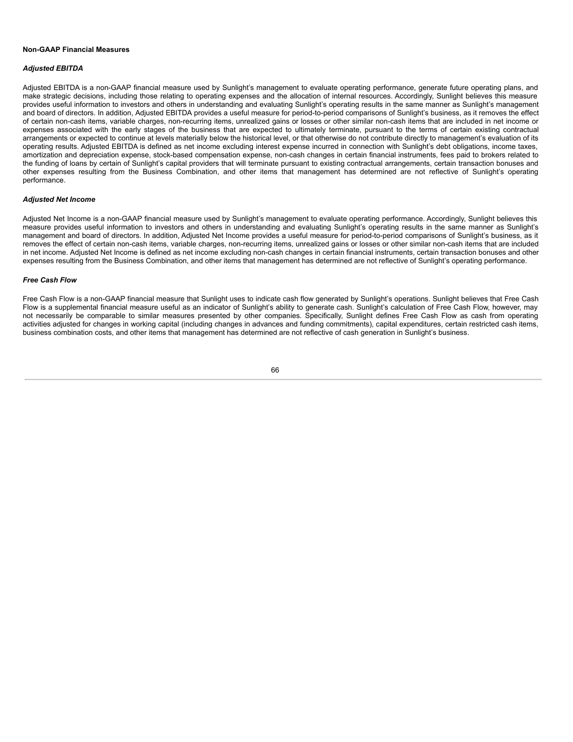**Non-GAAP Financial Measures**

***Adjusted EBITDA***

Adjusted EBITDA is a non-GAAP financial measure used by Sunlight's management to evaluate operating performance, generate future operating plans, and make strategic decisions, including those relating to operating expenses and the allocation of internal resources. Accordingly, Sunlight believes this measure provides useful information to investors and others in understanding and evaluating Sunlight's operating results in the same manner as Sunlight's management and board of directors. In addition, Adjusted EBITDA provides a useful measure for period-to-period comparisons of Sunlight's business, as it removes the effect of certain non-cash items, variable charges, non-recurring items, unrealized gains or losses or other similar non-cash items that are included in net income or expenses associated with the early stages of the business that are expected to ultimately terminate, pursuant to the terms of certain existing contractual arrangements or expected to continue at levels materially below the historical level, or that otherwise do not contribute directly to management's evaluation of its operating results. Adjusted EBITDA is defined as net income excluding interest expense incurred in connection with Sunlight's debt obligations, income taxes, amortization and depreciation expense, stock-based compensation expense, non-cash changes in certain financial instruments, fees paid to brokers related to the funding of loans by certain of Sunlight's capital providers that will terminate pursuant to existing contractual arrangements, certain transaction bonuses and other expenses resulting from the Business Combination, and other items that management has determined are not reflective of Sunlight's operating performance.

***Adjusted Net Income***

Adjusted Net Income is a non-GAAP financial measure used by Sunlight's management to evaluate operating performance. Accordingly, Sunlight believes this measure provides useful information to investors and others in understanding and evaluating Sunlight's operating results in the same manner as Sunlight's management and board of directors. In addition, Adjusted Net Income provides a useful measure for period-to-period comparisons of Sunlight's business, as it removes the effect of certain non-cash items, variable charges, non-recurring items, unrealized gains or losses or other similar non-cash items that are included in net income. Adjusted Net Income is defined as net income excluding non-cash changes in certain financial instruments, certain transaction bonuses and other expenses resulting from the Business Combination, and other items that management has determined are not reflective of Sunlight's operating performance.

***Free Cash Flow***

Free Cash Flow is a non-GAAP financial measure that Sunlight uses to indicate cash flow generated by Sunlight's operations. Sunlight believes that Free Cash Flow is a supplemental financial measure useful as an indicator of Sunlight's ability to generate cash. Sunlight's calculation of Free Cash Flow, however, may not necessarily be comparable to similar measures presented by other companies. Specifically, Sunlight defines Free Cash Flow as cash from operating activities adjusted for changes in working capital (including changes in advances and funding commitments), capital expenditures, certain restricted cash items, business combination costs, and other items that management has determined are not reflective of cash generation in Sunlight's business.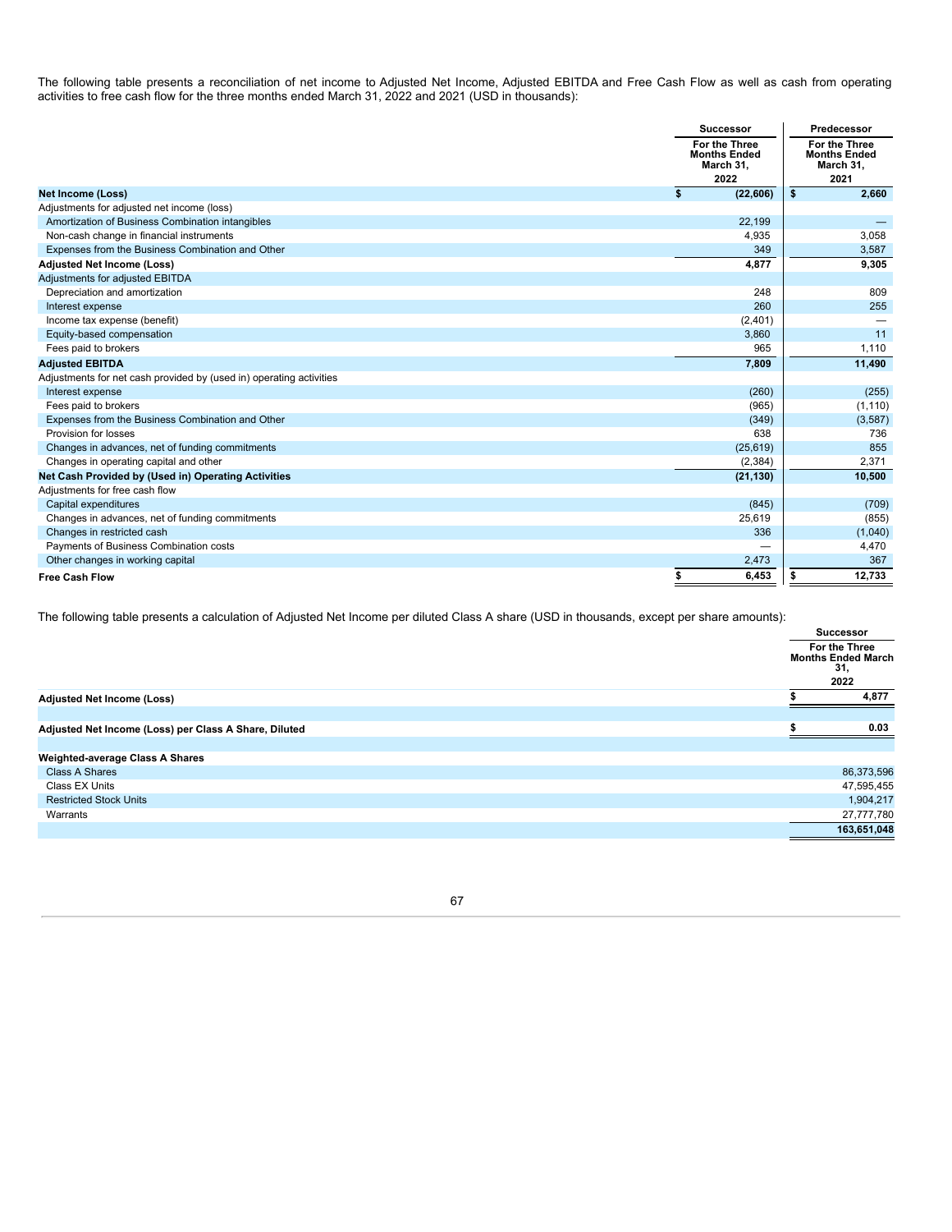The following table presents a reconciliation of net income to Adjusted Net Income, Adjusted EBITDA and Free Cash Flow as well as cash from operating activities to free cash flow for the three months ended March 31, 2022 and 2021 (USD in thousands):

| | Successor | Predecessor |
|---|---|---|
| | For the Three Months Ended March 31, 2022 | For the Three Months Ended March 31, 2021 |
| **Net Income (Loss)** | **$ (22,606)** | **$ 2,660** |
| Adjustments for adjusted net income (loss) | | |
| Amortization of Business Combination intangibles | 22,199 | — |
| Non-cash change in financial instruments | 4,935 | 3,058 |
| Expenses from the Business Combination and Other | 349 | 3,587 |
| **Adjusted Net Income (Loss)** | **4,877** | **9,305** |
| Adjustments for adjusted EBITDA | | |
| Depreciation and amortization | 248 | 809 |
| Interest expense | 260 | 255 |
| Income tax expense (benefit) | (2,401) | — |
| Equity-based compensation | 3,860 | 11 |
| Fees paid to brokers | 965 | 1,110 |
| **Adjusted EBITDA** | **7,809** | **11,490** |
| Adjustments for net cash provided by (used in) operating activities | | |
| Interest expense | (260) | (255) |
| Fees paid to brokers | (965) | (1,110) |
| Expenses from the Business Combination and Other | (349) | (3,587) |
| Provision for losses | 638 | 736 |
| Changes in advances, net of funding commitments | (25,619) | 855 |
| Changes in operating capital and other | (2,384) | 2,371 |
| **Net Cash Provided by (Used in) Operating Activities** | **(21,130)** | **10,500** |
| Adjustments for free cash flow | | |
| Capital expenditures | (845) | (709) |
| Changes in advances, net of funding commitments | 25,619 | (855) |
| Changes in restricted cash | 336 | (1,040) |
| Payments of Business Combination costs | — | 4,470 |
| Other changes in working capital | 2,473 | 367 |
| **Free Cash Flow** | **$ 6,453** | **$ 12,733** |

The following table presents a calculation of Adjusted Net Income per diluted Class A share (USD in thousands, except per share amounts):

| | Successor |
|---|---|
| | For the Three Months Ended March 31, 2022 |
| **Adjusted Net Income (Loss)** | **$ 4,877** |
| | |
| **Adjusted Net Income (Loss) per Class A Share, Diluted** | **$ 0.03** |
| | |
| **Weighted-average Class A Shares** | |
| Class A Shares | 86,373,596 |
| Class EX Units | 47,595,455 |
| Restricted Stock Units | 1,904,217 |
| Warrants | 27,777,780 |
| | **163,651,048** |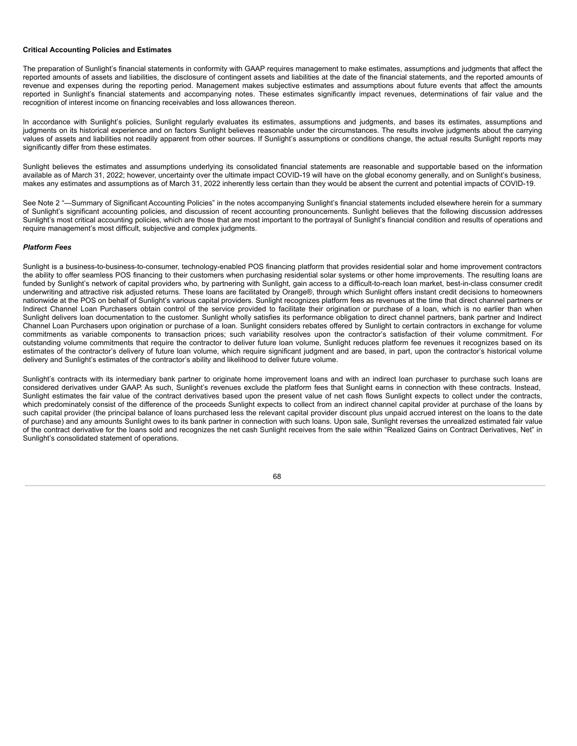**Critical Accounting Policies and Estimates**

The preparation of Sunlight's financial statements in conformity with GAAP requires management to make estimates, assumptions and judgments that affect the reported amounts of assets and liabilities, the disclosure of contingent assets and liabilities at the date of the financial statements, and the reported amounts of revenue and expenses during the reporting period. Management makes subjective estimates and assumptions about future events that affect the amounts reported in Sunlight's financial statements and accompanying notes. These estimates significantly impact revenues, determinations of fair value and the recognition of interest income on financing receivables and loss allowances thereon.

In accordance with Sunlight's policies, Sunlight regularly evaluates its estimates, assumptions and judgments, and bases its estimates, assumptions and judgments on its historical experience and on factors Sunlight believes reasonable under the circumstances. The results involve judgments about the carrying values of assets and liabilities not readily apparent from other sources. If Sunlight's assumptions or conditions change, the actual results Sunlight reports may significantly differ from these estimates.

Sunlight believes the estimates and assumptions underlying its consolidated financial statements are reasonable and supportable based on the information available as of March 31, 2022; however, uncertainty over the ultimate impact COVID-19 will have on the global economy generally, and on Sunlight's business, makes any estimates and assumptions as of March 31, 2022 inherently less certain than they would be absent the current and potential impacts of COVID-19.

See Note 2 "—Summary of Significant Accounting Policies" in the notes accompanying Sunlight's financial statements included elsewhere herein for a summary of Sunlight's significant accounting policies, and discussion of recent accounting pronouncements. Sunlight believes that the following discussion addresses Sunlight's most critical accounting policies, which are those that are most important to the portrayal of Sunlight's financial condition and results of operations and require management's most difficult, subjective and complex judgments.

***Platform Fees***

Sunlight is a business-to-business-to-consumer, technology-enabled POS financing platform that provides residential solar and home improvement contractors the ability to offer seamless POS financing to their customers when purchasing residential solar systems or other home improvements. The resulting loans are funded by Sunlight's network of capital providers who, by partnering with Sunlight, gain access to a difficult-to-reach loan market, best-in-class consumer credit underwriting and attractive risk adjusted returns. These loans are facilitated by Orange®, through which Sunlight offers instant credit decisions to homeowners nationwide at the POS on behalf of Sunlight's various capital providers. Sunlight recognizes platform fees as revenues at the time that direct channel partners or Indirect Channel Loan Purchasers obtain control of the service provided to facilitate their origination or purchase of a loan, which is no earlier than when Sunlight delivers loan documentation to the customer. Sunlight wholly satisfies its performance obligation to direct channel partners, bank partner and Indirect Channel Loan Purchasers upon origination or purchase of a loan. Sunlight considers rebates offered by Sunlight to certain contractors in exchange for volume commitments as variable components to transaction prices; such variability resolves upon the contractor's satisfaction of their volume commitment. For outstanding volume commitments that require the contractor to deliver future loan volume, Sunlight reduces platform fee revenues it recognizes based on its estimates of the contractor's delivery of future loan volume, which require significant judgment and are based, in part, upon the contractor's historical volume delivery and Sunlight's estimates of the contractor's ability and likelihood to deliver future volume.

Sunlight's contracts with its intermediary bank partner to originate home improvement loans and with an indirect loan purchaser to purchase such loans are considered derivatives under GAAP. As such, Sunlight's revenues exclude the platform fees that Sunlight earns in connection with these contracts. Instead, Sunlight estimates the fair value of the contract derivatives based upon the present value of net cash flows Sunlight expects to collect under the contracts, which predominately consist of the difference of the proceeds Sunlight expects to collect from an indirect channel capital provider at purchase of the loans by such capital provider (the principal balance of loans purchased less the relevant capital provider discount plus unpaid accrued interest on the loans to the date of purchase) and any amounts Sunlight owes to its bank partner in connection with such loans. Upon sale, Sunlight reverses the unrealized estimated fair value of the contract derivative for the loans sold and recognizes the net cash Sunlight receives from the sale within "Realized Gains on Contract Derivatives, Net" in Sunlight's consolidated statement of operations.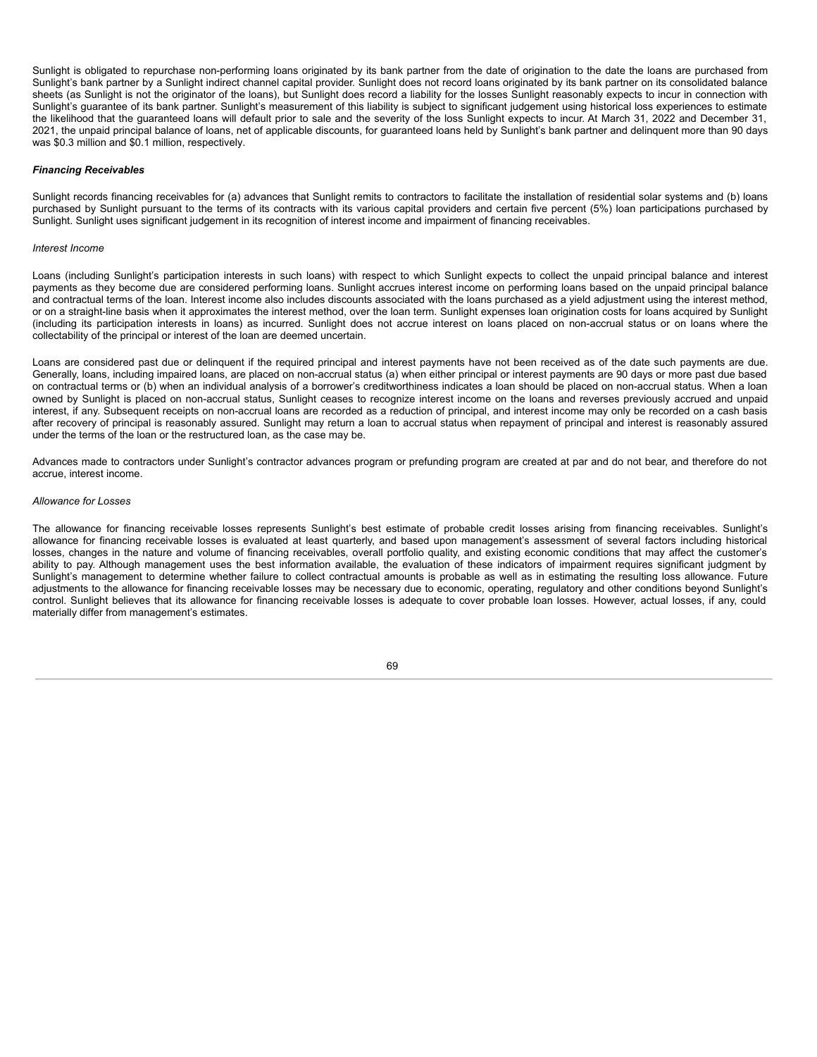Sunlight is obligated to repurchase non-performing loans originated by its bank partner from the date of origination to the date the loans are purchased from Sunlight's bank partner by a Sunlight indirect channel capital provider. Sunlight does not record loans originated by its bank partner on its consolidated balance sheets (as Sunlight is not the originator of the loans), but Sunlight does record a liability for the losses Sunlight reasonably expects to incur in connection with Sunlight's guarantee of its bank partner. Sunlight's measurement of this liability is subject to significant judgement using historical loss experiences to estimate the likelihood that the guaranteed loans will default prior to sale and the severity of the loss Sunlight expects to incur. At March 31, 2022 and December 31, 2021, the unpaid principal balance of loans, net of applicable discounts, for guaranteed loans held by Sunlight's bank partner and delinquent more than 90 days was $0.3 million and $0.1 million, respectively.

***Financing Receivables***

Sunlight records financing receivables for (a) advances that Sunlight remits to contractors to facilitate the installation of residential solar systems and (b) loans purchased by Sunlight pursuant to the terms of its contracts with its various capital providers and certain five percent (5%) loan participations purchased by Sunlight. Sunlight uses significant judgement in its recognition of interest income and impairment of financing receivables.

*Interest Income*

Loans (including Sunlight's participation interests in such loans) with respect to which Sunlight expects to collect the unpaid principal balance and interest payments as they become due are considered performing loans. Sunlight accrues interest income on performing loans based on the unpaid principal balance and contractual terms of the loan. Interest income also includes discounts associated with the loans purchased as a yield adjustment using the interest method, or on a straight-line basis when it approximates the interest method, over the loan term. Sunlight expenses loan origination costs for loans acquired by Sunlight (including its participation interests in loans) as incurred. Sunlight does not accrue interest on loans placed on non-accrual status or on loans where the collectability of the principal or interest of the loan are deemed uncertain.

Loans are considered past due or delinquent if the required principal and interest payments have not been received as of the date such payments are due. Generally, loans, including impaired loans, are placed on non-accrual status (a) when either principal or interest payments are 90 days or more past due based on contractual terms or (b) when an individual analysis of a borrower's creditworthiness indicates a loan should be placed on non-accrual status. When a loan owned by Sunlight is placed on non-accrual status, Sunlight ceases to recognize interest income on the loans and reverses previously accrued and unpaid interest, if any. Subsequent receipts on non-accrual loans are recorded as a reduction of principal, and interest income may only be recorded on a cash basis after recovery of principal is reasonably assured. Sunlight may return a loan to accrual status when repayment of principal and interest is reasonably assured under the terms of the loan or the restructured loan, as the case may be.

Advances made to contractors under Sunlight's contractor advances program or prefunding program are created at par and do not bear, and therefore do not accrue, interest income.

*Allowance for Losses*

The allowance for financing receivable losses represents Sunlight's best estimate of probable credit losses arising from financing receivables. Sunlight's allowance for financing receivable losses is evaluated at least quarterly, and based upon management's assessment of several factors including historical losses, changes in the nature and volume of financing receivables, overall portfolio quality, and existing economic conditions that may affect the customer's ability to pay. Although management uses the best information available, the evaluation of these indicators of impairment requires significant judgment by Sunlight's management to determine whether failure to collect contractual amounts is probable as well as in estimating the resulting loss allowance. Future adjustments to the allowance for financing receivable losses may be necessary due to economic, operating, regulatory and other conditions beyond Sunlight's control. Sunlight believes that its allowance for financing receivable losses is adequate to cover probable loan losses. However, actual losses, if any, could materially differ from management's estimates.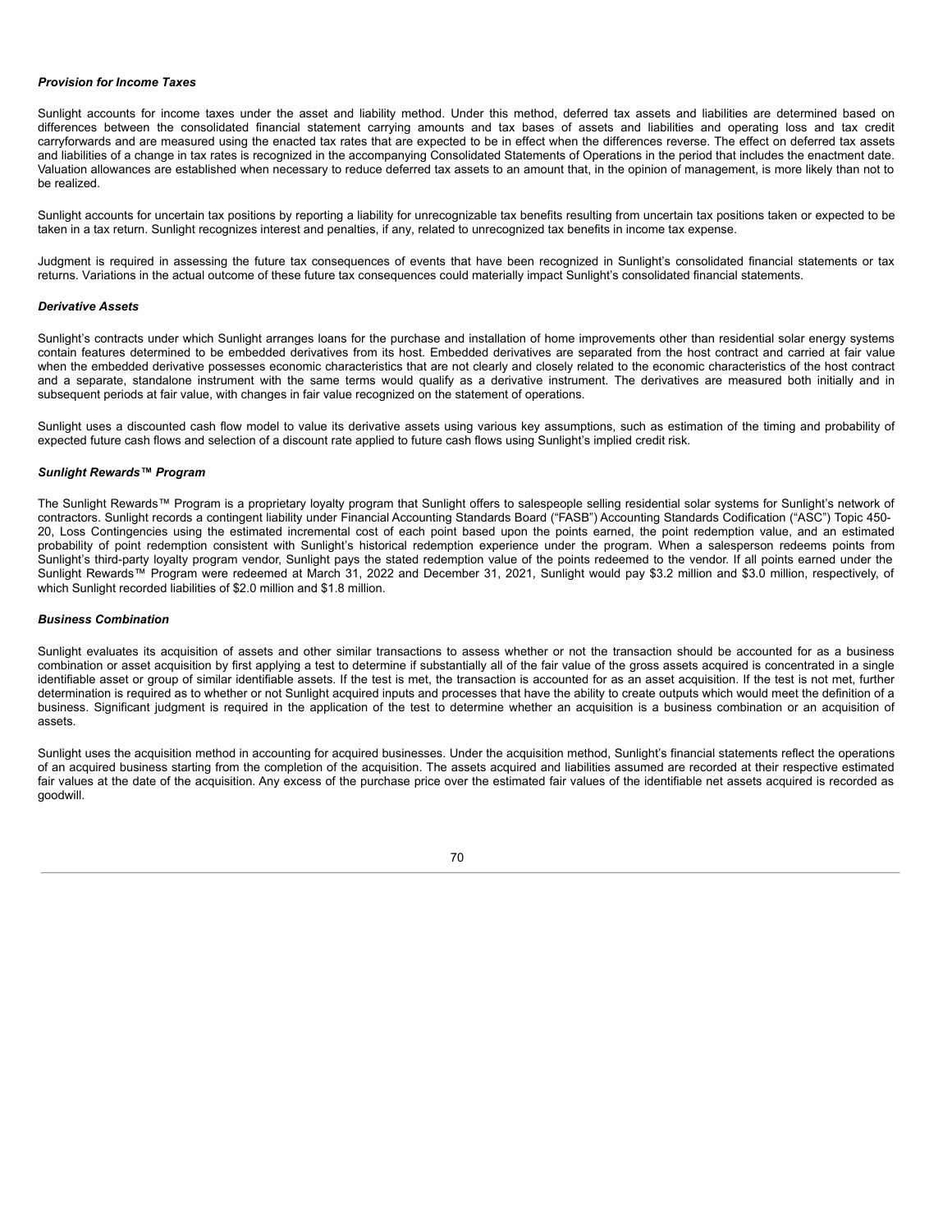***Provision for Income Taxes***

Sunlight accounts for income taxes under the asset and liability method. Under this method, deferred tax assets and liabilities are determined based on differences between the consolidated financial statement carrying amounts and tax bases of assets and liabilities and operating loss and tax credit carryforwards and are measured using the enacted tax rates that are expected to be in effect when the differences reverse. The effect on deferred tax assets and liabilities of a change in tax rates is recognized in the accompanying Consolidated Statements of Operations in the period that includes the enactment date. Valuation allowances are established when necessary to reduce deferred tax assets to an amount that, in the opinion of management, is more likely than not to be realized.

Sunlight accounts for uncertain tax positions by reporting a liability for unrecognizable tax benefits resulting from uncertain tax positions taken or expected to be taken in a tax return. Sunlight recognizes interest and penalties, if any, related to unrecognized tax benefits in income tax expense.

Judgment is required in assessing the future tax consequences of events that have been recognized in Sunlight's consolidated financial statements or tax returns. Variations in the actual outcome of these future tax consequences could materially impact Sunlight's consolidated financial statements.

***Derivative Assets***

Sunlight's contracts under which Sunlight arranges loans for the purchase and installation of home improvements other than residential solar energy systems contain features determined to be embedded derivatives from its host. Embedded derivatives are separated from the host contract and carried at fair value when the embedded derivative possesses economic characteristics that are not clearly and closely related to the economic characteristics of the host contract and a separate, standalone instrument with the same terms would qualify as a derivative instrument. The derivatives are measured both initially and in subsequent periods at fair value, with changes in fair value recognized on the statement of operations.

Sunlight uses a discounted cash flow model to value its derivative assets using various key assumptions, such as estimation of the timing and probability of expected future cash flows and selection of a discount rate applied to future cash flows using Sunlight's implied credit risk.

***Sunlight Rewards™ Program***

The Sunlight Rewards™ Program is a proprietary loyalty program that Sunlight offers to salespeople selling residential solar systems for Sunlight's network of contractors. Sunlight records a contingent liability under Financial Accounting Standards Board ("FASB") Accounting Standards Codification ("ASC") Topic 450-20, Loss Contingencies using the estimated incremental cost of each point based upon the points earned, the point redemption value, and an estimated probability of point redemption consistent with Sunlight's historical redemption experience under the program. When a salesperson redeems points from Sunlight's third-party loyalty program vendor, Sunlight pays the stated redemption value of the points redeemed to the vendor. If all points earned under the Sunlight Rewards™ Program were redeemed at March 31, 2022 and December 31, 2021, Sunlight would pay $3.2 million and $3.0 million, respectively, of which Sunlight recorded liabilities of $2.0 million and $1.8 million.

***Business Combination***

Sunlight evaluates its acquisition of assets and other similar transactions to assess whether or not the transaction should be accounted for as a business combination or asset acquisition by first applying a test to determine if substantially all of the fair value of the gross assets acquired is concentrated in a single identifiable asset or group of similar identifiable assets. If the test is met, the transaction is accounted for as an asset acquisition. If the test is not met, further determination is required as to whether or not Sunlight acquired inputs and processes that have the ability to create outputs which would meet the definition of a business. Significant judgment is required in the application of the test to determine whether an acquisition is a business combination or an acquisition of assets.

Sunlight uses the acquisition method in accounting for acquired businesses. Under the acquisition method, Sunlight's financial statements reflect the operations of an acquired business starting from the completion of the acquisition. The assets acquired and liabilities assumed are recorded at their respective estimated fair values at the date of the acquisition. Any excess of the purchase price over the estimated fair values of the identifiable net assets acquired is recorded as goodwill.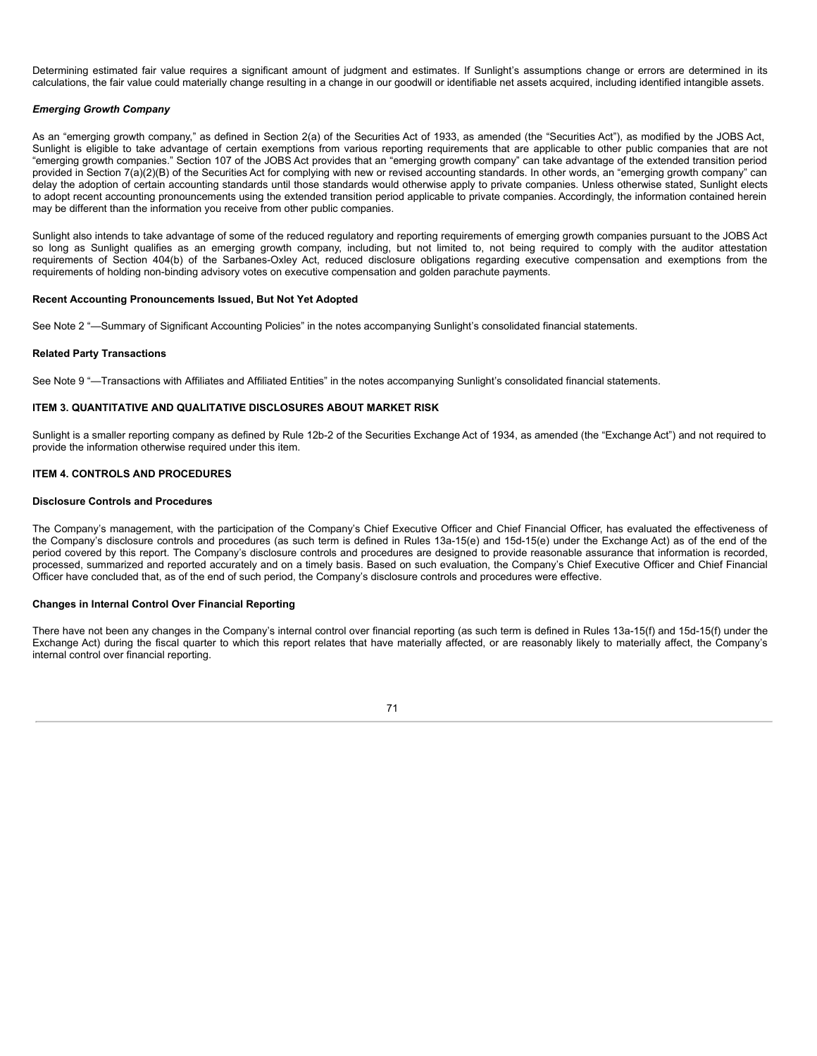Determining estimated fair value requires a significant amount of judgment and estimates. If Sunlight's assumptions change or errors are determined in its calculations, the fair value could materially change resulting in a change in our goodwill or identifiable net assets acquired, including identified intangible assets.

***Emerging Growth Company***

As an "emerging growth company," as defined in Section 2(a) of the Securities Act of 1933, as amended (the "Securities Act"), as modified by the JOBS Act, Sunlight is eligible to take advantage of certain exemptions from various reporting requirements that are applicable to other public companies that are not "emerging growth companies." Section 107 of the JOBS Act provides that an "emerging growth company" can take advantage of the extended transition period provided in Section 7(a)(2)(B) of the Securities Act for complying with new or revised accounting standards. In other words, an "emerging growth company" can delay the adoption of certain accounting standards until those standards would otherwise apply to private companies. Unless otherwise stated, Sunlight elects to adopt recent accounting pronouncements using the extended transition period applicable to private companies. Accordingly, the information contained herein may be different than the information you receive from other public companies.

Sunlight also intends to take advantage of some of the reduced regulatory and reporting requirements of emerging growth companies pursuant to the JOBS Act so long as Sunlight qualifies as an emerging growth company, including, but not limited to, not being required to comply with the auditor attestation requirements of Section 404(b) of the Sarbanes-Oxley Act, reduced disclosure obligations regarding executive compensation and exemptions from the requirements of holding non-binding advisory votes on executive compensation and golden parachute payments.

**Recent Accounting Pronouncements Issued, But Not Yet Adopted**

See Note 2 "—Summary of Significant Accounting Policies" in the notes accompanying Sunlight's consolidated financial statements.

**Related Party Transactions**

See Note 9 "—Transactions with Affiliates and Affiliated Entities" in the notes accompanying Sunlight's consolidated financial statements.

## ITEM 3. QUANTITATIVE AND QUALITATIVE DISCLOSURES ABOUT MARKET RISK

Sunlight is a smaller reporting company as defined by Rule 12b-2 of the Securities Exchange Act of 1934, as amended (the "Exchange Act") and not required to provide the information otherwise required under this item.

## ITEM 4. CONTROLS AND PROCEDURES

**Disclosure Controls and Procedures**

The Company's management, with the participation of the Company's Chief Executive Officer and Chief Financial Officer, has evaluated the effectiveness of the Company's disclosure controls and procedures (as such term is defined in Rules 13a-15(e) and 15d-15(e) under the Exchange Act) as of the end of the period covered by this report. The Company's disclosure controls and procedures are designed to provide reasonable assurance that information is recorded, processed, summarized and reported accurately and on a timely basis. Based on such evaluation, the Company's Chief Executive Officer and Chief Financial Officer have concluded that, as of the end of such period, the Company's disclosure controls and procedures were effective.

**Changes in Internal Control Over Financial Reporting**

There have not been any changes in the Company's internal control over financial reporting (as such term is defined in Rules 13a-15(f) and 15d-15(f) under the Exchange Act) during the fiscal quarter to which this report relates that have materially affected, or are reasonably likely to materially affect, the Company's internal control over financial reporting.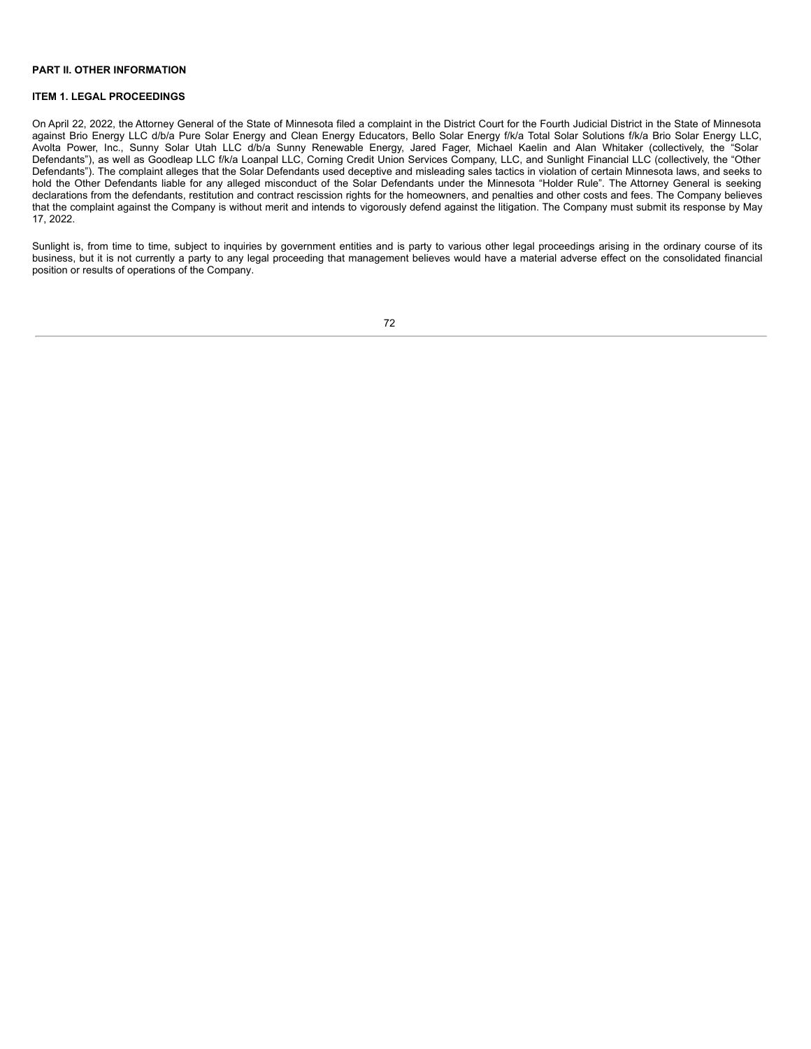## PART II. OTHER INFORMATION

### ITEM 1. LEGAL PROCEEDINGS

On April 22, 2022, the Attorney General of the State of Minnesota filed a complaint in the District Court for the Fourth Judicial District in the State of Minnesota against Brio Energy LLC d/b/a Pure Solar Energy and Clean Energy Educators, Bello Solar Energy f/k/a Total Solar Solutions f/k/a Brio Solar Energy LLC, Avolta Power, Inc., Sunny Solar Utah LLC d/b/a Sunny Renewable Energy, Jared Fager, Michael Kaelin and Alan Whitaker (collectively, the "Solar Defendants"), as well as Goodleap LLC f/k/a Loanpal LLC, Corning Credit Union Services Company, LLC, and Sunlight Financial LLC (collectively, the "Other Defendants"). The complaint alleges that the Solar Defendants used deceptive and misleading sales tactics in violation of certain Minnesota laws, and seeks to hold the Other Defendants liable for any alleged misconduct of the Solar Defendants under the Minnesota "Holder Rule". The Attorney General is seeking declarations from the defendants, restitution and contract rescission rights for the homeowners, and penalties and other costs and fees. The Company believes that the complaint against the Company is without merit and intends to vigorously defend against the litigation. The Company must submit its response by May 17, 2022.

Sunlight is, from time to time, subject to inquiries by government entities and is party to various other legal proceedings arising in the ordinary course of its business, but it is not currently a party to any legal proceeding that management believes would have a material adverse effect on the consolidated financial position or results of operations of the Company.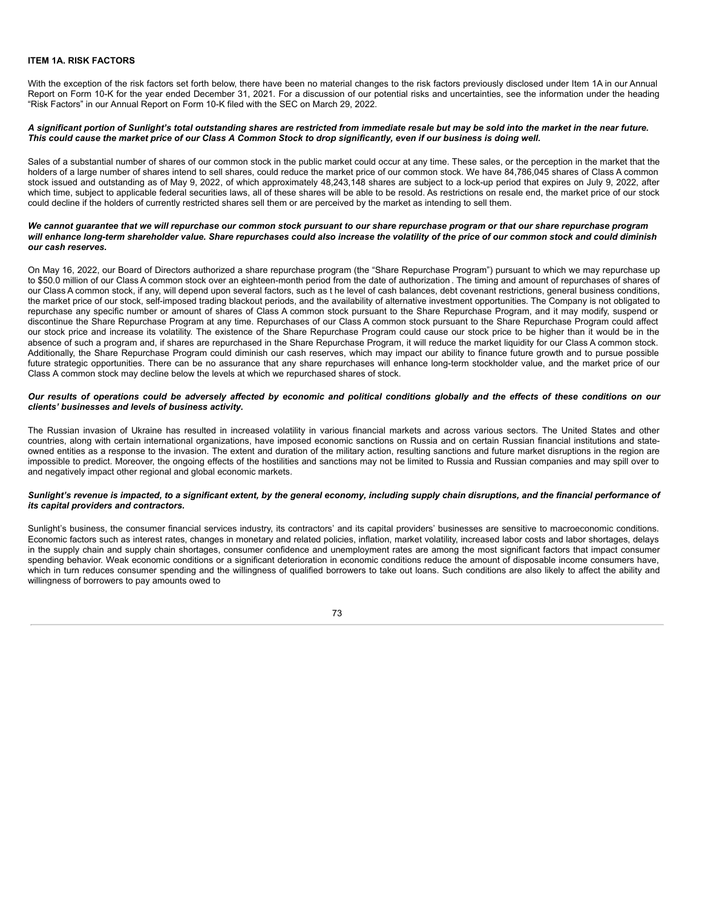## ITEM 1A. RISK FACTORS

With the exception of the risk factors set forth below, there have been no material changes to the risk factors previously disclosed under Item 1A in our Annual Report on Form 10-K for the year ended December 31, 2021. For a discussion of our potential risks and uncertainties, see the information under the heading "Risk Factors" in our Annual Report on Form 10-K filed with the SEC on March 29, 2022.

***A significant portion of Sunlight's total outstanding shares are restricted from immediate resale but may be sold into the market in the near future. This could cause the market price of our Class A Common Stock to drop significantly, even if our business is doing well.***

Sales of a substantial number of shares of our common stock in the public market could occur at any time. These sales, or the perception in the market that the holders of a large number of shares intend to sell shares, could reduce the market price of our common stock. We have 84,786,045 shares of Class A common stock issued and outstanding as of May 9, 2022, of which approximately 48,243,148 shares are subject to a lock-up period that expires on July 9, 2022, after which time, subject to applicable federal securities laws, all of these shares will be able to be resold. As restrictions on resale end, the market price of our stock could decline if the holders of currently restricted shares sell them or are perceived by the market as intending to sell them.

***We cannot guarantee that we will repurchase our common stock pursuant to our share repurchase program or that our share repurchase program will enhance long-term shareholder value. Share repurchases could also increase the volatility of the price of our common stock and could diminish our cash reserves.***

On May 16, 2022, our Board of Directors authorized a share repurchase program (the "Share Repurchase Program") pursuant to which we may repurchase up to $50.0 million of our Class A common stock over an eighteen-month period from the date of authorization. The timing and amount of repurchases of shares of our Class A common stock, if any, will depend upon several factors, such as t he level of cash balances, debt covenant restrictions, general business conditions, the market price of our stock, self-imposed trading blackout periods, and the availability of alternative investment opportunities. The Company is not obligated to repurchase any specific number or amount of shares of Class A common stock pursuant to the Share Repurchase Program, and it may modify, suspend or discontinue the Share Repurchase Program at any time. Repurchases of our Class A common stock pursuant to the Share Repurchase Program could affect our stock price and increase its volatility. The existence of the Share Repurchase Program could cause our stock price to be higher than it would be in the absence of such a program and, if shares are repurchased in the Share Repurchase Program, it will reduce the market liquidity for our Class A common stock. Additionally, the Share Repurchase Program could diminish our cash reserves, which may impact our ability to finance future growth and to pursue possible future strategic opportunities. There can be no assurance that any share repurchases will enhance long-term stockholder value, and the market price of our Class A common stock may decline below the levels at which we repurchased shares of stock.

***Our results of operations could be adversely affected by economic and political conditions globally and the effects of these conditions on our clients' businesses and levels of business activity.***

The Russian invasion of Ukraine has resulted in increased volatility in various financial markets and across various sectors. The United States and other countries, along with certain international organizations, have imposed economic sanctions on Russia and on certain Russian financial institutions and state-owned entities as a response to the invasion. The extent and duration of the military action, resulting sanctions and future market disruptions in the region are impossible to predict. Moreover, the ongoing effects of the hostilities and sanctions may not be limited to Russia and Russian companies and may spill over to and negatively impact other regional and global economic markets.

***Sunlight's revenue is impacted, to a significant extent, by the general economy, including supply chain disruptions, and the financial performance of its capital providers and contractors.***

Sunlight's business, the consumer financial services industry, its contractors' and its capital providers' businesses are sensitive to macroeconomic conditions. Economic factors such as interest rates, changes in monetary and related policies, inflation, market volatility, increased labor costs and labor shortages, delays in the supply chain and supply chain shortages, consumer confidence and unemployment rates are among the most significant factors that impact consumer spending behavior. Weak economic conditions or a significant deterioration in economic conditions reduce the amount of disposable income consumers have, which in turn reduces consumer spending and the willingness of qualified borrowers to take out loans. Such conditions are also likely to affect the ability and willingness of borrowers to pay amounts owed to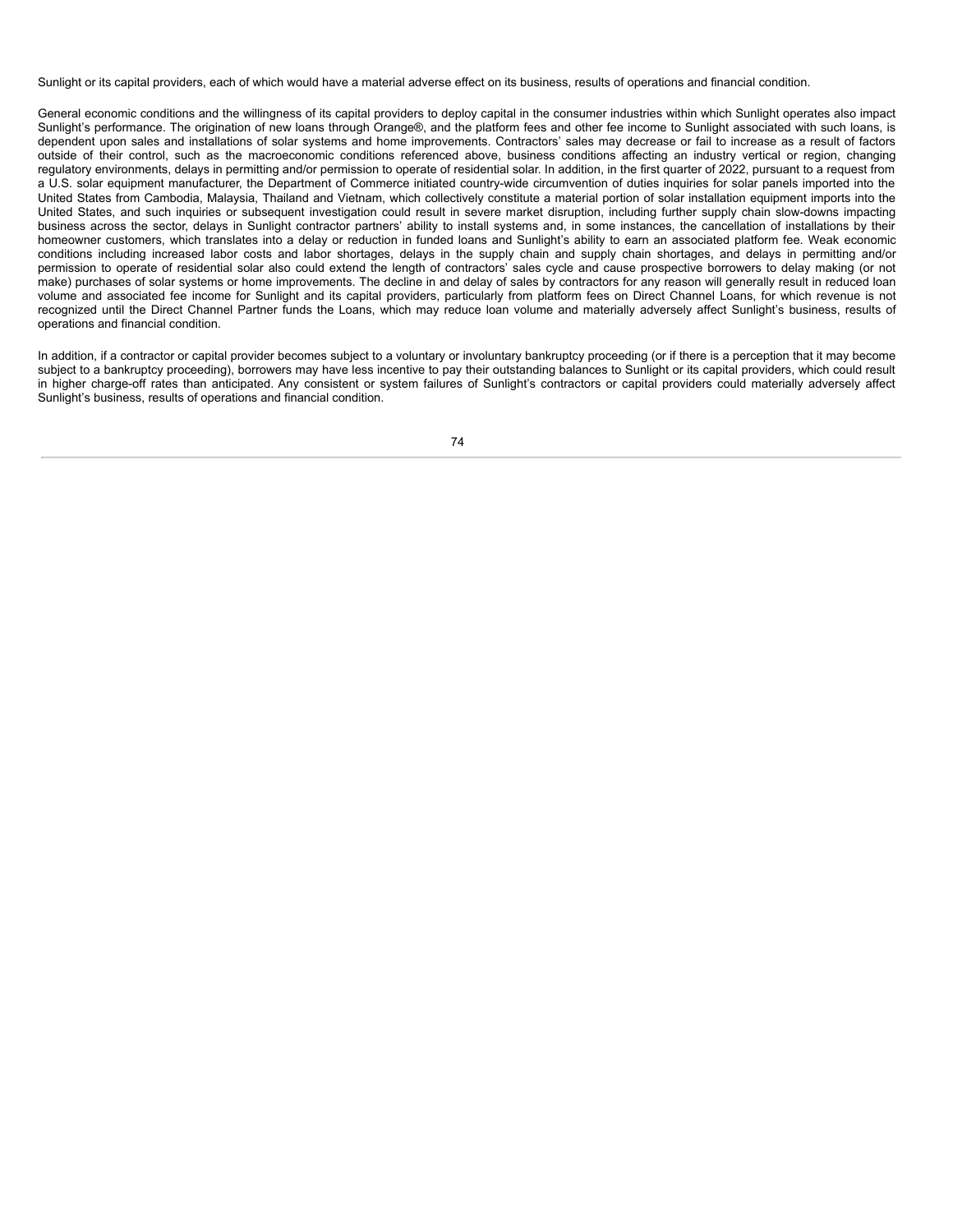Sunlight or its capital providers, each of which would have a material adverse effect on its business, results of operations and financial condition.

General economic conditions and the willingness of its capital providers to deploy capital in the consumer industries within which Sunlight operates also impact Sunlight's performance. The origination of new loans through Orange®, and the platform fees and other fee income to Sunlight associated with such loans, is dependent upon sales and installations of solar systems and home improvements. Contractors' sales may decrease or fail to increase as a result of factors outside of their control, such as the macroeconomic conditions referenced above, business conditions affecting an industry vertical or region, changing regulatory environments, delays in permitting and/or permission to operate of residential solar. In addition, in the first quarter of 2022, pursuant to a request from a U.S. solar equipment manufacturer, the Department of Commerce initiated country-wide circumvention of duties inquiries for solar panels imported into the United States from Cambodia, Malaysia, Thailand and Vietnam, which collectively constitute a material portion of solar installation equipment imports into the United States, and such inquiries or subsequent investigation could result in severe market disruption, including further supply chain slow-downs impacting business across the sector, delays in Sunlight contractor partners' ability to install systems and, in some instances, the cancellation of installations by their homeowner customers, which translates into a delay or reduction in funded loans and Sunlight's ability to earn an associated platform fee. Weak economic conditions including increased labor costs and labor shortages, delays in the supply chain and supply chain shortages, and delays in permitting and/or permission to operate of residential solar also could extend the length of contractors' sales cycle and cause prospective borrowers to delay making (or not make) purchases of solar systems or home improvements. The decline in and delay of sales by contractors for any reason will generally result in reduced loan volume and associated fee income for Sunlight and its capital providers, particularly from platform fees on Direct Channel Loans, for which revenue is not recognized until the Direct Channel Partner funds the Loans, which may reduce loan volume and materially adversely affect Sunlight's business, results of operations and financial condition.

In addition, if a contractor or capital provider becomes subject to a voluntary or involuntary bankruptcy proceeding (or if there is a perception that it may become subject to a bankruptcy proceeding), borrowers may have less incentive to pay their outstanding balances to Sunlight or its capital providers, which could result in higher charge-off rates than anticipated. Any consistent or system failures of Sunlight's contractors or capital providers could materially adversely affect Sunlight's business, results of operations and financial condition.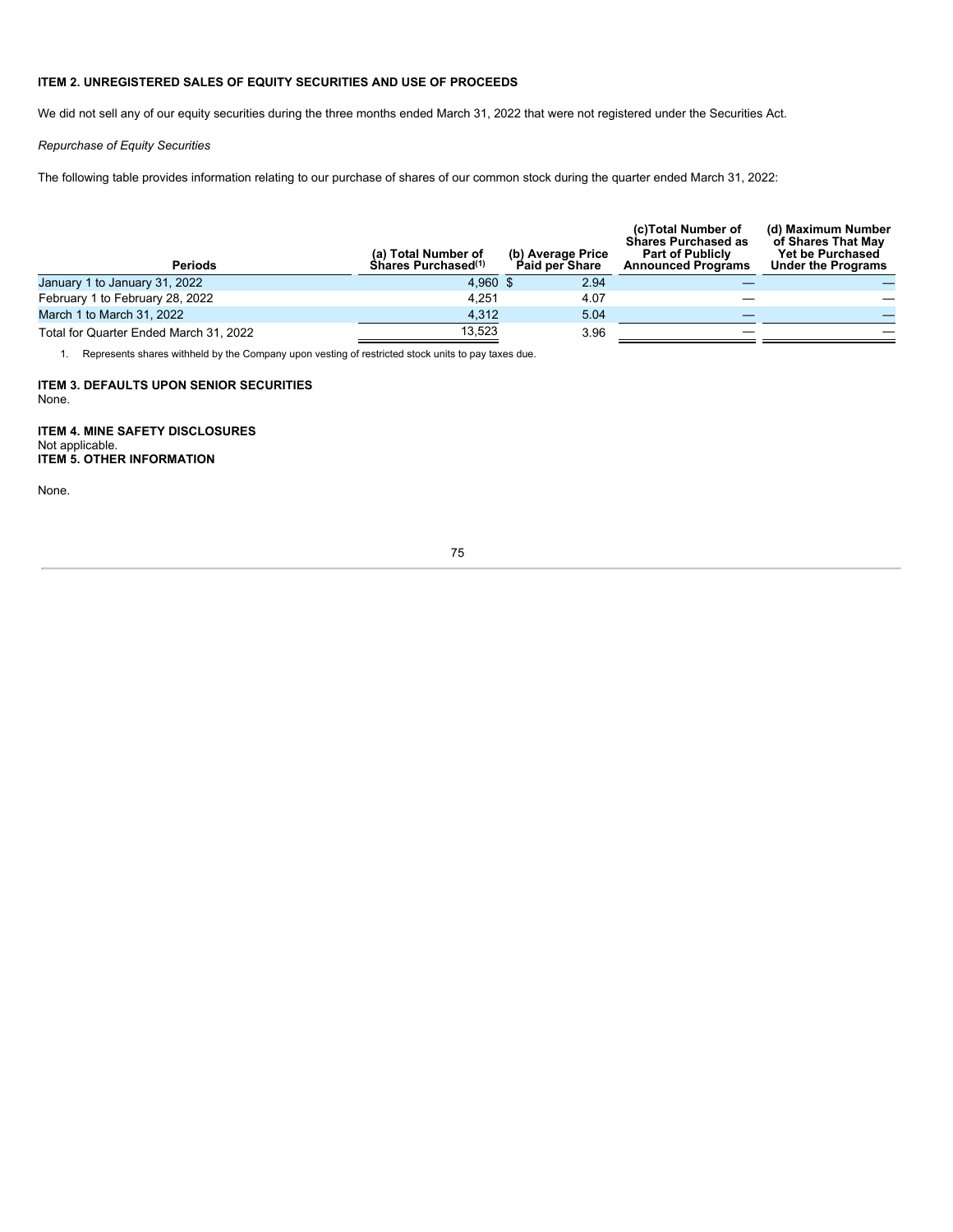## ITEM 2. UNREGISTERED SALES OF EQUITY SECURITIES AND USE OF PROCEEDS

We did not sell any of our equity securities during the three months ended March 31, 2022 that were not registered under the Securities Act.

*Repurchase of Equity Securities*

The following table provides information relating to our purchase of shares of our common stock during the quarter ended March 31, 2022:

| Periods | (a) Total Number of Shares Purchased[(1)] | (b) Average Price Paid per Share | (c)Total Number of Shares Purchased as Part of Publicly Announced Programs | (d) Maximum Number of Shares That May Yet be Purchased Under the Programs |
|---|---|---|---|---|
| January 1 to January 31, 2022 | 4,960 | $ 2.94 | — | — |
| February 1 to February 28, 2022 | 4,251 | 4.07 | — | — |
| March 1 to March 31, 2022 | 4,312 | 5.04 | — | — |
| Total for Quarter Ended March 31, 2022 | 13,523 | 3.96 | — | — |

1. Represents shares withheld by the Company upon vesting of restricted stock units to pay taxes due.

## ITEM 3. DEFAULTS UPON SENIOR SECURITIES

None.

## ITEM 4. MINE SAFETY DISCLOSURES

Not applicable.

## ITEM 5. OTHER INFORMATION

None.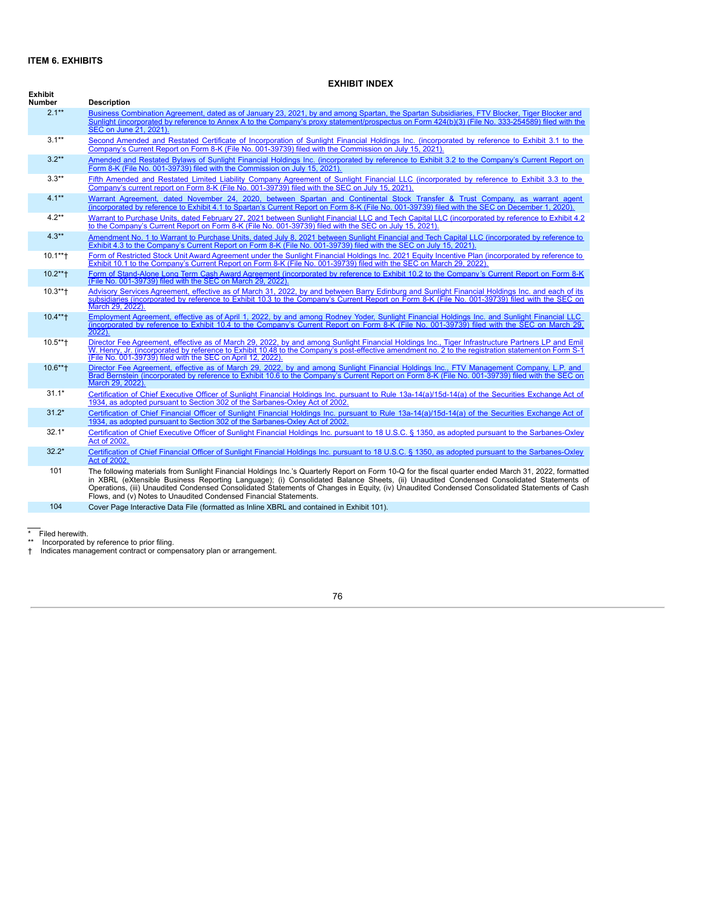## ITEM 6. EXHIBITS

### EXHIBIT INDEX

| Exhibit Number | Description |
|---|---|
| 2.1** | Business Combination Agreement, dated as of January 23, 2021, by and among Spartan, the Spartan Subsidiaries, FTV Blocker, Tiger Blocker and Sunlight (incorporated by reference to Annex A to the Company's proxy statement/prospectus on Form 424(b)(3) (File No. 333-254589) filed with the SEC on June 21, 2021). |
| 3.1** | Second Amended and Restated Certificate of Incorporation of Sunlight Financial Holdings Inc. (incorporated by reference to Exhibit 3.1 to the Company's Current Report on Form 8-K (File No. 001-39739) filed with the Commission on July 15, 2021). |
| 3.2** | Amended and Restated Bylaws of Sunlight Financial Holdings Inc. (incorporated by reference to Exhibit 3.2 to the Company's Current Report on Form 8-K (File No. 001-39739) filed with the Commission on July 15, 2021). |
| 3.3** | Fifth Amended and Restated Limited Liability Company Agreement of Sunlight Financial LLC (incorporated by reference to Exhibit 3.3 to the Company's current report on Form 8-K (File No. 001-39739) filed with the SEC on July 15, 2021). |
| 4.1** | Warrant Agreement, dated November 24, 2020, between Spartan and Continental Stock Transfer & Trust Company, as warrant agent (incorporated by reference to Exhibit 4.1 to Spartan's Current Report on Form 8-K (File No. 001-39739) filed with the SEC on December 1, 2020). |
| 4.2** | Warrant to Purchase Units, dated February 27, 2021 between Sunlight Financial LLC and Tech Capital LLC (incorporated by reference to Exhibit 4.2 to the Company's Current Report on Form 8-K (File No. 001-39739) filed with the SEC on July 15, 2021). |
| 4.3** | Amendment No. 1 to Warrant to Purchase Units, dated July 8, 2021 between Sunlight Financial and Tech Capital LLC (incorporated by reference to Exhibit 4.3 to the Company's Current Report on Form 8-K (File No. 001-39739) filed with the SEC on July 15, 2021). |
| 10.1**† | Form of Restricted Stock Unit Award Agreement under the Sunlight Financial Holdings Inc. 2021 Equity Incentive Plan (incorporated by reference to Exhibit 10.1 to the Company's Current Report on Form 8-K (File No. 001-39739) filed with the SEC on March 29, 2022). |
| 10.2**† | Form of Stand-Alone Long Term Cash Award Agreement (incorporated by reference to Exhibit 10.2 to the Company's Current Report on Form 8-K (File No. 001-39739) filed with the SEC on March 29, 2022). |
| 10.3**† | Advisory Services Agreement, effective as of March 31, 2022, by and between Barry Edinburg and Sunlight Financial Holdings Inc. and each of its subsidiaries (incorporated by reference to Exhibit 10.3 to the Company's Current Report on Form 8-K (File No. 001-39739) filed with the SEC on March 29, 2022). |
| 10.4**† | Employment Agreement, effective as of April 1, 2022, by and among Rodney Yoder, Sunlight Financial Holdings Inc. and Sunlight Financial LLC (incorporated by reference to Exhibit 10.4 to the Company's Current Report on Form 8-K (File No. 001-39739) filed with the SEC on March 29, 2022). |
| 10.5**† | Director Fee Agreement, effective as of March 29, 2022, by and among Sunlight Financial Holdings Inc., Tiger Infrastructure Partners LP and Emil W. Henry, Jr. (incorporated by reference to Exhibit 10.48 to the Company's post-effective amendment no. 2 to the registration statement on Form S-1 (File No. 001-39739) filed with the SEC on April 12, 2022). |
| 10.6**† | Director Fee Agreement, effective as of March 29, 2022, by and among Sunlight Financial Holdings Inc., FTV Management Company, L.P. and Brad Bernstein (incorporated by reference to Exhibit 10.6 to the Company's Current Report on Form 8-K (File No. 001-39739) filed with the SEC on March 29, 2022). |
| 31.1* | Certification of Chief Executive Officer of Sunlight Financial Holdings Inc. pursuant to Rule 13a-14(a)/15d-14(a) of the Securities Exchange Act of 1934, as adopted pursuant to Section 302 of the Sarbanes-Oxley Act of 2002. |
| 31.2* | Certification of Chief Financial Officer of Sunlight Financial Holdings Inc. pursuant to Rule 13a-14(a)/15d-14(a) of the Securities Exchange Act of 1934, as adopted pursuant to Section 302 of the Sarbanes-Oxley Act of 2002. |
| 32.1* | Certification of Chief Executive Officer of Sunlight Financial Holdings Inc. pursuant to 18 U.S.C. § 1350, as adopted pursuant to the Sarbanes-Oxley Act of 2002. |
| 32.2* | Certification of Chief Financial Officer of Sunlight Financial Holdings Inc. pursuant to 18 U.S.C. § 1350, as adopted pursuant to the Sarbanes-Oxley Act of 2002. |
| 101 | The following materials from Sunlight Financial Holdings Inc.'s Quarterly Report on Form 10-Q for the fiscal quarter ended March 31, 2022, formatted in XBRL (eXtensible Business Reporting Language); (i) Consolidated Balance Sheets, (ii) Unaudited Condensed Consolidated Statements of Operations, (iii) Unaudited Condensed Consolidated Statements of Changes in Equity, (iv) Unaudited Condensed Consolidated Statements of Cash Flows, and (v) Notes to Unaudited Condensed Financial Statements. |
| 104 | Cover Page Interactive Data File (formatted as Inline XBRL and contained in Exhibit 101). |

\* Filed herewith.

\*\* Incorporated by reference to prior filing.

† Indicates management contract or compensatory plan or arrangement.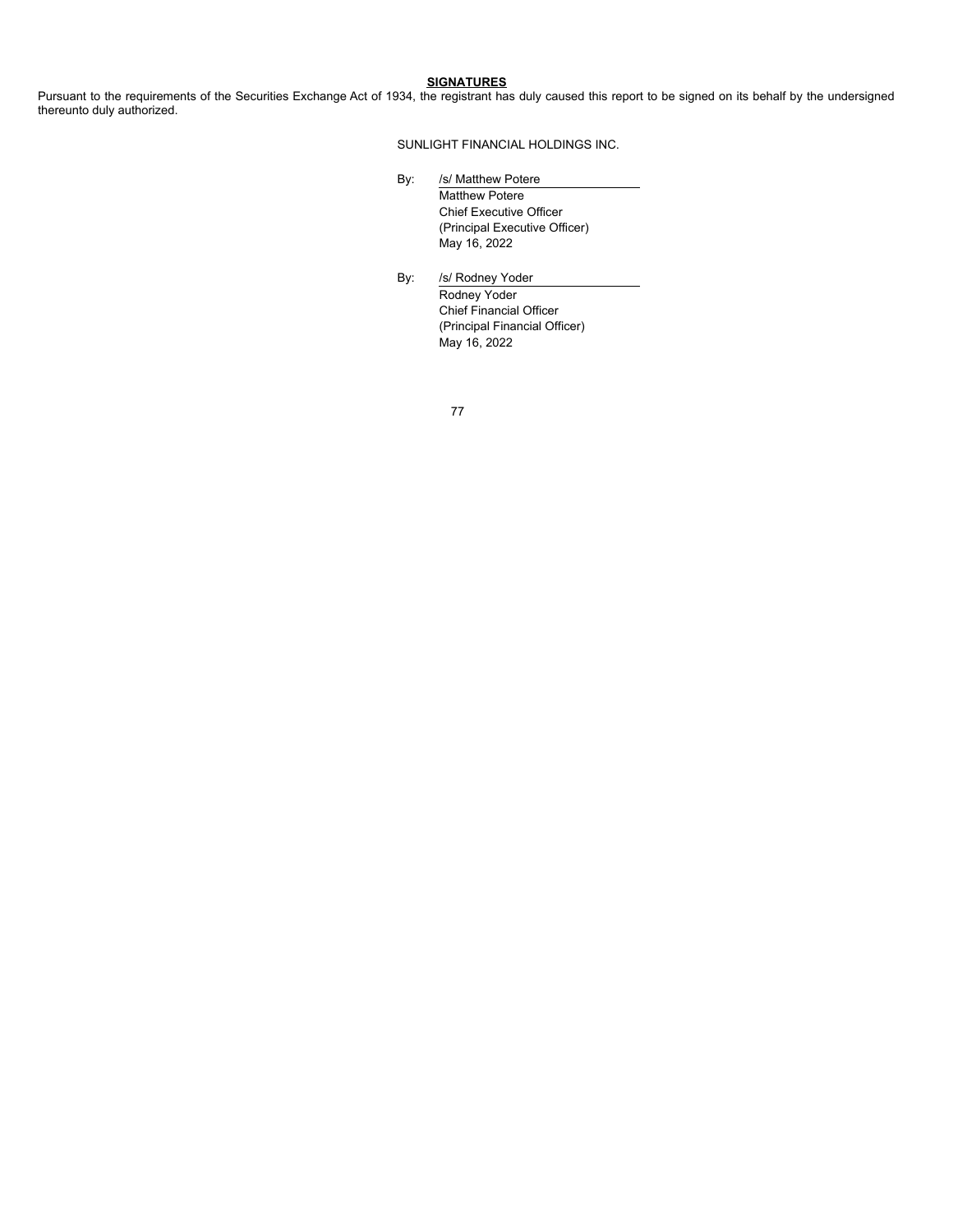## SIGNATURES

Pursuant to the requirements of the Securities Exchange Act of 1934, the registrant has duly caused this report to be signed on its behalf by the undersigned thereunto duly authorized.

SUNLIGHT FINANCIAL HOLDINGS INC.

By: /s/ Matthew Potere
Matthew Potere
Chief Executive Officer
(Principal Executive Officer)
May 16, 2022

By: /s/ Rodney Yoder
Rodney Yoder
Chief Financial Officer
(Principal Financial Officer)
May 16, 2022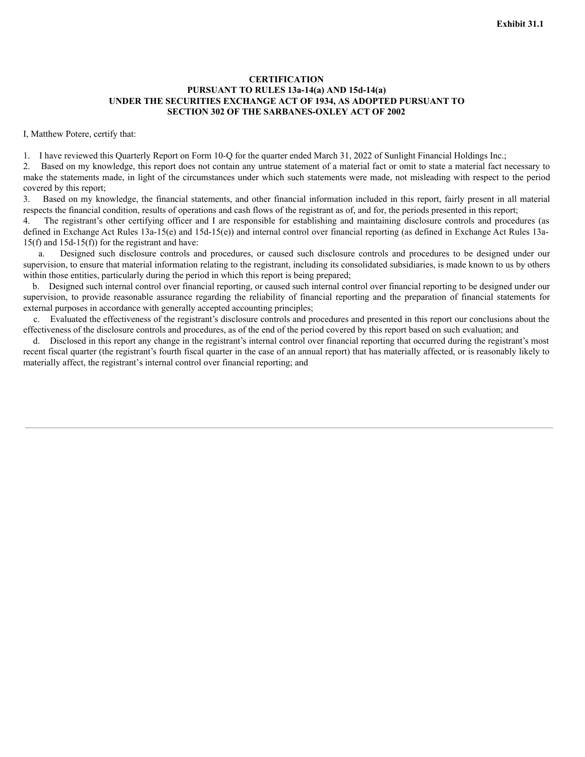Exhibit 31.1

**CERTIFICATION**
**PURSUANT TO RULES 13a-14(a) AND 15d-14(a)**
**UNDER THE SECURITIES EXCHANGE ACT OF 1934, AS ADOPTED PURSUANT TO**
**SECTION 302 OF THE SARBANES-OXLEY ACT OF 2002**

I, Matthew Potere, certify that:

1. I have reviewed this Quarterly Report on Form 10-Q for the quarter ended March 31, 2022 of Sunlight Financial Holdings Inc.;
2. Based on my knowledge, this report does not contain any untrue statement of a material fact or omit to state a material fact necessary to make the statements made, in light of the circumstances under which such statements were made, not misleading with respect to the period covered by this report;
3. Based on my knowledge, the financial statements, and other financial information included in this report, fairly present in all material respects the financial condition, results of operations and cash flows of the registrant as of, and for, the periods presented in this report;
4. The registrant's other certifying officer and I are responsible for establishing and maintaining disclosure controls and procedures (as defined in Exchange Act Rules 13a-15(e) and 15d-15(e)) and internal control over financial reporting (as defined in Exchange Act Rules 13a-15(f) and 15d-15(f)) for the registrant and have:

   a. Designed such disclosure controls and procedures, or caused such disclosure controls and procedures to be designed under our supervision, to ensure that material information relating to the registrant, including its consolidated subsidiaries, is made known to us by others within those entities, particularly during the period in which this report is being prepared;

   b. Designed such internal control over financial reporting, or caused such internal control over financial reporting to be designed under our supervision, to provide reasonable assurance regarding the reliability of financial reporting and the preparation of financial statements for external purposes in accordance with generally accepted accounting principles;

   c. Evaluated the effectiveness of the registrant's disclosure controls and procedures and presented in this report our conclusions about the effectiveness of the disclosure controls and procedures, as of the end of the period covered by this report based on such evaluation; and

   d. Disclosed in this report any change in the registrant's internal control over financial reporting that occurred during the registrant's most recent fiscal quarter (the registrant's fourth fiscal quarter in the case of an annual report) that has materially affected, or is reasonably likely to materially affect, the registrant's internal control over financial reporting; and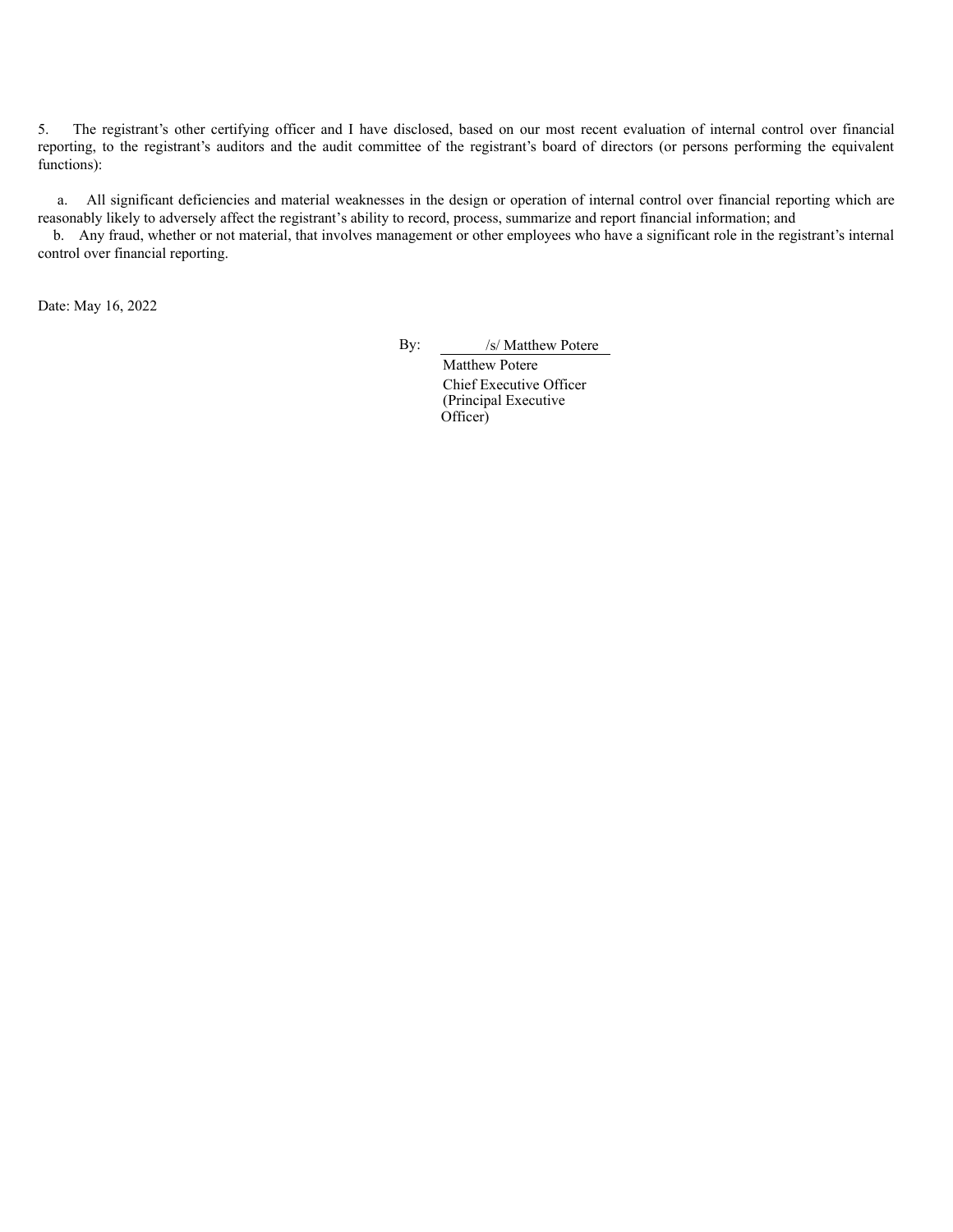5. The registrant's other certifying officer and I have disclosed, based on our most recent evaluation of internal control over financial reporting, to the registrant's auditors and the audit committee of the registrant's board of directors (or persons performing the equivalent functions):

a. All significant deficiencies and material weaknesses in the design or operation of internal control over financial reporting which are reasonably likely to adversely affect the registrant's ability to record, process, summarize and report financial information; and

b. Any fraud, whether or not material, that involves management or other employees who have a significant role in the registrant's internal control over financial reporting.

Date: May 16, 2022

By: /s/ Matthew Potere
Matthew Potere
Chief Executive Officer
(Principal Executive Officer)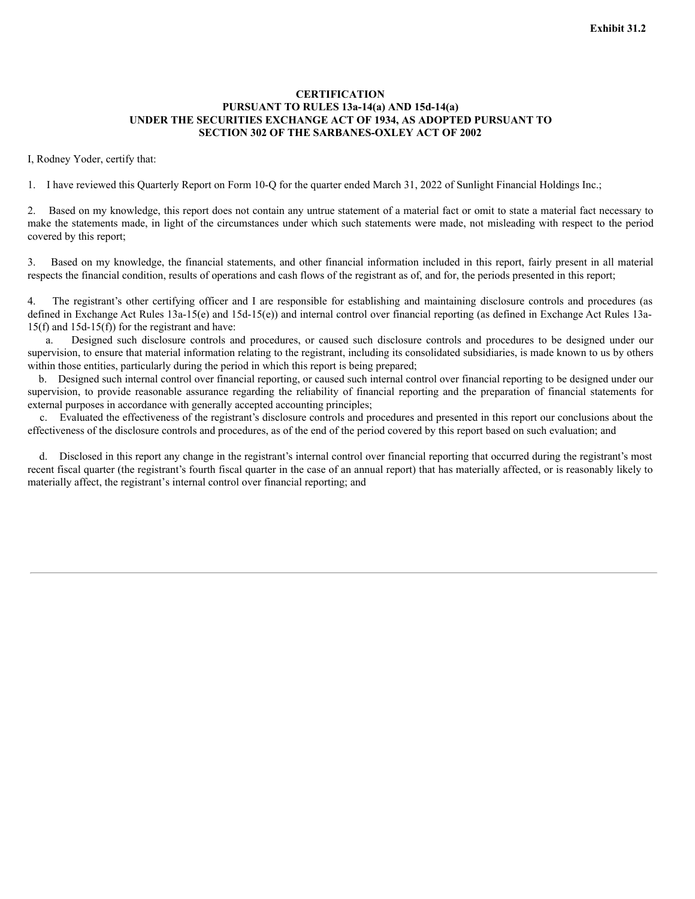**Exhibit 31.2**

**CERTIFICATION**
**PURSUANT TO RULES 13a-14(a) AND 15d-14(a)**
**UNDER THE SECURITIES EXCHANGE ACT OF 1934, AS ADOPTED PURSUANT TO**
**SECTION 302 OF THE SARBANES-OXLEY ACT OF 2002**

I, Rodney Yoder, certify that:

1. I have reviewed this Quarterly Report on Form 10-Q for the quarter ended March 31, 2022 of Sunlight Financial Holdings Inc.;

2. Based on my knowledge, this report does not contain any untrue statement of a material fact or omit to state a material fact necessary to make the statements made, in light of the circumstances under which such statements were made, not misleading with respect to the period covered by this report;

3. Based on my knowledge, the financial statements, and other financial information included in this report, fairly present in all material respects the financial condition, results of operations and cash flows of the registrant as of, and for, the periods presented in this report;

4. The registrant's other certifying officer and I are responsible for establishing and maintaining disclosure controls and procedures (as defined in Exchange Act Rules 13a-15(e) and 15d-15(e)) and internal control over financial reporting (as defined in Exchange Act Rules 13a-15(f) and 15d-15(f)) for the registrant and have:

a. Designed such disclosure controls and procedures, or caused such disclosure controls and procedures to be designed under our supervision, to ensure that material information relating to the registrant, including its consolidated subsidiaries, is made known to us by others within those entities, particularly during the period in which this report is being prepared;

b. Designed such internal control over financial reporting, or caused such internal control over financial reporting to be designed under our supervision, to provide reasonable assurance regarding the reliability of financial reporting and the preparation of financial statements for external purposes in accordance with generally accepted accounting principles;

c. Evaluated the effectiveness of the registrant's disclosure controls and procedures and presented in this report our conclusions about the effectiveness of the disclosure controls and procedures, as of the end of the period covered by this report based on such evaluation; and

d. Disclosed in this report any change in the registrant's internal control over financial reporting that occurred during the registrant's most recent fiscal quarter (the registrant's fourth fiscal quarter in the case of an annual report) that has materially affected, or is reasonably likely to materially affect, the registrant's internal control over financial reporting; and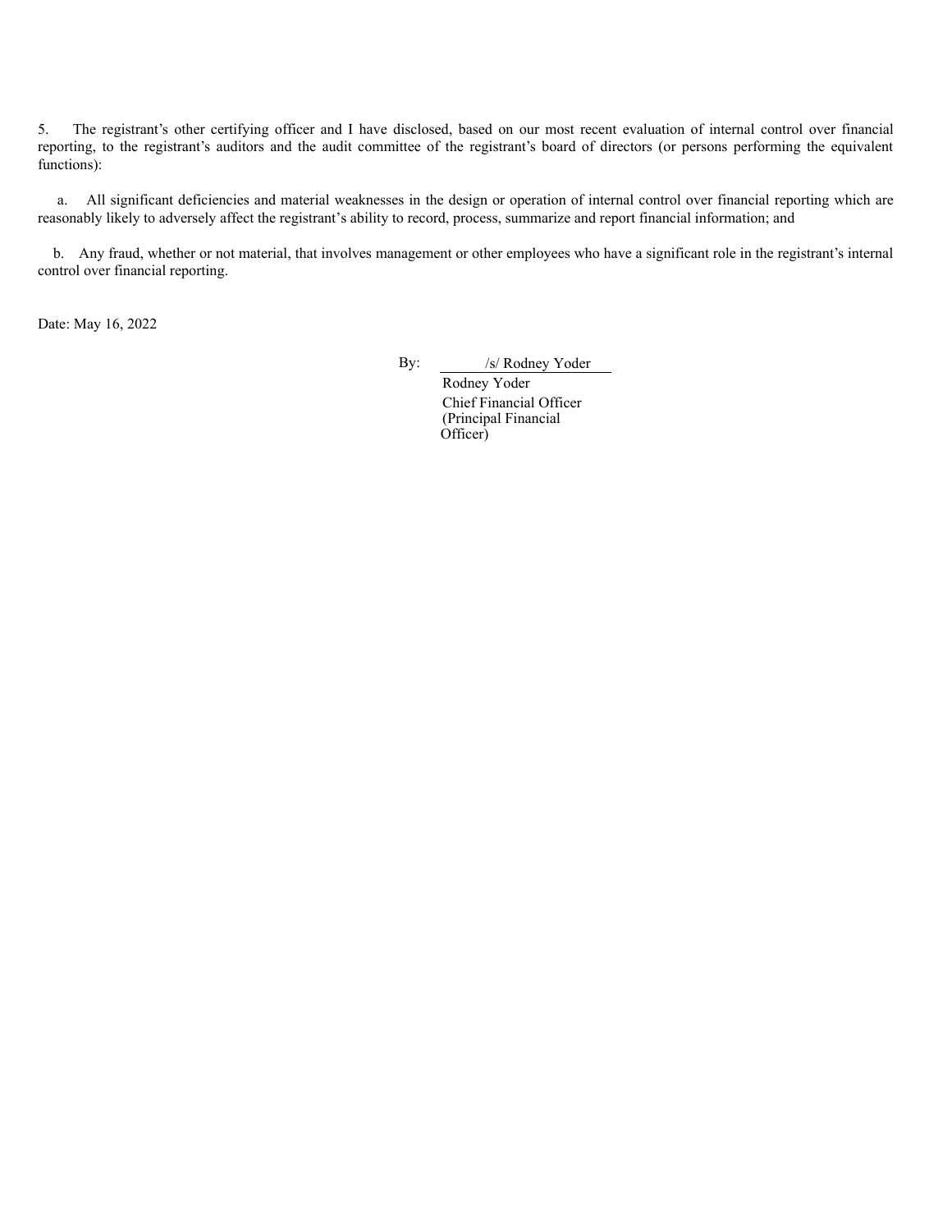5. The registrant's other certifying officer and I have disclosed, based on our most recent evaluation of internal control over financial reporting, to the registrant's auditors and the audit committee of the registrant's board of directors (or persons performing the equivalent functions):

a. All significant deficiencies and material weaknesses in the design or operation of internal control over financial reporting which are reasonably likely to adversely affect the registrant's ability to record, process, summarize and report financial information; and

b. Any fraud, whether or not material, that involves management or other employees who have a significant role in the registrant's internal control over financial reporting.

Date: May 16, 2022

By: /s/ Rodney Yoder

Rodney Yoder
Chief Financial Officer
(Principal Financial Officer)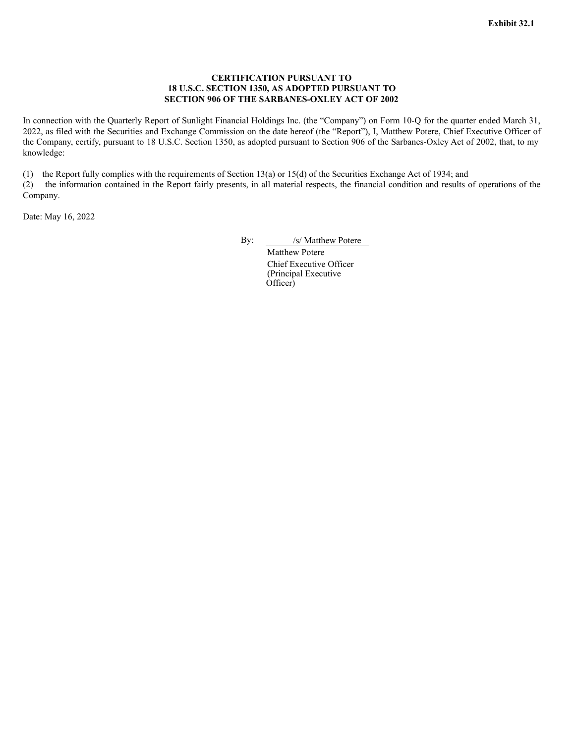**Exhibit 32.1**

**CERTIFICATION PURSUANT TO
18 U.S.C. SECTION 1350, AS ADOPTED PURSUANT TO
SECTION 906 OF THE SARBANES-OXLEY ACT OF 2002**

In connection with the Quarterly Report of Sunlight Financial Holdings Inc. (the "Company") on Form 10-Q for the quarter ended March 31, 2022, as filed with the Securities and Exchange Commission on the date hereof (the "Report"), I, Matthew Potere, Chief Executive Officer of the Company, certify, pursuant to 18 U.S.C. Section 1350, as adopted pursuant to Section 906 of the Sarbanes-Oxley Act of 2002, that, to my knowledge:

(1) the Report fully complies with the requirements of Section 13(a) or 15(d) of the Securities Exchange Act of 1934; and
(2) the information contained in the Report fairly presents, in all material respects, the financial condition and results of operations of the Company.

Date: May 16, 2022

By: /s/ Matthew Potere
Matthew Potere
Chief Executive Officer
(Principal Executive Officer)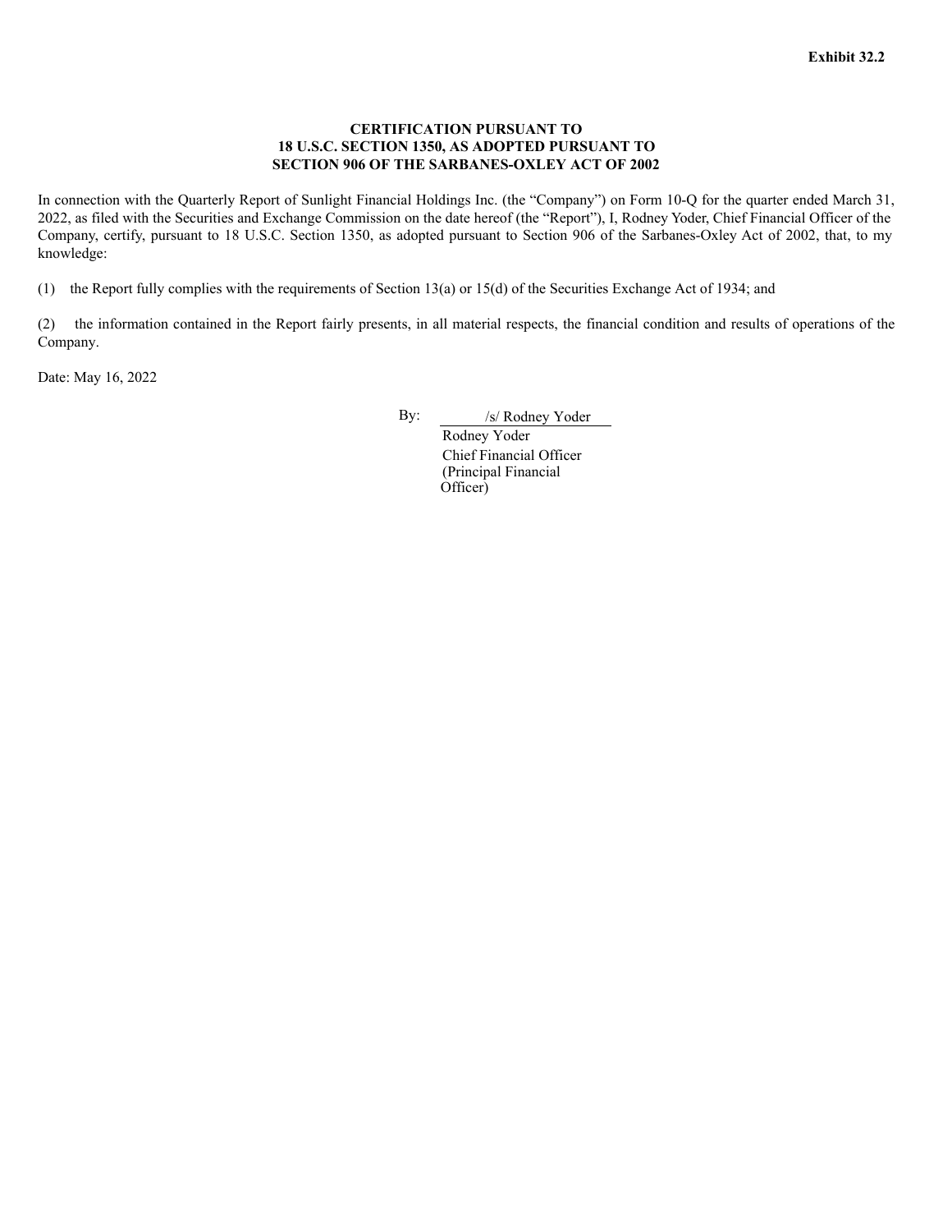**Exhibit 32.2**

**CERTIFICATION PURSUANT TO**
**18 U.S.C. SECTION 1350, AS ADOPTED PURSUANT TO**
**SECTION 906 OF THE SARBANES-OXLEY ACT OF 2002**

In connection with the Quarterly Report of Sunlight Financial Holdings Inc. (the “Company”) on Form 10-Q for the quarter ended March 31, 2022, as filed with the Securities and Exchange Commission on the date hereof (the “Report”), I, Rodney Yoder, Chief Financial Officer of the Company, certify, pursuant to 18 U.S.C. Section 1350, as adopted pursuant to Section 906 of the Sarbanes-Oxley Act of 2002, that, to my knowledge:

(1) the Report fully complies with the requirements of Section 13(a) or 15(d) of the Securities Exchange Act of 1934; and

(2) the information contained in the Report fairly presents, in all material respects, the financial condition and results of operations of the Company.

Date: May 16, 2022

By: /s/ Rodney Yoder
Rodney Yoder
Chief Financial Officer
(Principal Financial Officer)